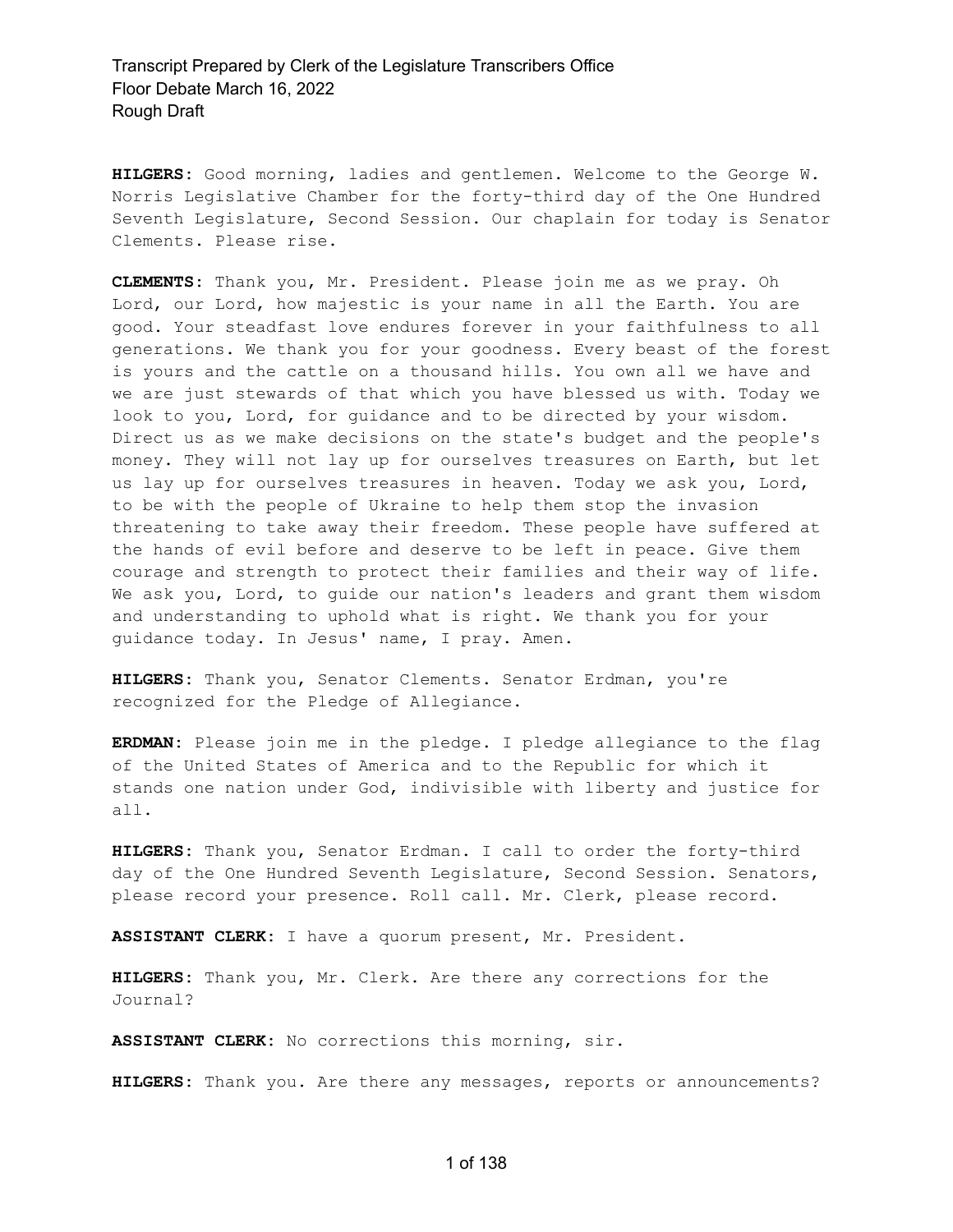**HILGERS:** Good morning, ladies and gentlemen. Welcome to the George W. Norris Legislative Chamber for the forty-third day of the One Hundred Seventh Legislature, Second Session. Our chaplain for today is Senator Clements. Please rise.

**CLEMENTS:** Thank you, Mr. President. Please join me as we pray. Oh Lord, our Lord, how majestic is your name in all the Earth. You are good. Your steadfast love endures forever in your faithfulness to all generations. We thank you for your goodness. Every beast of the forest is yours and the cattle on a thousand hills. You own all we have and we are just stewards of that which you have blessed us with. Today we look to you, Lord, for guidance and to be directed by your wisdom. Direct us as we make decisions on the state's budget and the people's money. They will not lay up for ourselves treasures on Earth, but let us lay up for ourselves treasures in heaven. Today we ask you, Lord, to be with the people of Ukraine to help them stop the invasion threatening to take away their freedom. These people have suffered at the hands of evil before and deserve to be left in peace. Give them courage and strength to protect their families and their way of life. We ask you, Lord, to guide our nation's leaders and grant them wisdom and understanding to uphold what is right. We thank you for your guidance today. In Jesus' name, I pray. Amen.

**HILGERS:** Thank you, Senator Clements. Senator Erdman, you're recognized for the Pledge of Allegiance.

**ERDMAN:** Please join me in the pledge. I pledge allegiance to the flag of the United States of America and to the Republic for which it stands one nation under God, indivisible with liberty and justice for all.

**HILGERS:** Thank you, Senator Erdman. I call to order the forty-third day of the One Hundred Seventh Legislature, Second Session. Senators, please record your presence. Roll call. Mr. Clerk, please record.

**ASSISTANT CLERK:** I have a quorum present, Mr. President.

**HILGERS:** Thank you, Mr. Clerk. Are there any corrections for the Journal?

**ASSISTANT CLERK:** No corrections this morning, sir.

**HILGERS:** Thank you. Are there any messages, reports or announcements?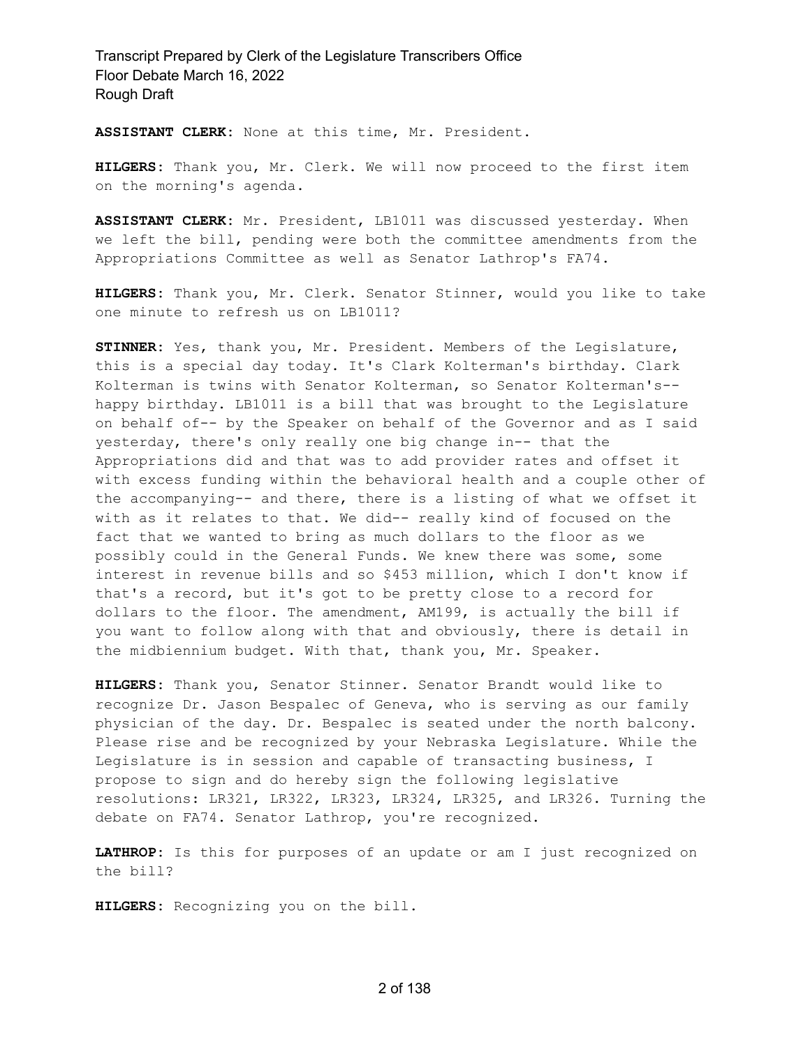**ASSISTANT CLERK:** None at this time, Mr. President.

**HILGERS:** Thank you, Mr. Clerk. We will now proceed to the first item on the morning's agenda.

**ASSISTANT CLERK:** Mr. President, LB1011 was discussed yesterday. When we left the bill, pending were both the committee amendments from the Appropriations Committee as well as Senator Lathrop's FA74.

**HILGERS:** Thank you, Mr. Clerk. Senator Stinner, would you like to take one minute to refresh us on LB1011?

**STINNER:** Yes, thank you, Mr. President. Members of the Legislature, this is a special day today. It's Clark Kolterman's birthday. Clark Kolterman is twins with Senator Kolterman, so Senator Kolterman's-- happy birthday. LB1011 is a bill that was brought to the Legislature on behalf of-- by the Speaker on behalf of the Governor and as I said yesterday, there's only really one big change in-- that the Appropriations did and that was to add provider rates and offset it with excess funding within the behavioral health and a couple other of the accompanying-- and there, there is a listing of what we offset it with as it relates to that. We did-- really kind of focused on the fact that we wanted to bring as much dollars to the floor as we possibly could in the General Funds. We knew there was some, some interest in revenue bills and so $453 million, which I don't know if that's a record, but it's got to be pretty close to a record for dollars to the floor. The amendment, AM199, is actually the bill if you want to follow along with that and obviously, there is detail in the midbiennium budget. With that, thank you, Mr. Speaker.

**HILGERS:** Thank you, Senator Stinner. Senator Brandt would like to recognize Dr. Jason Bespalec of Geneva, who is serving as our family physician of the day. Dr. Bespalec is seated under the north balcony. Please rise and be recognized by your Nebraska Legislature. While the Legislature is in session and capable of transacting business, I propose to sign and do hereby sign the following legislative resolutions: LR321, LR322, LR323, LR324, LR325, and LR326. Turning the debate on FA74. Senator Lathrop, you're recognized.

**LATHROP:** Is this for purposes of an update or am I just recognized on the bill?

**HILGERS:** Recognizing you on the bill.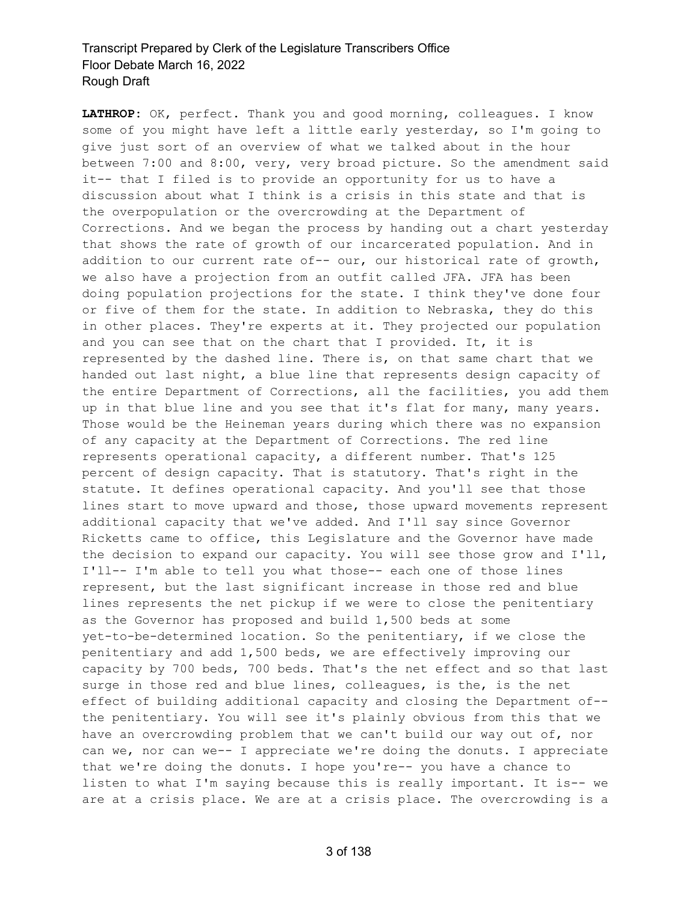**LATHROP:** OK, perfect. Thank you and good morning, colleagues. I know some of you might have left a little early yesterday, so I'm going to give just sort of an overview of what we talked about in the hour between 7:00 and 8:00, very, very broad picture. So the amendment said it-- that I filed is to provide an opportunity for us to have a discussion about what I think is a crisis in this state and that is the overpopulation or the overcrowding at the Department of Corrections. And we began the process by handing out a chart yesterday that shows the rate of growth of our incarcerated population. And in addition to our current rate of-- our, our historical rate of growth, we also have a projection from an outfit called JFA. JFA has been doing population projections for the state. I think they've done four or five of them for the state. In addition to Nebraska, they do this in other places. They're experts at it. They projected our population and you can see that on the chart that I provided. It, it is represented by the dashed line. There is, on that same chart that we handed out last night, a blue line that represents design capacity of the entire Department of Corrections, all the facilities, you add them up in that blue line and you see that it's flat for many, many years. Those would be the Heineman years during which there was no expansion of any capacity at the Department of Corrections. The red line represents operational capacity, a different number. That's 125 percent of design capacity. That is statutory. That's right in the statute. It defines operational capacity. And you'll see that those lines start to move upward and those, those upward movements represent additional capacity that we've added. And I'll say since Governor Ricketts came to office, this Legislature and the Governor have made the decision to expand our capacity. You will see those grow and I'll, I'll-- I'm able to tell you what those-- each one of those lines represent, but the last significant increase in those red and blue lines represents the net pickup if we were to close the penitentiary as the Governor has proposed and build 1,500 beds at some yet-to-be-determined location. So the penitentiary, if we close the penitentiary and add 1,500 beds, we are effectively improving our capacity by 700 beds, 700 beds. That's the net effect and so that last surge in those red and blue lines, colleagues, is the, is the net effect of building additional capacity and closing the Department of-- the penitentiary. You will see it's plainly obvious from this that we have an overcrowding problem that we can't build our way out of, nor can we, nor can we-- I appreciate we're doing the donuts. I appreciate that we're doing the donuts. I hope you're-- you have a chance to listen to what I'm saying because this is really important. It is-- we are at a crisis place. We are at a crisis place. The overcrowding is a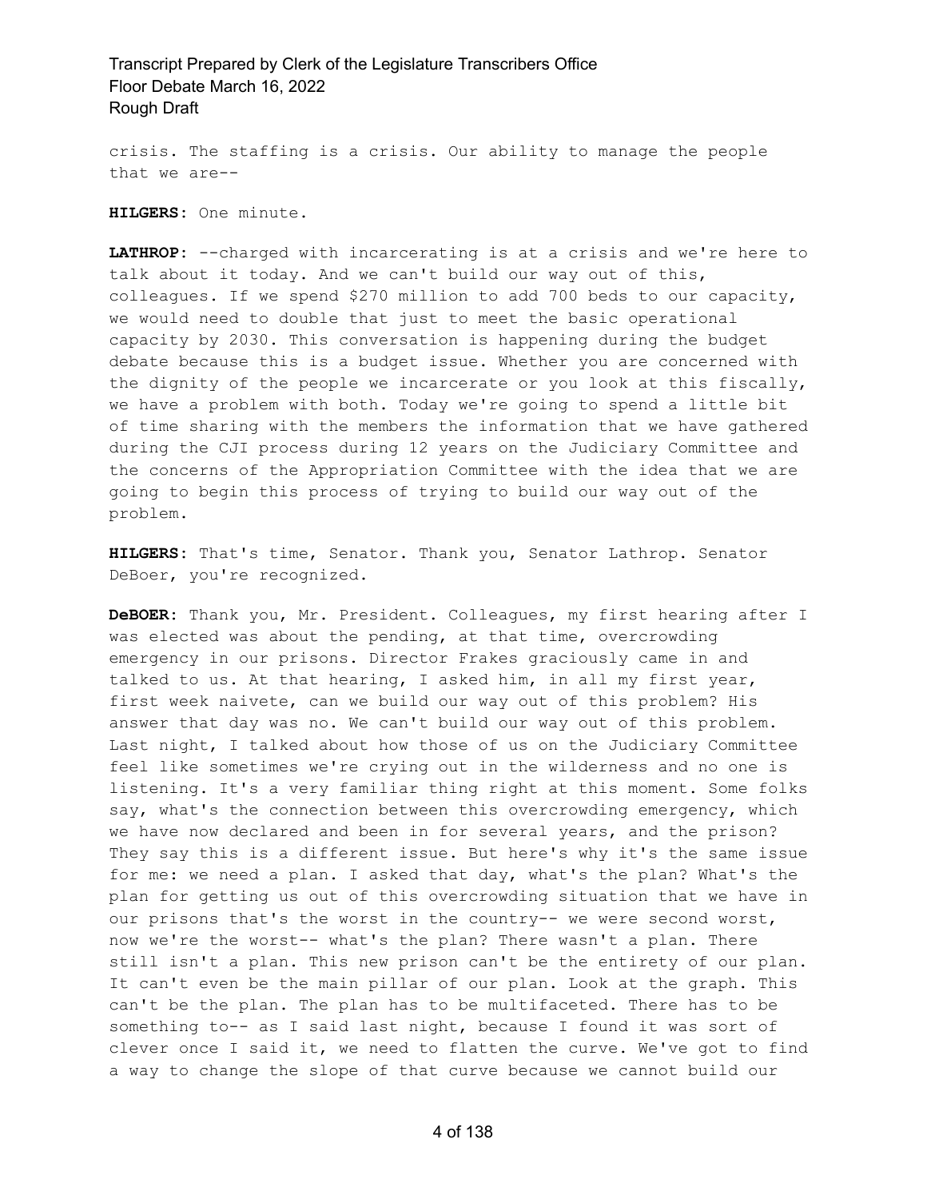crisis. The staffing is a crisis. Our ability to manage the people that we are--

**HILGERS:** One minute.

**LATHROP:** --charged with incarcerating is at a crisis and we're here to talk about it today. And we can't build our way out of this, colleagues. If we spend $270 million to add 700 beds to our capacity, we would need to double that just to meet the basic operational capacity by 2030. This conversation is happening during the budget debate because this is a budget issue. Whether you are concerned with the dignity of the people we incarcerate or you look at this fiscally, we have a problem with both. Today we're going to spend a little bit of time sharing with the members the information that we have gathered during the CJI process during 12 years on the Judiciary Committee and the concerns of the Appropriation Committee with the idea that we are going to begin this process of trying to build our way out of the problem.

**HILGERS:** That's time, Senator. Thank you, Senator Lathrop. Senator DeBoer, you're recognized.

**DeBOER:** Thank you, Mr. President. Colleagues, my first hearing after I was elected was about the pending, at that time, overcrowding emergency in our prisons. Director Frakes graciously came in and talked to us. At that hearing, I asked him, in all my first year, first week naivete, can we build our way out of this problem? His answer that day was no. We can't build our way out of this problem. Last night, I talked about how those of us on the Judiciary Committee feel like sometimes we're crying out in the wilderness and no one is listening. It's a very familiar thing right at this moment. Some folks say, what's the connection between this overcrowding emergency, which we have now declared and been in for several years, and the prison? They say this is a different issue. But here's why it's the same issue for me: we need a plan. I asked that day, what's the plan? What's the plan for getting us out of this overcrowding situation that we have in our prisons that's the worst in the country-- we were second worst, now we're the worst-- what's the plan? There wasn't a plan. There still isn't a plan. This new prison can't be the entirety of our plan. It can't even be the main pillar of our plan. Look at the graph. This can't be the plan. The plan has to be multifaceted. There has to be something to-- as I said last night, because I found it was sort of clever once I said it, we need to flatten the curve. We've got to find a way to change the slope of that curve because we cannot build our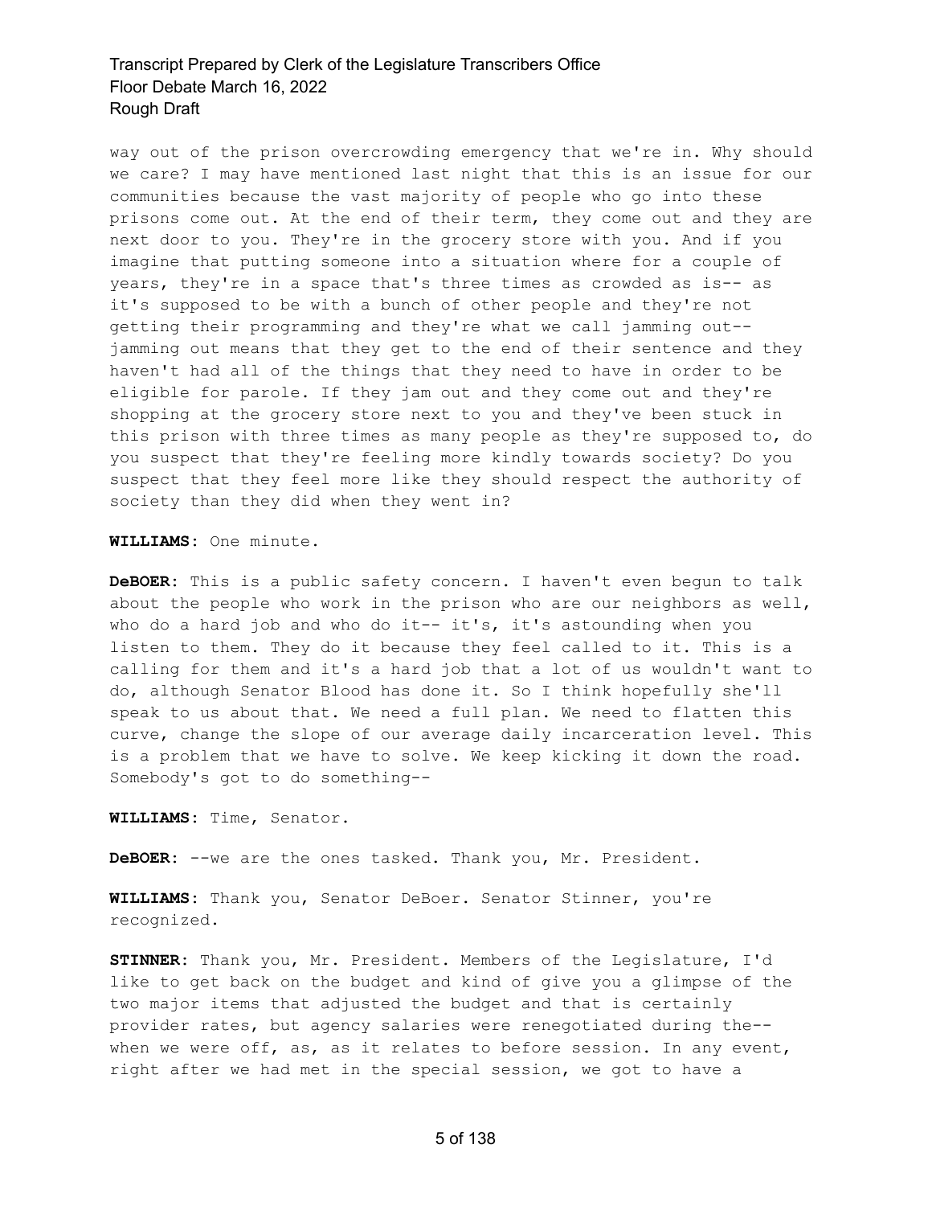way out of the prison overcrowding emergency that we're in. Why should we care? I may have mentioned last night that this is an issue for our communities because the vast majority of people who go into these prisons come out. At the end of their term, they come out and they are next door to you. They're in the grocery store with you. And if you imagine that putting someone into a situation where for a couple of years, they're in a space that's three times as crowded as is-- as it's supposed to be with a bunch of other people and they're not getting their programming and they're what we call jamming out-- jamming out means that they get to the end of their sentence and they haven't had all of the things that they need to have in order to be eligible for parole. If they jam out and they come out and they're shopping at the grocery store next to you and they've been stuck in this prison with three times as many people as they're supposed to, do you suspect that they're feeling more kindly towards society? Do you suspect that they feel more like they should respect the authority of society than they did when they went in?

**WILLIAMS:** One minute.

**DeBOER:** This is a public safety concern. I haven't even begun to talk about the people who work in the prison who are our neighbors as well, who do a hard job and who do it-- it's, it's astounding when you listen to them. They do it because they feel called to it. This is a calling for them and it's a hard job that a lot of us wouldn't want to do, although Senator Blood has done it. So I think hopefully she'll speak to us about that. We need a full plan. We need to flatten this curve, change the slope of our average daily incarceration level. This is a problem that we have to solve. We keep kicking it down the road. Somebody's got to do something--

**WILLIAMS:** Time, Senator.

**DeBOER:** --we are the ones tasked. Thank you, Mr. President.

**WILLIAMS:** Thank you, Senator DeBoer. Senator Stinner, you're recognized.

**STINNER:** Thank you, Mr. President. Members of the Legislature, I'd like to get back on the budget and kind of give you a glimpse of the two major items that adjusted the budget and that is certainly provider rates, but agency salaries were renegotiated during the-- when we were off, as, as it relates to before session. In any event, right after we had met in the special session, we got to have a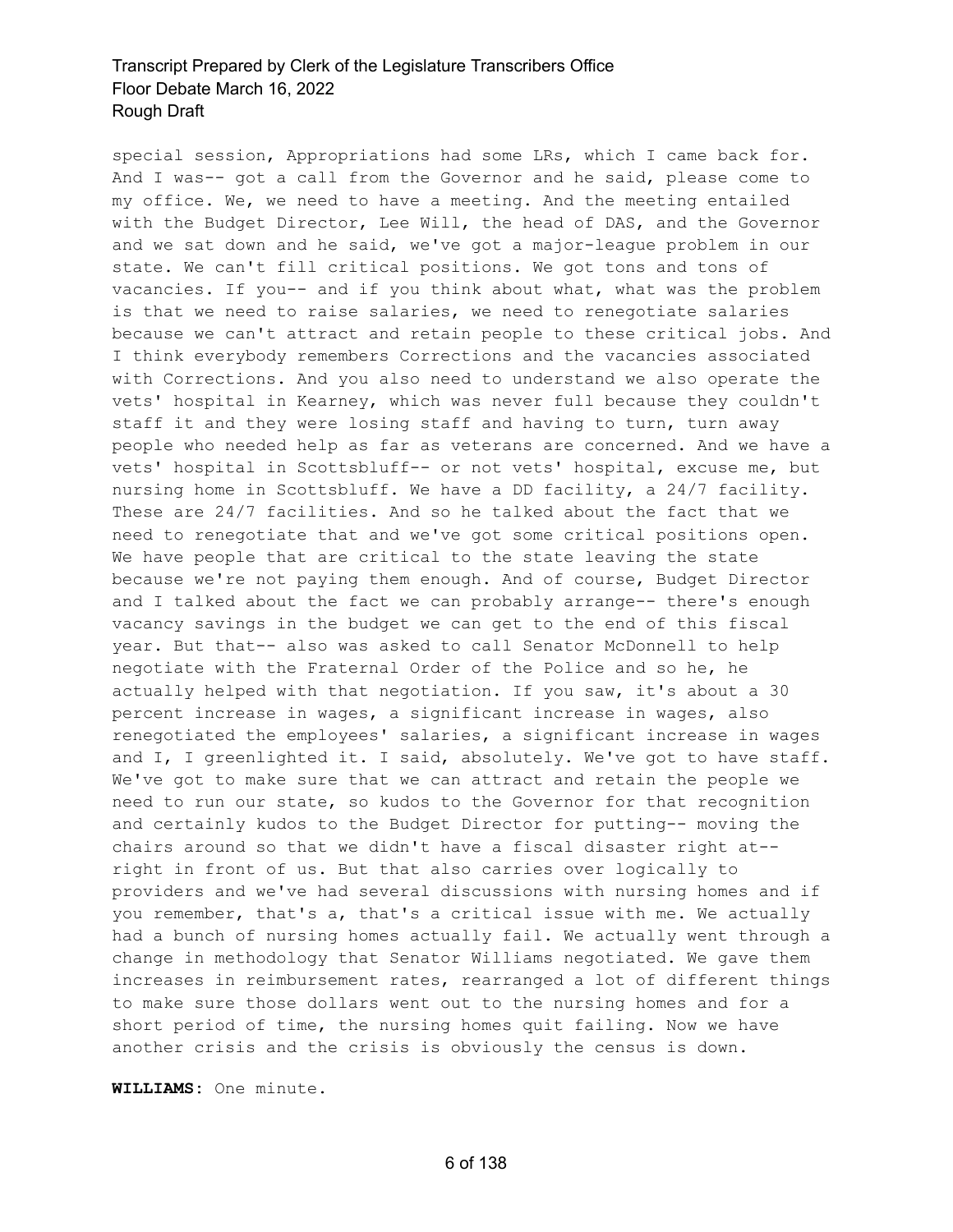special session, Appropriations had some LRs, which I came back for. And I was-- got a call from the Governor and he said, please come to my office. We, we need to have a meeting. And the meeting entailed with the Budget Director, Lee Will, the head of DAS, and the Governor and we sat down and he said, we've got a major-league problem in our state. We can't fill critical positions. We got tons and tons of vacancies. If you-- and if you think about what, what was the problem is that we need to raise salaries, we need to renegotiate salaries because we can't attract and retain people to these critical jobs. And I think everybody remembers Corrections and the vacancies associated with Corrections. And you also need to understand we also operate the vets' hospital in Kearney, which was never full because they couldn't staff it and they were losing staff and having to turn, turn away people who needed help as far as veterans are concerned. And we have a vets' hospital in Scottsbluff-- or not vets' hospital, excuse me, but nursing home in Scottsbluff. We have a DD facility, a 24/7 facility. These are 24/7 facilities. And so he talked about the fact that we need to renegotiate that and we've got some critical positions open. We have people that are critical to the state leaving the state because we're not paying them enough. And of course, Budget Director and I talked about the fact we can probably arrange-- there's enough vacancy savings in the budget we can get to the end of this fiscal year. But that-- also was asked to call Senator McDonnell to help negotiate with the Fraternal Order of the Police and so he, he actually helped with that negotiation. If you saw, it's about a 30 percent increase in wages, a significant increase in wages, also renegotiated the employees' salaries, a significant increase in wages and I, I greenlighted it. I said, absolutely. We've got to have staff. We've got to make sure that we can attract and retain the people we need to run our state, so kudos to the Governor for that recognition and certainly kudos to the Budget Director for putting-- moving the chairs around so that we didn't have a fiscal disaster right at-- right in front of us. But that also carries over logically to providers and we've had several discussions with nursing homes and if you remember, that's a, that's a critical issue with me. We actually had a bunch of nursing homes actually fail. We actually went through a change in methodology that Senator Williams negotiated. We gave them increases in reimbursement rates, rearranged a lot of different things to make sure those dollars went out to the nursing homes and for a short period of time, the nursing homes quit failing. Now we have another crisis and the crisis is obviously the census is down.

**WILLIAMS:** One minute.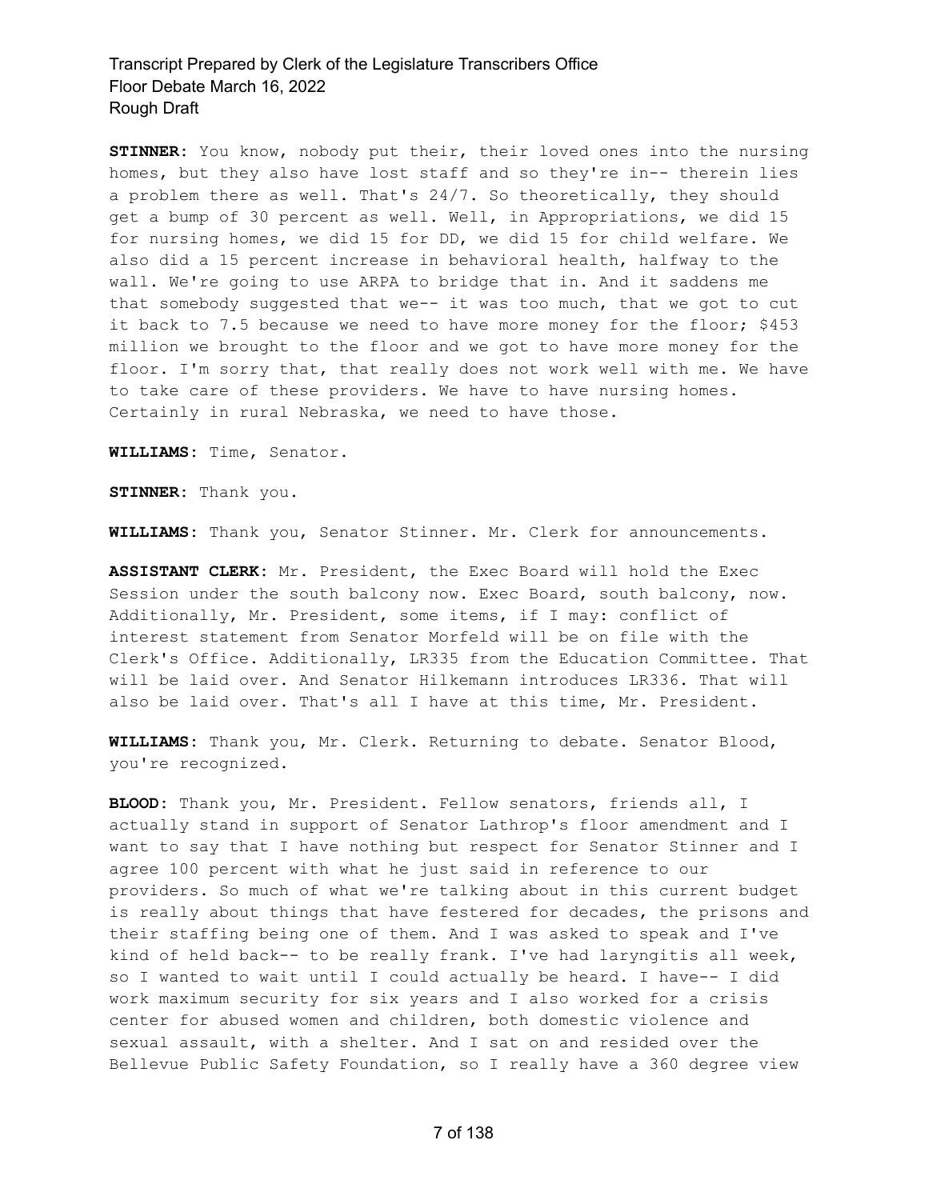**STINNER:** You know, nobody put their, their loved ones into the nursing homes, but they also have lost staff and so they're in-- therein lies a problem there as well. That's 24/7. So theoretically, they should get a bump of 30 percent as well. Well, in Appropriations, we did 15 for nursing homes, we did 15 for DD, we did 15 for child welfare. We also did a 15 percent increase in behavioral health, halfway to the wall. We're going to use ARPA to bridge that in. And it saddens me that somebody suggested that we-- it was too much, that we got to cut it back to 7.5 because we need to have more money for the floor; $453 million we brought to the floor and we got to have more money for the floor. I'm sorry that, that really does not work well with me. We have to take care of these providers. We have to have nursing homes. Certainly in rural Nebraska, we need to have those.

**WILLIAMS:** Time, Senator.

**STINNER:** Thank you.

**WILLIAMS:** Thank you, Senator Stinner. Mr. Clerk for announcements.

**ASSISTANT CLERK:** Mr. President, the Exec Board will hold the Exec Session under the south balcony now. Exec Board, south balcony, now. Additionally, Mr. President, some items, if I may: conflict of interest statement from Senator Morfeld will be on file with the Clerk's Office. Additionally, LR335 from the Education Committee. That will be laid over. And Senator Hilkemann introduces LR336. That will also be laid over. That's all I have at this time, Mr. President.

**WILLIAMS:** Thank you, Mr. Clerk. Returning to debate. Senator Blood, you're recognized.

**BLOOD:** Thank you, Mr. President. Fellow senators, friends all, I actually stand in support of Senator Lathrop's floor amendment and I want to say that I have nothing but respect for Senator Stinner and I agree 100 percent with what he just said in reference to our providers. So much of what we're talking about in this current budget is really about things that have festered for decades, the prisons and their staffing being one of them. And I was asked to speak and I've kind of held back-- to be really frank. I've had laryngitis all week, so I wanted to wait until I could actually be heard. I have-- I did work maximum security for six years and I also worked for a crisis center for abused women and children, both domestic violence and sexual assault, with a shelter. And I sat on and resided over the Bellevue Public Safety Foundation, so I really have a 360 degree view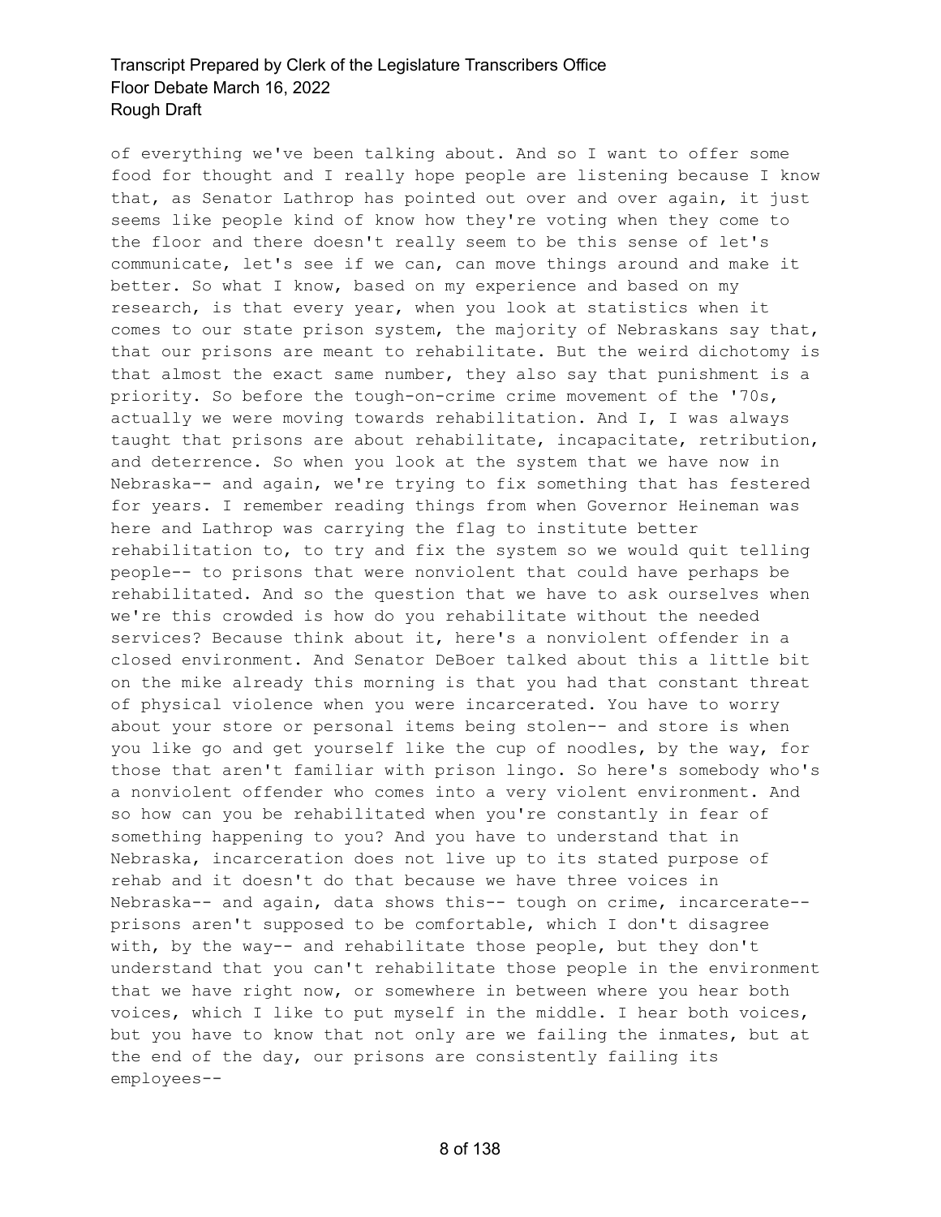of everything we've been talking about. And so I want to offer some food for thought and I really hope people are listening because I know that, as Senator Lathrop has pointed out over and over again, it just seems like people kind of know how they're voting when they come to the floor and there doesn't really seem to be this sense of let's communicate, let's see if we can, can move things around and make it better. So what I know, based on my experience and based on my research, is that every year, when you look at statistics when it comes to our state prison system, the majority of Nebraskans say that, that our prisons are meant to rehabilitate. But the weird dichotomy is that almost the exact same number, they also say that punishment is a priority. So before the tough-on-crime crime movement of the '70s, actually we were moving towards rehabilitation. And I, I was always taught that prisons are about rehabilitate, incapacitate, retribution, and deterrence. So when you look at the system that we have now in Nebraska-- and again, we're trying to fix something that has festered for years. I remember reading things from when Governor Heineman was here and Lathrop was carrying the flag to institute better rehabilitation to, to try and fix the system so we would quit telling people-- to prisons that were nonviolent that could have perhaps be rehabilitated. And so the question that we have to ask ourselves when we're this crowded is how do you rehabilitate without the needed services? Because think about it, here's a nonviolent offender in a closed environment. And Senator DeBoer talked about this a little bit on the mike already this morning is that you had that constant threat of physical violence when you were incarcerated. You have to worry about your store or personal items being stolen-- and store is when you like go and get yourself like the cup of noodles, by the way, for those that aren't familiar with prison lingo. So here's somebody who's a nonviolent offender who comes into a very violent environment. And so how can you be rehabilitated when you're constantly in fear of something happening to you? And you have to understand that in Nebraska, incarceration does not live up to its stated purpose of rehab and it doesn't do that because we have three voices in Nebraska-- and again, data shows this-- tough on crime, incarcerate-- prisons aren't supposed to be comfortable, which I don't disagree with, by the way-- and rehabilitate those people, but they don't understand that you can't rehabilitate those people in the environment that we have right now, or somewhere in between where you hear both voices, which I like to put myself in the middle. I hear both voices, but you have to know that not only are we failing the inmates, but at the end of the day, our prisons are consistently failing its employees--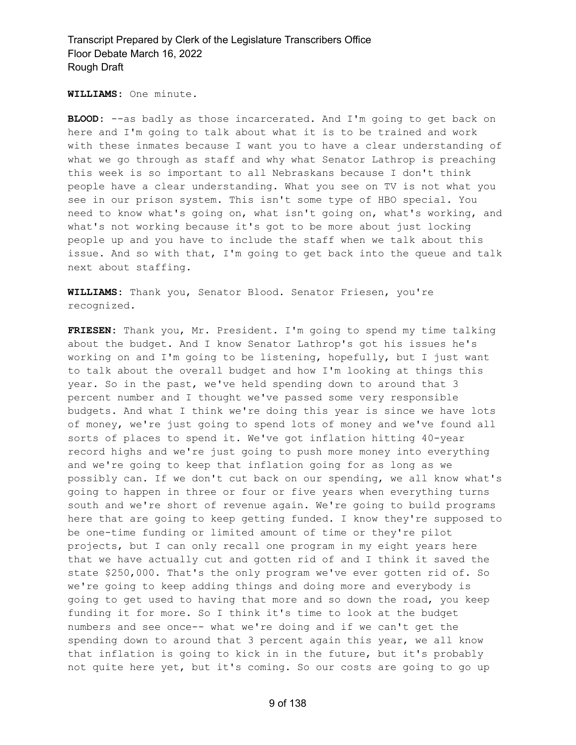**WILLIAMS:** One minute.

**BLOOD:** --as badly as those incarcerated. And I'm going to get back on here and I'm going to talk about what it is to be trained and work with these inmates because I want you to have a clear understanding of what we go through as staff and why what Senator Lathrop is preaching this week is so important to all Nebraskans because I don't think people have a clear understanding. What you see on TV is not what you see in our prison system. This isn't some type of HBO special. You need to know what's going on, what isn't going on, what's working, and what's not working because it's got to be more about just locking people up and you have to include the staff when we talk about this issue. And so with that, I'm going to get back into the queue and talk next about staffing.

**WILLIAMS:** Thank you, Senator Blood. Senator Friesen, you're recognized.

**FRIESEN:** Thank you, Mr. President. I'm going to spend my time talking about the budget. And I know Senator Lathrop's got his issues he's working on and I'm going to be listening, hopefully, but I just want to talk about the overall budget and how I'm looking at things this year. So in the past, we've held spending down to around that 3 percent number and I thought we've passed some very responsible budgets. And what I think we're doing this year is since we have lots of money, we're just going to spend lots of money and we've found all sorts of places to spend it. We've got inflation hitting 40-year record highs and we're just going to push more money into everything and we're going to keep that inflation going for as long as we possibly can. If we don't cut back on our spending, we all know what's going to happen in three or four or five years when everything turns south and we're short of revenue again. We're going to build programs here that are going to keep getting funded. I know they're supposed to be one-time funding or limited amount of time or they're pilot projects, but I can only recall one program in my eight years here that we have actually cut and gotten rid of and I think it saved the state $250,000. That's the only program we've ever gotten rid of. So we're going to keep adding things and doing more and everybody is going to get used to having that more and so down the road, you keep funding it for more. So I think it's time to look at the budget numbers and see once-- what we're doing and if we can't get the spending down to around that 3 percent again this year, we all know that inflation is going to kick in in the future, but it's probably not quite here yet, but it's coming. So our costs are going to go up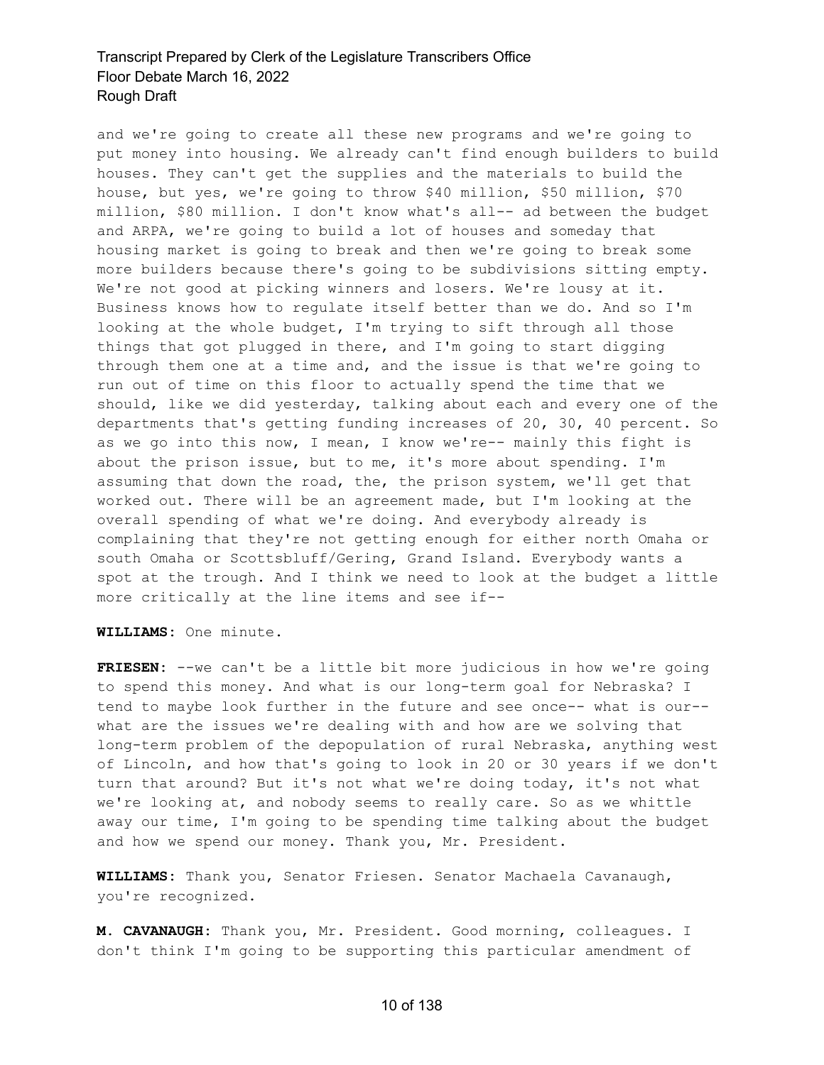and we're going to create all these new programs and we're going to put money into housing. We already can't find enough builders to build houses. They can't get the supplies and the materials to build the house, but yes, we're going to throw $40 million, $50 million, $70 million, $80 million. I don't know what's all-- ad between the budget and ARPA, we're going to build a lot of houses and someday that housing market is going to break and then we're going to break some more builders because there's going to be subdivisions sitting empty. We're not good at picking winners and losers. We're lousy at it. Business knows how to regulate itself better than we do. And so I'm looking at the whole budget, I'm trying to sift through all those things that got plugged in there, and I'm going to start digging through them one at a time and, and the issue is that we're going to run out of time on this floor to actually spend the time that we should, like we did yesterday, talking about each and every one of the departments that's getting funding increases of 20, 30, 40 percent. So as we go into this now, I mean, I know we're-- mainly this fight is about the prison issue, but to me, it's more about spending. I'm assuming that down the road, the, the prison system, we'll get that worked out. There will be an agreement made, but I'm looking at the overall spending of what we're doing. And everybody already is complaining that they're not getting enough for either north Omaha or south Omaha or Scottsbluff/Gering, Grand Island. Everybody wants a spot at the trough. And I think we need to look at the budget a little more critically at the line items and see if--

**WILLIAMS:** One minute.

**FRIESEN:** --we can't be a little bit more judicious in how we're going to spend this money. And what is our long-term goal for Nebraska? I tend to maybe look further in the future and see once-- what is our-- what are the issues we're dealing with and how are we solving that long-term problem of the depopulation of rural Nebraska, anything west of Lincoln, and how that's going to look in 20 or 30 years if we don't turn that around? But it's not what we're doing today, it's not what we're looking at, and nobody seems to really care. So as we whittle away our time, I'm going to be spending time talking about the budget and how we spend our money. Thank you, Mr. President.

**WILLIAMS:** Thank you, Senator Friesen. Senator Machaela Cavanaugh, you're recognized.

**M. CAVANAUGH:** Thank you, Mr. President. Good morning, colleagues. I don't think I'm going to be supporting this particular amendment of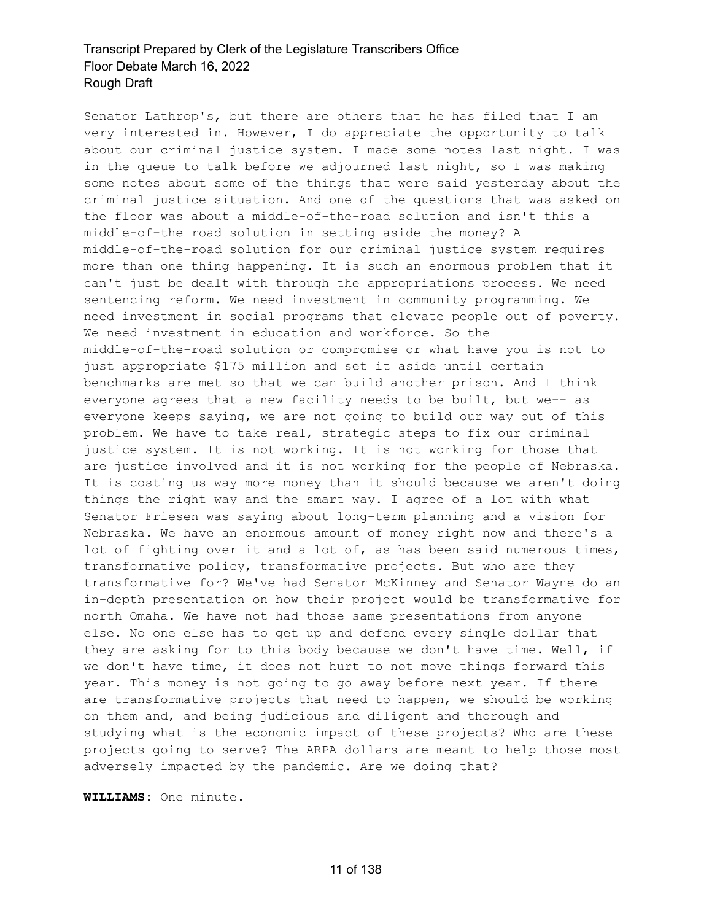Senator Lathrop's, but there are others that he has filed that I am very interested in. However, I do appreciate the opportunity to talk about our criminal justice system. I made some notes last night. I was in the queue to talk before we adjourned last night, so I was making some notes about some of the things that were said yesterday about the criminal justice situation. And one of the questions that was asked on the floor was about a middle-of-the-road solution and isn't this a middle-of-the road solution in setting aside the money? A middle-of-the-road solution for our criminal justice system requires more than one thing happening. It is such an enormous problem that it can't just be dealt with through the appropriations process. We need sentencing reform. We need investment in community programming. We need investment in social programs that elevate people out of poverty. We need investment in education and workforce. So the middle-of-the-road solution or compromise or what have you is not to just appropriate $175 million and set it aside until certain benchmarks are met so that we can build another prison. And I think everyone agrees that a new facility needs to be built, but we-- as everyone keeps saying, we are not going to build our way out of this problem. We have to take real, strategic steps to fix our criminal justice system. It is not working. It is not working for those that are justice involved and it is not working for the people of Nebraska. It is costing us way more money than it should because we aren't doing things the right way and the smart way. I agree of a lot with what Senator Friesen was saying about long-term planning and a vision for Nebraska. We have an enormous amount of money right now and there's a lot of fighting over it and a lot of, as has been said numerous times, transformative policy, transformative projects. But who are they transformative for? We've had Senator McKinney and Senator Wayne do an in-depth presentation on how their project would be transformative for north Omaha. We have not had those same presentations from anyone else. No one else has to get up and defend every single dollar that they are asking for to this body because we don't have time. Well, if we don't have time, it does not hurt to not move things forward this year. This money is not going to go away before next year. If there are transformative projects that need to happen, we should be working on them and, and being judicious and diligent and thorough and studying what is the economic impact of these projects? Who are these projects going to serve? The ARPA dollars are meant to help those most adversely impacted by the pandemic. Are we doing that?

**WILLIAMS:** One minute.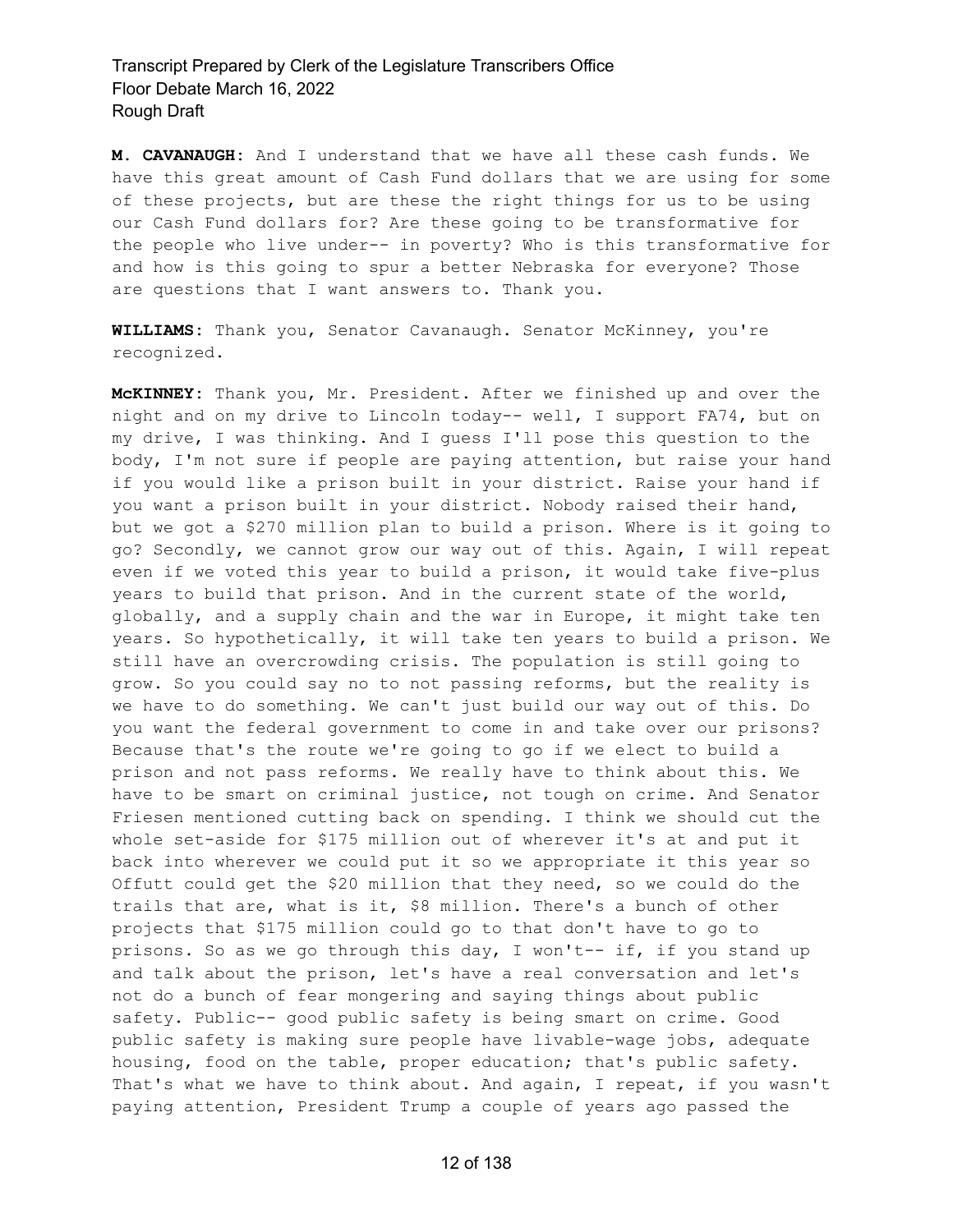**M. CAVANAUGH:** And I understand that we have all these cash funds. We have this great amount of Cash Fund dollars that we are using for some of these projects, but are these the right things for us to be using our Cash Fund dollars for? Are these going to be transformative for the people who live under-- in poverty? Who is this transformative for and how is this going to spur a better Nebraska for everyone? Those are questions that I want answers to. Thank you.

**WILLIAMS:** Thank you, Senator Cavanaugh. Senator McKinney, you're recognized.

**McKINNEY:** Thank you, Mr. President. After we finished up and over the night and on my drive to Lincoln today-- well, I support FA74, but on my drive, I was thinking. And I guess I'll pose this question to the body, I'm not sure if people are paying attention, but raise your hand if you would like a prison built in your district. Raise your hand if you want a prison built in your district. Nobody raised their hand, but we got a $270 million plan to build a prison. Where is it going to go? Secondly, we cannot grow our way out of this. Again, I will repeat even if we voted this year to build a prison, it would take five-plus years to build that prison. And in the current state of the world, globally, and a supply chain and the war in Europe, it might take ten years. So hypothetically, it will take ten years to build a prison. We still have an overcrowding crisis. The population is still going to grow. So you could say no to not passing reforms, but the reality is we have to do something. We can't just build our way out of this. Do you want the federal government to come in and take over our prisons? Because that's the route we're going to go if we elect to build a prison and not pass reforms. We really have to think about this. We have to be smart on criminal justice, not tough on crime. And Senator Friesen mentioned cutting back on spending. I think we should cut the whole set-aside for $175 million out of wherever it's at and put it back into wherever we could put it so we appropriate it this year so Offutt could get the $20 million that they need, so we could do the trails that are, what is it, $8 million. There's a bunch of other projects that $175 million could go to that don't have to go to prisons. So as we go through this day, I won't-- if, if you stand up and talk about the prison, let's have a real conversation and let's not do a bunch of fear mongering and saying things about public safety. Public-- good public safety is being smart on crime. Good public safety is making sure people have livable-wage jobs, adequate housing, food on the table, proper education; that's public safety. That's what we have to think about. And again, I repeat, if you wasn't paying attention, President Trump a couple of years ago passed the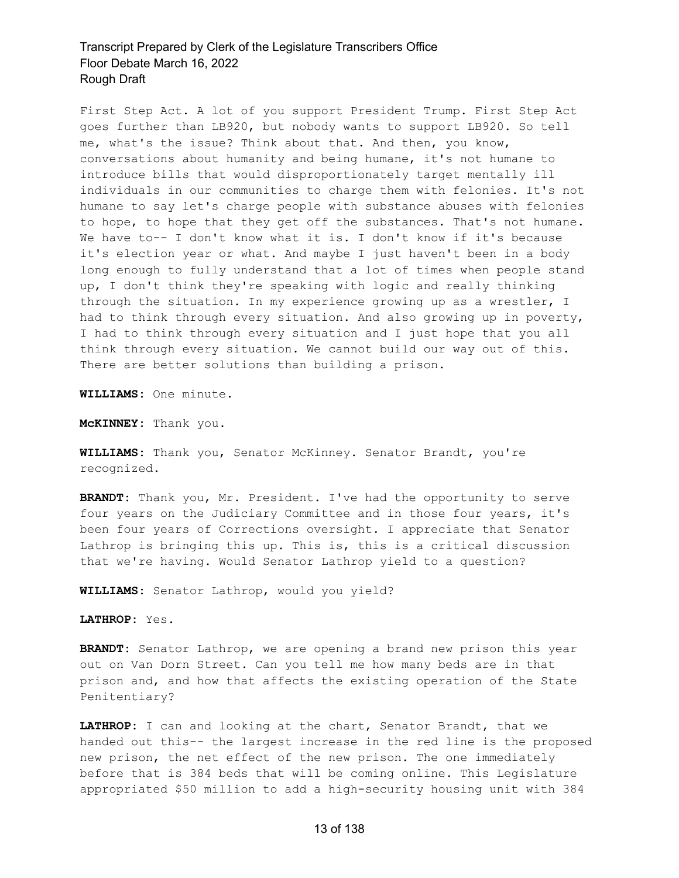First Step Act. A lot of you support President Trump. First Step Act goes further than LB920, but nobody wants to support LB920. So tell me, what's the issue? Think about that. And then, you know, conversations about humanity and being humane, it's not humane to introduce bills that would disproportionately target mentally ill individuals in our communities to charge them with felonies. It's not humane to say let's charge people with substance abuses with felonies to hope, to hope that they get off the substances. That's not humane. We have to-- I don't know what it is. I don't know if it's because it's election year or what. And maybe I just haven't been in a body long enough to fully understand that a lot of times when people stand up, I don't think they're speaking with logic and really thinking through the situation. In my experience growing up as a wrestler, I had to think through every situation. And also growing up in poverty, I had to think through every situation and I just hope that you all think through every situation. We cannot build our way out of this. There are better solutions than building a prison.

**WILLIAMS:** One minute.

**McKINNEY:** Thank you.

**WILLIAMS:** Thank you, Senator McKinney. Senator Brandt, you're recognized.

**BRANDT:** Thank you, Mr. President. I've had the opportunity to serve four years on the Judiciary Committee and in those four years, it's been four years of Corrections oversight. I appreciate that Senator Lathrop is bringing this up. This is, this is a critical discussion that we're having. Would Senator Lathrop yield to a question?

**WILLIAMS:** Senator Lathrop, would you yield?

**LATHROP:** Yes.

**BRANDT:** Senator Lathrop, we are opening a brand new prison this year out on Van Dorn Street. Can you tell me how many beds are in that prison and, and how that affects the existing operation of the State Penitentiary?

**LATHROP:** I can and looking at the chart, Senator Brandt, that we handed out this-- the largest increase in the red line is the proposed new prison, the net effect of the new prison. The one immediately before that is 384 beds that will be coming online. This Legislature appropriated $50 million to add a high-security housing unit with 384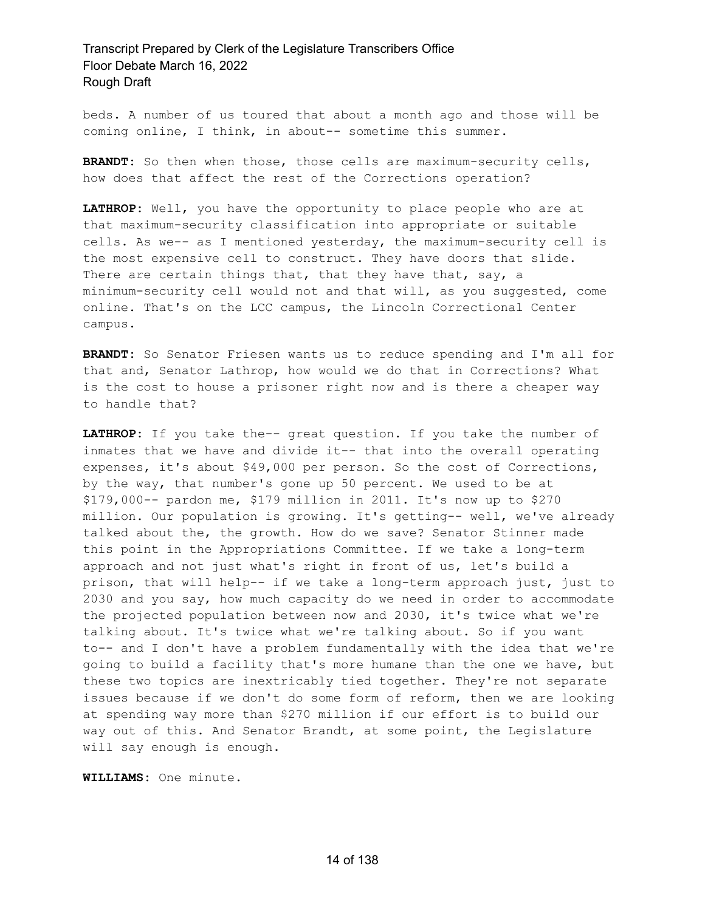beds. A number of us toured that about a month ago and those will be coming online, I think, in about-- sometime this summer.

**BRANDT:** So then when those, those cells are maximum-security cells, how does that affect the rest of the Corrections operation?

**LATHROP:** Well, you have the opportunity to place people who are at that maximum-security classification into appropriate or suitable cells. As we-- as I mentioned yesterday, the maximum-security cell is the most expensive cell to construct. They have doors that slide. There are certain things that, that they have that, say, a minimum-security cell would not and that will, as you suggested, come online. That's on the LCC campus, the Lincoln Correctional Center campus.

**BRANDT:** So Senator Friesen wants us to reduce spending and I'm all for that and, Senator Lathrop, how would we do that in Corrections? What is the cost to house a prisoner right now and is there a cheaper way to handle that?

**LATHROP:** If you take the-- great question. If you take the number of inmates that we have and divide it-- that into the overall operating expenses, it's about $49,000 per person. So the cost of Corrections, by the way, that number's gone up 50 percent. We used to be at $179,000-- pardon me, $179 million in 2011. It's now up to $270 million. Our population is growing. It's getting-- well, we've already talked about the, the growth. How do we save? Senator Stinner made this point in the Appropriations Committee. If we take a long-term approach and not just what's right in front of us, let's build a prison, that will help-- if we take a long-term approach just, just to 2030 and you say, how much capacity do we need in order to accommodate the projected population between now and 2030, it's twice what we're talking about. It's twice what we're talking about. So if you want to-- and I don't have a problem fundamentally with the idea that we're going to build a facility that's more humane than the one we have, but these two topics are inextricably tied together. They're not separate issues because if we don't do some form of reform, then we are looking at spending way more than $270 million if our effort is to build our way out of this. And Senator Brandt, at some point, the Legislature will say enough is enough.

**WILLIAMS:** One minute.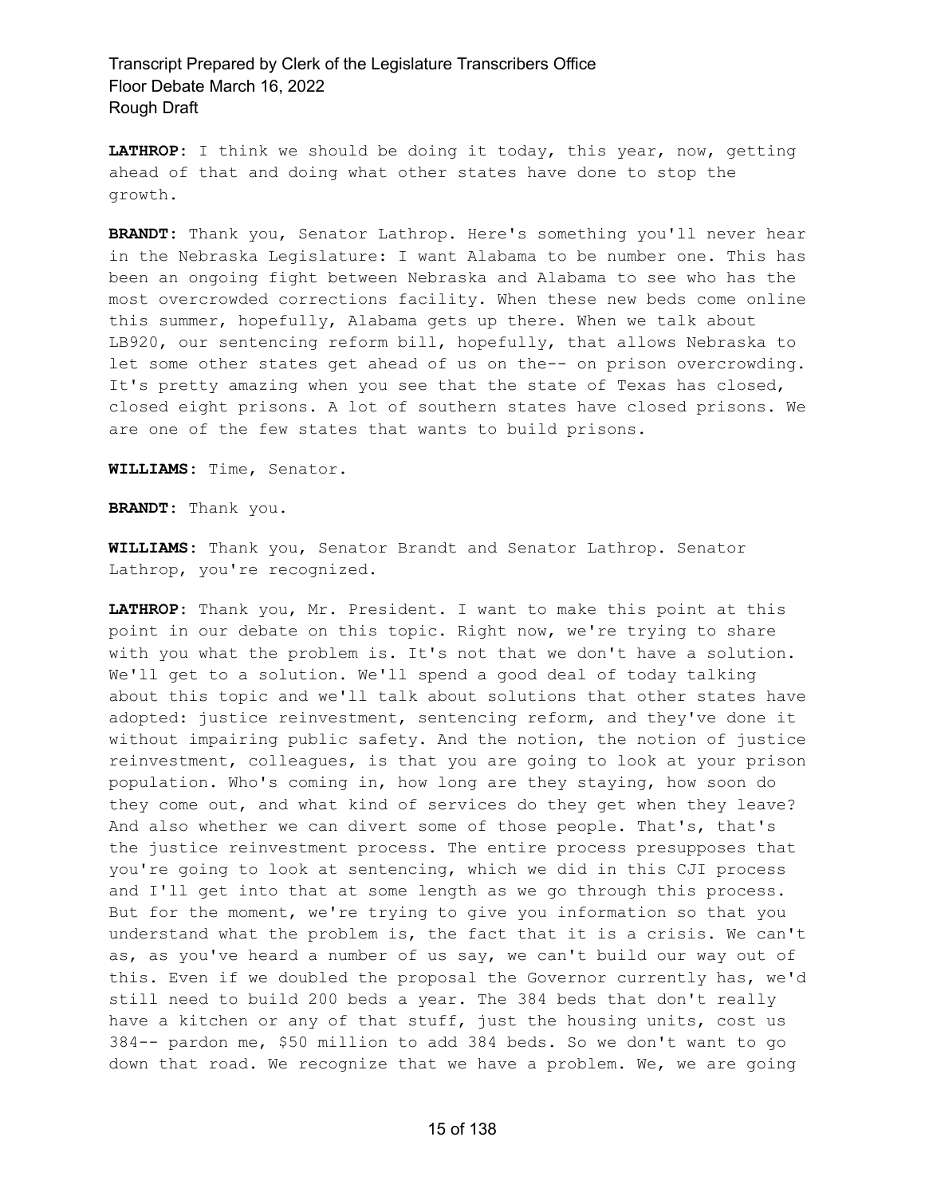**LATHROP:** I think we should be doing it today, this year, now, getting ahead of that and doing what other states have done to stop the growth.

**BRANDT:** Thank you, Senator Lathrop. Here's something you'll never hear in the Nebraska Legislature: I want Alabama to be number one. This has been an ongoing fight between Nebraska and Alabama to see who has the most overcrowded corrections facility. When these new beds come online this summer, hopefully, Alabama gets up there. When we talk about LB920, our sentencing reform bill, hopefully, that allows Nebraska to let some other states get ahead of us on the-- on prison overcrowding. It's pretty amazing when you see that the state of Texas has closed, closed eight prisons. A lot of southern states have closed prisons. We are one of the few states that wants to build prisons.

**WILLIAMS:** Time, Senator.

**BRANDT:** Thank you.

**WILLIAMS:** Thank you, Senator Brandt and Senator Lathrop. Senator Lathrop, you're recognized.

**LATHROP:** Thank you, Mr. President. I want to make this point at this point in our debate on this topic. Right now, we're trying to share with you what the problem is. It's not that we don't have a solution. We'll get to a solution. We'll spend a good deal of today talking about this topic and we'll talk about solutions that other states have adopted: justice reinvestment, sentencing reform, and they've done it without impairing public safety. And the notion, the notion of justice reinvestment, colleagues, is that you are going to look at your prison population. Who's coming in, how long are they staying, how soon do they come out, and what kind of services do they get when they leave? And also whether we can divert some of those people. That's, that's the justice reinvestment process. The entire process presupposes that you're going to look at sentencing, which we did in this CJI process and I'll get into that at some length as we go through this process. But for the moment, we're trying to give you information so that you understand what the problem is, the fact that it is a crisis. We can't as, as you've heard a number of us say, we can't build our way out of this. Even if we doubled the proposal the Governor currently has, we'd still need to build 200 beds a year. The 384 beds that don't really have a kitchen or any of that stuff, just the housing units, cost us 384-- pardon me, $50 million to add 384 beds. So we don't want to go down that road. We recognize that we have a problem. We, we are going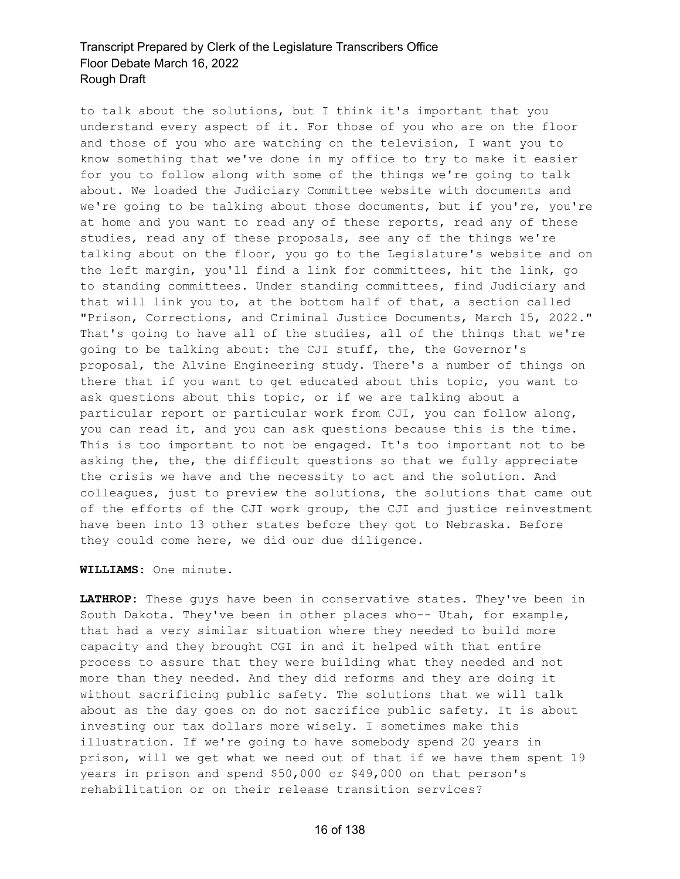to talk about the solutions, but I think it's important that you understand every aspect of it. For those of you who are on the floor and those of you who are watching on the television, I want you to know something that we've done in my office to try to make it easier for you to follow along with some of the things we're going to talk about. We loaded the Judiciary Committee website with documents and we're going to be talking about those documents, but if you're, you're at home and you want to read any of these reports, read any of these studies, read any of these proposals, see any of the things we're talking about on the floor, you go to the Legislature's website and on the left margin, you'll find a link for committees, hit the link, go to standing committees. Under standing committees, find Judiciary and that will link you to, at the bottom half of that, a section called "Prison, Corrections, and Criminal Justice Documents, March 15, 2022." That's going to have all of the studies, all of the things that we're going to be talking about: the CJI stuff, the, the Governor's proposal, the Alvine Engineering study. There's a number of things on there that if you want to get educated about this topic, you want to ask questions about this topic, or if we are talking about a particular report or particular work from CJI, you can follow along, you can read it, and you can ask questions because this is the time. This is too important to not be engaged. It's too important not to be asking the, the, the difficult questions so that we fully appreciate the crisis we have and the necessity to act and the solution. And colleagues, just to preview the solutions, the solutions that came out of the efforts of the CJI work group, the CJI and justice reinvestment have been into 13 other states before they got to Nebraska. Before they could come here, we did our due diligence.

**WILLIAMS:** One minute.

**LATHROP:** These guys have been in conservative states. They've been in South Dakota. They've been in other places who-- Utah, for example, that had a very similar situation where they needed to build more capacity and they brought CGI in and it helped with that entire process to assure that they were building what they needed and not more than they needed. And they did reforms and they are doing it without sacrificing public safety. The solutions that we will talk about as the day goes on do not sacrifice public safety. It is about investing our tax dollars more wisely. I sometimes make this illustration. If we're going to have somebody spend 20 years in prison, will we get what we need out of that if we have them spent 19 years in prison and spend $50,000 or $49,000 on that person's rehabilitation or on their release transition services?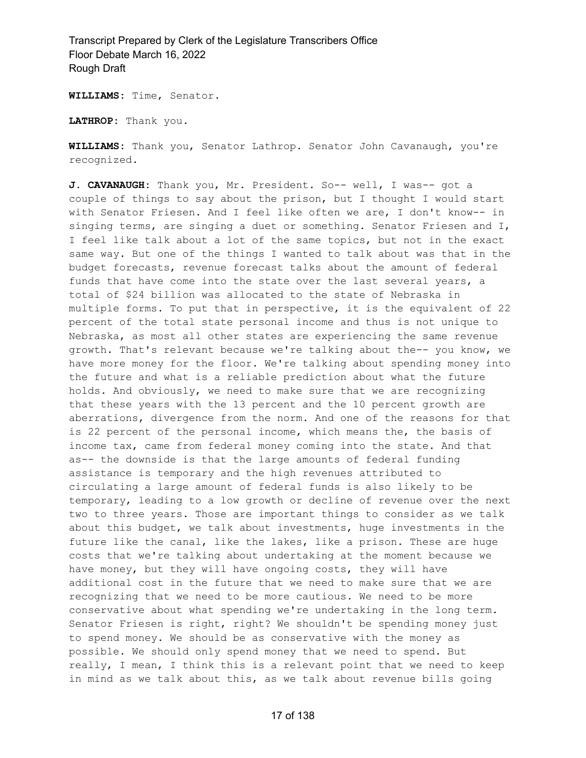**WILLIAMS:** Time, Senator.

**LATHROP:** Thank you.

**WILLIAMS:** Thank you, Senator Lathrop. Senator John Cavanaugh, you're recognized.

**J. CAVANAUGH:** Thank you, Mr. President. So-- well, I was-- got a couple of things to say about the prison, but I thought I would start with Senator Friesen. And I feel like often we are, I don't know-- in singing terms, are singing a duet or something. Senator Friesen and I, I feel like talk about a lot of the same topics, but not in the exact same way. But one of the things I wanted to talk about was that in the budget forecasts, revenue forecast talks about the amount of federal funds that have come into the state over the last several years, a total of $24 billion was allocated to the state of Nebraska in multiple forms. To put that in perspective, it is the equivalent of 22 percent of the total state personal income and thus is not unique to Nebraska, as most all other states are experiencing the same revenue growth. That's relevant because we're talking about the-- you know, we have more money for the floor. We're talking about spending money into the future and what is a reliable prediction about what the future holds. And obviously, we need to make sure that we are recognizing that these years with the 13 percent and the 10 percent growth are aberrations, divergence from the norm. And one of the reasons for that is 22 percent of the personal income, which means the, the basis of income tax, came from federal money coming into the state. And that as-- the downside is that the large amounts of federal funding assistance is temporary and the high revenues attributed to circulating a large amount of federal funds is also likely to be temporary, leading to a low growth or decline of revenue over the next two to three years. Those are important things to consider as we talk about this budget, we talk about investments, huge investments in the future like the canal, like the lakes, like a prison. These are huge costs that we're talking about undertaking at the moment because we have money, but they will have ongoing costs, they will have additional cost in the future that we need to make sure that we are recognizing that we need to be more cautious. We need to be more conservative about what spending we're undertaking in the long term. Senator Friesen is right, right? We shouldn't be spending money just to spend money. We should be as conservative with the money as possible. We should only spend money that we need to spend. But really, I mean, I think this is a relevant point that we need to keep in mind as we talk about this, as we talk about revenue bills going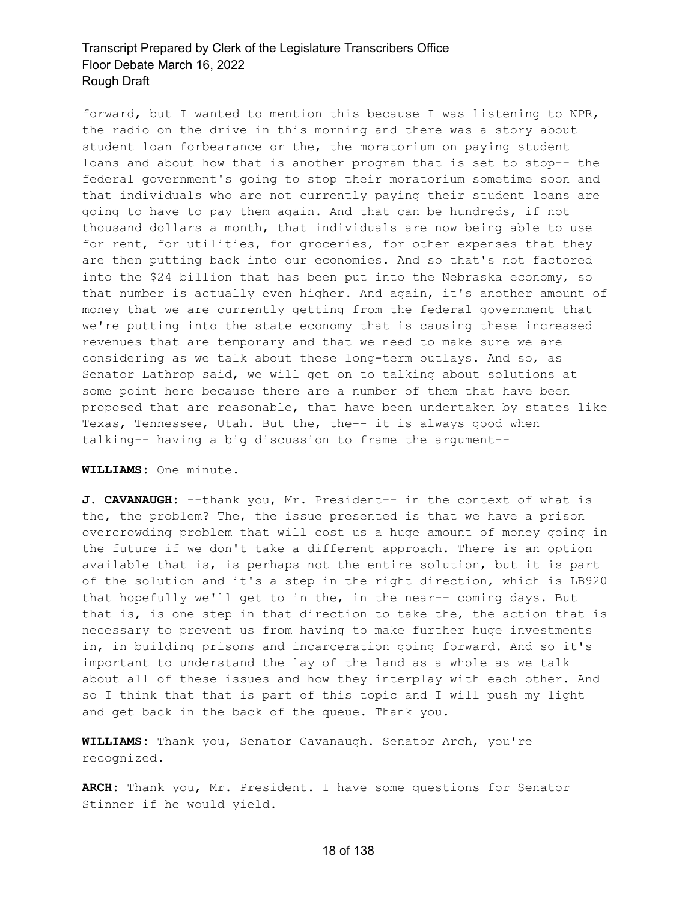forward, but I wanted to mention this because I was listening to NPR, the radio on the drive in this morning and there was a story about student loan forbearance or the, the moratorium on paying student loans and about how that is another program that is set to stop-- the federal government's going to stop their moratorium sometime soon and that individuals who are not currently paying their student loans are going to have to pay them again. And that can be hundreds, if not thousand dollars a month, that individuals are now being able to use for rent, for utilities, for groceries, for other expenses that they are then putting back into our economies. And so that's not factored into the $24 billion that has been put into the Nebraska economy, so that number is actually even higher. And again, it's another amount of money that we are currently getting from the federal government that we're putting into the state economy that is causing these increased revenues that are temporary and that we need to make sure we are considering as we talk about these long-term outlays. And so, as Senator Lathrop said, we will get on to talking about solutions at some point here because there are a number of them that have been proposed that are reasonable, that have been undertaken by states like Texas, Tennessee, Utah. But the, the-- it is always good when talking-- having a big discussion to frame the argument--

**WILLIAMS:** One minute.

**J. CAVANAUGH:** --thank you, Mr. President-- in the context of what is the, the problem? The, the issue presented is that we have a prison overcrowding problem that will cost us a huge amount of money going in the future if we don't take a different approach. There is an option available that is, is perhaps not the entire solution, but it is part of the solution and it's a step in the right direction, which is LB920 that hopefully we'll get to in the, in the near-- coming days. But that is, is one step in that direction to take the, the action that is necessary to prevent us from having to make further huge investments in, in building prisons and incarceration going forward. And so it's important to understand the lay of the land as a whole as we talk about all of these issues and how they interplay with each other. And so I think that that is part of this topic and I will push my light and get back in the back of the queue. Thank you.

**WILLIAMS:** Thank you, Senator Cavanaugh. Senator Arch, you're recognized.

**ARCH:** Thank you, Mr. President. I have some questions for Senator Stinner if he would yield.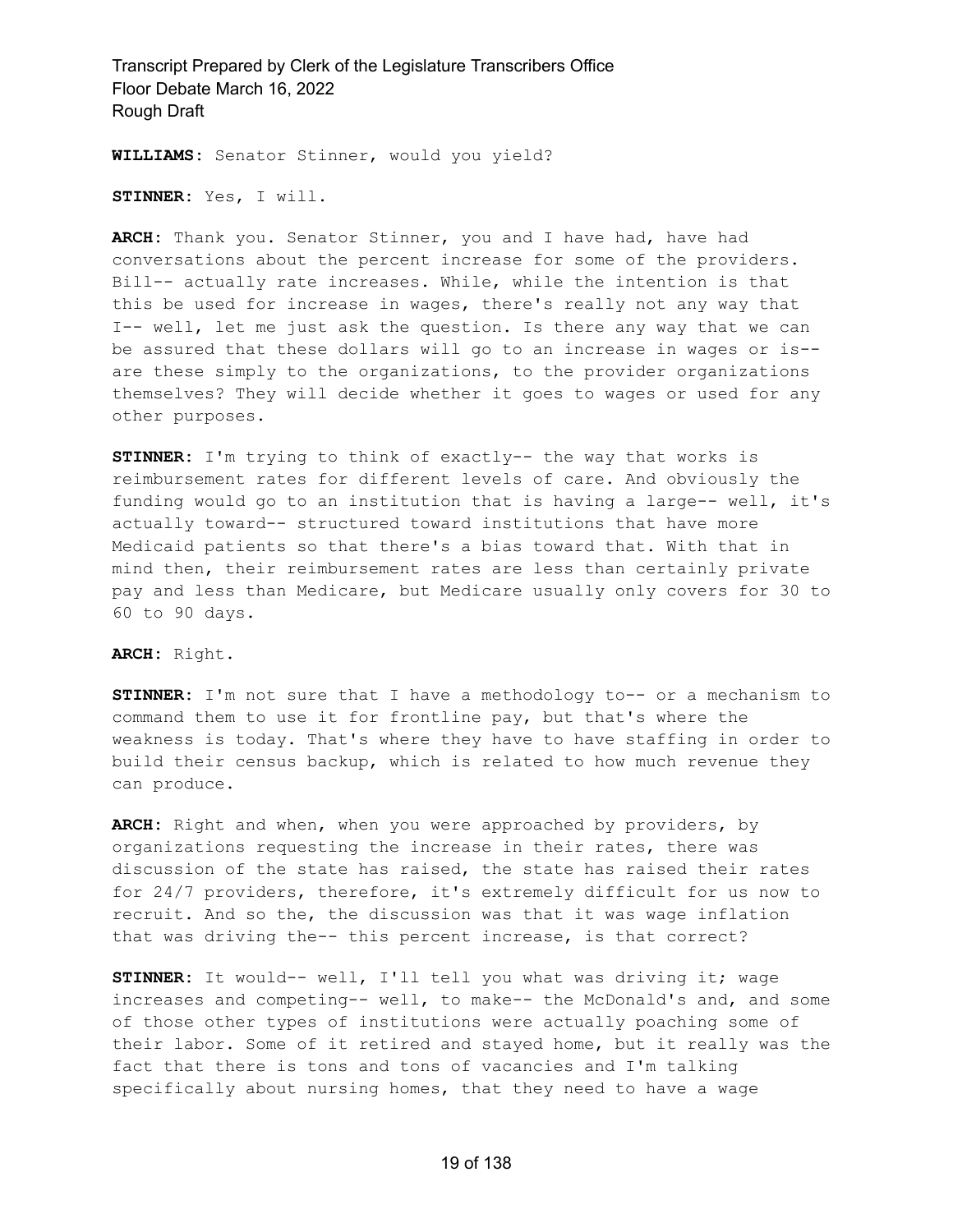**WILLIAMS:** Senator Stinner, would you yield?

**STINNER:** Yes, I will.

**ARCH:** Thank you. Senator Stinner, you and I have had, have had conversations about the percent increase for some of the providers. Bill-- actually rate increases. While, while the intention is that this be used for increase in wages, there's really not any way that I-- well, let me just ask the question. Is there any way that we can be assured that these dollars will go to an increase in wages or is-- are these simply to the organizations, to the provider organizations themselves? They will decide whether it goes to wages or used for any other purposes.

**STINNER:** I'm trying to think of exactly-- the way that works is reimbursement rates for different levels of care. And obviously the funding would go to an institution that is having a large-- well, it's actually toward-- structured toward institutions that have more Medicaid patients so that there's a bias toward that. With that in mind then, their reimbursement rates are less than certainly private pay and less than Medicare, but Medicare usually only covers for 30 to 60 to 90 days.

**ARCH:** Right.

**STINNER:** I'm not sure that I have a methodology to-- or a mechanism to command them to use it for frontline pay, but that's where the weakness is today. That's where they have to have staffing in order to build their census backup, which is related to how much revenue they can produce.

**ARCH:** Right and when, when you were approached by providers, by organizations requesting the increase in their rates, there was discussion of the state has raised, the state has raised their rates for 24/7 providers, therefore, it's extremely difficult for us now to recruit. And so the, the discussion was that it was wage inflation that was driving the-- this percent increase, is that correct?

**STINNER:** It would-- well, I'll tell you what was driving it; wage increases and competing-- well, to make-- the McDonald's and, and some of those other types of institutions were actually poaching some of their labor. Some of it retired and stayed home, but it really was the fact that there is tons and tons of vacancies and I'm talking specifically about nursing homes, that they need to have a wage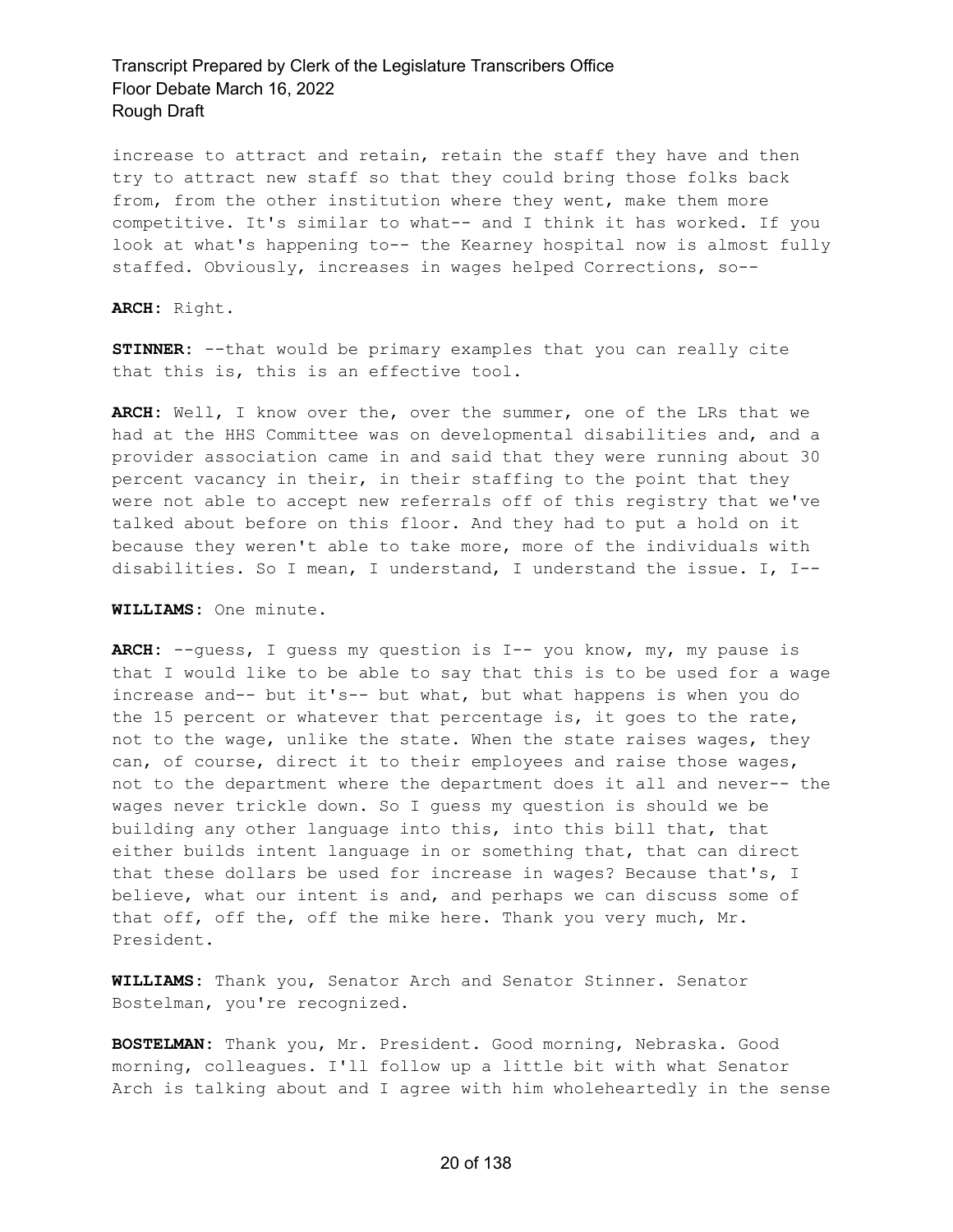increase to attract and retain, retain the staff they have and then try to attract new staff so that they could bring those folks back from, from the other institution where they went, make them more competitive. It's similar to what-- and I think it has worked. If you look at what's happening to-- the Kearney hospital now is almost fully staffed. Obviously, increases in wages helped Corrections, so--

**ARCH:** Right.

**STINNER:** --that would be primary examples that you can really cite that this is, this is an effective tool.

**ARCH:** Well, I know over the, over the summer, one of the LRs that we had at the HHS Committee was on developmental disabilities and, and a provider association came in and said that they were running about 30 percent vacancy in their, in their staffing to the point that they were not able to accept new referrals off of this registry that we've talked about before on this floor. And they had to put a hold on it because they weren't able to take more, more of the individuals with disabilities. So I mean, I understand, I understand the issue. I, I--

**WILLIAMS:** One minute.

**ARCH:** --guess, I guess my question is I-- you know, my, my pause is that I would like to be able to say that this is to be used for a wage increase and-- but it's-- but what, but what happens is when you do the 15 percent or whatever that percentage is, it goes to the rate, not to the wage, unlike the state. When the state raises wages, they can, of course, direct it to their employees and raise those wages, not to the department where the department does it all and never-- the wages never trickle down. So I guess my question is should we be building any other language into this, into this bill that, that either builds intent language in or something that, that can direct that these dollars be used for increase in wages? Because that's, I believe, what our intent is and, and perhaps we can discuss some of that off, off the, off the mike here. Thank you very much, Mr. President.

**WILLIAMS:** Thank you, Senator Arch and Senator Stinner. Senator Bostelman, you're recognized.

**BOSTELMAN:** Thank you, Mr. President. Good morning, Nebraska. Good morning, colleagues. I'll follow up a little bit with what Senator Arch is talking about and I agree with him wholeheartedly in the sense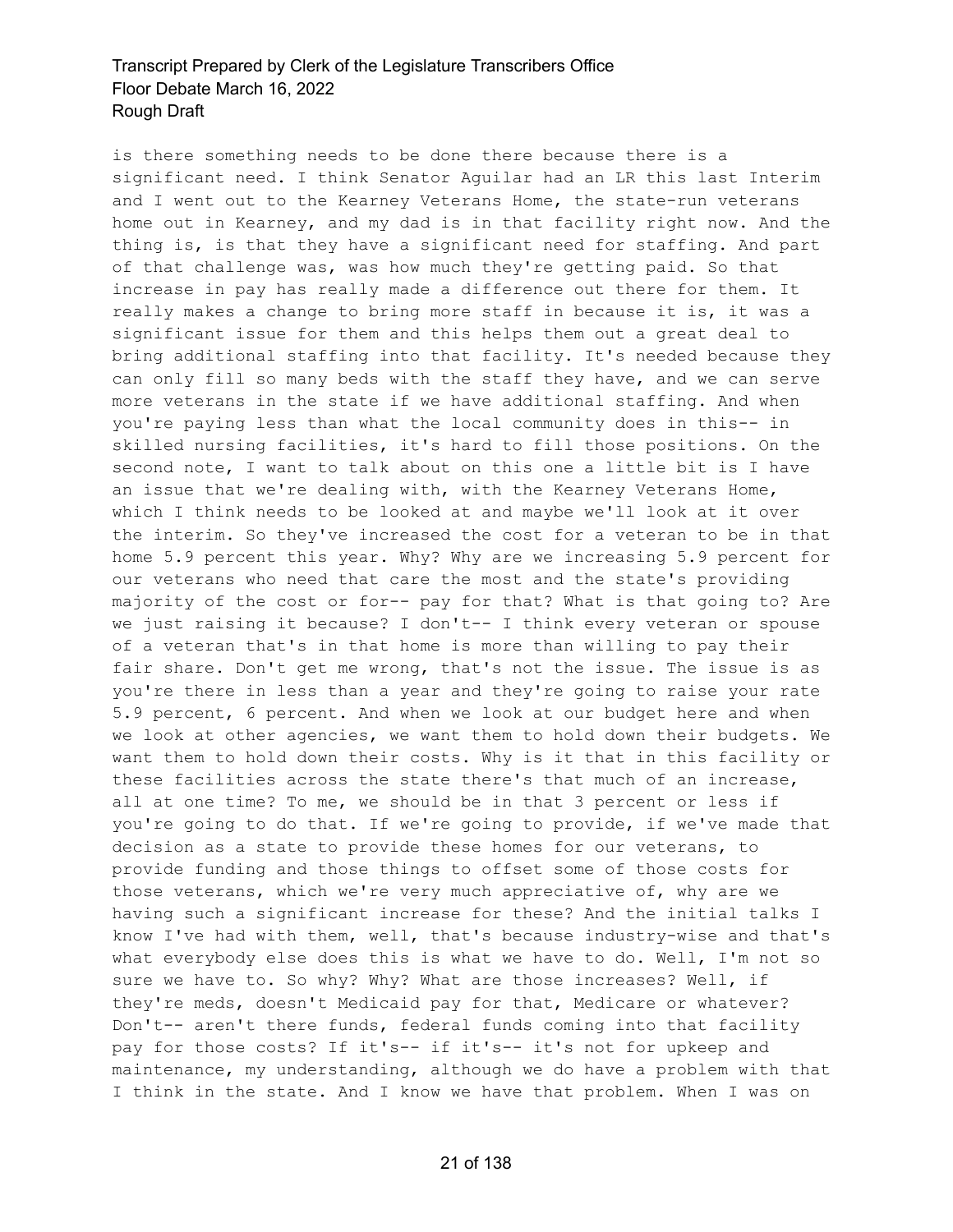is there something needs to be done there because there is a significant need. I think Senator Aguilar had an LR this last Interim and I went out to the Kearney Veterans Home, the state-run veterans home out in Kearney, and my dad is in that facility right now. And the thing is, is that they have a significant need for staffing. And part of that challenge was, was how much they're getting paid. So that increase in pay has really made a difference out there for them. It really makes a change to bring more staff in because it is, it was a significant issue for them and this helps them out a great deal to bring additional staffing into that facility. It's needed because they can only fill so many beds with the staff they have, and we can serve more veterans in the state if we have additional staffing. And when you're paying less than what the local community does in this-- in skilled nursing facilities, it's hard to fill those positions. On the second note, I want to talk about on this one a little bit is I have an issue that we're dealing with, with the Kearney Veterans Home, which I think needs to be looked at and maybe we'll look at it over the interim. So they've increased the cost for a veteran to be in that home 5.9 percent this year. Why? Why are we increasing 5.9 percent for our veterans who need that care the most and the state's providing majority of the cost or for-- pay for that? What is that going to? Are we just raising it because? I don't-- I think every veteran or spouse of a veteran that's in that home is more than willing to pay their fair share. Don't get me wrong, that's not the issue. The issue is as you're there in less than a year and they're going to raise your rate 5.9 percent, 6 percent. And when we look at our budget here and when we look at other agencies, we want them to hold down their budgets. We want them to hold down their costs. Why is it that in this facility or these facilities across the state there's that much of an increase, all at one time? To me, we should be in that 3 percent or less if you're going to do that. If we're going to provide, if we've made that decision as a state to provide these homes for our veterans, to provide funding and those things to offset some of those costs for those veterans, which we're very much appreciative of, why are we having such a significant increase for these? And the initial talks I know I've had with them, well, that's because industry-wise and that's what everybody else does this is what we have to do. Well, I'm not so sure we have to. So why? Why? What are those increases? Well, if they're meds, doesn't Medicaid pay for that, Medicare or whatever? Don't-- aren't there funds, federal funds coming into that facility pay for those costs? If it's-- if it's-- it's not for upkeep and maintenance, my understanding, although we do have a problem with that I think in the state. And I know we have that problem. When I was on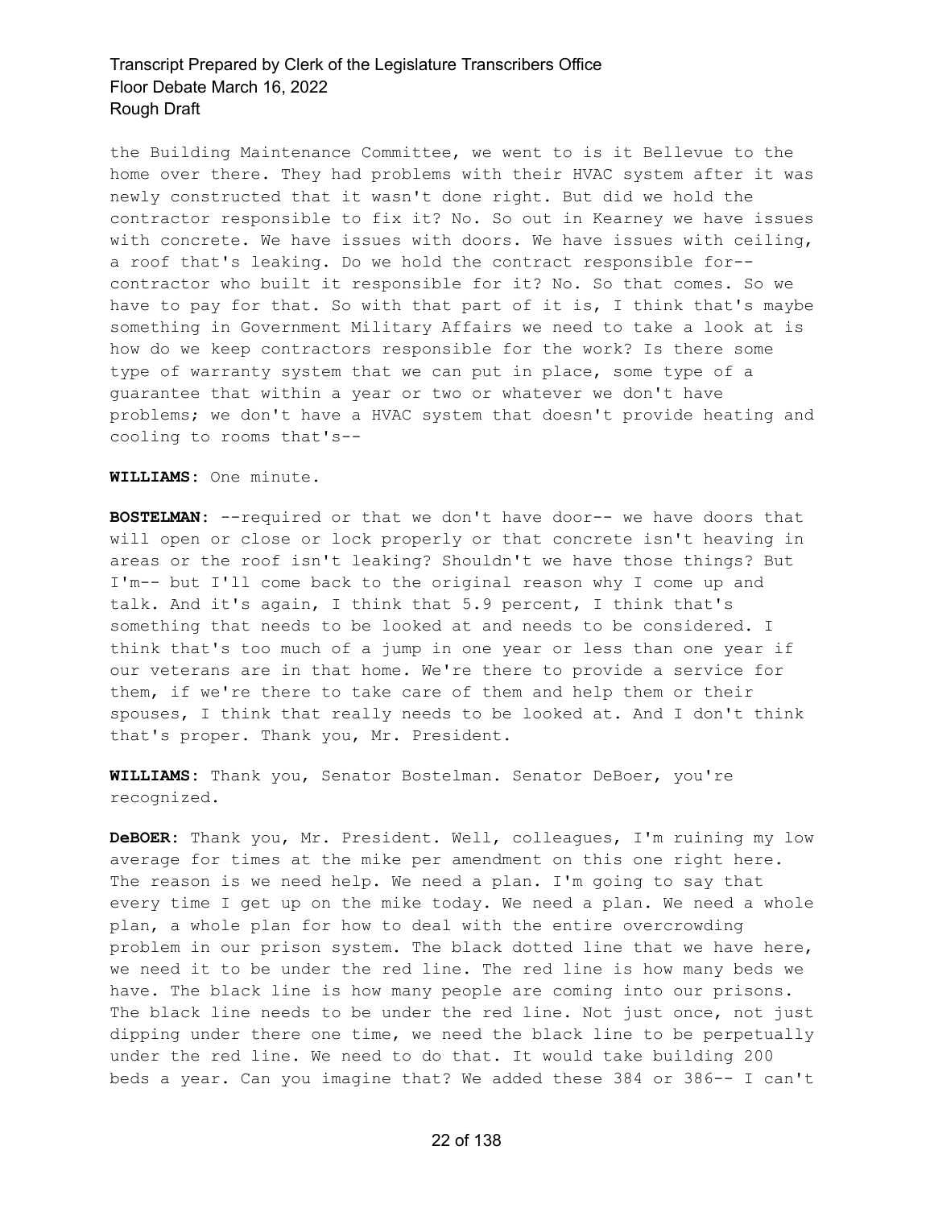the Building Maintenance Committee, we went to is it Bellevue to the home over there. They had problems with their HVAC system after it was newly constructed that it wasn't done right. But did we hold the contractor responsible to fix it? No. So out in Kearney we have issues with concrete. We have issues with doors. We have issues with ceiling, a roof that's leaking. Do we hold the contract responsible for-- contractor who built it responsible for it? No. So that comes. So we have to pay for that. So with that part of it is, I think that's maybe something in Government Military Affairs we need to take a look at is how do we keep contractors responsible for the work? Is there some type of warranty system that we can put in place, some type of a guarantee that within a year or two or whatever we don't have problems; we don't have a HVAC system that doesn't provide heating and cooling to rooms that's--

**WILLIAMS:** One minute.

**BOSTELMAN:** --required or that we don't have door-- we have doors that will open or close or lock properly or that concrete isn't heaving in areas or the roof isn't leaking? Shouldn't we have those things? But I'm-- but I'll come back to the original reason why I come up and talk. And it's again, I think that 5.9 percent, I think that's something that needs to be looked at and needs to be considered. I think that's too much of a jump in one year or less than one year if our veterans are in that home. We're there to provide a service for them, if we're there to take care of them and help them or their spouses, I think that really needs to be looked at. And I don't think that's proper. Thank you, Mr. President.

**WILLIAMS:** Thank you, Senator Bostelman. Senator DeBoer, you're recognized.

**DeBOER:** Thank you, Mr. President. Well, colleagues, I'm ruining my low average for times at the mike per amendment on this one right here. The reason is we need help. We need a plan. I'm going to say that every time I get up on the mike today. We need a plan. We need a whole plan, a whole plan for how to deal with the entire overcrowding problem in our prison system. The black dotted line that we have here, we need it to be under the red line. The red line is how many beds we have. The black line is how many people are coming into our prisons. The black line needs to be under the red line. Not just once, not just dipping under there one time, we need the black line to be perpetually under the red line. We need to do that. It would take building 200 beds a year. Can you imagine that? We added these 384 or 386-- I can't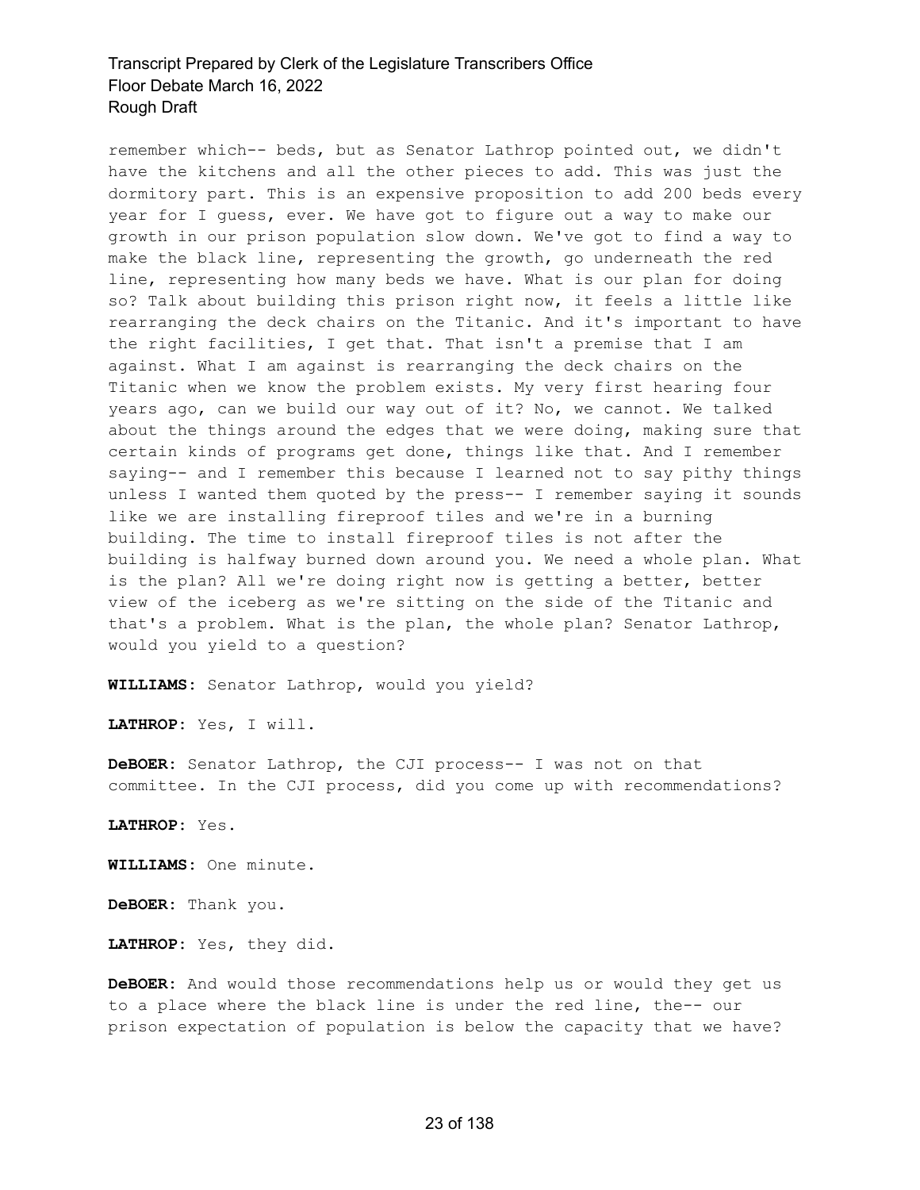remember which-- beds, but as Senator Lathrop pointed out, we didn't have the kitchens and all the other pieces to add. This was just the dormitory part. This is an expensive proposition to add 200 beds every year for I guess, ever. We have got to figure out a way to make our growth in our prison population slow down. We've got to find a way to make the black line, representing the growth, go underneath the red line, representing how many beds we have. What is our plan for doing so? Talk about building this prison right now, it feels a little like rearranging the deck chairs on the Titanic. And it's important to have the right facilities, I get that. That isn't a premise that I am against. What I am against is rearranging the deck chairs on the Titanic when we know the problem exists. My very first hearing four years ago, can we build our way out of it? No, we cannot. We talked about the things around the edges that we were doing, making sure that certain kinds of programs get done, things like that. And I remember saying-- and I remember this because I learned not to say pithy things unless I wanted them quoted by the press-- I remember saying it sounds like we are installing fireproof tiles and we're in a burning building. The time to install fireproof tiles is not after the building is halfway burned down around you. We need a whole plan. What is the plan? All we're doing right now is getting a better, better view of the iceberg as we're sitting on the side of the Titanic and that's a problem. What is the plan, the whole plan? Senator Lathrop, would you yield to a question?

**WILLIAMS:** Senator Lathrop, would you yield?

**LATHROP:** Yes, I will.

**DeBOER:** Senator Lathrop, the CJI process-- I was not on that committee. In the CJI process, did you come up with recommendations?

**LATHROP:** Yes.

**WILLIAMS:** One minute.

**DeBOER:** Thank you.

**LATHROP:** Yes, they did.

**DeBOER:** And would those recommendations help us or would they get us to a place where the black line is under the red line, the-- our prison expectation of population is below the capacity that we have?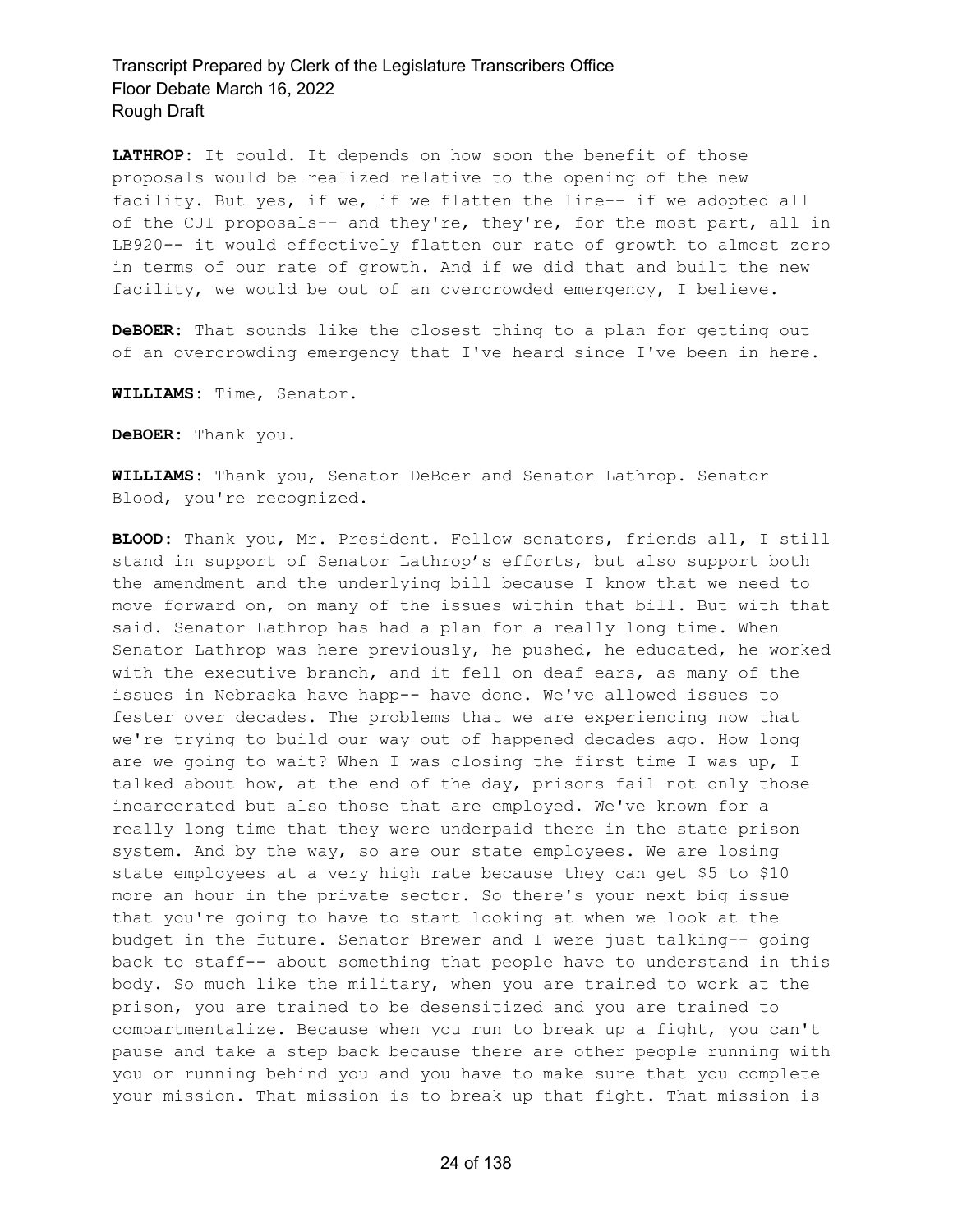**LATHROP:** It could. It depends on how soon the benefit of those proposals would be realized relative to the opening of the new facility. But yes, if we, if we flatten the line-- if we adopted all of the CJI proposals-- and they're, they're, for the most part, all in LB920-- it would effectively flatten our rate of growth to almost zero in terms of our rate of growth. And if we did that and built the new facility, we would be out of an overcrowded emergency, I believe.

**DeBOER:** That sounds like the closest thing to a plan for getting out of an overcrowding emergency that I've heard since I've been in here.

**WILLIAMS:** Time, Senator.

**DeBOER:** Thank you.

**WILLIAMS:** Thank you, Senator DeBoer and Senator Lathrop. Senator Blood, you're recognized.

**BLOOD:** Thank you, Mr. President. Fellow senators, friends all, I still stand in support of Senator Lathrop's efforts, but also support both the amendment and the underlying bill because I know that we need to move forward on, on many of the issues within that bill. But with that said. Senator Lathrop has had a plan for a really long time. When Senator Lathrop was here previously, he pushed, he educated, he worked with the executive branch, and it fell on deaf ears, as many of the issues in Nebraska have happ-- have done. We've allowed issues to fester over decades. The problems that we are experiencing now that we're trying to build our way out of happened decades ago. How long are we going to wait? When I was closing the first time I was up, I talked about how, at the end of the day, prisons fail not only those incarcerated but also those that are employed. We've known for a really long time that they were underpaid there in the state prison system. And by the way, so are our state employees. We are losing state employees at a very high rate because they can get $5 to $10 more an hour in the private sector. So there's your next big issue that you're going to have to start looking at when we look at the budget in the future. Senator Brewer and I were just talking-- going back to staff-- about something that people have to understand in this body. So much like the military, when you are trained to work at the prison, you are trained to be desensitized and you are trained to compartmentalize. Because when you run to break up a fight, you can't pause and take a step back because there are other people running with you or running behind you and you have to make sure that you complete your mission. That mission is to break up that fight. That mission is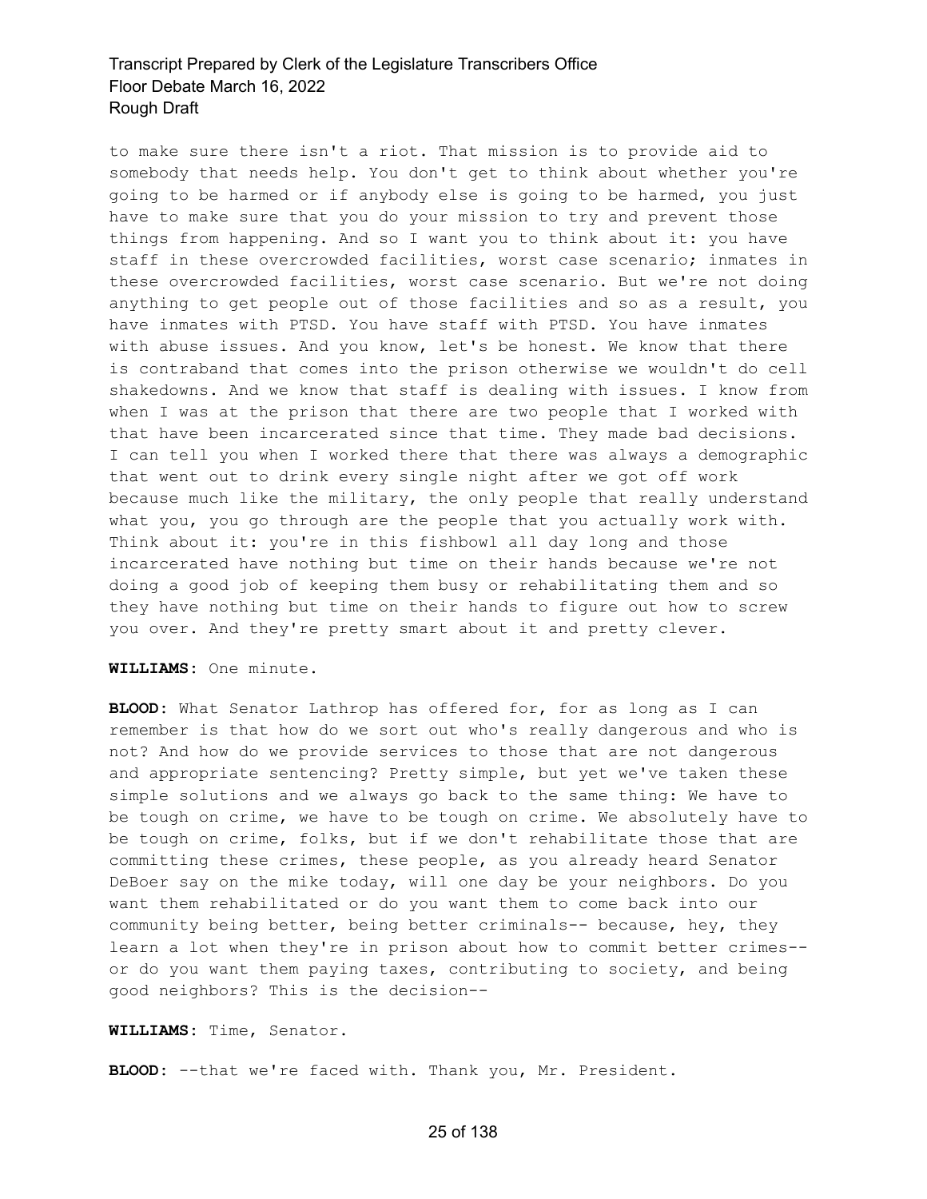to make sure there isn't a riot. That mission is to provide aid to somebody that needs help. You don't get to think about whether you're going to be harmed or if anybody else is going to be harmed, you just have to make sure that you do your mission to try and prevent those things from happening. And so I want you to think about it: you have staff in these overcrowded facilities, worst case scenario; inmates in these overcrowded facilities, worst case scenario. But we're not doing anything to get people out of those facilities and so as a result, you have inmates with PTSD. You have staff with PTSD. You have inmates with abuse issues. And you know, let's be honest. We know that there is contraband that comes into the prison otherwise we wouldn't do cell shakedowns. And we know that staff is dealing with issues. I know from when I was at the prison that there are two people that I worked with that have been incarcerated since that time. They made bad decisions. I can tell you when I worked there that there was always a demographic that went out to drink every single night after we got off work because much like the military, the only people that really understand what you, you go through are the people that you actually work with. Think about it: you're in this fishbowl all day long and those incarcerated have nothing but time on their hands because we're not doing a good job of keeping them busy or rehabilitating them and so they have nothing but time on their hands to figure out how to screw you over. And they're pretty smart about it and pretty clever.

**WILLIAMS:** One minute.

**BLOOD:** What Senator Lathrop has offered for, for as long as I can remember is that how do we sort out who's really dangerous and who is not? And how do we provide services to those that are not dangerous and appropriate sentencing? Pretty simple, but yet we've taken these simple solutions and we always go back to the same thing: We have to be tough on crime, we have to be tough on crime. We absolutely have to be tough on crime, folks, but if we don't rehabilitate those that are committing these crimes, these people, as you already heard Senator DeBoer say on the mike today, will one day be your neighbors. Do you want them rehabilitated or do you want them to come back into our community being better, being better criminals-- because, hey, they learn a lot when they're in prison about how to commit better crimes-- or do you want them paying taxes, contributing to society, and being good neighbors? This is the decision--

**WILLIAMS:** Time, Senator.

**BLOOD:** --that we're faced with. Thank you, Mr. President.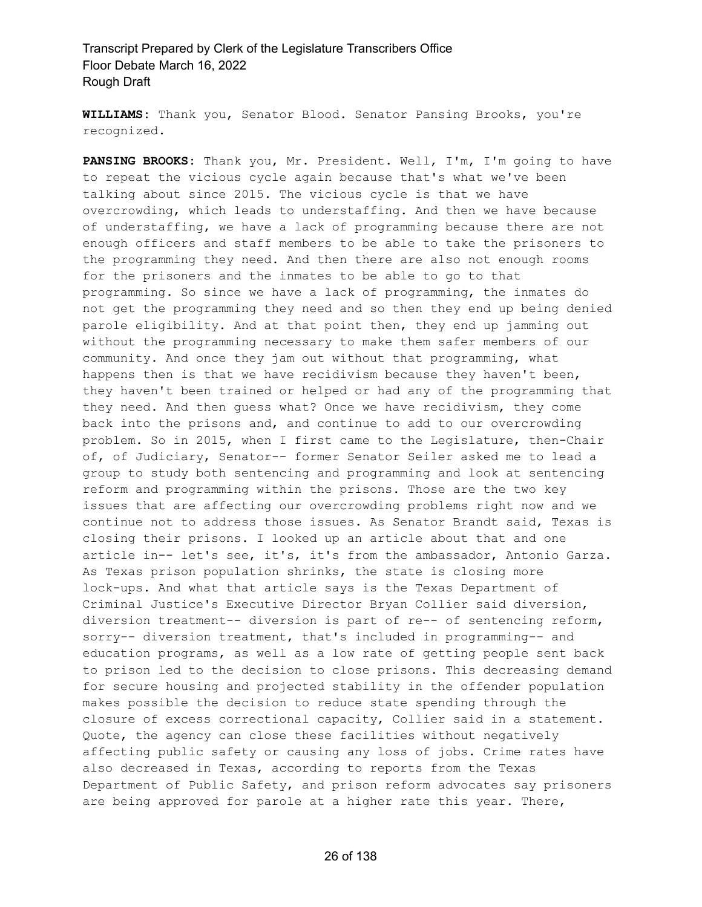**WILLIAMS:** Thank you, Senator Blood. Senator Pansing Brooks, you're recognized.

**PANSING BROOKS:** Thank you, Mr. President. Well, I'm, I'm going to have to repeat the vicious cycle again because that's what we've been talking about since 2015. The vicious cycle is that we have overcrowding, which leads to understaffing. And then we have because of understaffing, we have a lack of programming because there are not enough officers and staff members to be able to take the prisoners to the programming they need. And then there are also not enough rooms for the prisoners and the inmates to be able to go to that programming. So since we have a lack of programming, the inmates do not get the programming they need and so then they end up being denied parole eligibility. And at that point then, they end up jamming out without the programming necessary to make them safer members of our community. And once they jam out without that programming, what happens then is that we have recidivism because they haven't been, they haven't been trained or helped or had any of the programming that they need. And then guess what? Once we have recidivism, they come back into the prisons and, and continue to add to our overcrowding problem. So in 2015, when I first came to the Legislature, then-Chair of, of Judiciary, Senator-- former Senator Seiler asked me to lead a group to study both sentencing and programming and look at sentencing reform and programming within the prisons. Those are the two key issues that are affecting our overcrowding problems right now and we continue not to address those issues. As Senator Brandt said, Texas is closing their prisons. I looked up an article about that and one article in-- let's see, it's, it's from the ambassador, Antonio Garza. As Texas prison population shrinks, the state is closing more lock-ups. And what that article says is the Texas Department of Criminal Justice's Executive Director Bryan Collier said diversion, diversion treatment-- diversion is part of re-- of sentencing reform, sorry-- diversion treatment, that's included in programming-- and education programs, as well as a low rate of getting people sent back to prison led to the decision to close prisons. This decreasing demand for secure housing and projected stability in the offender population makes possible the decision to reduce state spending through the closure of excess correctional capacity, Collier said in a statement. Quote, the agency can close these facilities without negatively affecting public safety or causing any loss of jobs. Crime rates have also decreased in Texas, according to reports from the Texas Department of Public Safety, and prison reform advocates say prisoners are being approved for parole at a higher rate this year. There,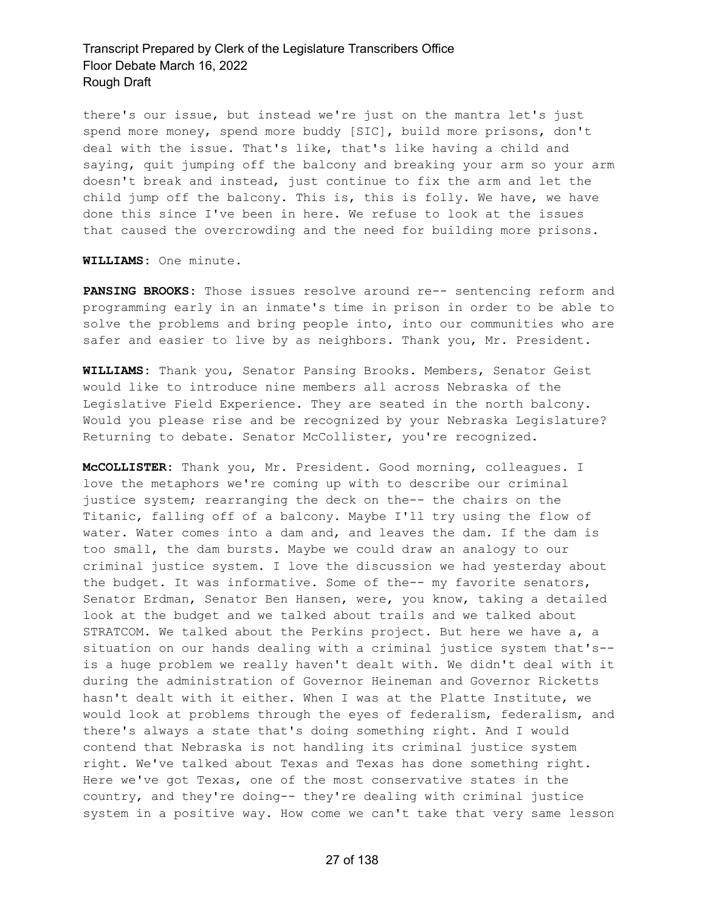there's our issue, but instead we're just on the mantra let's just spend more money, spend more buddy [SIC], build more prisons, don't deal with the issue. That's like, that's like having a child and saying, quit jumping off the balcony and breaking your arm so your arm doesn't break and instead, just continue to fix the arm and let the child jump off the balcony. This is, this is folly. We have, we have done this since I've been in here. We refuse to look at the issues that caused the overcrowding and the need for building more prisons.

**WILLIAMS:** One minute.

**PANSING BROOKS:** Those issues resolve around re-- sentencing reform and programming early in an inmate's time in prison in order to be able to solve the problems and bring people into, into our communities who are safer and easier to live by as neighbors. Thank you, Mr. President.

**WILLIAMS:** Thank you, Senator Pansing Brooks. Members, Senator Geist would like to introduce nine members all across Nebraska of the Legislative Field Experience. They are seated in the north balcony. Would you please rise and be recognized by your Nebraska Legislature? Returning to debate. Senator McCollister, you're recognized.

**McCOLLISTER:** Thank you, Mr. President. Good morning, colleagues. I love the metaphors we're coming up with to describe our criminal justice system; rearranging the deck on the-- the chairs on the Titanic, falling off of a balcony. Maybe I'll try using the flow of water. Water comes into a dam and, and leaves the dam. If the dam is too small, the dam bursts. Maybe we could draw an analogy to our criminal justice system. I love the discussion we had yesterday about the budget. It was informative. Some of the-- my favorite senators, Senator Erdman, Senator Ben Hansen, were, you know, taking a detailed look at the budget and we talked about trails and we talked about STRATCOM. We talked about the Perkins project. But here we have a, a situation on our hands dealing with a criminal justice system that's-- is a huge problem we really haven't dealt with. We didn't deal with it during the administration of Governor Heineman and Governor Ricketts hasn't dealt with it either. When I was at the Platte Institute, we would look at problems through the eyes of federalism, federalism, and there's always a state that's doing something right. And I would contend that Nebraska is not handling its criminal justice system right. We've talked about Texas and Texas has done something right. Here we've got Texas, one of the most conservative states in the country, and they're doing-- they're dealing with criminal justice system in a positive way. How come we can't take that very same lesson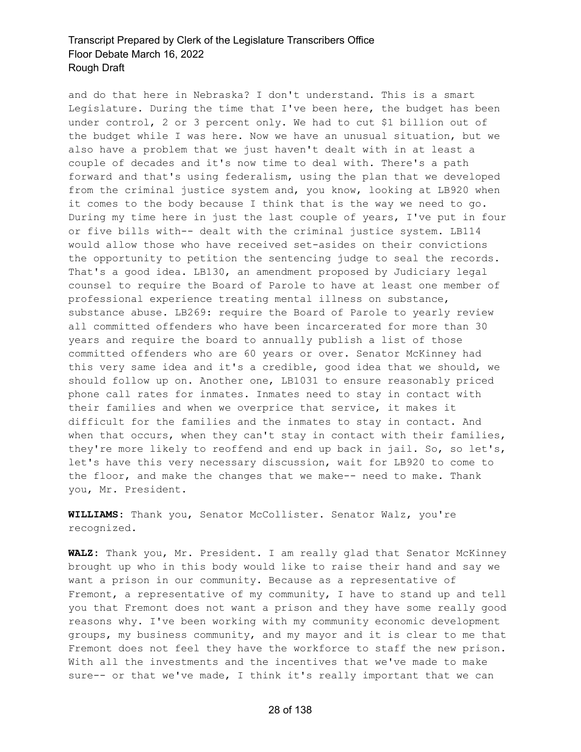and do that here in Nebraska? I don't understand. This is a smart Legislature. During the time that I've been here, the budget has been under control, 2 or 3 percent only. We had to cut $1 billion out of the budget while I was here. Now we have an unusual situation, but we also have a problem that we just haven't dealt with in at least a couple of decades and it's now time to deal with. There's a path forward and that's using federalism, using the plan that we developed from the criminal justice system and, you know, looking at LB920 when it comes to the body because I think that is the way we need to go. During my time here in just the last couple of years, I've put in four or five bills with-- dealt with the criminal justice system. LB114 would allow those who have received set-asides on their convictions the opportunity to petition the sentencing judge to seal the records. That's a good idea. LB130, an amendment proposed by Judiciary legal counsel to require the Board of Parole to have at least one member of professional experience treating mental illness on substance, substance abuse. LB269: require the Board of Parole to yearly review all committed offenders who have been incarcerated for more than 30 years and require the board to annually publish a list of those committed offenders who are 60 years or over. Senator McKinney had this very same idea and it's a credible, good idea that we should, we should follow up on. Another one, LB1031 to ensure reasonably priced phone call rates for inmates. Inmates need to stay in contact with their families and when we overprice that service, it makes it difficult for the families and the inmates to stay in contact. And when that occurs, when they can't stay in contact with their families, they're more likely to reoffend and end up back in jail. So, so let's, let's have this very necessary discussion, wait for LB920 to come to the floor, and make the changes that we make-- need to make. Thank you, Mr. President.

**WILLIAMS:** Thank you, Senator McCollister. Senator Walz, you're recognized.

**WALZ:** Thank you, Mr. President. I am really glad that Senator McKinney brought up who in this body would like to raise their hand and say we want a prison in our community. Because as a representative of Fremont, a representative of my community, I have to stand up and tell you that Fremont does not want a prison and they have some really good reasons why. I've been working with my community economic development groups, my business community, and my mayor and it is clear to me that Fremont does not feel they have the workforce to staff the new prison. With all the investments and the incentives that we've made to make sure-- or that we've made, I think it's really important that we can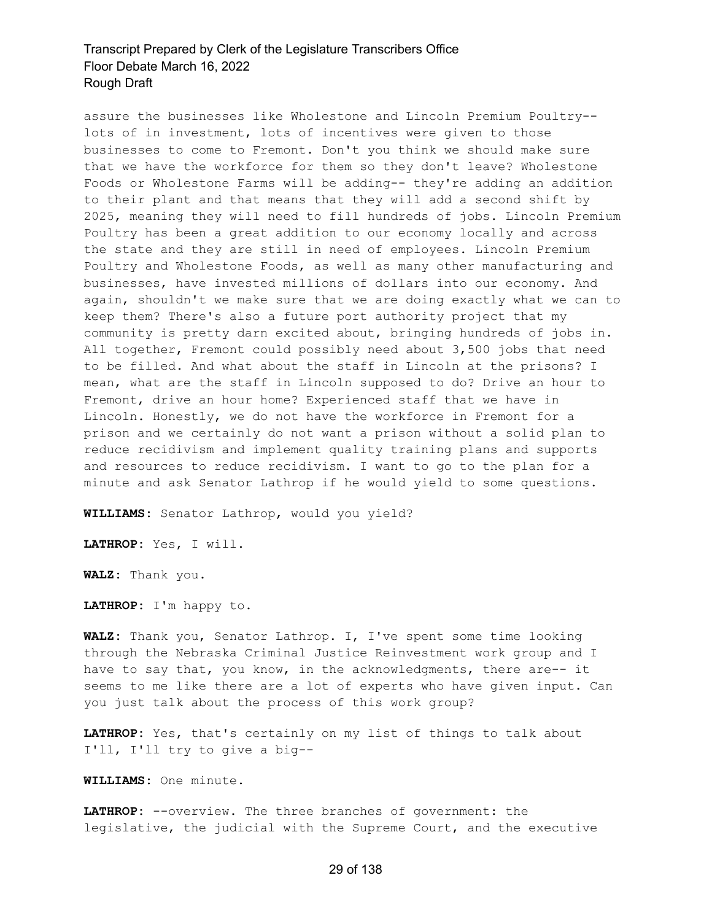assure the businesses like Wholestone and Lincoln Premium Poultry-- lots of in investment, lots of incentives were given to those businesses to come to Fremont. Don't you think we should make sure that we have the workforce for them so they don't leave? Wholestone Foods or Wholestone Farms will be adding-- they're adding an addition to their plant and that means that they will add a second shift by 2025, meaning they will need to fill hundreds of jobs. Lincoln Premium Poultry has been a great addition to our economy locally and across the state and they are still in need of employees. Lincoln Premium Poultry and Wholestone Foods, as well as many other manufacturing and businesses, have invested millions of dollars into our economy. And again, shouldn't we make sure that we are doing exactly what we can to keep them? There's also a future port authority project that my community is pretty darn excited about, bringing hundreds of jobs in. All together, Fremont could possibly need about 3,500 jobs that need to be filled. And what about the staff in Lincoln at the prisons? I mean, what are the staff in Lincoln supposed to do? Drive an hour to Fremont, drive an hour home? Experienced staff that we have in Lincoln. Honestly, we do not have the workforce in Fremont for a prison and we certainly do not want a prison without a solid plan to reduce recidivism and implement quality training plans and supports and resources to reduce recidivism. I want to go to the plan for a minute and ask Senator Lathrop if he would yield to some questions.

**WILLIAMS:** Senator Lathrop, would you yield?

**LATHROP:** Yes, I will.

**WALZ:** Thank you.

**LATHROP:** I'm happy to.

**WALZ:** Thank you, Senator Lathrop. I, I've spent some time looking through the Nebraska Criminal Justice Reinvestment work group and I have to say that, you know, in the acknowledgments, there are-- it seems to me like there are a lot of experts who have given input. Can you just talk about the process of this work group?

**LATHROP:** Yes, that's certainly on my list of things to talk about I'll, I'll try to give a big--

**WILLIAMS:** One minute.

**LATHROP:** --overview. The three branches of government: the legislative, the judicial with the Supreme Court, and the executive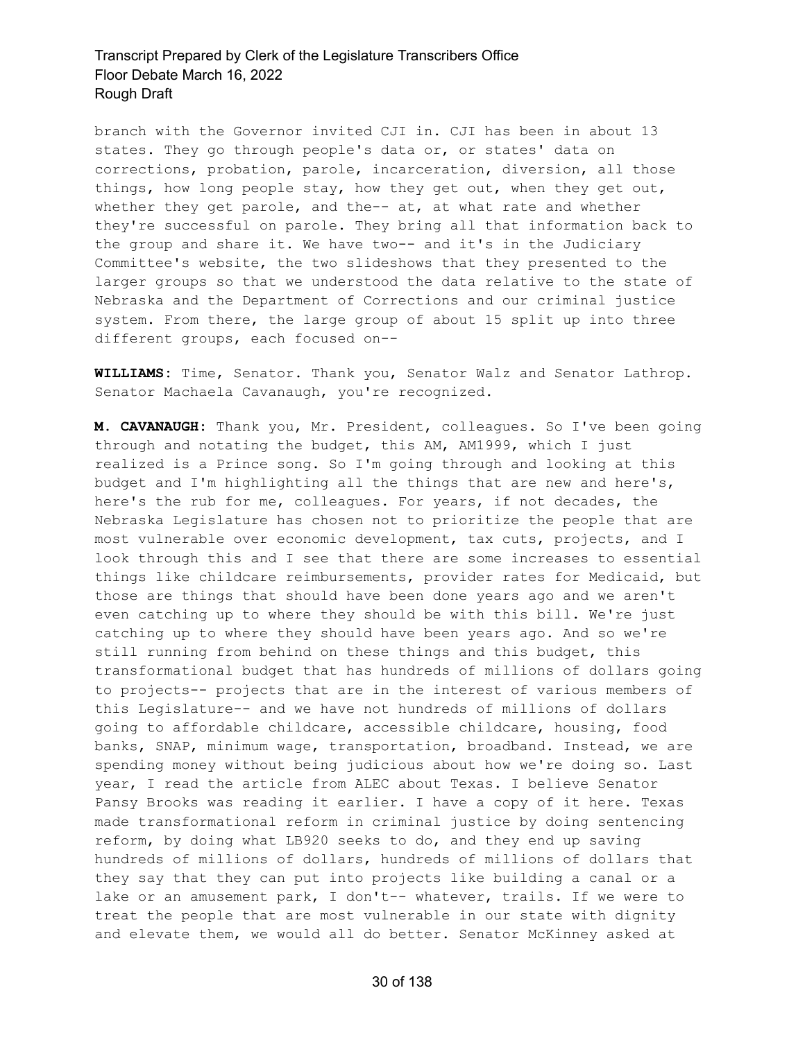branch with the Governor invited CJI in. CJI has been in about 13 states. They go through people's data or, or states' data on corrections, probation, parole, incarceration, diversion, all those things, how long people stay, how they get out, when they get out, whether they get parole, and the-- at, at what rate and whether they're successful on parole. They bring all that information back to the group and share it. We have two-- and it's in the Judiciary Committee's website, the two slideshows that they presented to the larger groups so that we understood the data relative to the state of Nebraska and the Department of Corrections and our criminal justice system. From there, the large group of about 15 split up into three different groups, each focused on--

**WILLIAMS:** Time, Senator. Thank you, Senator Walz and Senator Lathrop. Senator Machaela Cavanaugh, you're recognized.

**M. CAVANAUGH:** Thank you, Mr. President, colleagues. So I've been going through and notating the budget, this AM, AM1999, which I just realized is a Prince song. So I'm going through and looking at this budget and I'm highlighting all the things that are new and here's, here's the rub for me, colleagues. For years, if not decades, the Nebraska Legislature has chosen not to prioritize the people that are most vulnerable over economic development, tax cuts, projects, and I look through this and I see that there are some increases to essential things like childcare reimbursements, provider rates for Medicaid, but those are things that should have been done years ago and we aren't even catching up to where they should be with this bill. We're just catching up to where they should have been years ago. And so we're still running from behind on these things and this budget, this transformational budget that has hundreds of millions of dollars going to projects-- projects that are in the interest of various members of this Legislature-- and we have not hundreds of millions of dollars going to affordable childcare, accessible childcare, housing, food banks, SNAP, minimum wage, transportation, broadband. Instead, we are spending money without being judicious about how we're doing so. Last year, I read the article from ALEC about Texas. I believe Senator Pansy Brooks was reading it earlier. I have a copy of it here. Texas made transformational reform in criminal justice by doing sentencing reform, by doing what LB920 seeks to do, and they end up saving hundreds of millions of dollars, hundreds of millions of dollars that they say that they can put into projects like building a canal or a lake or an amusement park, I don't-- whatever, trails. If we were to treat the people that are most vulnerable in our state with dignity and elevate them, we would all do better. Senator McKinney asked at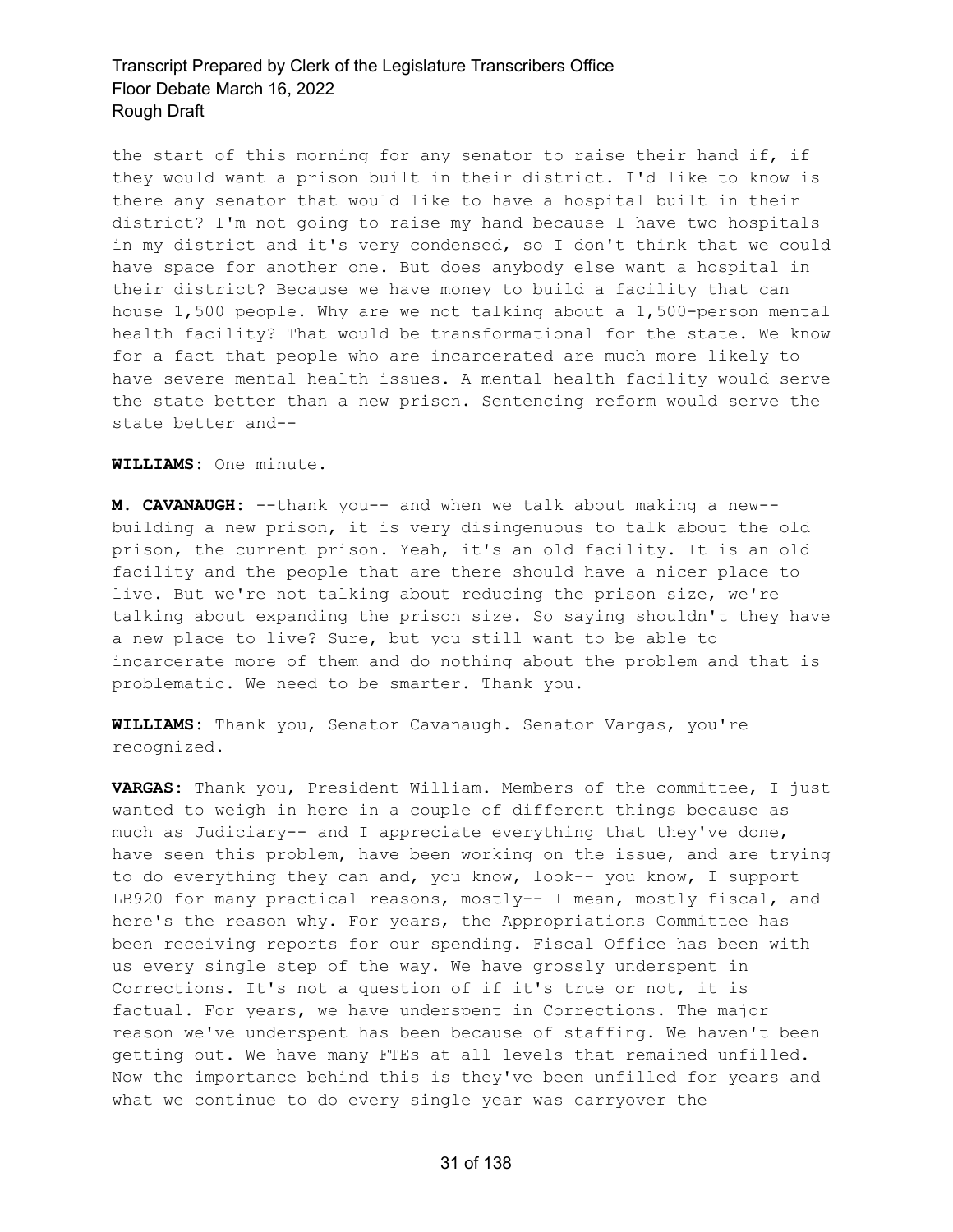the start of this morning for any senator to raise their hand if, if they would want a prison built in their district. I'd like to know is there any senator that would like to have a hospital built in their district? I'm not going to raise my hand because I have two hospitals in my district and it's very condensed, so I don't think that we could have space for another one. But does anybody else want a hospital in their district? Because we have money to build a facility that can house 1,500 people. Why are we not talking about a 1,500-person mental health facility? That would be transformational for the state. We know for a fact that people who are incarcerated are much more likely to have severe mental health issues. A mental health facility would serve the state better than a new prison. Sentencing reform would serve the state better and--

**WILLIAMS:** One minute.

**M. CAVANAUGH:** --thank you-- and when we talk about making a new-- building a new prison, it is very disingenuous to talk about the old prison, the current prison. Yeah, it's an old facility. It is an old facility and the people that are there should have a nicer place to live. But we're not talking about reducing the prison size, we're talking about expanding the prison size. So saying shouldn't they have a new place to live? Sure, but you still want to be able to incarcerate more of them and do nothing about the problem and that is problematic. We need to be smarter. Thank you.

**WILLIAMS:** Thank you, Senator Cavanaugh. Senator Vargas, you're recognized.

**VARGAS:** Thank you, President William. Members of the committee, I just wanted to weigh in here in a couple of different things because as much as Judiciary-- and I appreciate everything that they've done, have seen this problem, have been working on the issue, and are trying to do everything they can and, you know, look-- you know, I support LB920 for many practical reasons, mostly-- I mean, mostly fiscal, and here's the reason why. For years, the Appropriations Committee has been receiving reports for our spending. Fiscal Office has been with us every single step of the way. We have grossly underspent in Corrections. It's not a question of if it's true or not, it is factual. For years, we have underspent in Corrections. The major reason we've underspent has been because of staffing. We haven't been getting out. We have many FTEs at all levels that remained unfilled. Now the importance behind this is they've been unfilled for years and what we continue to do every single year was carryover the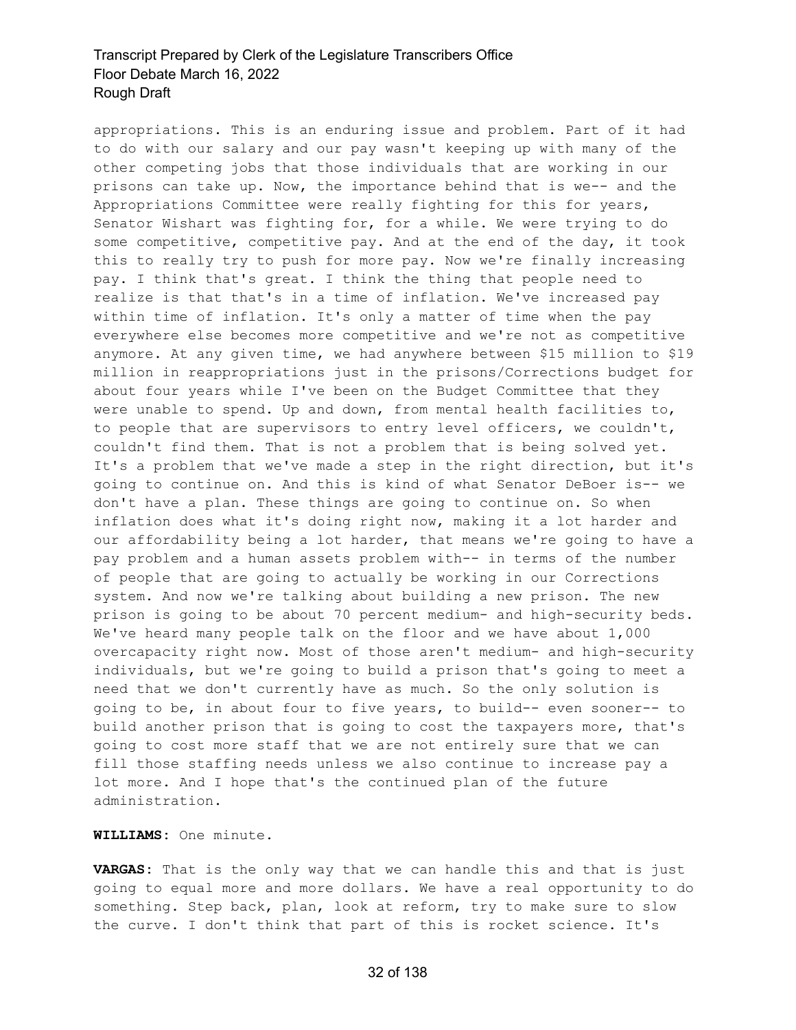appropriations. This is an enduring issue and problem. Part of it had to do with our salary and our pay wasn't keeping up with many of the other competing jobs that those individuals that are working in our prisons can take up. Now, the importance behind that is we-- and the Appropriations Committee were really fighting for this for years, Senator Wishart was fighting for, for a while. We were trying to do some competitive, competitive pay. And at the end of the day, it took this to really try to push for more pay. Now we're finally increasing pay. I think that's great. I think the thing that people need to realize is that that's in a time of inflation. We've increased pay within time of inflation. It's only a matter of time when the pay everywhere else becomes more competitive and we're not as competitive anymore. At any given time, we had anywhere between $15 million to $19 million in reappropriations just in the prisons/Corrections budget for about four years while I've been on the Budget Committee that they were unable to spend. Up and down, from mental health facilities to, to people that are supervisors to entry level officers, we couldn't, couldn't find them. That is not a problem that is being solved yet. It's a problem that we've made a step in the right direction, but it's going to continue on. And this is kind of what Senator DeBoer is-- we don't have a plan. These things are going to continue on. So when inflation does what it's doing right now, making it a lot harder and our affordability being a lot harder, that means we're going to have a pay problem and a human assets problem with-- in terms of the number of people that are going to actually be working in our Corrections system. And now we're talking about building a new prison. The new prison is going to be about 70 percent medium- and high-security beds. We've heard many people talk on the floor and we have about 1,000 overcapacity right now. Most of those aren't medium- and high-security individuals, but we're going to build a prison that's going to meet a need that we don't currently have as much. So the only solution is going to be, in about four to five years, to build-- even sooner-- to build another prison that is going to cost the taxpayers more, that's going to cost more staff that we are not entirely sure that we can fill those staffing needs unless we also continue to increase pay a lot more. And I hope that's the continued plan of the future administration.

**WILLIAMS:** One minute.

**VARGAS:** That is the only way that we can handle this and that is just going to equal more and more dollars. We have a real opportunity to do something. Step back, plan, look at reform, try to make sure to slow the curve. I don't think that part of this is rocket science. It's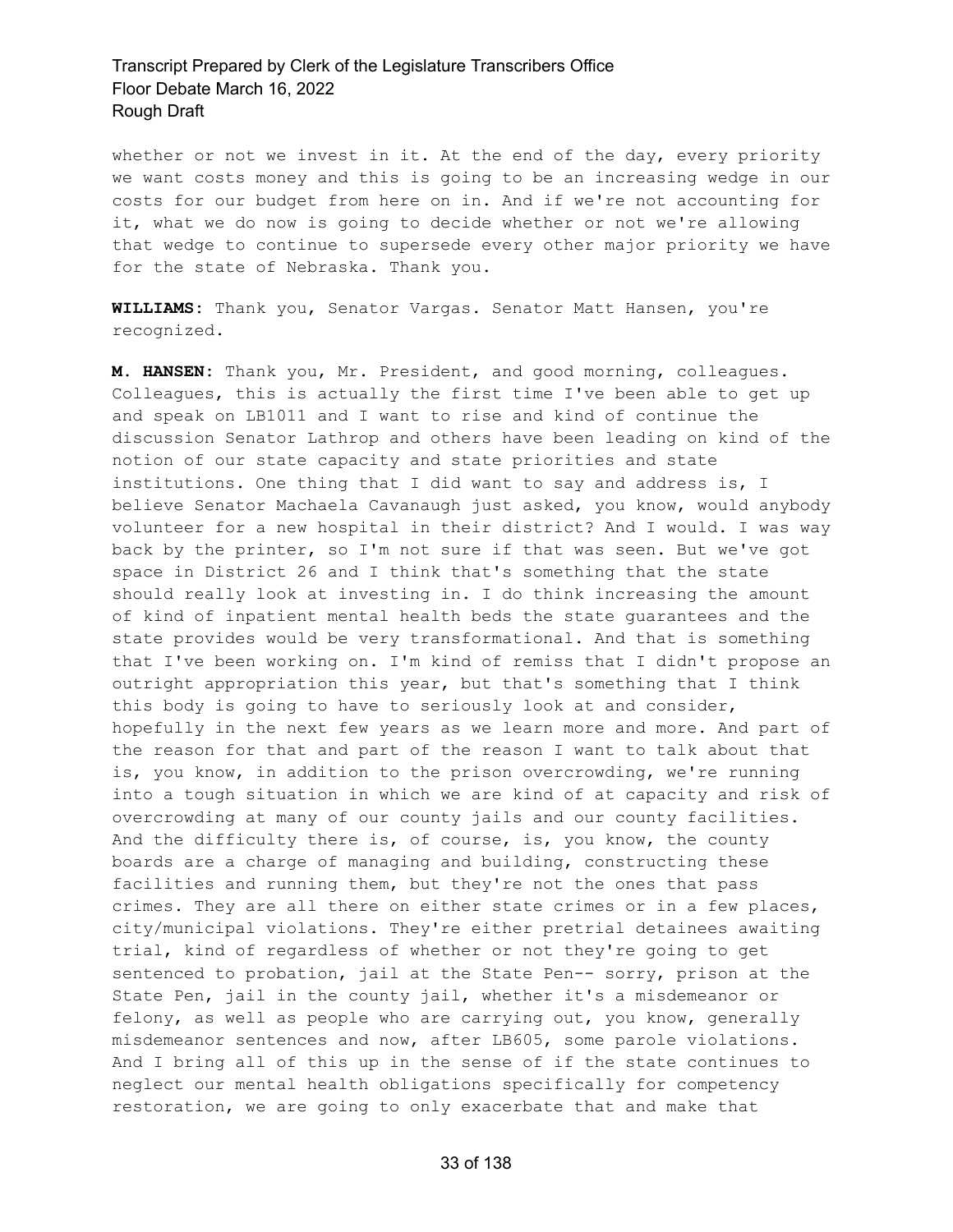whether or not we invest in it. At the end of the day, every priority we want costs money and this is going to be an increasing wedge in our costs for our budget from here on in. And if we're not accounting for it, what we do now is going to decide whether or not we're allowing that wedge to continue to supersede every other major priority we have for the state of Nebraska. Thank you.

**WILLIAMS:** Thank you, Senator Vargas. Senator Matt Hansen, you're recognized.

**M. HANSEN:** Thank you, Mr. President, and good morning, colleagues. Colleagues, this is actually the first time I've been able to get up and speak on LB1011 and I want to rise and kind of continue the discussion Senator Lathrop and others have been leading on kind of the notion of our state capacity and state priorities and state institutions. One thing that I did want to say and address is, I believe Senator Machaela Cavanaugh just asked, you know, would anybody volunteer for a new hospital in their district? And I would. I was way back by the printer, so I'm not sure if that was seen. But we've got space in District 26 and I think that's something that the state should really look at investing in. I do think increasing the amount of kind of inpatient mental health beds the state guarantees and the state provides would be very transformational. And that is something that I've been working on. I'm kind of remiss that I didn't propose an outright appropriation this year, but that's something that I think this body is going to have to seriously look at and consider, hopefully in the next few years as we learn more and more. And part of the reason for that and part of the reason I want to talk about that is, you know, in addition to the prison overcrowding, we're running into a tough situation in which we are kind of at capacity and risk of overcrowding at many of our county jails and our county facilities. And the difficulty there is, of course, is, you know, the county boards are a charge of managing and building, constructing these facilities and running them, but they're not the ones that pass crimes. They are all there on either state crimes or in a few places, city/municipal violations. They're either pretrial detainees awaiting trial, kind of regardless of whether or not they're going to get sentenced to probation, jail at the State Pen-- sorry, prison at the State Pen, jail in the county jail, whether it's a misdemeanor or felony, as well as people who are carrying out, you know, generally misdemeanor sentences and now, after LB605, some parole violations. And I bring all of this up in the sense of if the state continues to neglect our mental health obligations specifically for competency restoration, we are going to only exacerbate that and make that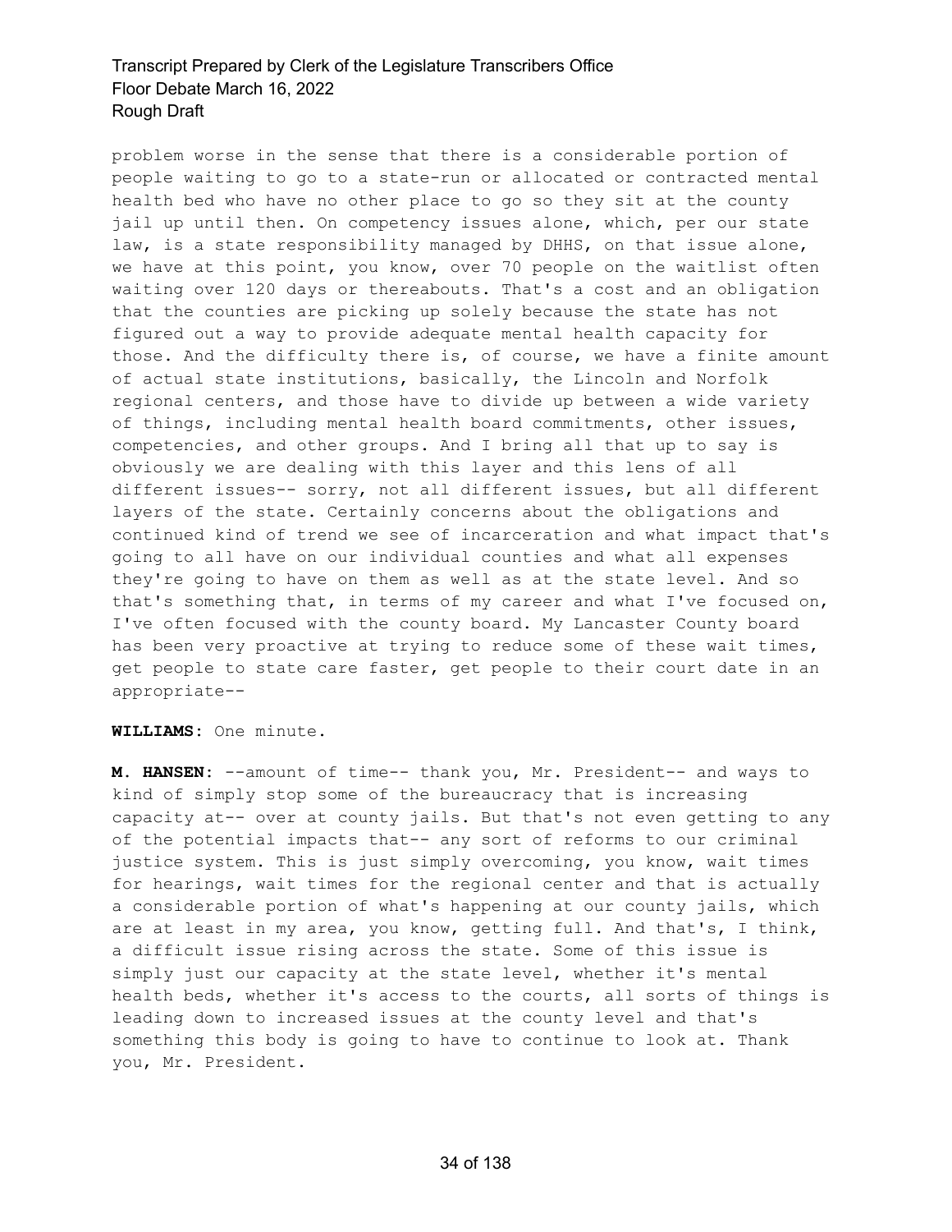problem worse in the sense that there is a considerable portion of people waiting to go to a state-run or allocated or contracted mental health bed who have no other place to go so they sit at the county jail up until then. On competency issues alone, which, per our state law, is a state responsibility managed by DHHS, on that issue alone, we have at this point, you know, over 70 people on the waitlist often waiting over 120 days or thereabouts. That's a cost and an obligation that the counties are picking up solely because the state has not figured out a way to provide adequate mental health capacity for those. And the difficulty there is, of course, we have a finite amount of actual state institutions, basically, the Lincoln and Norfolk regional centers, and those have to divide up between a wide variety of things, including mental health board commitments, other issues, competencies, and other groups. And I bring all that up to say is obviously we are dealing with this layer and this lens of all different issues-- sorry, not all different issues, but all different layers of the state. Certainly concerns about the obligations and continued kind of trend we see of incarceration and what impact that's going to all have on our individual counties and what all expenses they're going to have on them as well as at the state level. And so that's something that, in terms of my career and what I've focused on, I've often focused with the county board. My Lancaster County board has been very proactive at trying to reduce some of these wait times, get people to state care faster, get people to their court date in an appropriate--

**WILLIAMS:** One minute.

**M. HANSEN:** --amount of time-- thank you, Mr. President-- and ways to kind of simply stop some of the bureaucracy that is increasing capacity at-- over at county jails. But that's not even getting to any of the potential impacts that-- any sort of reforms to our criminal justice system. This is just simply overcoming, you know, wait times for hearings, wait times for the regional center and that is actually a considerable portion of what's happening at our county jails, which are at least in my area, you know, getting full. And that's, I think, a difficult issue rising across the state. Some of this issue is simply just our capacity at the state level, whether it's mental health beds, whether it's access to the courts, all sorts of things is leading down to increased issues at the county level and that's something this body is going to have to continue to look at. Thank you, Mr. President.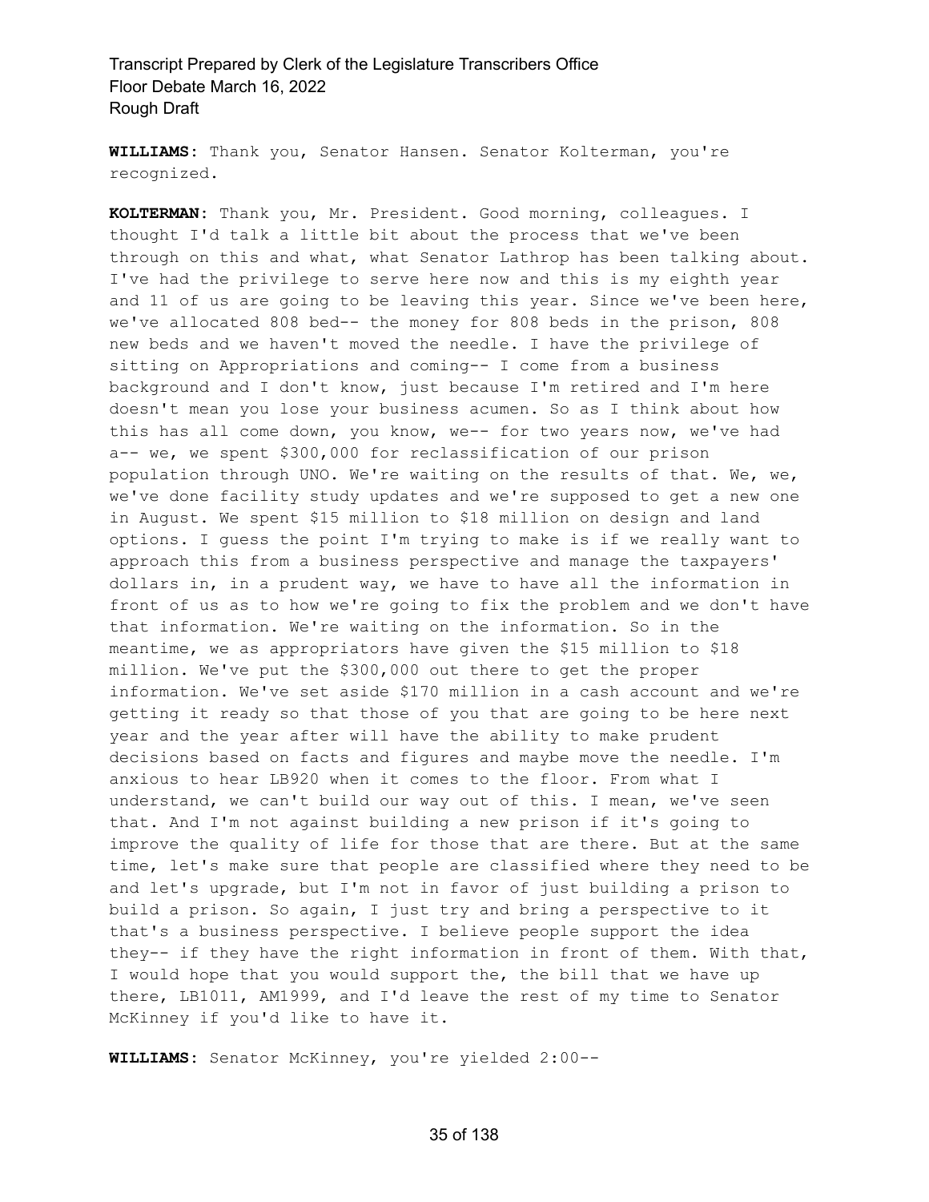**WILLIAMS:** Thank you, Senator Hansen. Senator Kolterman, you're recognized.

**KOLTERMAN:** Thank you, Mr. President. Good morning, colleagues. I thought I'd talk a little bit about the process that we've been through on this and what, what Senator Lathrop has been talking about. I've had the privilege to serve here now and this is my eighth year and 11 of us are going to be leaving this year. Since we've been here, we've allocated 808 bed-- the money for 808 beds in the prison, 808 new beds and we haven't moved the needle. I have the privilege of sitting on Appropriations and coming-- I come from a business background and I don't know, just because I'm retired and I'm here doesn't mean you lose your business acumen. So as I think about how this has all come down, you know, we-- for two years now, we've had a-- we, we spent $300,000 for reclassification of our prison population through UNO. We're waiting on the results of that. We, we, we've done facility study updates and we're supposed to get a new one in August. We spent $15 million to $18 million on design and land options. I guess the point I'm trying to make is if we really want to approach this from a business perspective and manage the taxpayers' dollars in, in a prudent way, we have to have all the information in front of us as to how we're going to fix the problem and we don't have that information. We're waiting on the information. So in the meantime, we as appropriators have given the $15 million to $18 million. We've put the $300,000 out there to get the proper information. We've set aside $170 million in a cash account and we're getting it ready so that those of you that are going to be here next year and the year after will have the ability to make prudent decisions based on facts and figures and maybe move the needle. I'm anxious to hear LB920 when it comes to the floor. From what I understand, we can't build our way out of this. I mean, we've seen that. And I'm not against building a new prison if it's going to improve the quality of life for those that are there. But at the same time, let's make sure that people are classified where they need to be and let's upgrade, but I'm not in favor of just building a prison to build a prison. So again, I just try and bring a perspective to it that's a business perspective. I believe people support the idea they-- if they have the right information in front of them. With that, I would hope that you would support the, the bill that we have up there, LB1011, AM1999, and I'd leave the rest of my time to Senator McKinney if you'd like to have it.

**WILLIAMS:** Senator McKinney, you're yielded 2:00--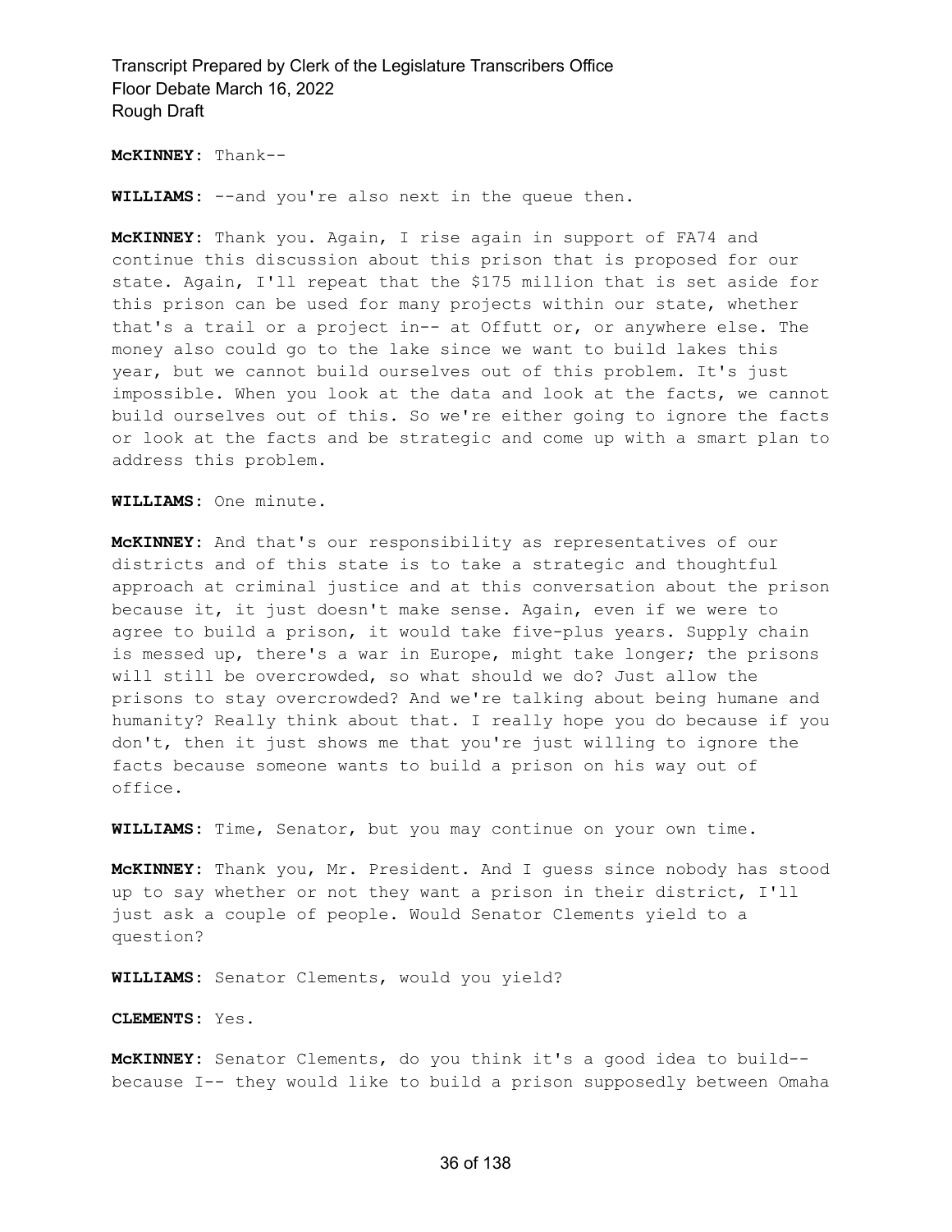**McKINNEY:** Thank--

**WILLIAMS:** --and you're also next in the queue then.

**McKINNEY:** Thank you. Again, I rise again in support of FA74 and continue this discussion about this prison that is proposed for our state. Again, I'll repeat that the $175 million that is set aside for this prison can be used for many projects within our state, whether that's a trail or a project in-- at Offutt or, or anywhere else. The money also could go to the lake since we want to build lakes this year, but we cannot build ourselves out of this problem. It's just impossible. When you look at the data and look at the facts, we cannot build ourselves out of this. So we're either going to ignore the facts or look at the facts and be strategic and come up with a smart plan to address this problem.

**WILLIAMS:** One minute.

**McKINNEY:** And that's our responsibility as representatives of our districts and of this state is to take a strategic and thoughtful approach at criminal justice and at this conversation about the prison because it, it just doesn't make sense. Again, even if we were to agree to build a prison, it would take five-plus years. Supply chain is messed up, there's a war in Europe, might take longer; the prisons will still be overcrowded, so what should we do? Just allow the prisons to stay overcrowded? And we're talking about being humane and humanity? Really think about that. I really hope you do because if you don't, then it just shows me that you're just willing to ignore the facts because someone wants to build a prison on his way out of office.

**WILLIAMS:** Time, Senator, but you may continue on your own time.

**McKINNEY:** Thank you, Mr. President. And I guess since nobody has stood up to say whether or not they want a prison in their district, I'll just ask a couple of people. Would Senator Clements yield to a question?

**WILLIAMS:** Senator Clements, would you yield?

**CLEMENTS:** Yes.

**McKINNEY:** Senator Clements, do you think it's a good idea to build-- because I-- they would like to build a prison supposedly between Omaha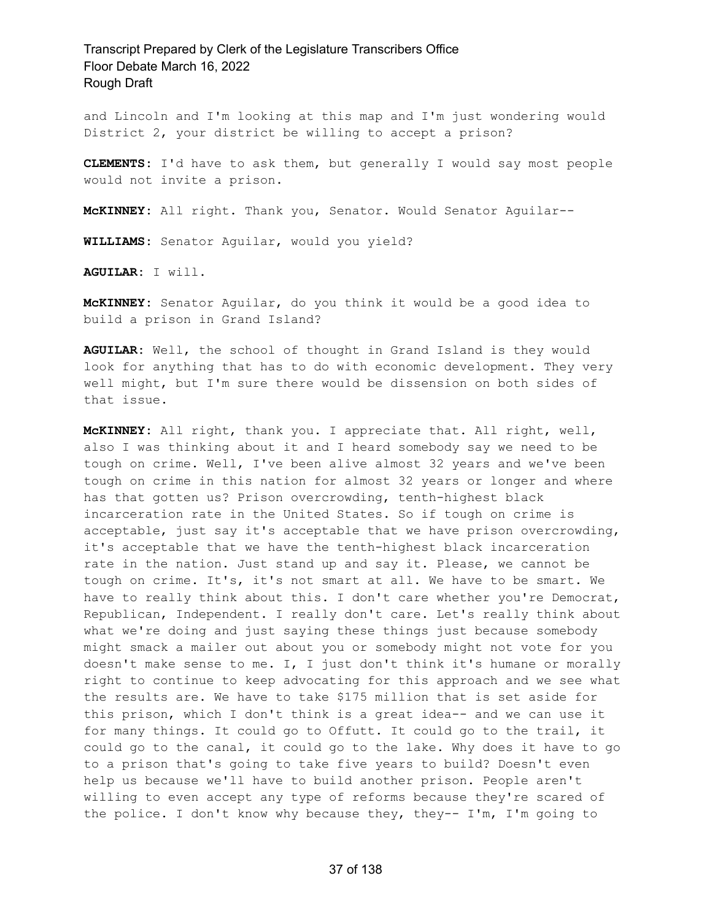and Lincoln and I'm looking at this map and I'm just wondering would District 2, your district be willing to accept a prison?

**CLEMENTS:** I'd have to ask them, but generally I would say most people would not invite a prison.

**McKINNEY:** All right. Thank you, Senator. Would Senator Aguilar--

**WILLIAMS:** Senator Aguilar, would you yield?

**AGUILAR:** I will.

**McKINNEY:** Senator Aguilar, do you think it would be a good idea to build a prison in Grand Island?

**AGUILAR:** Well, the school of thought in Grand Island is they would look for anything that has to do with economic development. They very well might, but I'm sure there would be dissension on both sides of that issue.

**McKINNEY:** All right, thank you. I appreciate that. All right, well, also I was thinking about it and I heard somebody say we need to be tough on crime. Well, I've been alive almost 32 years and we've been tough on crime in this nation for almost 32 years or longer and where has that gotten us? Prison overcrowding, tenth-highest black incarceration rate in the United States. So if tough on crime is acceptable, just say it's acceptable that we have prison overcrowding, it's acceptable that we have the tenth-highest black incarceration rate in the nation. Just stand up and say it. Please, we cannot be tough on crime. It's, it's not smart at all. We have to be smart. We have to really think about this. I don't care whether you're Democrat, Republican, Independent. I really don't care. Let's really think about what we're doing and just saying these things just because somebody might smack a mailer out about you or somebody might not vote for you doesn't make sense to me. I, I just don't think it's humane or morally right to continue to keep advocating for this approach and we see what the results are. We have to take $175 million that is set aside for this prison, which I don't think is a great idea-- and we can use it for many things. It could go to Offutt. It could go to the trail, it could go to the canal, it could go to the lake. Why does it have to go to a prison that's going to take five years to build? Doesn't even help us because we'll have to build another prison. People aren't willing to even accept any type of reforms because they're scared of the police. I don't know why because they, they-- I'm, I'm going to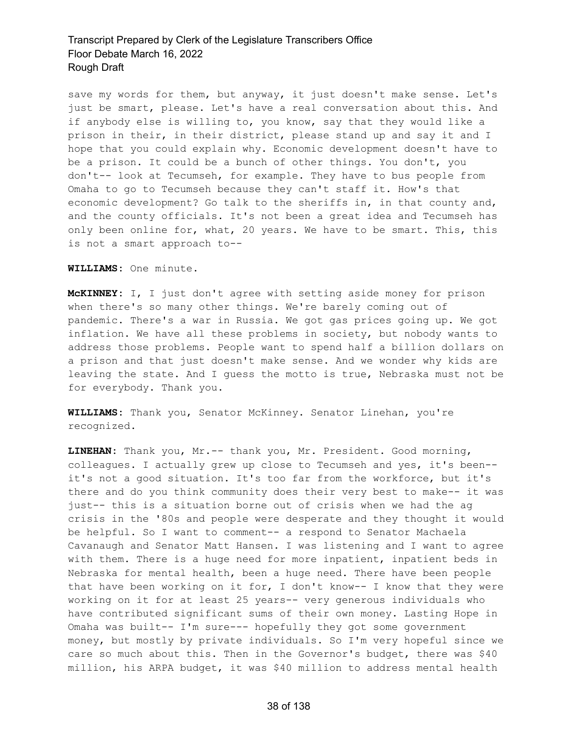save my words for them, but anyway, it just doesn't make sense. Let's just be smart, please. Let's have a real conversation about this. And if anybody else is willing to, you know, say that they would like a prison in their, in their district, please stand up and say it and I hope that you could explain why. Economic development doesn't have to be a prison. It could be a bunch of other things. You don't, you don't-- look at Tecumseh, for example. They have to bus people from Omaha to go to Tecumseh because they can't staff it. How's that economic development? Go talk to the sheriffs in, in that county and, and the county officials. It's not been a great idea and Tecumseh has only been online for, what, 20 years. We have to be smart. This, this is not a smart approach to--

**WILLIAMS:** One minute.

**McKINNEY:** I, I just don't agree with setting aside money for prison when there's so many other things. We're barely coming out of pandemic. There's a war in Russia. We got gas prices going up. We got inflation. We have all these problems in society, but nobody wants to address those problems. People want to spend half a billion dollars on a prison and that just doesn't make sense. And we wonder why kids are leaving the state. And I guess the motto is true, Nebraska must not be for everybody. Thank you.

**WILLIAMS:** Thank you, Senator McKinney. Senator Linehan, you're recognized.

**LINEHAN:** Thank you, Mr.-- thank you, Mr. President. Good morning, colleagues. I actually grew up close to Tecumseh and yes, it's been-- it's not a good situation. It's too far from the workforce, but it's there and do you think community does their very best to make-- it was just-- this is a situation borne out of crisis when we had the ag crisis in the '80s and people were desperate and they thought it would be helpful. So I want to comment-- a respond to Senator Machaela Cavanaugh and Senator Matt Hansen. I was listening and I want to agree with them. There is a huge need for more inpatient, inpatient beds in Nebraska for mental health, been a huge need. There have been people that have been working on it for, I don't know-- I know that they were working on it for at least 25 years-- very generous individuals who have contributed significant sums of their own money. Lasting Hope in Omaha was built-- I'm sure--- hopefully they got some government money, but mostly by private individuals. So I'm very hopeful since we care so much about this. Then in the Governor's budget, there was $40 million, his ARPA budget, it was $40 million to address mental health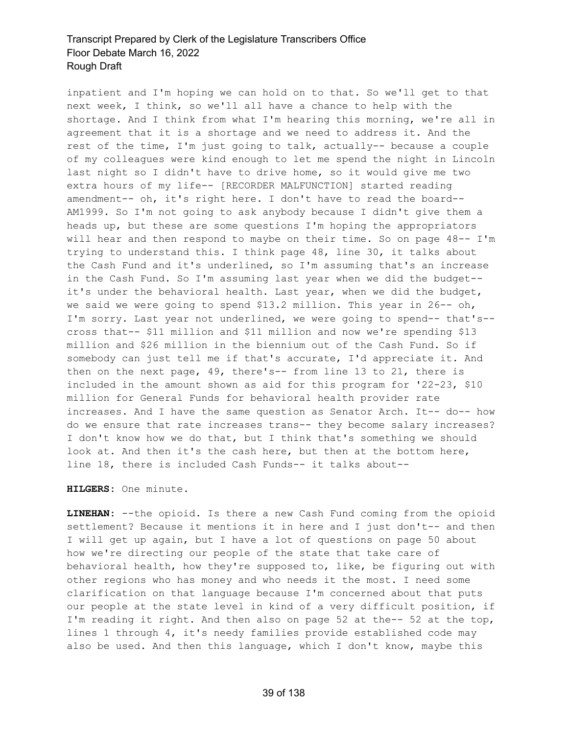inpatient and I'm hoping we can hold on to that. So we'll get to that next week, I think, so we'll all have a chance to help with the shortage. And I think from what I'm hearing this morning, we're all in agreement that it is a shortage and we need to address it. And the rest of the time, I'm just going to talk, actually-- because a couple of my colleagues were kind enough to let me spend the night in Lincoln last night so I didn't have to drive home, so it would give me two extra hours of my life-- [RECORDER MALFUNCTION] started reading amendment-- oh, it's right here. I don't have to read the board-- AM1999. So I'm not going to ask anybody because I didn't give them a heads up, but these are some questions I'm hoping the appropriators will hear and then respond to maybe on their time. So on page 48-- I'm trying to understand this. I think page 48, line 30, it talks about the Cash Fund and it's underlined, so I'm assuming that's an increase in the Cash Fund. So I'm assuming last year when we did the budget-- it's under the behavioral health. Last year, when we did the budget, we said we were going to spend $13.2 million. This year in 26-- oh, I'm sorry. Last year not underlined, we were going to spend-- that's-- cross that-- $11 million and $11 million and now we're spending $13 million and $26 million in the biennium out of the Cash Fund. So if somebody can just tell me if that's accurate, I'd appreciate it. And then on the next page, 49, there's-- from line 13 to 21, there is included in the amount shown as aid for this program for '22-23, $10 million for General Funds for behavioral health provider rate increases. And I have the same question as Senator Arch. It-- do-- how do we ensure that rate increases trans-- they become salary increases? I don't know how we do that, but I think that's something we should look at. And then it's the cash here, but then at the bottom here, line 18, there is included Cash Funds-- it talks about--

**HILGERS:** One minute.

**LINEHAN:** --the opioid. Is there a new Cash Fund coming from the opioid settlement? Because it mentions it in here and I just don't-- and then I will get up again, but I have a lot of questions on page 50 about how we're directing our people of the state that take care of behavioral health, how they're supposed to, like, be figuring out with other regions who has money and who needs it the most. I need some clarification on that language because I'm concerned about that puts our people at the state level in kind of a very difficult position, if I'm reading it right. And then also on page 52 at the-- 52 at the top, lines 1 through 4, it's needy families provide established code may also be used. And then this language, which I don't know, maybe this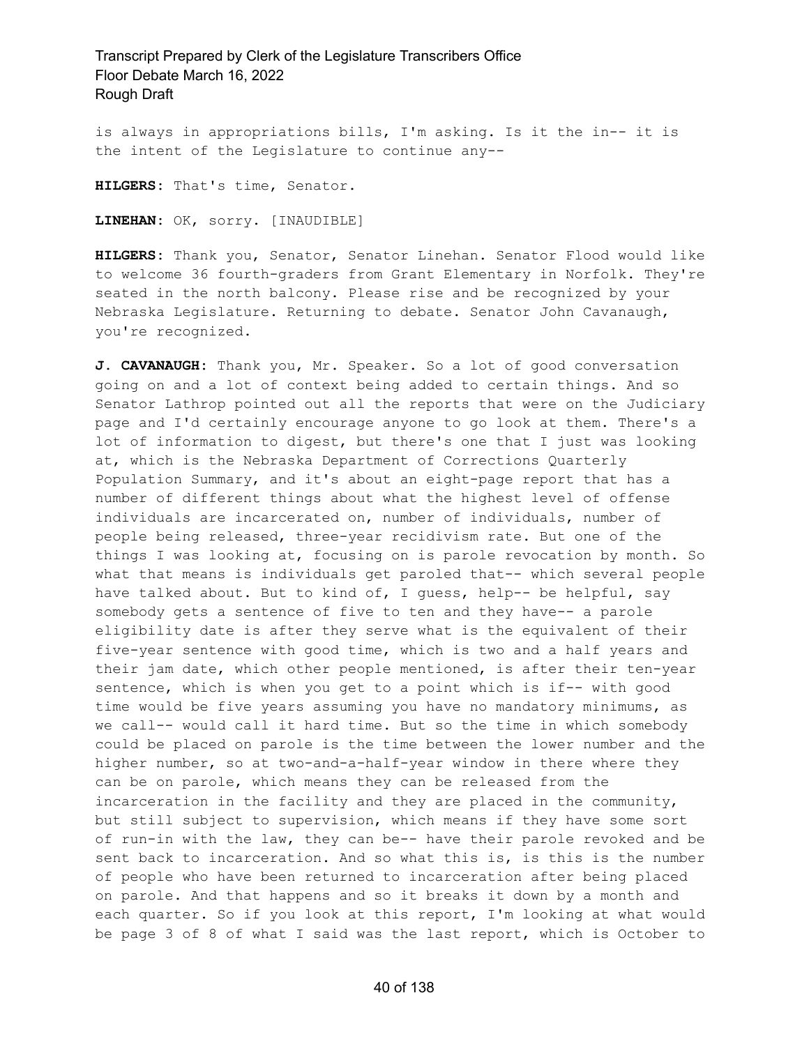is always in appropriations bills, I'm asking. Is it the in-- it is the intent of the Legislature to continue any--

**HILGERS:** That's time, Senator.

**LINEHAN:** OK, sorry. [INAUDIBLE]

**HILGERS:** Thank you, Senator, Senator Linehan. Senator Flood would like to welcome 36 fourth-graders from Grant Elementary in Norfolk. They're seated in the north balcony. Please rise and be recognized by your Nebraska Legislature. Returning to debate. Senator John Cavanaugh, you're recognized.

**J. CAVANAUGH:** Thank you, Mr. Speaker. So a lot of good conversation going on and a lot of context being added to certain things. And so Senator Lathrop pointed out all the reports that were on the Judiciary page and I'd certainly encourage anyone to go look at them. There's a lot of information to digest, but there's one that I just was looking at, which is the Nebraska Department of Corrections Quarterly Population Summary, and it's about an eight-page report that has a number of different things about what the highest level of offense individuals are incarcerated on, number of individuals, number of people being released, three-year recidivism rate. But one of the things I was looking at, focusing on is parole revocation by month. So what that means is individuals get paroled that-- which several people have talked about. But to kind of, I guess, help-- be helpful, say somebody gets a sentence of five to ten and they have-- a parole eligibility date is after they serve what is the equivalent of their five-year sentence with good time, which is two and a half years and their jam date, which other people mentioned, is after their ten-year sentence, which is when you get to a point which is if-- with good time would be five years assuming you have no mandatory minimums, as we call-- would call it hard time. But so the time in which somebody could be placed on parole is the time between the lower number and the higher number, so at two-and-a-half-year window in there where they can be on parole, which means they can be released from the incarceration in the facility and they are placed in the community, but still subject to supervision, which means if they have some sort of run-in with the law, they can be-- have their parole revoked and be sent back to incarceration. And so what this is, is this is the number of people who have been returned to incarceration after being placed on parole. And that happens and so it breaks it down by a month and each quarter. So if you look at this report, I'm looking at what would be page 3 of 8 of what I said was the last report, which is October to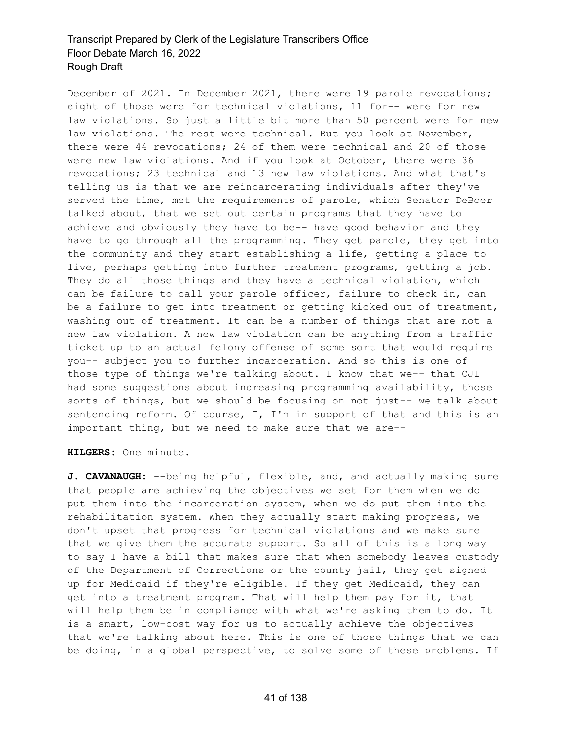December of 2021. In December 2021, there were 19 parole revocations; eight of those were for technical violations, 11 for-- were for new law violations. So just a little bit more than 50 percent were for new law violations. The rest were technical. But you look at November, there were 44 revocations; 24 of them were technical and 20 of those were new law violations. And if you look at October, there were 36 revocations; 23 technical and 13 new law violations. And what that's telling us is that we are reincarcerating individuals after they've served the time, met the requirements of parole, which Senator DeBoer talked about, that we set out certain programs that they have to achieve and obviously they have to be-- have good behavior and they have to go through all the programming. They get parole, they get into the community and they start establishing a life, getting a place to live, perhaps getting into further treatment programs, getting a job. They do all those things and they have a technical violation, which can be failure to call your parole officer, failure to check in, can be a failure to get into treatment or getting kicked out of treatment, washing out of treatment. It can be a number of things that are not a new law violation. A new law violation can be anything from a traffic ticket up to an actual felony offense of some sort that would require you-- subject you to further incarceration. And so this is one of those type of things we're talking about. I know that we-- that CJI had some suggestions about increasing programming availability, those sorts of things, but we should be focusing on not just-- we talk about sentencing reform. Of course, I, I'm in support of that and this is an important thing, but we need to make sure that we are--

**HILGERS:** One minute.

**J. CAVANAUGH:** --being helpful, flexible, and, and actually making sure that people are achieving the objectives we set for them when we do put them into the incarceration system, when we do put them into the rehabilitation system. When they actually start making progress, we don't upset that progress for technical violations and we make sure that we give them the accurate support. So all of this is a long way to say I have a bill that makes sure that when somebody leaves custody of the Department of Corrections or the county jail, they get signed up for Medicaid if they're eligible. If they get Medicaid, they can get into a treatment program. That will help them pay for it, that will help them be in compliance with what we're asking them to do. It is a smart, low-cost way for us to actually achieve the objectives that we're talking about here. This is one of those things that we can be doing, in a global perspective, to solve some of these problems. If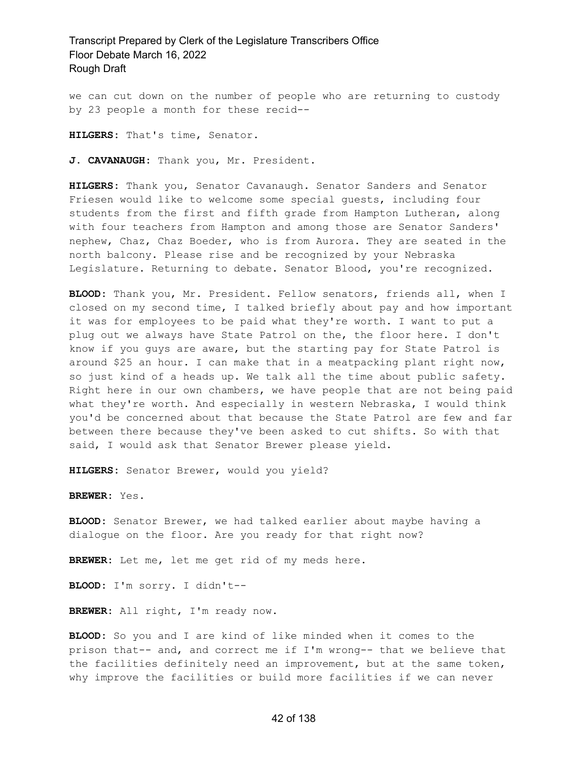we can cut down on the number of people who are returning to custody by 23 people a month for these recid--

**HILGERS:** That's time, Senator.

**J. CAVANAUGH:** Thank you, Mr. President.

**HILGERS:** Thank you, Senator Cavanaugh. Senator Sanders and Senator Friesen would like to welcome some special guests, including four students from the first and fifth grade from Hampton Lutheran, along with four teachers from Hampton and among those are Senator Sanders' nephew, Chaz, Chaz Boeder, who is from Aurora. They are seated in the north balcony. Please rise and be recognized by your Nebraska Legislature. Returning to debate. Senator Blood, you're recognized.

**BLOOD:** Thank you, Mr. President. Fellow senators, friends all, when I closed on my second time, I talked briefly about pay and how important it was for employees to be paid what they're worth. I want to put a plug out we always have State Patrol on the, the floor here. I don't know if you guys are aware, but the starting pay for State Patrol is around $25 an hour. I can make that in a meatpacking plant right now, so just kind of a heads up. We talk all the time about public safety. Right here in our own chambers, we have people that are not being paid what they're worth. And especially in western Nebraska, I would think you'd be concerned about that because the State Patrol are few and far between there because they've been asked to cut shifts. So with that said, I would ask that Senator Brewer please yield.

**HILGERS:** Senator Brewer, would you yield?

**BREWER:** Yes.

**BLOOD:** Senator Brewer, we had talked earlier about maybe having a dialogue on the floor. Are you ready for that right now?

**BREWER:** Let me, let me get rid of my meds here.

**BLOOD:** I'm sorry. I didn't--

**BREWER:** All right, I'm ready now.

**BLOOD:** So you and I are kind of like minded when it comes to the prison that-- and, and correct me if I'm wrong-- that we believe that the facilities definitely need an improvement, but at the same token, why improve the facilities or build more facilities if we can never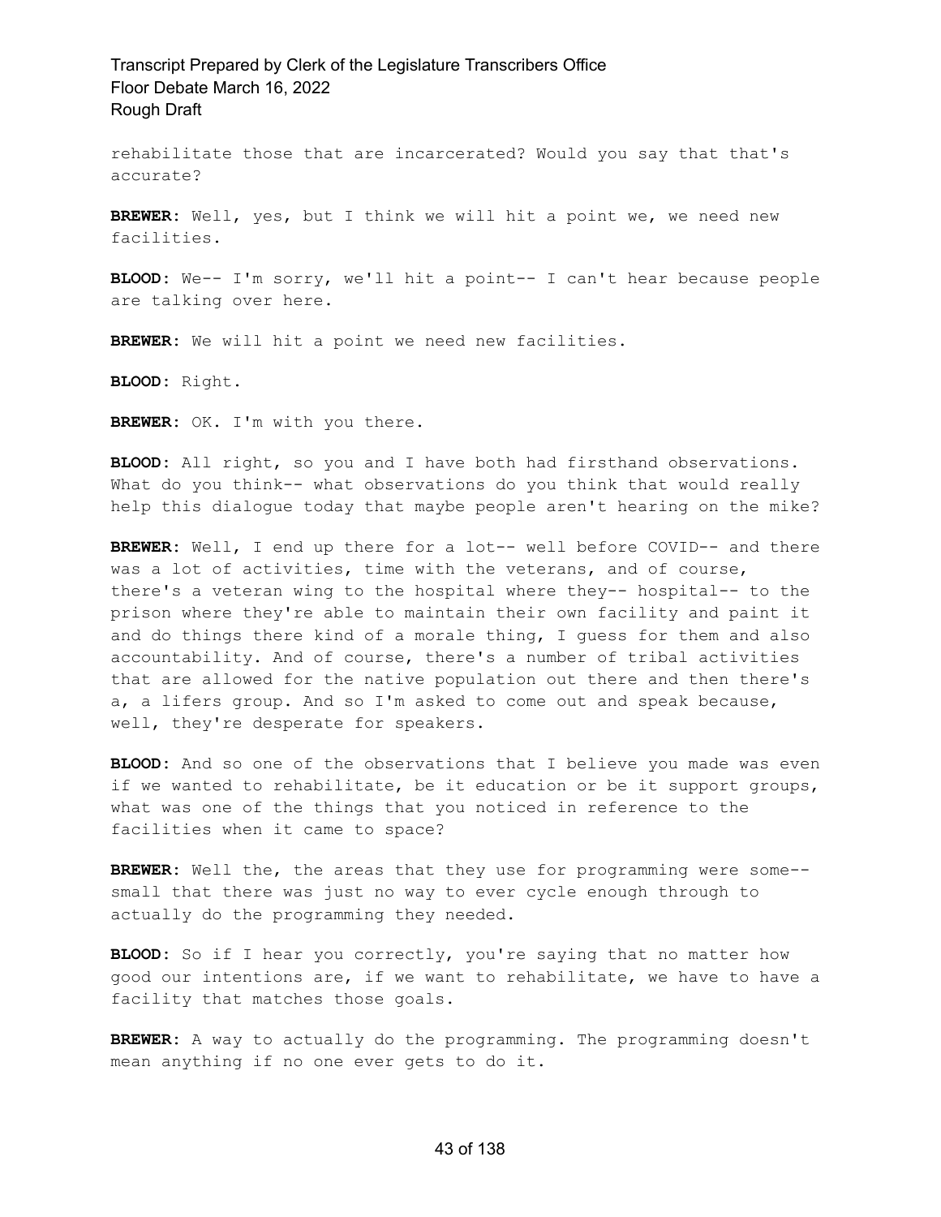rehabilitate those that are incarcerated? Would you say that that's accurate?

**BREWER:** Well, yes, but I think we will hit a point we, we need new facilities.

**BLOOD:** We-- I'm sorry, we'll hit a point-- I can't hear because people are talking over here.

**BREWER:** We will hit a point we need new facilities.

**BLOOD:** Right.

**BREWER:** OK. I'm with you there.

**BLOOD:** All right, so you and I have both had firsthand observations. What do you think-- what observations do you think that would really help this dialogue today that maybe people aren't hearing on the mike?

**BREWER:** Well, I end up there for a lot-- well before COVID-- and there was a lot of activities, time with the veterans, and of course, there's a veteran wing to the hospital where they-- hospital-- to the prison where they're able to maintain their own facility and paint it and do things there kind of a morale thing, I guess for them and also accountability. And of course, there's a number of tribal activities that are allowed for the native population out there and then there's a, a lifers group. And so I'm asked to come out and speak because, well, they're desperate for speakers.

**BLOOD:** And so one of the observations that I believe you made was even if we wanted to rehabilitate, be it education or be it support groups, what was one of the things that you noticed in reference to the facilities when it came to space?

**BREWER:** Well the, the areas that they use for programming were some-- small that there was just no way to ever cycle enough through to actually do the programming they needed.

**BLOOD:** So if I hear you correctly, you're saying that no matter how good our intentions are, if we want to rehabilitate, we have to have a facility that matches those goals.

**BREWER:** A way to actually do the programming. The programming doesn't mean anything if no one ever gets to do it.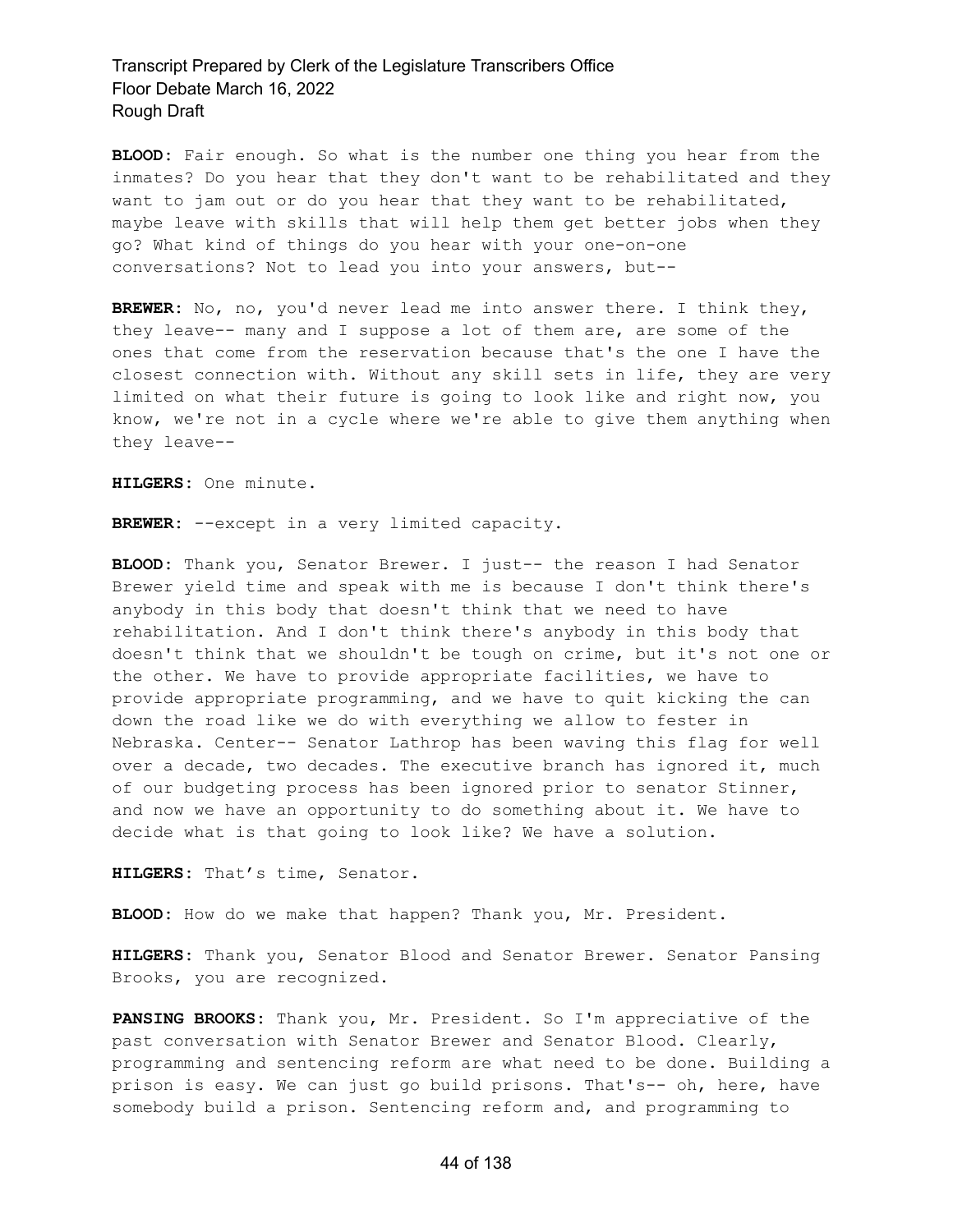**BLOOD:** Fair enough. So what is the number one thing you hear from the inmates? Do you hear that they don't want to be rehabilitated and they want to jam out or do you hear that they want to be rehabilitated, maybe leave with skills that will help them get better jobs when they go? What kind of things do you hear with your one-on-one conversations? Not to lead you into your answers, but--

**BREWER:** No, no, you'd never lead me into answer there. I think they, they leave-- many and I suppose a lot of them are, are some of the ones that come from the reservation because that's the one I have the closest connection with. Without any skill sets in life, they are very limited on what their future is going to look like and right now, you know, we're not in a cycle where we're able to give them anything when they leave--

**HILGERS:** One minute.

**BREWER:** --except in a very limited capacity.

**BLOOD:** Thank you, Senator Brewer. I just-- the reason I had Senator Brewer yield time and speak with me is because I don't think there's anybody in this body that doesn't think that we need to have rehabilitation. And I don't think there's anybody in this body that doesn't think that we shouldn't be tough on crime, but it's not one or the other. We have to provide appropriate facilities, we have to provide appropriate programming, and we have to quit kicking the can down the road like we do with everything we allow to fester in Nebraska. Center-- Senator Lathrop has been waving this flag for well over a decade, two decades. The executive branch has ignored it, much of our budgeting process has been ignored prior to senator Stinner, and now we have an opportunity to do something about it. We have to decide what is that going to look like? We have a solution.

**HILGERS:** That’s time, Senator.

**BLOOD:** How do we make that happen? Thank you, Mr. President.

**HILGERS:** Thank you, Senator Blood and Senator Brewer. Senator Pansing Brooks, you are recognized.

**PANSING BROOKS:** Thank you, Mr. President. So I'm appreciative of the past conversation with Senator Brewer and Senator Blood. Clearly, programming and sentencing reform are what need to be done. Building a prison is easy. We can just go build prisons. That's-- oh, here, have somebody build a prison. Sentencing reform and, and programming to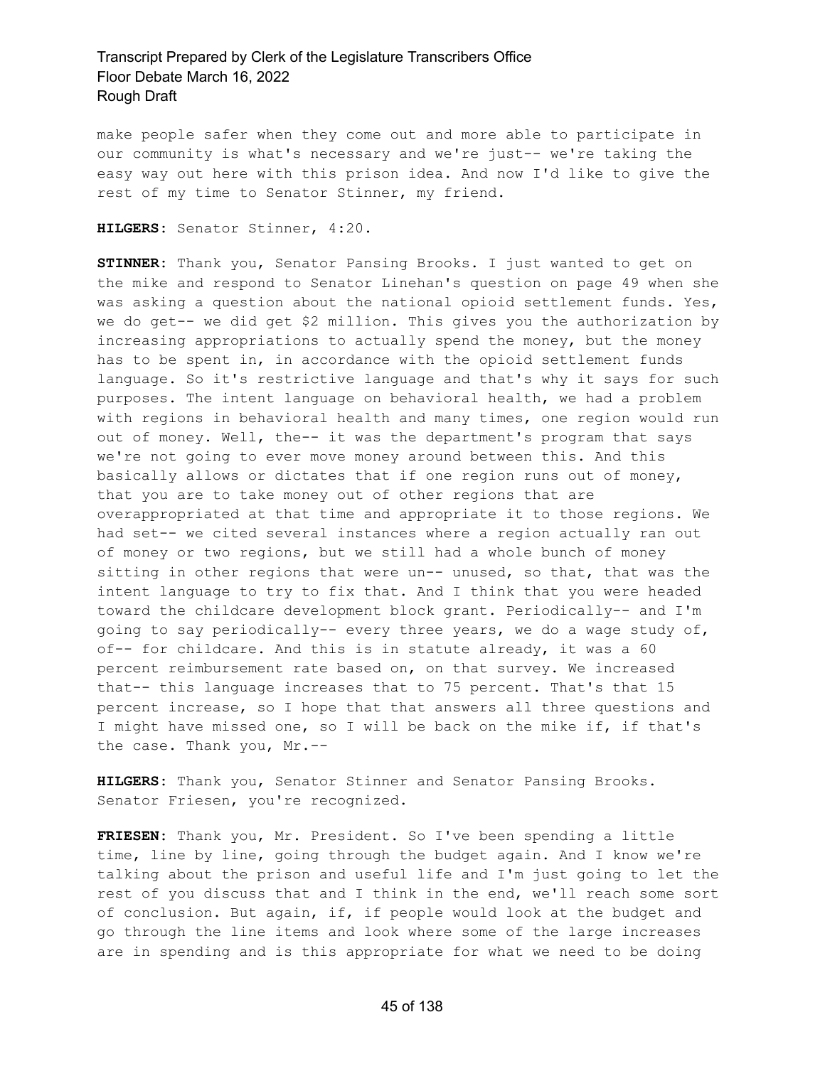make people safer when they come out and more able to participate in our community is what's necessary and we're just-- we're taking the easy way out here with this prison idea. And now I'd like to give the rest of my time to Senator Stinner, my friend.

**HILGERS:** Senator Stinner, 4:20.

**STINNER:** Thank you, Senator Pansing Brooks. I just wanted to get on the mike and respond to Senator Linehan's question on page 49 when she was asking a question about the national opioid settlement funds. Yes, we do get-- we did get $2 million. This gives you the authorization by increasing appropriations to actually spend the money, but the money has to be spent in, in accordance with the opioid settlement funds language. So it's restrictive language and that's why it says for such purposes. The intent language on behavioral health, we had a problem with regions in behavioral health and many times, one region would run out of money. Well, the-- it was the department's program that says we're not going to ever move money around between this. And this basically allows or dictates that if one region runs out of money, that you are to take money out of other regions that are overappropriated at that time and appropriate it to those regions. We had set-- we cited several instances where a region actually ran out of money or two regions, but we still had a whole bunch of money sitting in other regions that were un-- unused, so that, that was the intent language to try to fix that. And I think that you were headed toward the childcare development block grant. Periodically-- and I'm going to say periodically-- every three years, we do a wage study of, of-- for childcare. And this is in statute already, it was a 60 percent reimbursement rate based on, on that survey. We increased that-- this language increases that to 75 percent. That's that 15 percent increase, so I hope that that answers all three questions and I might have missed one, so I will be back on the mike if, if that's the case. Thank you, Mr.--

**HILGERS:** Thank you, Senator Stinner and Senator Pansing Brooks. Senator Friesen, you're recognized.

**FRIESEN:** Thank you, Mr. President. So I've been spending a little time, line by line, going through the budget again. And I know we're talking about the prison and useful life and I'm just going to let the rest of you discuss that and I think in the end, we'll reach some sort of conclusion. But again, if, if people would look at the budget and go through the line items and look where some of the large increases are in spending and is this appropriate for what we need to be doing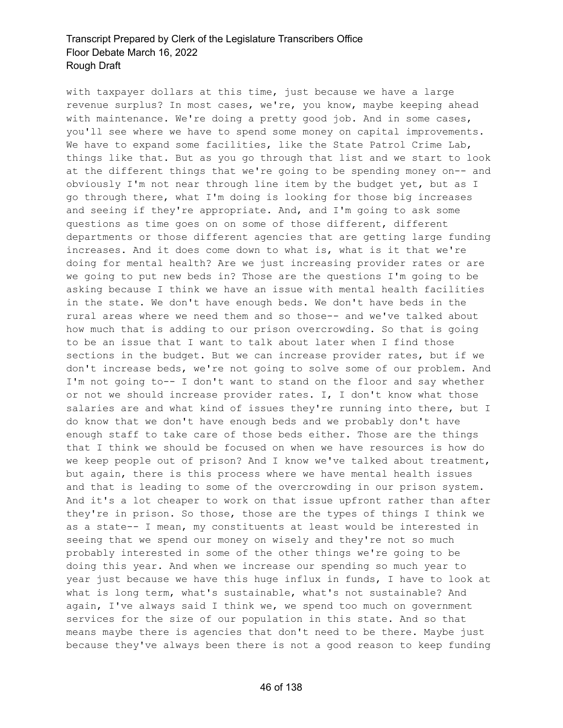with taxpayer dollars at this time, just because we have a large revenue surplus? In most cases, we're, you know, maybe keeping ahead with maintenance. We're doing a pretty good job. And in some cases, you'll see where we have to spend some money on capital improvements. We have to expand some facilities, like the State Patrol Crime Lab, things like that. But as you go through that list and we start to look at the different things that we're going to be spending money on-- and obviously I'm not near through line item by the budget yet, but as I go through there, what I'm doing is looking for those big increases and seeing if they're appropriate. And, and I'm going to ask some questions as time goes on on some of those different, different departments or those different agencies that are getting large funding increases. And it does come down to what is, what is it that we're doing for mental health? Are we just increasing provider rates or are we going to put new beds in? Those are the questions I'm going to be asking because I think we have an issue with mental health facilities in the state. We don't have enough beds. We don't have beds in the rural areas where we need them and so those-- and we've talked about how much that is adding to our prison overcrowding. So that is going to be an issue that I want to talk about later when I find those sections in the budget. But we can increase provider rates, but if we don't increase beds, we're not going to solve some of our problem. And I'm not going to-- I don't want to stand on the floor and say whether or not we should increase provider rates. I, I don't know what those salaries are and what kind of issues they're running into there, but I do know that we don't have enough beds and we probably don't have enough staff to take care of those beds either. Those are the things that I think we should be focused on when we have resources is how do we keep people out of prison? And I know we've talked about treatment, but again, there is this process where we have mental health issues and that is leading to some of the overcrowding in our prison system. And it's a lot cheaper to work on that issue upfront rather than after they're in prison. So those, those are the types of things I think we as a state-- I mean, my constituents at least would be interested in seeing that we spend our money on wisely and they're not so much probably interested in some of the other things we're going to be doing this year. And when we increase our spending so much year to year just because we have this huge influx in funds, I have to look at what is long term, what's sustainable, what's not sustainable? And again, I've always said I think we, we spend too much on government services for the size of our population in this state. And so that means maybe there is agencies that don't need to be there. Maybe just because they've always been there is not a good reason to keep funding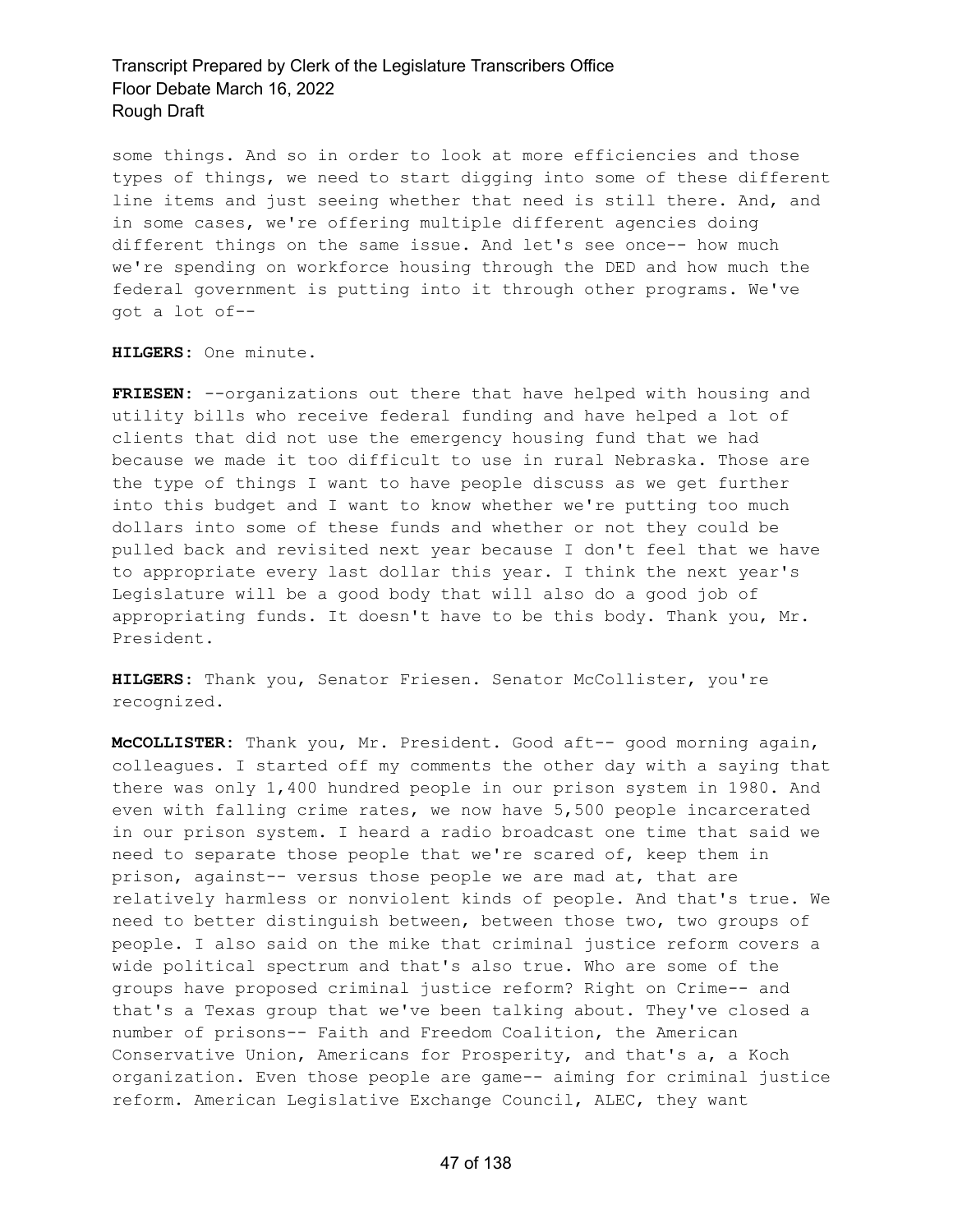some things. And so in order to look at more efficiencies and those types of things, we need to start digging into some of these different line items and just seeing whether that need is still there. And, and in some cases, we're offering multiple different agencies doing different things on the same issue. And let's see once-- how much we're spending on workforce housing through the DED and how much the federal government is putting into it through other programs. We've got a lot of--

**HILGERS:** One minute.

**FRIESEN:** --organizations out there that have helped with housing and utility bills who receive federal funding and have helped a lot of clients that did not use the emergency housing fund that we had because we made it too difficult to use in rural Nebraska. Those are the type of things I want to have people discuss as we get further into this budget and I want to know whether we're putting too much dollars into some of these funds and whether or not they could be pulled back and revisited next year because I don't feel that we have to appropriate every last dollar this year. I think the next year's Legislature will be a good body that will also do a good job of appropriating funds. It doesn't have to be this body. Thank you, Mr. President.

**HILGERS:** Thank you, Senator Friesen. Senator McCollister, you're recognized.

**McCOLLISTER:** Thank you, Mr. President. Good aft-- good morning again, colleagues. I started off my comments the other day with a saying that there was only 1,400 hundred people in our prison system in 1980. And even with falling crime rates, we now have 5,500 people incarcerated in our prison system. I heard a radio broadcast one time that said we need to separate those people that we're scared of, keep them in prison, against-- versus those people we are mad at, that are relatively harmless or nonviolent kinds of people. And that's true. We need to better distinguish between, between those two, two groups of people. I also said on the mike that criminal justice reform covers a wide political spectrum and that's also true. Who are some of the groups have proposed criminal justice reform? Right on Crime-- and that's a Texas group that we've been talking about. They've closed a number of prisons-- Faith and Freedom Coalition, the American Conservative Union, Americans for Prosperity, and that's a, a Koch organization. Even those people are game-- aiming for criminal justice reform. American Legislative Exchange Council, ALEC, they want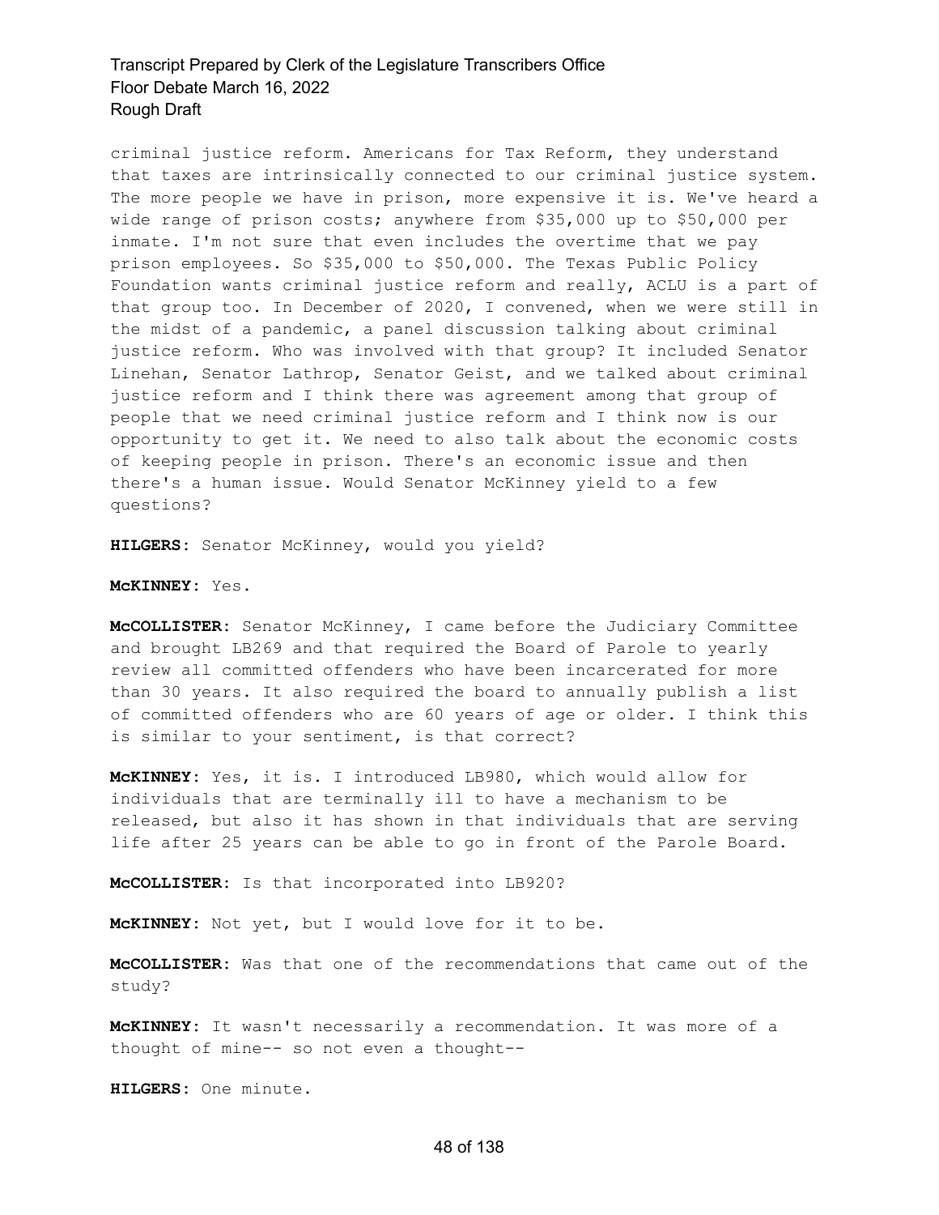criminal justice reform. Americans for Tax Reform, they understand that taxes are intrinsically connected to our criminal justice system. The more people we have in prison, more expensive it is. We've heard a wide range of prison costs; anywhere from $35,000 up to $50,000 per inmate. I'm not sure that even includes the overtime that we pay prison employees. So $35,000 to $50,000. The Texas Public Policy Foundation wants criminal justice reform and really, ACLU is a part of that group too. In December of 2020, I convened, when we were still in the midst of a pandemic, a panel discussion talking about criminal justice reform. Who was involved with that group? It included Senator Linehan, Senator Lathrop, Senator Geist, and we talked about criminal justice reform and I think there was agreement among that group of people that we need criminal justice reform and I think now is our opportunity to get it. We need to also talk about the economic costs of keeping people in prison. There's an economic issue and then there's a human issue. Would Senator McKinney yield to a few questions?

**HILGERS:** Senator McKinney, would you yield?

**McKINNEY:** Yes.

**McCOLLISTER:** Senator McKinney, I came before the Judiciary Committee and brought LB269 and that required the Board of Parole to yearly review all committed offenders who have been incarcerated for more than 30 years. It also required the board to annually publish a list of committed offenders who are 60 years of age or older. I think this is similar to your sentiment, is that correct?

**McKINNEY:** Yes, it is. I introduced LB980, which would allow for individuals that are terminally ill to have a mechanism to be released, but also it has shown in that individuals that are serving life after 25 years can be able to go in front of the Parole Board.

**McCOLLISTER:** Is that incorporated into LB920?

**McKINNEY:** Not yet, but I would love for it to be.

**McCOLLISTER:** Was that one of the recommendations that came out of the study?

**McKINNEY:** It wasn't necessarily a recommendation. It was more of a thought of mine-- so not even a thought--

**HILGERS:** One minute.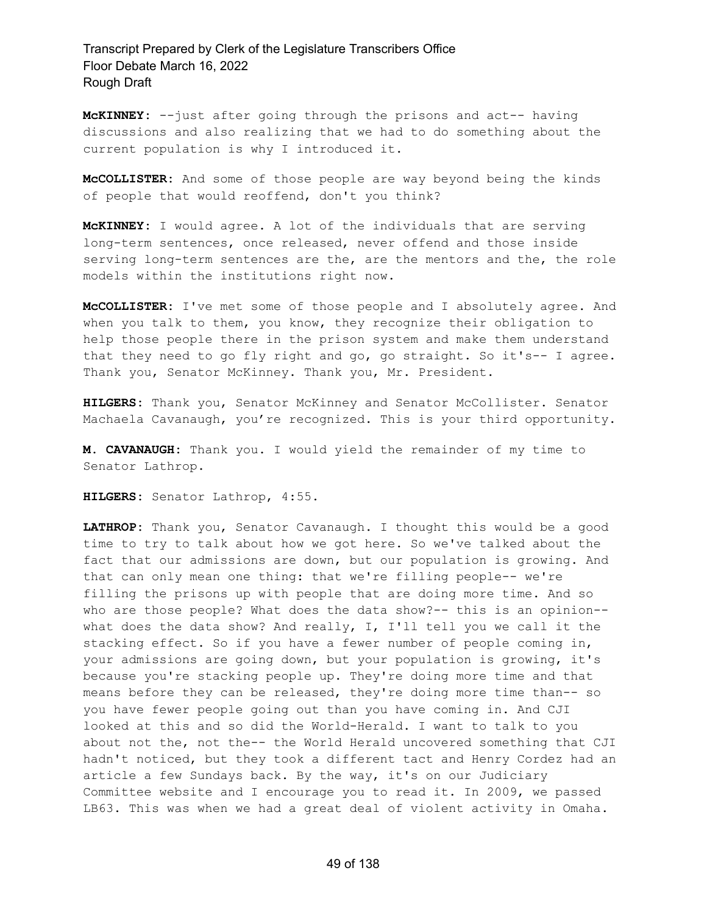**McKINNEY:** --just after going through the prisons and act-- having discussions and also realizing that we had to do something about the current population is why I introduced it.

**McCOLLISTER:** And some of those people are way beyond being the kinds of people that would reoffend, don't you think?

**McKINNEY:** I would agree. A lot of the individuals that are serving long-term sentences, once released, never offend and those inside serving long-term sentences are the, are the mentors and the, the role models within the institutions right now.

**McCOLLISTER:** I've met some of those people and I absolutely agree. And when you talk to them, you know, they recognize their obligation to help those people there in the prison system and make them understand that they need to go fly right and go, go straight. So it's-- I agree. Thank you, Senator McKinney. Thank you, Mr. President.

**HILGERS:** Thank you, Senator McKinney and Senator McCollister. Senator Machaela Cavanaugh, you're recognized. This is your third opportunity.

**M. CAVANAUGH:** Thank you. I would yield the remainder of my time to Senator Lathrop.

**HILGERS:** Senator Lathrop, 4:55.

**LATHROP:** Thank you, Senator Cavanaugh. I thought this would be a good time to try to talk about how we got here. So we've talked about the fact that our admissions are down, but our population is growing. And that can only mean one thing: that we're filling people-- we're filling the prisons up with people that are doing more time. And so who are those people? What does the data show?-- this is an opinion-- what does the data show? And really, I, I'll tell you we call it the stacking effect. So if you have a fewer number of people coming in, your admissions are going down, but your population is growing, it's because you're stacking people up. They're doing more time and that means before they can be released, they're doing more time than-- so you have fewer people going out than you have coming in. And CJI looked at this and so did the World-Herald. I want to talk to you about not the, not the-- the World Herald uncovered something that CJI hadn't noticed, but they took a different tact and Henry Cordez had an article a few Sundays back. By the way, it's on our Judiciary Committee website and I encourage you to read it. In 2009, we passed LB63. This was when we had a great deal of violent activity in Omaha.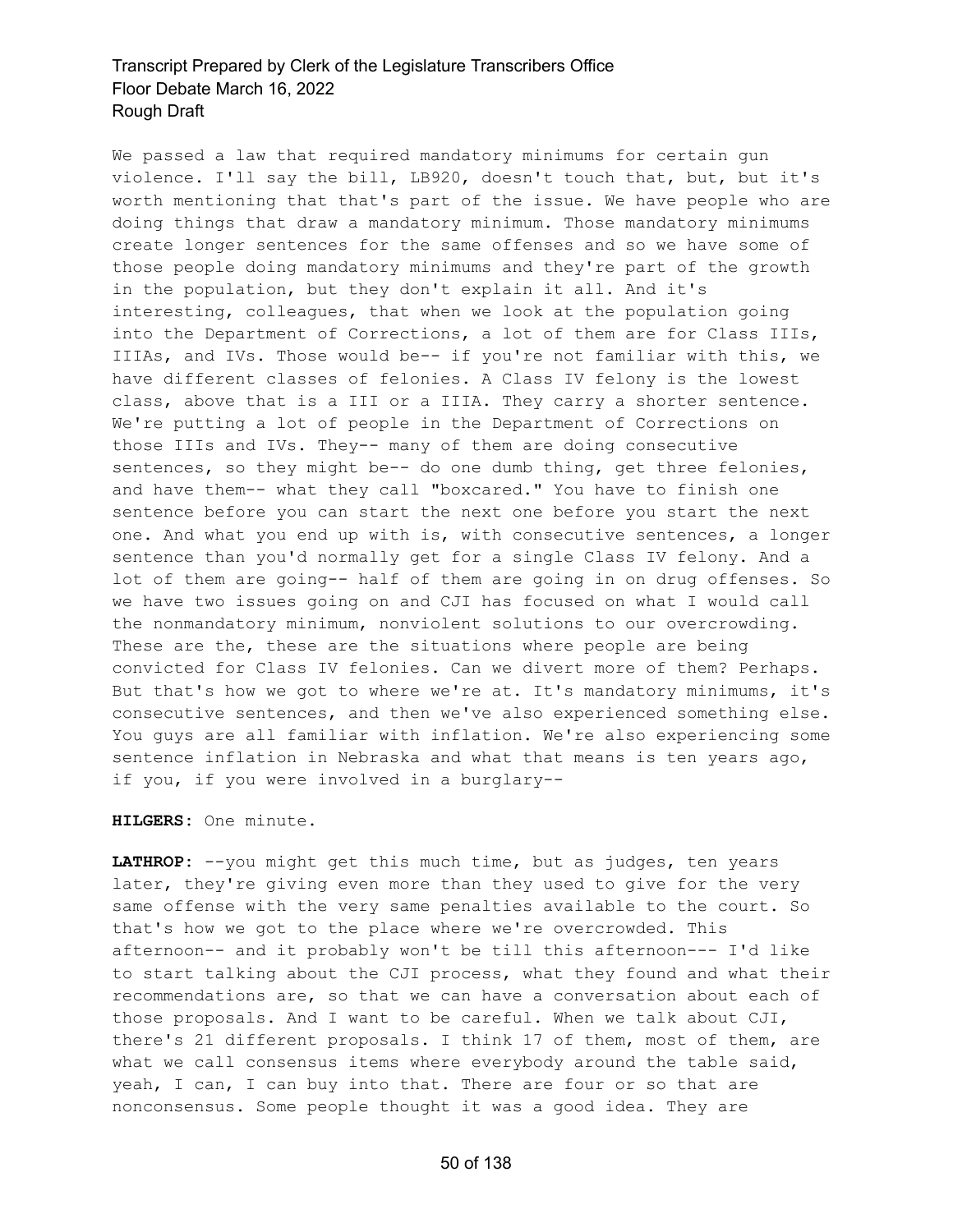We passed a law that required mandatory minimums for certain gun violence. I'll say the bill, LB920, doesn't touch that, but, but it's worth mentioning that that's part of the issue. We have people who are doing things that draw a mandatory minimum. Those mandatory minimums create longer sentences for the same offenses and so we have some of those people doing mandatory minimums and they're part of the growth in the population, but they don't explain it all. And it's interesting, colleagues, that when we look at the population going into the Department of Corrections, a lot of them are for Class IIIs, IIIAs, and IVs. Those would be-- if you're not familiar with this, we have different classes of felonies. A Class IV felony is the lowest class, above that is a III or a IIIA. They carry a shorter sentence. We're putting a lot of people in the Department of Corrections on those IIIs and IVs. They-- many of them are doing consecutive sentences, so they might be-- do one dumb thing, get three felonies, and have them-- what they call "boxcared." You have to finish one sentence before you can start the next one before you start the next one. And what you end up with is, with consecutive sentences, a longer sentence than you'd normally get for a single Class IV felony. And a lot of them are going-- half of them are going in on drug offenses. So we have two issues going on and CJI has focused on what I would call the nonmandatory minimum, nonviolent solutions to our overcrowding. These are the, these are the situations where people are being convicted for Class IV felonies. Can we divert more of them? Perhaps. But that's how we got to where we're at. It's mandatory minimums, it's consecutive sentences, and then we've also experienced something else. You guys are all familiar with inflation. We're also experiencing some sentence inflation in Nebraska and what that means is ten years ago, if you, if you were involved in a burglary--

**HILGERS:** One minute.

**LATHROP:** --you might get this much time, but as judges, ten years later, they're giving even more than they used to give for the very same offense with the very same penalties available to the court. So that's how we got to the place where we're overcrowded. This afternoon-- and it probably won't be till this afternoon--- I'd like to start talking about the CJI process, what they found and what their recommendations are, so that we can have a conversation about each of those proposals. And I want to be careful. When we talk about CJI, there's 21 different proposals. I think 17 of them, most of them, are what we call consensus items where everybody around the table said, yeah, I can, I can buy into that. There are four or so that are nonconsensus. Some people thought it was a good idea. They are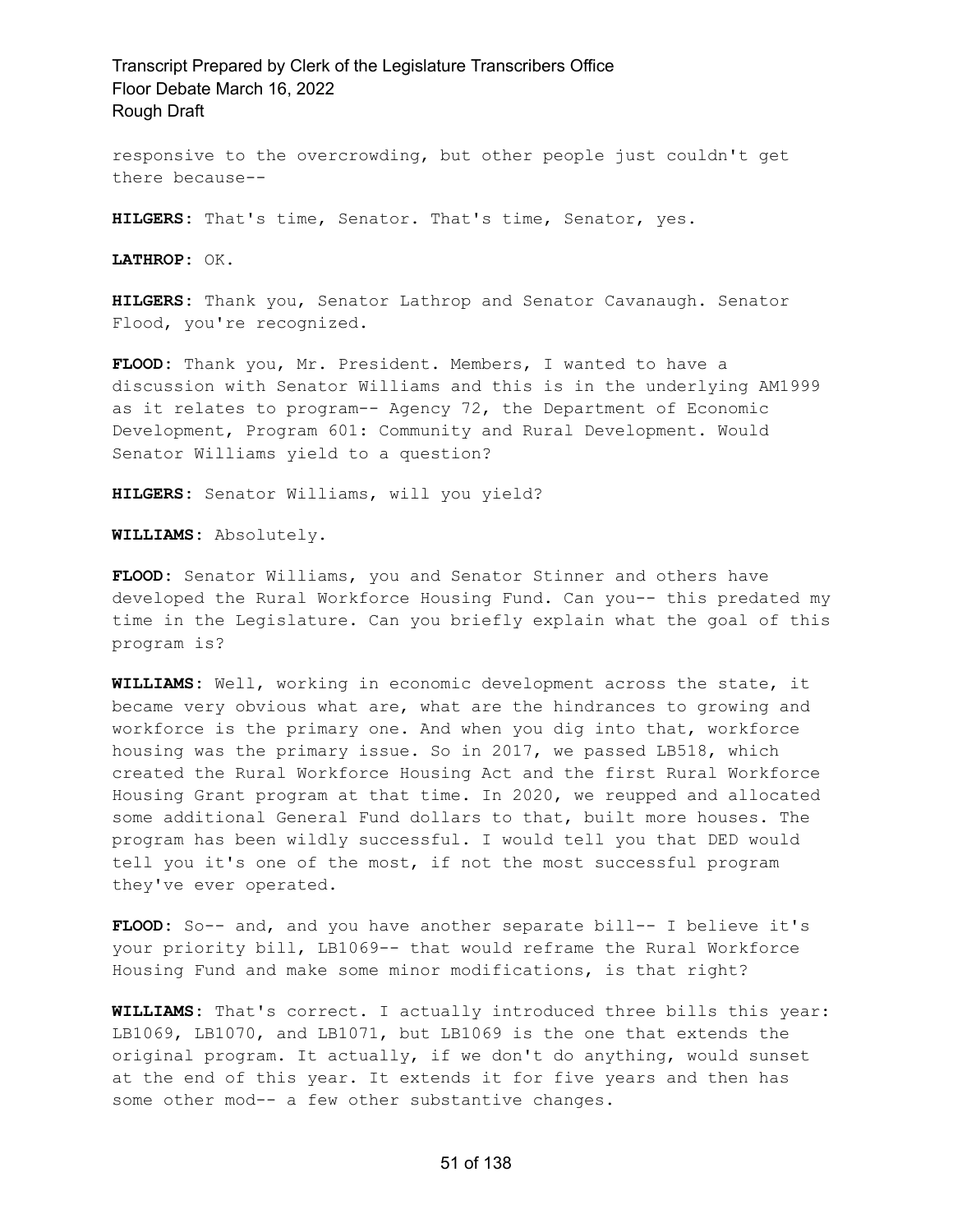responsive to the overcrowding, but other people just couldn't get there because--

**HILGERS:** That's time, Senator. That's time, Senator, yes.

**LATHROP:** OK.

**HILGERS:** Thank you, Senator Lathrop and Senator Cavanaugh. Senator Flood, you're recognized.

**FLOOD:** Thank you, Mr. President. Members, I wanted to have a discussion with Senator Williams and this is in the underlying AM1999 as it relates to program-- Agency 72, the Department of Economic Development, Program 601: Community and Rural Development. Would Senator Williams yield to a question?

**HILGERS:** Senator Williams, will you yield?

**WILLIAMS:** Absolutely.

**FLOOD:** Senator Williams, you and Senator Stinner and others have developed the Rural Workforce Housing Fund. Can you-- this predated my time in the Legislature. Can you briefly explain what the goal of this program is?

**WILLIAMS:** Well, working in economic development across the state, it became very obvious what are, what are the hindrances to growing and workforce is the primary one. And when you dig into that, workforce housing was the primary issue. So in 2017, we passed LB518, which created the Rural Workforce Housing Act and the first Rural Workforce Housing Grant program at that time. In 2020, we reupped and allocated some additional General Fund dollars to that, built more houses. The program has been wildly successful. I would tell you that DED would tell you it's one of the most, if not the most successful program they've ever operated.

**FLOOD:** So-- and, and you have another separate bill-- I believe it's your priority bill, LB1069-- that would reframe the Rural Workforce Housing Fund and make some minor modifications, is that right?

**WILLIAMS:** That's correct. I actually introduced three bills this year: LB1069, LB1070, and LB1071, but LB1069 is the one that extends the original program. It actually, if we don't do anything, would sunset at the end of this year. It extends it for five years and then has some other mod-- a few other substantive changes.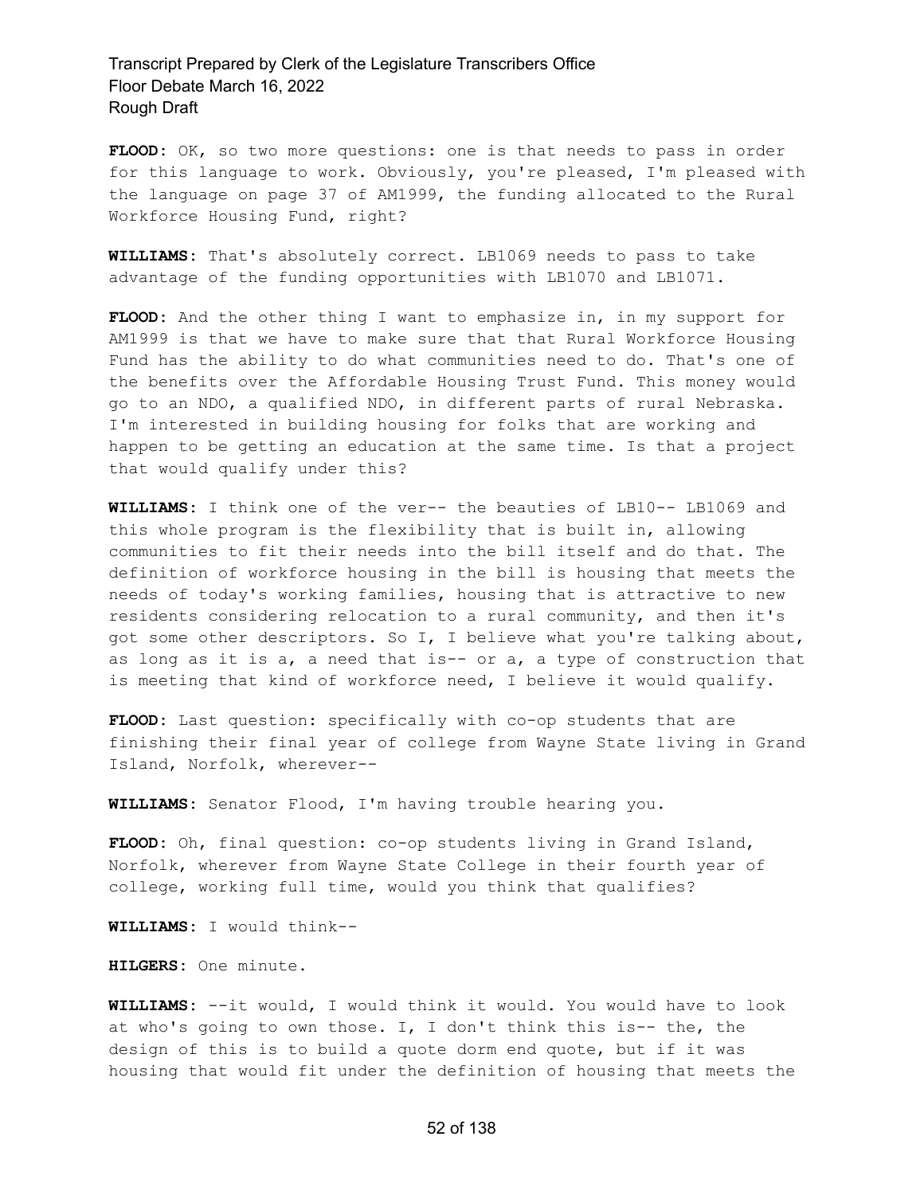**FLOOD:** OK, so two more questions: one is that needs to pass in order for this language to work. Obviously, you're pleased, I'm pleased with the language on page 37 of AM1999, the funding allocated to the Rural Workforce Housing Fund, right?

**WILLIAMS:** That's absolutely correct. LB1069 needs to pass to take advantage of the funding opportunities with LB1070 and LB1071.

**FLOOD:** And the other thing I want to emphasize in, in my support for AM1999 is that we have to make sure that that Rural Workforce Housing Fund has the ability to do what communities need to do. That's one of the benefits over the Affordable Housing Trust Fund. This money would go to an NDO, a qualified NDO, in different parts of rural Nebraska. I'm interested in building housing for folks that are working and happen to be getting an education at the same time. Is that a project that would qualify under this?

**WILLIAMS:** I think one of the ver-- the beauties of LB10-- LB1069 and this whole program is the flexibility that is built in, allowing communities to fit their needs into the bill itself and do that. The definition of workforce housing in the bill is housing that meets the needs of today's working families, housing that is attractive to new residents considering relocation to a rural community, and then it's got some other descriptors. So I, I believe what you're talking about, as long as it is a, a need that is-- or a, a type of construction that is meeting that kind of workforce need, I believe it would qualify.

**FLOOD:** Last question: specifically with co-op students that are finishing their final year of college from Wayne State living in Grand Island, Norfolk, wherever--

**WILLIAMS:** Senator Flood, I'm having trouble hearing you.

**FLOOD:** Oh, final question: co-op students living in Grand Island, Norfolk, wherever from Wayne State College in their fourth year of college, working full time, would you think that qualifies?

**WILLIAMS:** I would think--

**HILGERS:** One minute.

**WILLIAMS:** --it would, I would think it would. You would have to look at who's going to own those. I, I don't think this is-- the, the design of this is to build a quote dorm end quote, but if it was housing that would fit under the definition of housing that meets the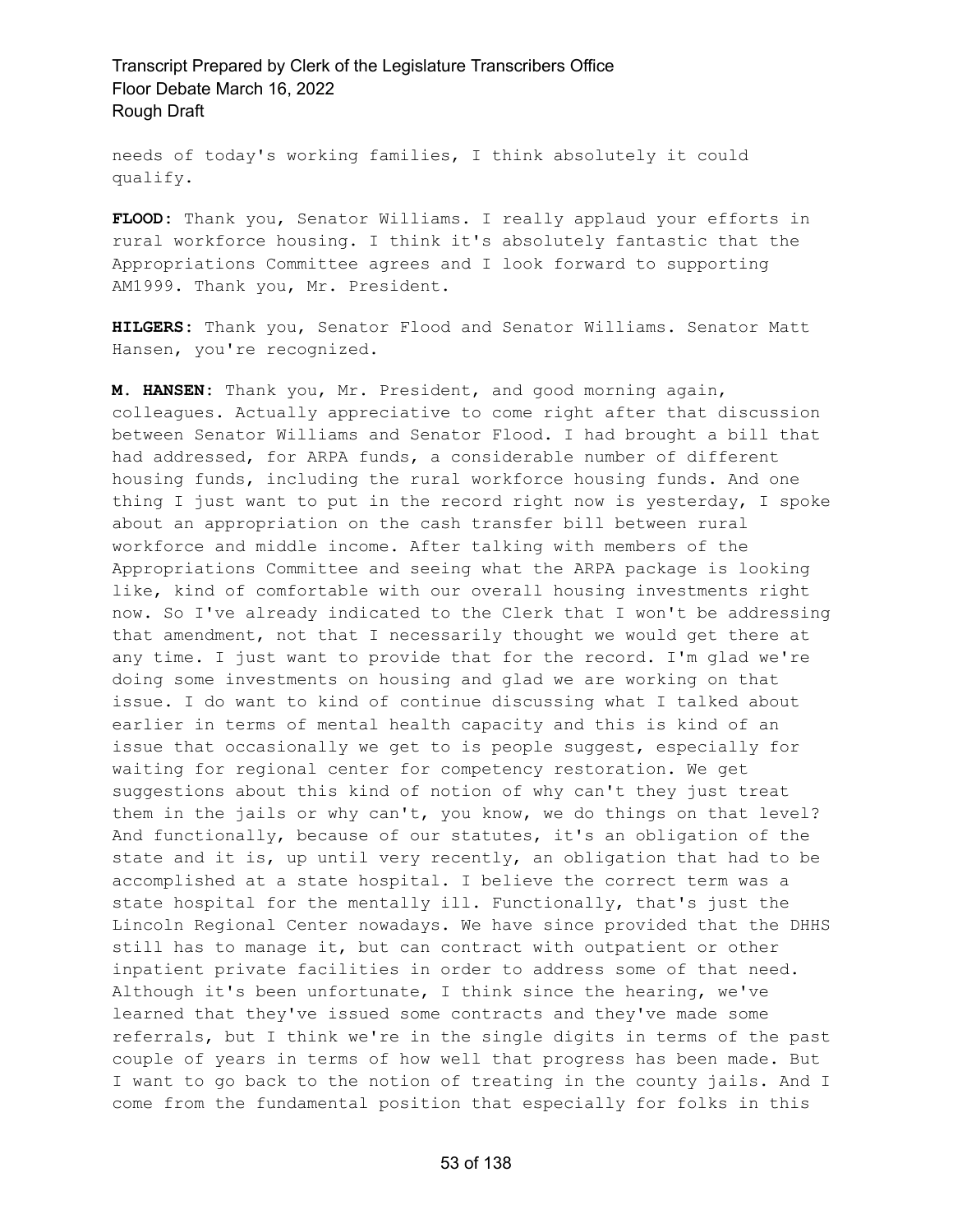needs of today's working families, I think absolutely it could qualify.

**FLOOD:** Thank you, Senator Williams. I really applaud your efforts in rural workforce housing. I think it's absolutely fantastic that the Appropriations Committee agrees and I look forward to supporting AM1999. Thank you, Mr. President.

**HILGERS:** Thank you, Senator Flood and Senator Williams. Senator Matt Hansen, you're recognized.

**M. HANSEN:** Thank you, Mr. President, and good morning again, colleagues. Actually appreciative to come right after that discussion between Senator Williams and Senator Flood. I had brought a bill that had addressed, for ARPA funds, a considerable number of different housing funds, including the rural workforce housing funds. And one thing I just want to put in the record right now is yesterday, I spoke about an appropriation on the cash transfer bill between rural workforce and middle income. After talking with members of the Appropriations Committee and seeing what the ARPA package is looking like, kind of comfortable with our overall housing investments right now. So I've already indicated to the Clerk that I won't be addressing that amendment, not that I necessarily thought we would get there at any time. I just want to provide that for the record. I'm glad we're doing some investments on housing and glad we are working on that issue. I do want to kind of continue discussing what I talked about earlier in terms of mental health capacity and this is kind of an issue that occasionally we get to is people suggest, especially for waiting for regional center for competency restoration. We get suggestions about this kind of notion of why can't they just treat them in the jails or why can't, you know, we do things on that level? And functionally, because of our statutes, it's an obligation of the state and it is, up until very recently, an obligation that had to be accomplished at a state hospital. I believe the correct term was a state hospital for the mentally ill. Functionally, that's just the Lincoln Regional Center nowadays. We have since provided that the DHHS still has to manage it, but can contract with outpatient or other inpatient private facilities in order to address some of that need. Although it's been unfortunate, I think since the hearing, we've learned that they've issued some contracts and they've made some referrals, but I think we're in the single digits in terms of the past couple of years in terms of how well that progress has been made. But I want to go back to the notion of treating in the county jails. And I come from the fundamental position that especially for folks in this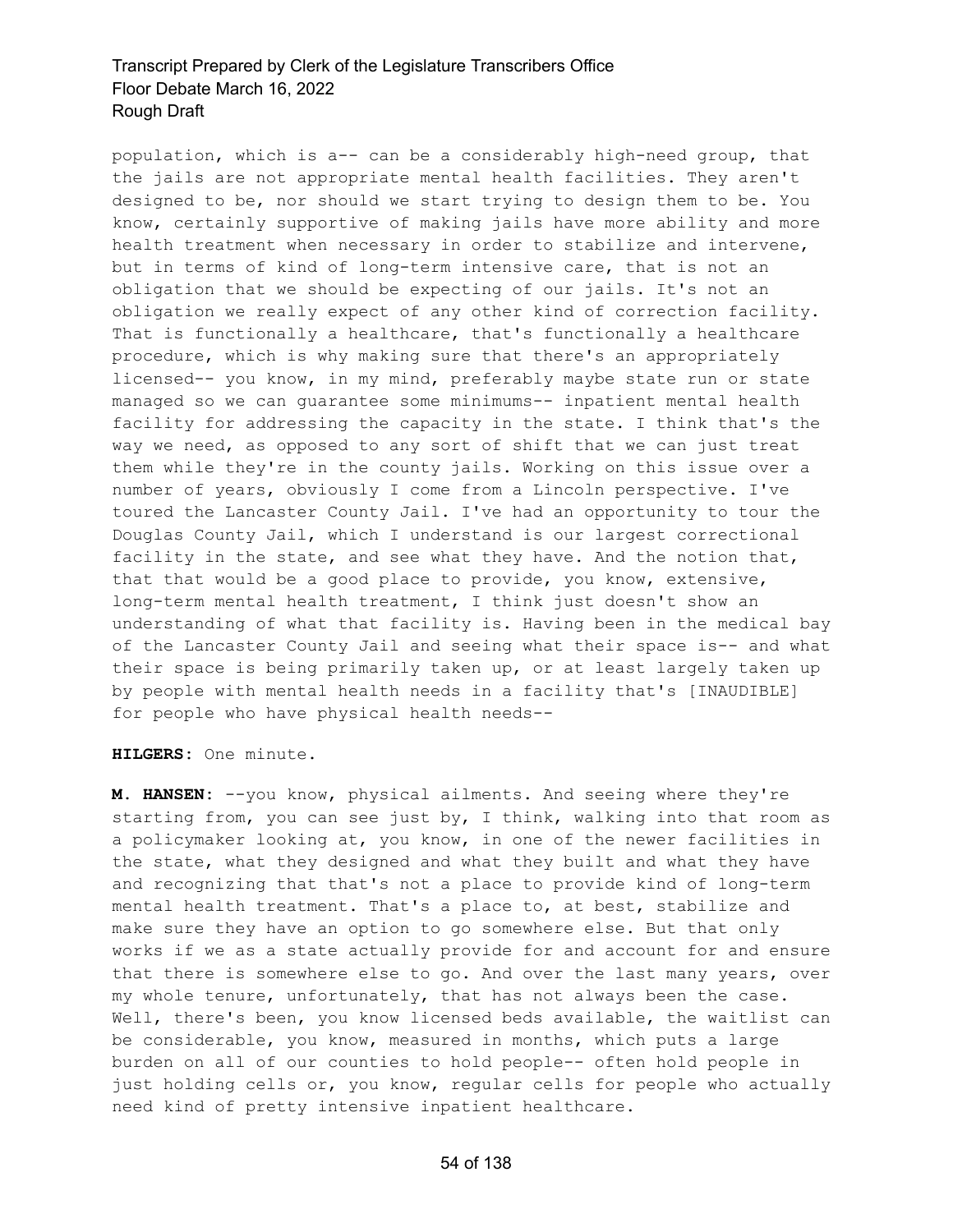population, which is a-- can be a considerably high-need group, that the jails are not appropriate mental health facilities. They aren't designed to be, nor should we start trying to design them to be. You know, certainly supportive of making jails have more ability and more health treatment when necessary in order to stabilize and intervene, but in terms of kind of long-term intensive care, that is not an obligation that we should be expecting of our jails. It's not an obligation we really expect of any other kind of correction facility. That is functionally a healthcare, that's functionally a healthcare procedure, which is why making sure that there's an appropriately licensed-- you know, in my mind, preferably maybe state run or state managed so we can guarantee some minimums-- inpatient mental health facility for addressing the capacity in the state. I think that's the way we need, as opposed to any sort of shift that we can just treat them while they're in the county jails. Working on this issue over a number of years, obviously I come from a Lincoln perspective. I've toured the Lancaster County Jail. I've had an opportunity to tour the Douglas County Jail, which I understand is our largest correctional facility in the state, and see what they have. And the notion that, that that would be a good place to provide, you know, extensive, long-term mental health treatment, I think just doesn't show an understanding of what that facility is. Having been in the medical bay of the Lancaster County Jail and seeing what their space is-- and what their space is being primarily taken up, or at least largely taken up by people with mental health needs in a facility that's [INAUDIBLE] for people who have physical health needs--

**HILGERS:** One minute.

**M. HANSEN:** --you know, physical ailments. And seeing where they're starting from, you can see just by, I think, walking into that room as a policymaker looking at, you know, in one of the newer facilities in the state, what they designed and what they built and what they have and recognizing that that's not a place to provide kind of long-term mental health treatment. That's a place to, at best, stabilize and make sure they have an option to go somewhere else. But that only works if we as a state actually provide for and account for and ensure that there is somewhere else to go. And over the last many years, over my whole tenure, unfortunately, that has not always been the case. Well, there's been, you know licensed beds available, the waitlist can be considerable, you know, measured in months, which puts a large burden on all of our counties to hold people-- often hold people in just holding cells or, you know, regular cells for people who actually need kind of pretty intensive inpatient healthcare.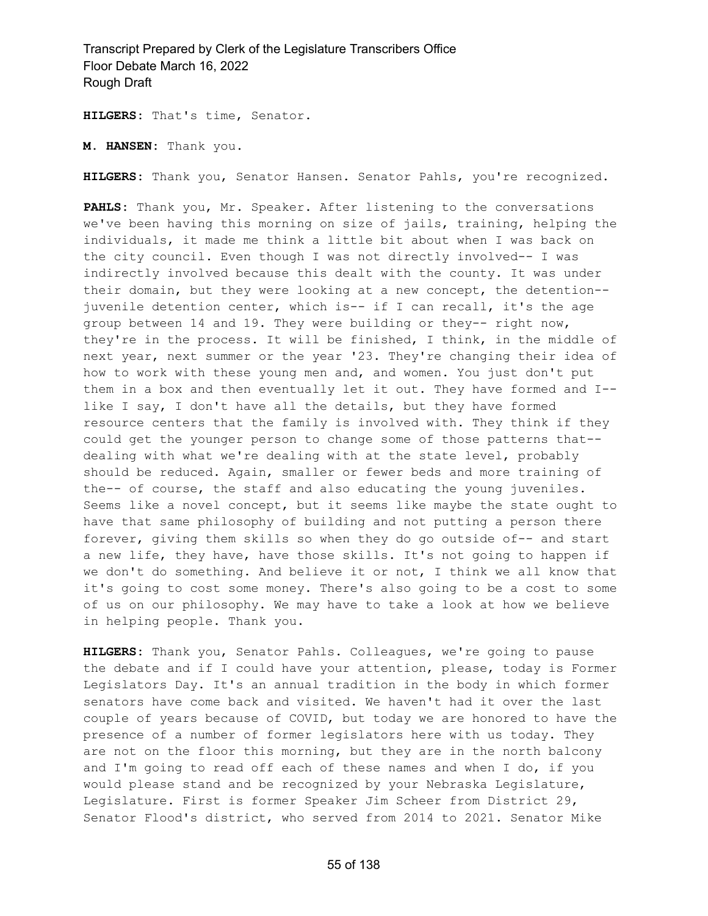**HILGERS:** That's time, Senator.

**M. HANSEN:** Thank you.

**HILGERS:** Thank you, Senator Hansen. Senator Pahls, you're recognized.

**PAHLS:** Thank you, Mr. Speaker. After listening to the conversations we've been having this morning on size of jails, training, helping the individuals, it made me think a little bit about when I was back on the city council. Even though I was not directly involved-- I was indirectly involved because this dealt with the county. It was under their domain, but they were looking at a new concept, the detention-- juvenile detention center, which is-- if I can recall, it's the age group between 14 and 19. They were building or they-- right now, they're in the process. It will be finished, I think, in the middle of next year, next summer or the year '23. They're changing their idea of how to work with these young men and, and women. You just don't put them in a box and then eventually let it out. They have formed and I-- like I say, I don't have all the details, but they have formed resource centers that the family is involved with. They think if they could get the younger person to change some of those patterns that-- dealing with what we're dealing with at the state level, probably should be reduced. Again, smaller or fewer beds and more training of the-- of course, the staff and also educating the young juveniles. Seems like a novel concept, but it seems like maybe the state ought to have that same philosophy of building and not putting a person there forever, giving them skills so when they do go outside of-- and start a new life, they have, have those skills. It's not going to happen if we don't do something. And believe it or not, I think we all know that it's going to cost some money. There's also going to be a cost to some of us on our philosophy. We may have to take a look at how we believe in helping people. Thank you.

**HILGERS:** Thank you, Senator Pahls. Colleagues, we're going to pause the debate and if I could have your attention, please, today is Former Legislators Day. It's an annual tradition in the body in which former senators have come back and visited. We haven't had it over the last couple of years because of COVID, but today we are honored to have the presence of a number of former legislators here with us today. They are not on the floor this morning, but they are in the north balcony and I'm going to read off each of these names and when I do, if you would please stand and be recognized by your Nebraska Legislature, Legislature. First is former Speaker Jim Scheer from District 29, Senator Flood's district, who served from 2014 to 2021. Senator Mike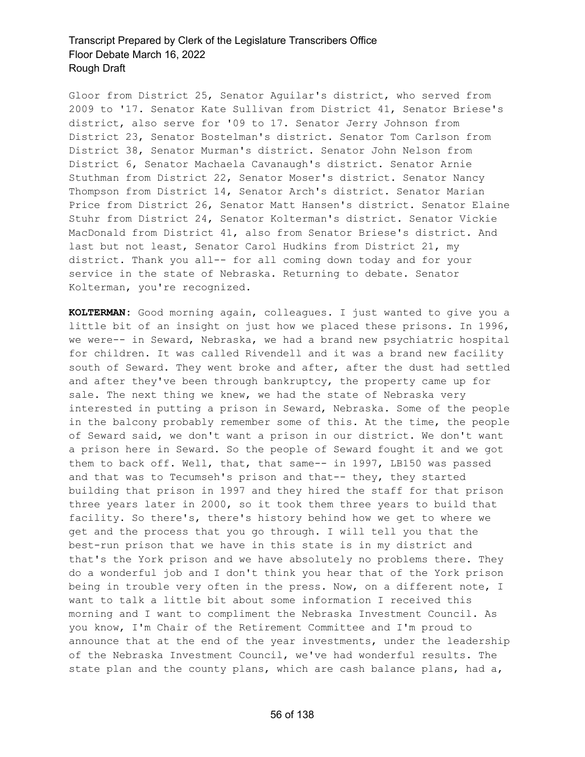Gloor from District 25, Senator Aguilar's district, who served from 2009 to '17. Senator Kate Sullivan from District 41, Senator Briese's district, also serve for '09 to 17. Senator Jerry Johnson from District 23, Senator Bostelman's district. Senator Tom Carlson from District 38, Senator Murman's district. Senator John Nelson from District 6, Senator Machaela Cavanaugh's district. Senator Arnie Stuthman from District 22, Senator Moser's district. Senator Nancy Thompson from District 14, Senator Arch's district. Senator Marian Price from District 26, Senator Matt Hansen's district. Senator Elaine Stuhr from District 24, Senator Kolterman's district. Senator Vickie MacDonald from District 41, also from Senator Briese's district. And last but not least, Senator Carol Hudkins from District 21, my district. Thank you all-- for all coming down today and for your service in the state of Nebraska. Returning to debate. Senator Kolterman, you're recognized.

**KOLTERMAN:** Good morning again, colleagues. I just wanted to give you a little bit of an insight on just how we placed these prisons. In 1996, we were-- in Seward, Nebraska, we had a brand new psychiatric hospital for children. It was called Rivendell and it was a brand new facility south of Seward. They went broke and after, after the dust had settled and after they've been through bankruptcy, the property came up for sale. The next thing we knew, we had the state of Nebraska very interested in putting a prison in Seward, Nebraska. Some of the people in the balcony probably remember some of this. At the time, the people of Seward said, we don't want a prison in our district. We don't want a prison here in Seward. So the people of Seward fought it and we got them to back off. Well, that, that same-- in 1997, LB150 was passed and that was to Tecumseh's prison and that-- they, they started building that prison in 1997 and they hired the staff for that prison three years later in 2000, so it took them three years to build that facility. So there's, there's history behind how we get to where we get and the process that you go through. I will tell you that the best-run prison that we have in this state is in my district and that's the York prison and we have absolutely no problems there. They do a wonderful job and I don't think you hear that of the York prison being in trouble very often in the press. Now, on a different note, I want to talk a little bit about some information I received this morning and I want to compliment the Nebraska Investment Council. As you know, I'm Chair of the Retirement Committee and I'm proud to announce that at the end of the year investments, under the leadership of the Nebraska Investment Council, we've had wonderful results. The state plan and the county plans, which are cash balance plans, had a,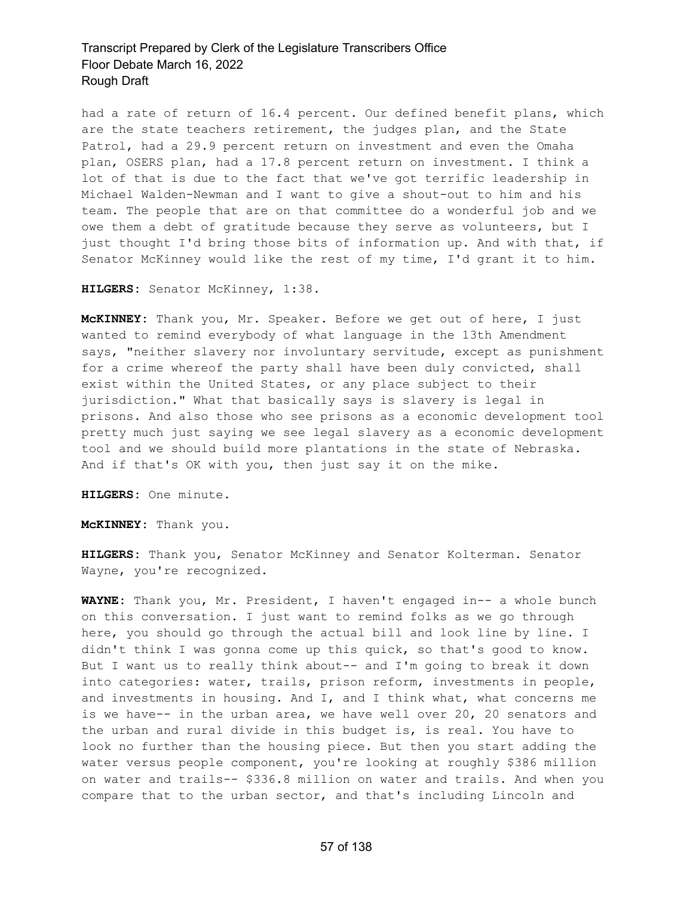had a rate of return of 16.4 percent. Our defined benefit plans, which are the state teachers retirement, the judges plan, and the State Patrol, had a 29.9 percent return on investment and even the Omaha plan, OSERS plan, had a 17.8 percent return on investment. I think a lot of that is due to the fact that we've got terrific leadership in Michael Walden-Newman and I want to give a shout-out to him and his team. The people that are on that committee do a wonderful job and we owe them a debt of gratitude because they serve as volunteers, but I just thought I'd bring those bits of information up. And with that, if Senator McKinney would like the rest of my time, I'd grant it to him.

**HILGERS:** Senator McKinney, 1:38.

**McKINNEY:** Thank you, Mr. Speaker. Before we get out of here, I just wanted to remind everybody of what language in the 13th Amendment says, "neither slavery nor involuntary servitude, except as punishment for a crime whereof the party shall have been duly convicted, shall exist within the United States, or any place subject to their jurisdiction." What that basically says is slavery is legal in prisons. And also those who see prisons as a economic development tool pretty much just saying we see legal slavery as a economic development tool and we should build more plantations in the state of Nebraska. And if that's OK with you, then just say it on the mike.

**HILGERS:** One minute.

**McKINNEY:** Thank you.

**HILGERS:** Thank you, Senator McKinney and Senator Kolterman. Senator Wayne, you're recognized.

**WAYNE:** Thank you, Mr. President, I haven't engaged in-- a whole bunch on this conversation. I just want to remind folks as we go through here, you should go through the actual bill and look line by line. I didn't think I was gonna come up this quick, so that's good to know. But I want us to really think about-- and I'm going to break it down into categories: water, trails, prison reform, investments in people, and investments in housing. And I, and I think what, what concerns me is we have-- in the urban area, we have well over 20, 20 senators and the urban and rural divide in this budget is, is real. You have to look no further than the housing piece. But then you start adding the water versus people component, you're looking at roughly $386 million on water and trails-- $336.8 million on water and trails. And when you compare that to the urban sector, and that's including Lincoln and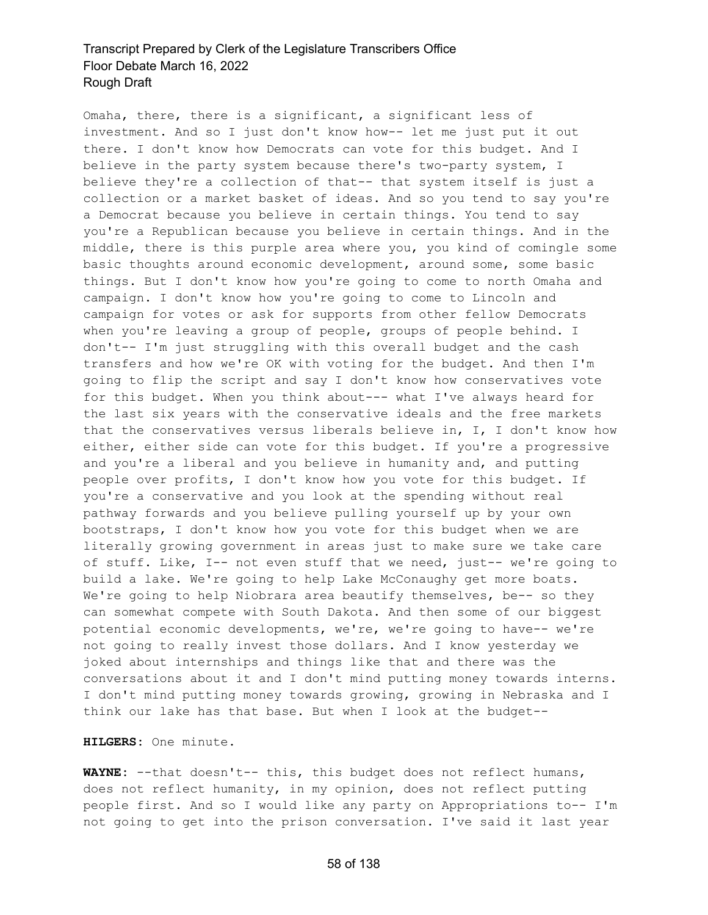Omaha, there, there is a significant, a significant less of investment. And so I just don't know how-- let me just put it out there. I don't know how Democrats can vote for this budget. And I believe in the party system because there's two-party system, I believe they're a collection of that-- that system itself is just a collection or a market basket of ideas. And so you tend to say you're a Democrat because you believe in certain things. You tend to say you're a Republican because you believe in certain things. And in the middle, there is this purple area where you, you kind of comingle some basic thoughts around economic development, around some, some basic things. But I don't know how you're going to come to north Omaha and campaign. I don't know how you're going to come to Lincoln and campaign for votes or ask for supports from other fellow Democrats when you're leaving a group of people, groups of people behind. I don't-- I'm just struggling with this overall budget and the cash transfers and how we're OK with voting for the budget. And then I'm going to flip the script and say I don't know how conservatives vote for this budget. When you think about--- what I've always heard for the last six years with the conservative ideals and the free markets that the conservatives versus liberals believe in, I, I don't know how either, either side can vote for this budget. If you're a progressive and you're a liberal and you believe in humanity and, and putting people over profits, I don't know how you vote for this budget. If you're a conservative and you look at the spending without real pathway forwards and you believe pulling yourself up by your own bootstraps, I don't know how you vote for this budget when we are literally growing government in areas just to make sure we take care of stuff. Like, I-- not even stuff that we need, just-- we're going to build a lake. We're going to help Lake McConaughy get more boats. We're going to help Niobrara area beautify themselves, be-- so they can somewhat compete with South Dakota. And then some of our biggest potential economic developments, we're, we're going to have-- we're not going to really invest those dollars. And I know yesterday we joked about internships and things like that and there was the conversations about it and I don't mind putting money towards interns. I don't mind putting money towards growing, growing in Nebraska and I think our lake has that base. But when I look at the budget--

**HILGERS:** One minute.

**WAYNE:** --that doesn't-- this, this budget does not reflect humans, does not reflect humanity, in my opinion, does not reflect putting people first. And so I would like any party on Appropriations to-- I'm not going to get into the prison conversation. I've said it last year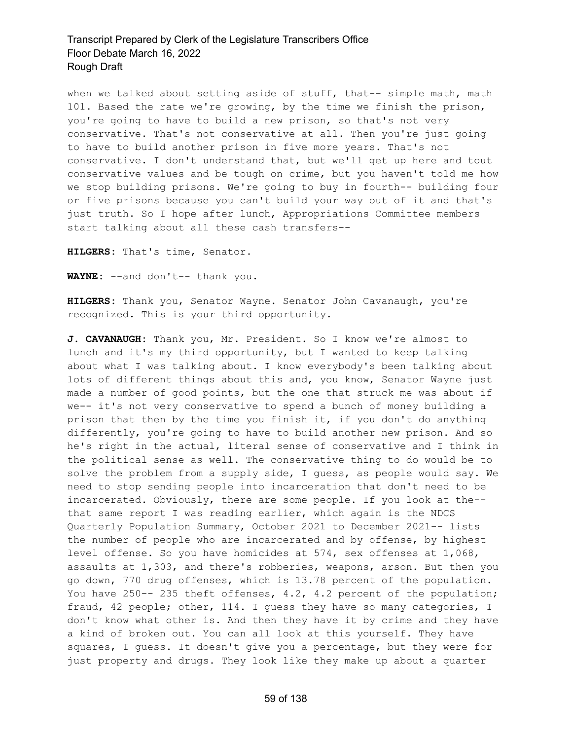when we talked about setting aside of stuff, that-- simple math, math 101. Based the rate we're growing, by the time we finish the prison, you're going to have to build a new prison, so that's not very conservative. That's not conservative at all. Then you're just going to have to build another prison in five more years. That's not conservative. I don't understand that, but we'll get up here and tout conservative values and be tough on crime, but you haven't told me how we stop building prisons. We're going to buy in fourth-- building four or five prisons because you can't build your way out of it and that's just truth. So I hope after lunch, Appropriations Committee members start talking about all these cash transfers--

**HILGERS:** That's time, Senator.

**WAYNE:** --and don't-- thank you.

**HILGERS:** Thank you, Senator Wayne. Senator John Cavanaugh, you're recognized. This is your third opportunity.

**J. CAVANAUGH:** Thank you, Mr. President. So I know we're almost to lunch and it's my third opportunity, but I wanted to keep talking about what I was talking about. I know everybody's been talking about lots of different things about this and, you know, Senator Wayne just made a number of good points, but the one that struck me was about if we-- it's not very conservative to spend a bunch of money building a prison that then by the time you finish it, if you don't do anything differently, you're going to have to build another new prison. And so he's right in the actual, literal sense of conservative and I think in the political sense as well. The conservative thing to do would be to solve the problem from a supply side, I guess, as people would say. We need to stop sending people into incarceration that don't need to be incarcerated. Obviously, there are some people. If you look at the-- that same report I was reading earlier, which again is the NDCS Quarterly Population Summary, October 2021 to December 2021-- lists the number of people who are incarcerated and by offense, by highest level offense. So you have homicides at 574, sex offenses at 1,068, assaults at 1,303, and there's robberies, weapons, arson. But then you go down, 770 drug offenses, which is 13.78 percent of the population. You have 250-- 235 theft offenses, 4.2, 4.2 percent of the population; fraud, 42 people; other, 114. I guess they have so many categories, I don't know what other is. And then they have it by crime and they have a kind of broken out. You can all look at this yourself. They have squares, I guess. It doesn't give you a percentage, but they were for just property and drugs. They look like they make up about a quarter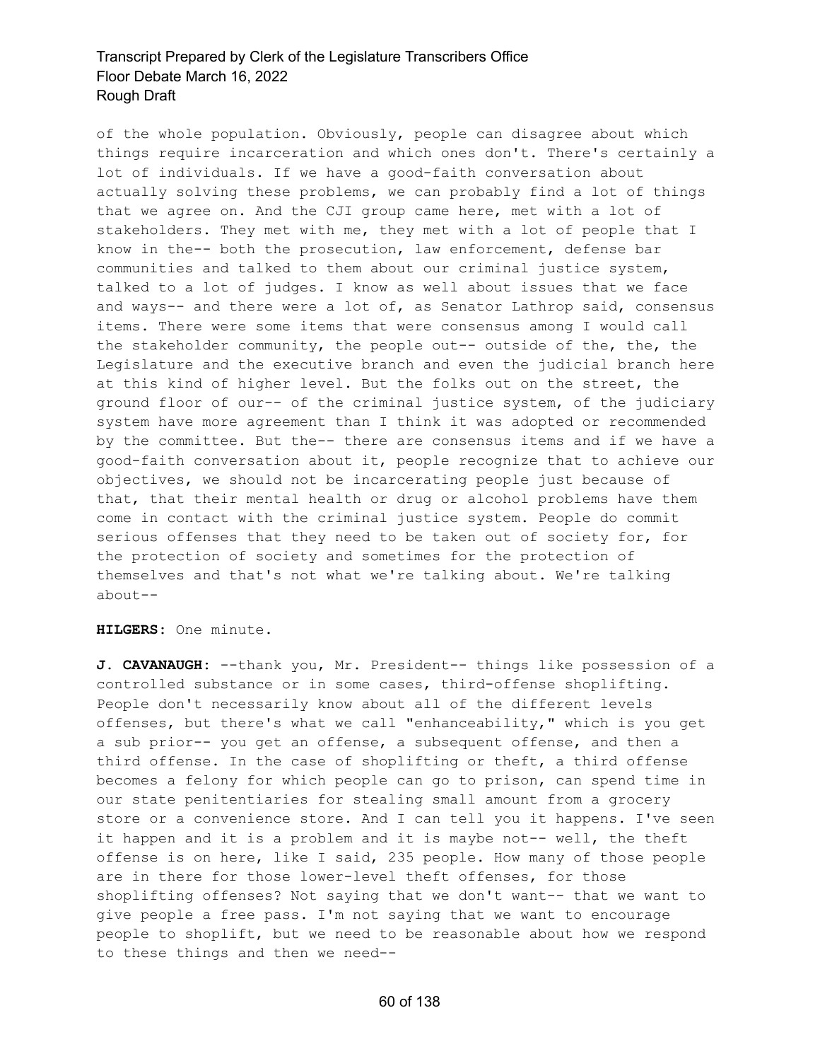of the whole population. Obviously, people can disagree about which things require incarceration and which ones don't. There's certainly a lot of individuals. If we have a good-faith conversation about actually solving these problems, we can probably find a lot of things that we agree on. And the CJI group came here, met with a lot of stakeholders. They met with me, they met with a lot of people that I know in the-- both the prosecution, law enforcement, defense bar communities and talked to them about our criminal justice system, talked to a lot of judges. I know as well about issues that we face and ways-- and there were a lot of, as Senator Lathrop said, consensus items. There were some items that were consensus among I would call the stakeholder community, the people out-- outside of the, the, the Legislature and the executive branch and even the judicial branch here at this kind of higher level. But the folks out on the street, the ground floor of our-- of the criminal justice system, of the judiciary system have more agreement than I think it was adopted or recommended by the committee. But the-- there are consensus items and if we have a good-faith conversation about it, people recognize that to achieve our objectives, we should not be incarcerating people just because of that, that their mental health or drug or alcohol problems have them come in contact with the criminal justice system. People do commit serious offenses that they need to be taken out of society for, for the protection of society and sometimes for the protection of themselves and that's not what we're talking about. We're talking about--

**HILGERS:** One minute.

**J. CAVANAUGH:** --thank you, Mr. President-- things like possession of a controlled substance or in some cases, third-offense shoplifting. People don't necessarily know about all of the different levels offenses, but there's what we call "enhanceability," which is you get a sub prior-- you get an offense, a subsequent offense, and then a third offense. In the case of shoplifting or theft, a third offense becomes a felony for which people can go to prison, can spend time in our state penitentiaries for stealing small amount from a grocery store or a convenience store. And I can tell you it happens. I've seen it happen and it is a problem and it is maybe not-- well, the theft offense is on here, like I said, 235 people. How many of those people are in there for those lower-level theft offenses, for those shoplifting offenses? Not saying that we don't want-- that we want to give people a free pass. I'm not saying that we want to encourage people to shoplift, but we need to be reasonable about how we respond to these things and then we need--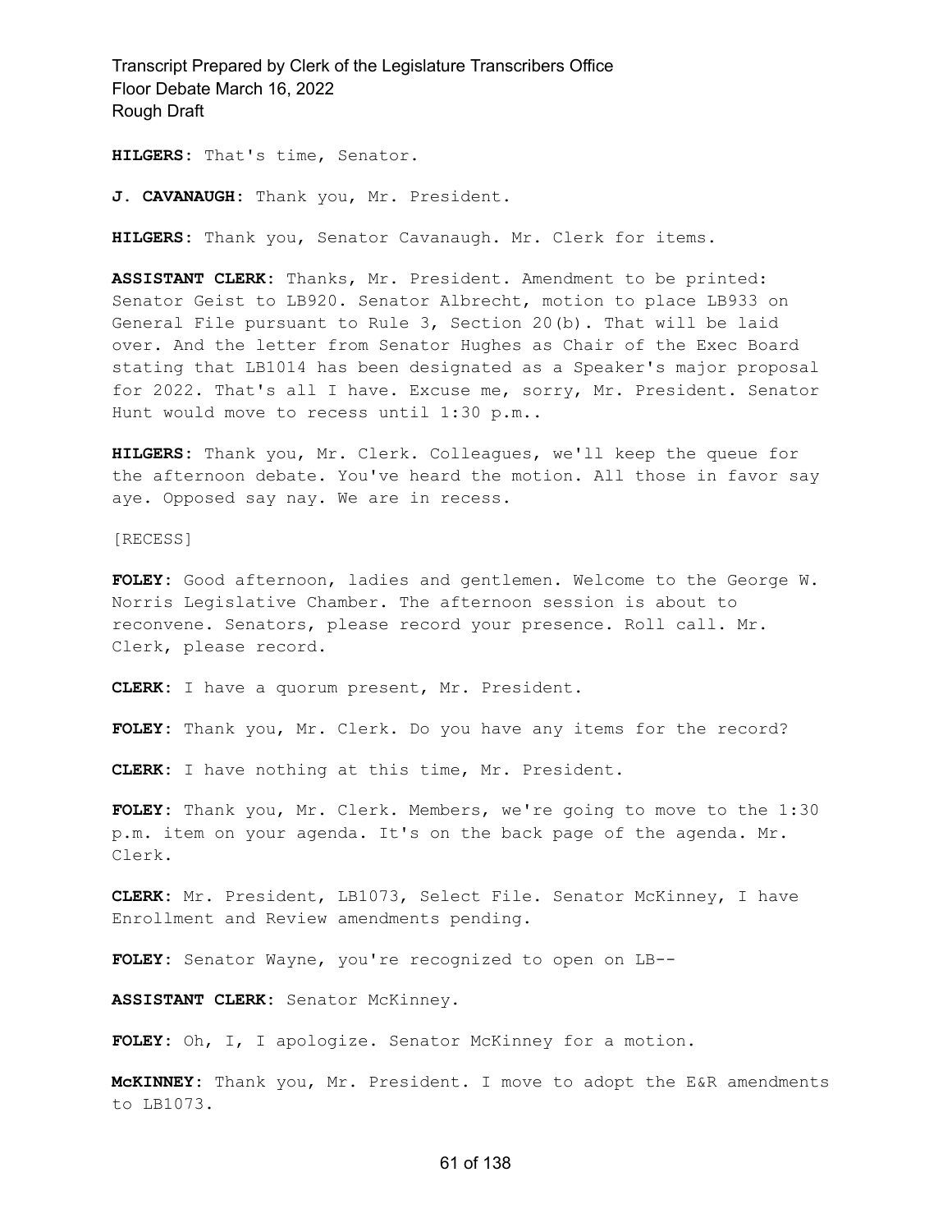**HILGERS:** That's time, Senator.

**J. CAVANAUGH:** Thank you, Mr. President.

**HILGERS:** Thank you, Senator Cavanaugh. Mr. Clerk for items.

**ASSISTANT CLERK:** Thanks, Mr. President. Amendment to be printed: Senator Geist to LB920. Senator Albrecht, motion to place LB933 on General File pursuant to Rule 3, Section 20(b). That will be laid over. And the letter from Senator Hughes as Chair of the Exec Board stating that LB1014 has been designated as a Speaker's major proposal for 2022. That's all I have. Excuse me, sorry, Mr. President. Senator Hunt would move to recess until 1:30 p.m..

**HILGERS:** Thank you, Mr. Clerk. Colleagues, we'll keep the queue for the afternoon debate. You've heard the motion. All those in favor say aye. Opposed say nay. We are in recess.

[RECESS]

**FOLEY:** Good afternoon, ladies and gentlemen. Welcome to the George W. Norris Legislative Chamber. The afternoon session is about to reconvene. Senators, please record your presence. Roll call. Mr. Clerk, please record.

**CLERK:** I have a quorum present, Mr. President.

**FOLEY:** Thank you, Mr. Clerk. Do you have any items for the record?

**CLERK:** I have nothing at this time, Mr. President.

**FOLEY:** Thank you, Mr. Clerk. Members, we're going to move to the 1:30 p.m. item on your agenda. It's on the back page of the agenda. Mr. Clerk.

**CLERK:** Mr. President, LB1073, Select File. Senator McKinney, I have Enrollment and Review amendments pending.

**FOLEY:** Senator Wayne, you're recognized to open on LB--

**ASSISTANT CLERK:** Senator McKinney.

**FOLEY:** Oh, I, I apologize. Senator McKinney for a motion.

**McKINNEY:** Thank you, Mr. President. I move to adopt the E&R amendments to LB1073.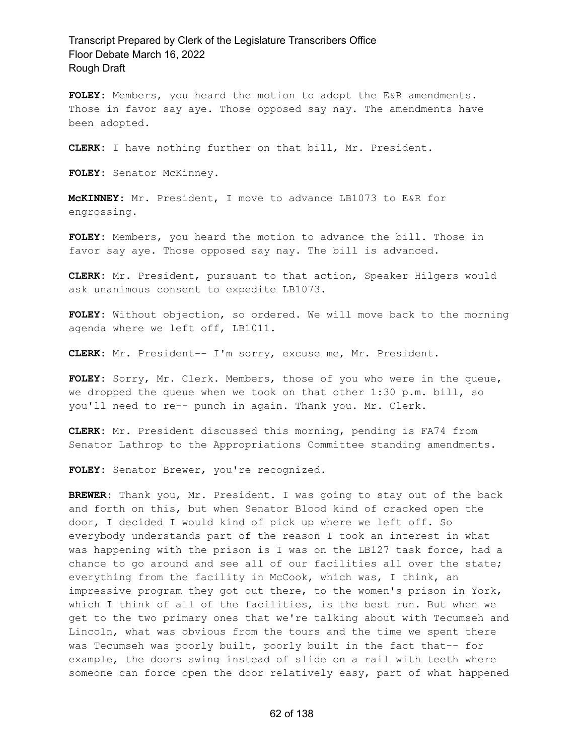**FOLEY:** Members, you heard the motion to adopt the E&R amendments. Those in favor say aye. Those opposed say nay. The amendments have been adopted.

**CLERK:** I have nothing further on that bill, Mr. President.

**FOLEY:** Senator McKinney.

**McKINNEY:** Mr. President, I move to advance LB1073 to E&R for engrossing.

**FOLEY:** Members, you heard the motion to advance the bill. Those in favor say aye. Those opposed say nay. The bill is advanced.

**CLERK:** Mr. President, pursuant to that action, Speaker Hilgers would ask unanimous consent to expedite LB1073.

**FOLEY:** Without objection, so ordered. We will move back to the morning agenda where we left off, LB1011.

**CLERK:** Mr. President-- I'm sorry, excuse me, Mr. President.

**FOLEY:** Sorry, Mr. Clerk. Members, those of you who were in the queue, we dropped the queue when we took on that other 1:30 p.m. bill, so you'll need to re-- punch in again. Thank you. Mr. Clerk.

**CLERK:** Mr. President discussed this morning, pending is FA74 from Senator Lathrop to the Appropriations Committee standing amendments.

**FOLEY:** Senator Brewer, you're recognized.

**BREWER:** Thank you, Mr. President. I was going to stay out of the back and forth on this, but when Senator Blood kind of cracked open the door, I decided I would kind of pick up where we left off. So everybody understands part of the reason I took an interest in what was happening with the prison is I was on the LB127 task force, had a chance to go around and see all of our facilities all over the state; everything from the facility in McCook, which was, I think, an impressive program they got out there, to the women's prison in York, which I think of all of the facilities, is the best run. But when we get to the two primary ones that we're talking about with Tecumseh and Lincoln, what was obvious from the tours and the time we spent there was Tecumseh was poorly built, poorly built in the fact that-- for example, the doors swing instead of slide on a rail with teeth where someone can force open the door relatively easy, part of what happened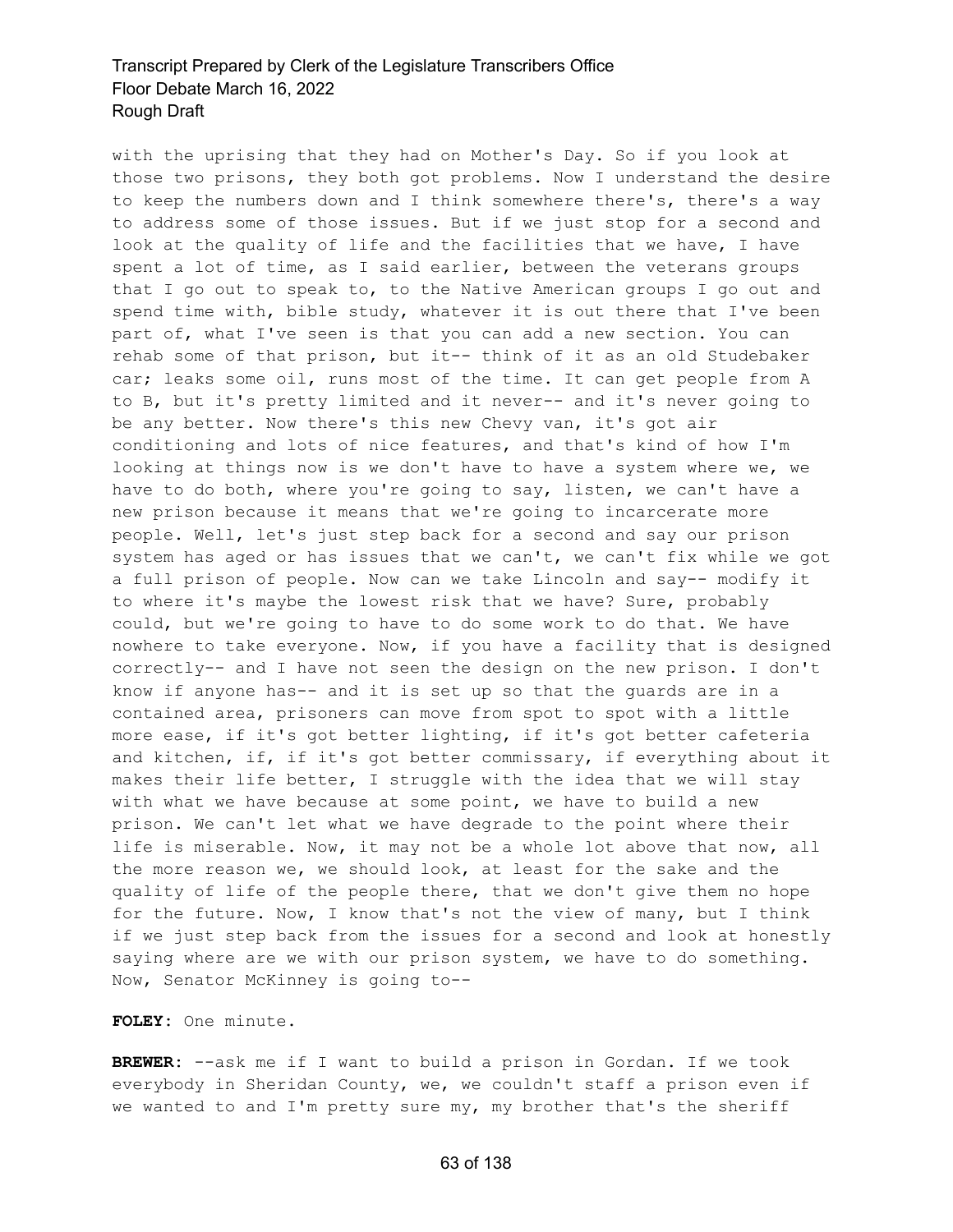with the uprising that they had on Mother's Day. So if you look at those two prisons, they both got problems. Now I understand the desire to keep the numbers down and I think somewhere there's, there's a way to address some of those issues. But if we just stop for a second and look at the quality of life and the facilities that we have, I have spent a lot of time, as I said earlier, between the veterans groups that I go out to speak to, to the Native American groups I go out and spend time with, bible study, whatever it is out there that I've been part of, what I've seen is that you can add a new section. You can rehab some of that prison, but it-- think of it as an old Studebaker car; leaks some oil, runs most of the time. It can get people from A to B, but it's pretty limited and it never-- and it's never going to be any better. Now there's this new Chevy van, it's got air conditioning and lots of nice features, and that's kind of how I'm looking at things now is we don't have to have a system where we, we have to do both, where you're going to say, listen, we can't have a new prison because it means that we're going to incarcerate more people. Well, let's just step back for a second and say our prison system has aged or has issues that we can't, we can't fix while we got a full prison of people. Now can we take Lincoln and say-- modify it to where it's maybe the lowest risk that we have? Sure, probably could, but we're going to have to do some work to do that. We have nowhere to take everyone. Now, if you have a facility that is designed correctly-- and I have not seen the design on the new prison. I don't know if anyone has-- and it is set up so that the guards are in a contained area, prisoners can move from spot to spot with a little more ease, if it's got better lighting, if it's got better cafeteria and kitchen, if, if it's got better commissary, if everything about it makes their life better, I struggle with the idea that we will stay with what we have because at some point, we have to build a new prison. We can't let what we have degrade to the point where their life is miserable. Now, it may not be a whole lot above that now, all the more reason we, we should look, at least for the sake and the quality of life of the people there, that we don't give them no hope for the future. Now, I know that's not the view of many, but I think if we just step back from the issues for a second and look at honestly saying where are we with our prison system, we have to do something. Now, Senator McKinney is going to--

**FOLEY:** One minute.

**BREWER:** --ask me if I want to build a prison in Gordan. If we took everybody in Sheridan County, we, we couldn't staff a prison even if we wanted to and I'm pretty sure my, my brother that's the sheriff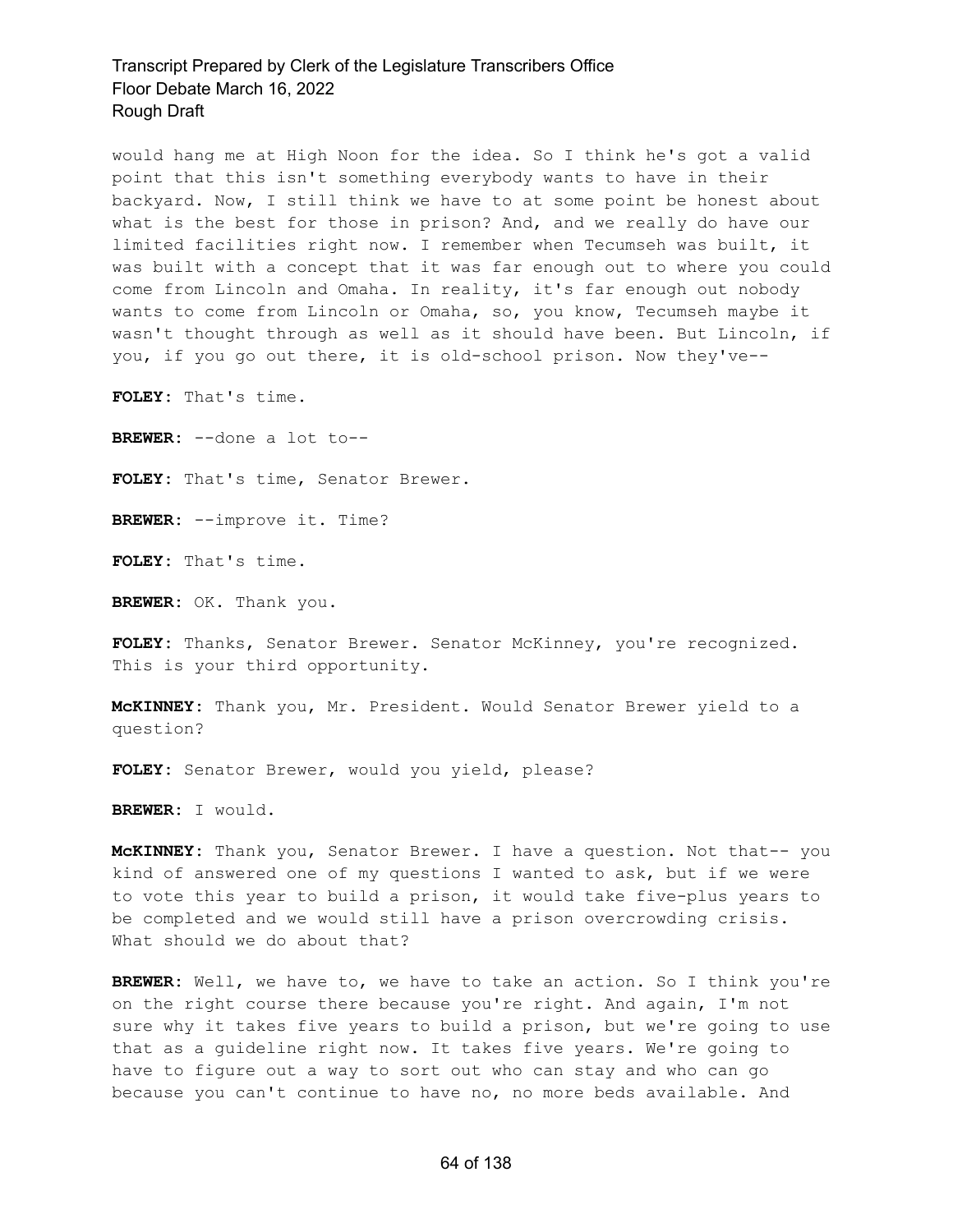would hang me at High Noon for the idea. So I think he's got a valid point that this isn't something everybody wants to have in their backyard. Now, I still think we have to at some point be honest about what is the best for those in prison? And, and we really do have our limited facilities right now. I remember when Tecumseh was built, it was built with a concept that it was far enough out to where you could come from Lincoln and Omaha. In reality, it's far enough out nobody wants to come from Lincoln or Omaha, so, you know, Tecumseh maybe it wasn't thought through as well as it should have been. But Lincoln, if you, if you go out there, it is old-school prison. Now they've--

**FOLEY:** That's time.

**BREWER:** --done a lot to--

**FOLEY:** That's time, Senator Brewer.

**BREWER:** --improve it. Time?

**FOLEY:** That's time.

**BREWER:** OK. Thank you.

**FOLEY:** Thanks, Senator Brewer. Senator McKinney, you're recognized. This is your third opportunity.

**McKINNEY:** Thank you, Mr. President. Would Senator Brewer yield to a question?

**FOLEY:** Senator Brewer, would you yield, please?

**BREWER:** I would.

**McKINNEY:** Thank you, Senator Brewer. I have a question. Not that-- you kind of answered one of my questions I wanted to ask, but if we were to vote this year to build a prison, it would take five-plus years to be completed and we would still have a prison overcrowding crisis. What should we do about that?

**BREWER:** Well, we have to, we have to take an action. So I think you're on the right course there because you're right. And again, I'm not sure why it takes five years to build a prison, but we're going to use that as a guideline right now. It takes five years. We're going to have to figure out a way to sort out who can stay and who can go because you can't continue to have no, no more beds available. And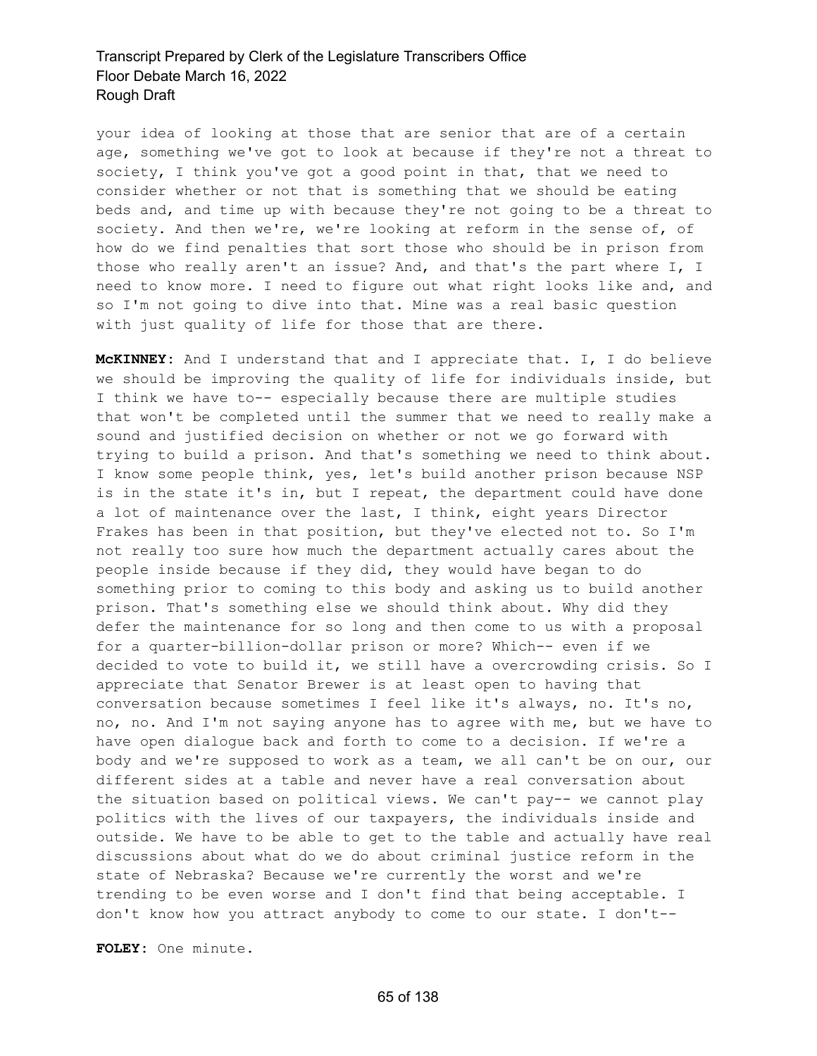your idea of looking at those that are senior that are of a certain age, something we've got to look at because if they're not a threat to society, I think you've got a good point in that, that we need to consider whether or not that is something that we should be eating beds and, and time up with because they're not going to be a threat to society. And then we're, we're looking at reform in the sense of, of how do we find penalties that sort those who should be in prison from those who really aren't an issue? And, and that's the part where I, I need to know more. I need to figure out what right looks like and, and so I'm not going to dive into that. Mine was a real basic question with just quality of life for those that are there.

**McKINNEY:** And I understand that and I appreciate that. I, I do believe we should be improving the quality of life for individuals inside, but I think we have to-- especially because there are multiple studies that won't be completed until the summer that we need to really make a sound and justified decision on whether or not we go forward with trying to build a prison. And that's something we need to think about. I know some people think, yes, let's build another prison because NSP is in the state it's in, but I repeat, the department could have done a lot of maintenance over the last, I think, eight years Director Frakes has been in that position, but they've elected not to. So I'm not really too sure how much the department actually cares about the people inside because if they did, they would have began to do something prior to coming to this body and asking us to build another prison. That's something else we should think about. Why did they defer the maintenance for so long and then come to us with a proposal for a quarter-billion-dollar prison or more? Which-- even if we decided to vote to build it, we still have a overcrowding crisis. So I appreciate that Senator Brewer is at least open to having that conversation because sometimes I feel like it's always, no. It's no, no, no. And I'm not saying anyone has to agree with me, but we have to have open dialogue back and forth to come to a decision. If we're a body and we're supposed to work as a team, we all can't be on our, our different sides at a table and never have a real conversation about the situation based on political views. We can't pay-- we cannot play politics with the lives of our taxpayers, the individuals inside and outside. We have to be able to get to the table and actually have real discussions about what do we do about criminal justice reform in the state of Nebraska? Because we're currently the worst and we're trending to be even worse and I don't find that being acceptable. I don't know how you attract anybody to come to our state. I don't--

**FOLEY:** One minute.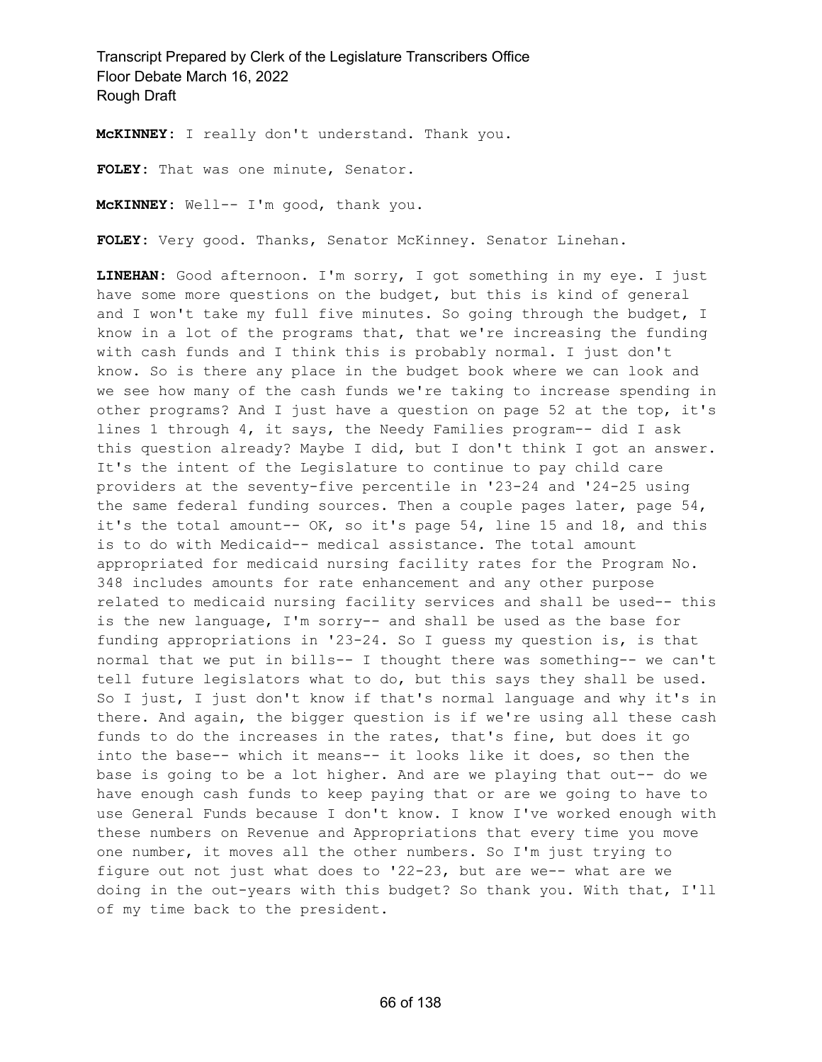**McKINNEY:** I really don't understand. Thank you.

**FOLEY:** That was one minute, Senator.

**McKINNEY:** Well-- I'm good, thank you.

**FOLEY:** Very good. Thanks, Senator McKinney. Senator Linehan.

**LINEHAN:** Good afternoon. I'm sorry, I got something in my eye. I just have some more questions on the budget, but this is kind of general and I won't take my full five minutes. So going through the budget, I know in a lot of the programs that, that we're increasing the funding with cash funds and I think this is probably normal. I just don't know. So is there any place in the budget book where we can look and we see how many of the cash funds we're taking to increase spending in other programs? And I just have a question on page 52 at the top, it's lines 1 through 4, it says, the Needy Families program-- did I ask this question already? Maybe I did, but I don't think I got an answer. It's the intent of the Legislature to continue to pay child care providers at the seventy-five percentile in '23-24 and '24-25 using the same federal funding sources. Then a couple pages later, page 54, it's the total amount-- OK, so it's page 54, line 15 and 18, and this is to do with Medicaid-- medical assistance. The total amount appropriated for medicaid nursing facility rates for the Program No. 348 includes amounts for rate enhancement and any other purpose related to medicaid nursing facility services and shall be used-- this is the new language, I'm sorry-- and shall be used as the base for funding appropriations in '23-24. So I guess my question is, is that normal that we put in bills-- I thought there was something-- we can't tell future legislators what to do, but this says they shall be used. So I just, I just don't know if that's normal language and why it's in there. And again, the bigger question is if we're using all these cash funds to do the increases in the rates, that's fine, but does it go into the base-- which it means-- it looks like it does, so then the base is going to be a lot higher. And are we playing that out-- do we have enough cash funds to keep paying that or are we going to have to use General Funds because I don't know. I know I've worked enough with these numbers on Revenue and Appropriations that every time you move one number, it moves all the other numbers. So I'm just trying to figure out not just what does to '22-23, but are we-- what are we doing in the out-years with this budget? So thank you. With that, I'll of my time back to the president.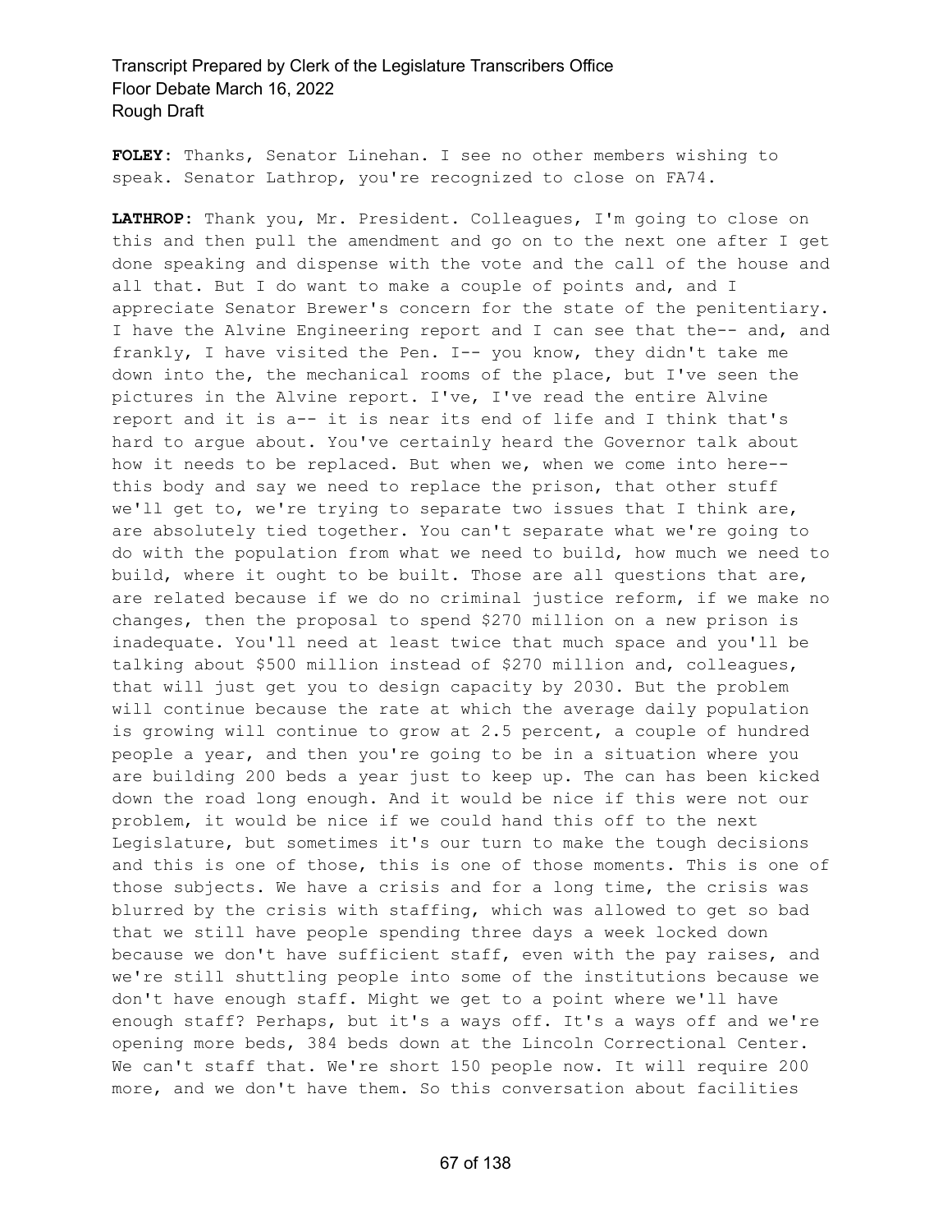**FOLEY:** Thanks, Senator Linehan. I see no other members wishing to speak. Senator Lathrop, you're recognized to close on FA74.

**LATHROP:** Thank you, Mr. President. Colleagues, I'm going to close on this and then pull the amendment and go on to the next one after I get done speaking and dispense with the vote and the call of the house and all that. But I do want to make a couple of points and, and I appreciate Senator Brewer's concern for the state of the penitentiary. I have the Alvine Engineering report and I can see that the-- and, and frankly, I have visited the Pen. I-- you know, they didn't take me down into the, the mechanical rooms of the place, but I've seen the pictures in the Alvine report. I've, I've read the entire Alvine report and it is a-- it is near its end of life and I think that's hard to argue about. You've certainly heard the Governor talk about how it needs to be replaced. But when we, when we come into here-- this body and say we need to replace the prison, that other stuff we'll get to, we're trying to separate two issues that I think are, are absolutely tied together. You can't separate what we're going to do with the population from what we need to build, how much we need to build, where it ought to be built. Those are all questions that are, are related because if we do no criminal justice reform, if we make no changes, then the proposal to spend $270 million on a new prison is inadequate. You'll need at least twice that much space and you'll be talking about $500 million instead of $270 million and, colleagues, that will just get you to design capacity by 2030. But the problem will continue because the rate at which the average daily population is growing will continue to grow at 2.5 percent, a couple of hundred people a year, and then you're going to be in a situation where you are building 200 beds a year just to keep up. The can has been kicked down the road long enough. And it would be nice if this were not our problem, it would be nice if we could hand this off to the next Legislature, but sometimes it's our turn to make the tough decisions and this is one of those, this is one of those moments. This is one of those subjects. We have a crisis and for a long time, the crisis was blurred by the crisis with staffing, which was allowed to get so bad that we still have people spending three days a week locked down because we don't have sufficient staff, even with the pay raises, and we're still shuttling people into some of the institutions because we don't have enough staff. Might we get to a point where we'll have enough staff? Perhaps, but it's a ways off. It's a ways off and we're opening more beds, 384 beds down at the Lincoln Correctional Center. We can't staff that. We're short 150 people now. It will require 200 more, and we don't have them. So this conversation about facilities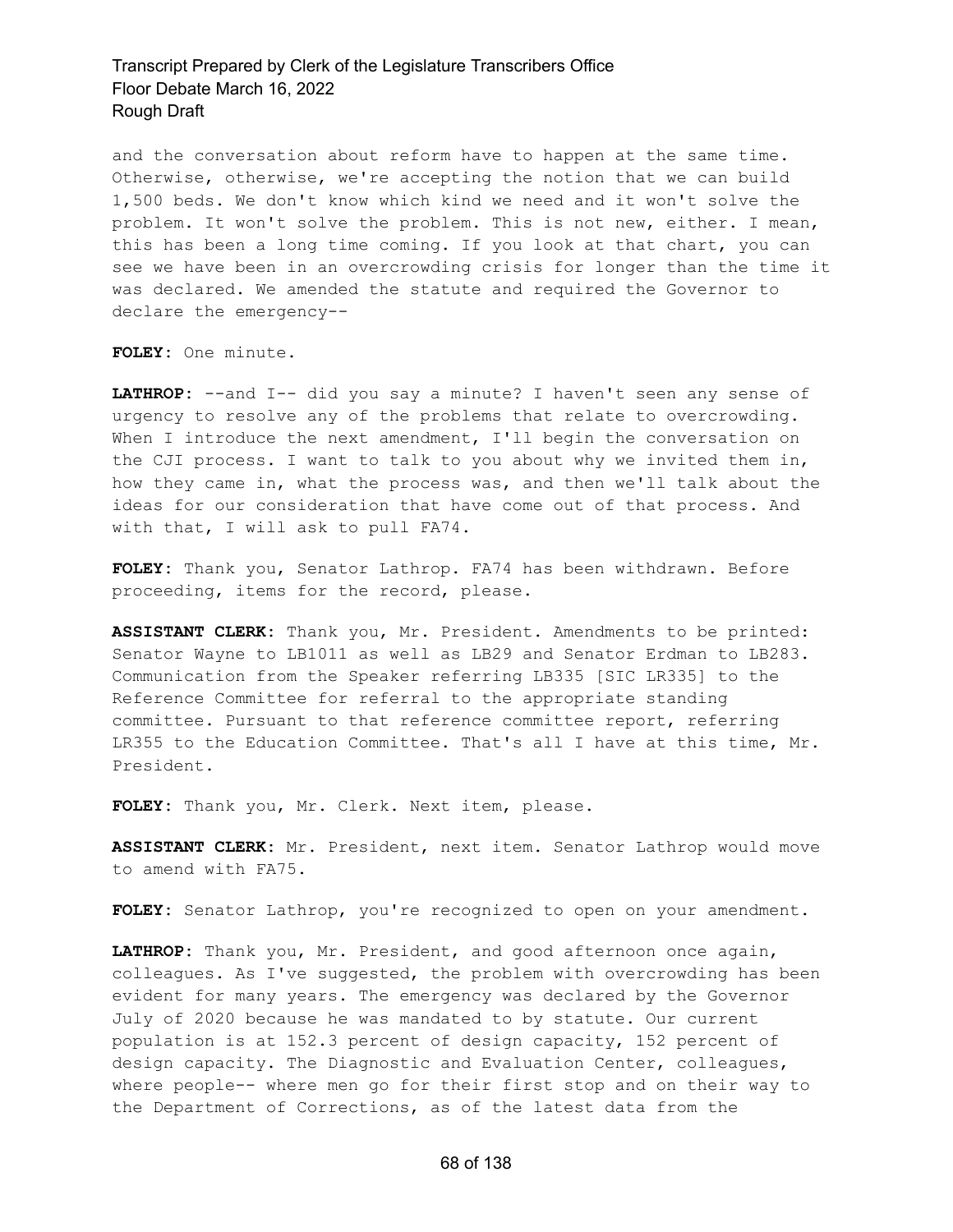and the conversation about reform have to happen at the same time. Otherwise, otherwise, we're accepting the notion that we can build 1,500 beds. We don't know which kind we need and it won't solve the problem. It won't solve the problem. This is not new, either. I mean, this has been a long time coming. If you look at that chart, you can see we have been in an overcrowding crisis for longer than the time it was declared. We amended the statute and required the Governor to declare the emergency--

**FOLEY:** One minute.

**LATHROP:** --and I-- did you say a minute? I haven't seen any sense of urgency to resolve any of the problems that relate to overcrowding. When I introduce the next amendment, I'll begin the conversation on the CJI process. I want to talk to you about why we invited them in, how they came in, what the process was, and then we'll talk about the ideas for our consideration that have come out of that process. And with that, I will ask to pull FA74.

**FOLEY:** Thank you, Senator Lathrop. FA74 has been withdrawn. Before proceeding, items for the record, please.

**ASSISTANT CLERK:** Thank you, Mr. President. Amendments to be printed: Senator Wayne to LB1011 as well as LB29 and Senator Erdman to LB283. Communication from the Speaker referring LB335 [SIC LR335] to the Reference Committee for referral to the appropriate standing committee. Pursuant to that reference committee report, referring LR355 to the Education Committee. That's all I have at this time, Mr. President.

**FOLEY:** Thank you, Mr. Clerk. Next item, please.

**ASSISTANT CLERK:** Mr. President, next item. Senator Lathrop would move to amend with FA75.

**FOLEY:** Senator Lathrop, you're recognized to open on your amendment.

**LATHROP:** Thank you, Mr. President, and good afternoon once again, colleagues. As I've suggested, the problem with overcrowding has been evident for many years. The emergency was declared by the Governor July of 2020 because he was mandated to by statute. Our current population is at 152.3 percent of design capacity, 152 percent of design capacity. The Diagnostic and Evaluation Center, colleagues, where people-- where men go for their first stop and on their way to the Department of Corrections, as of the latest data from the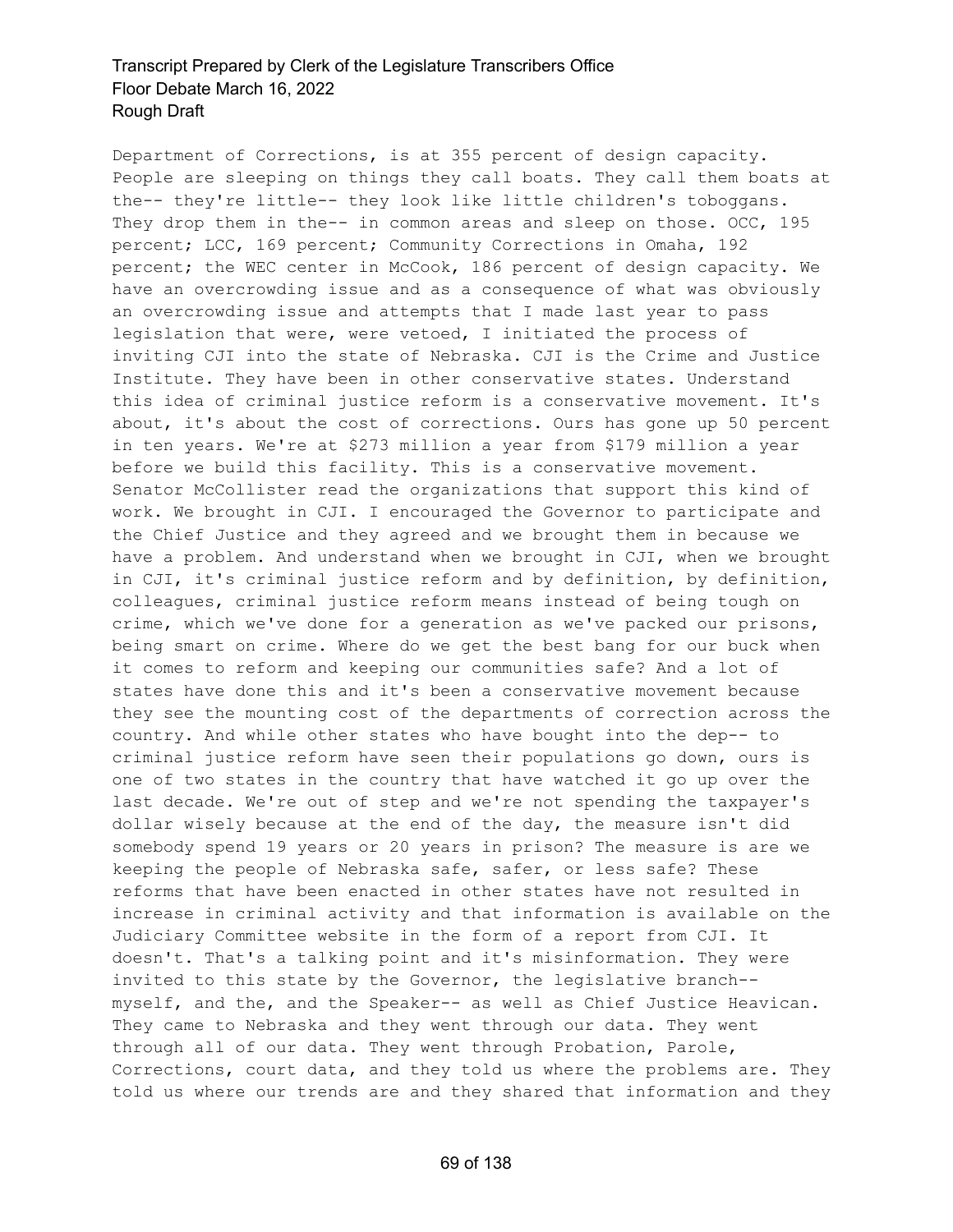Department of Corrections, is at 355 percent of design capacity. People are sleeping on things they call boats. They call them boats at the-- they're little-- they look like little children's toboggans. They drop them in the-- in common areas and sleep on those. OCC, 195 percent; LCC, 169 percent; Community Corrections in Omaha, 192 percent; the WEC center in McCook, 186 percent of design capacity. We have an overcrowding issue and as a consequence of what was obviously an overcrowding issue and attempts that I made last year to pass legislation that were, were vetoed, I initiated the process of inviting CJI into the state of Nebraska. CJI is the Crime and Justice Institute. They have been in other conservative states. Understand this idea of criminal justice reform is a conservative movement. It's about, it's about the cost of corrections. Ours has gone up 50 percent in ten years. We're at $273 million a year from $179 million a year before we build this facility. This is a conservative movement. Senator McCollister read the organizations that support this kind of work. We brought in CJI. I encouraged the Governor to participate and the Chief Justice and they agreed and we brought them in because we have a problem. And understand when we brought in CJI, when we brought in CJI, it's criminal justice reform and by definition, by definition, colleagues, criminal justice reform means instead of being tough on crime, which we've done for a generation as we've packed our prisons, being smart on crime. Where do we get the best bang for our buck when it comes to reform and keeping our communities safe? And a lot of states have done this and it's been a conservative movement because they see the mounting cost of the departments of correction across the country. And while other states who have bought into the dep-- to criminal justice reform have seen their populations go down, ours is one of two states in the country that have watched it go up over the last decade. We're out of step and we're not spending the taxpayer's dollar wisely because at the end of the day, the measure isn't did somebody spend 19 years or 20 years in prison? The measure is are we keeping the people of Nebraska safe, safer, or less safe? These reforms that have been enacted in other states have not resulted in increase in criminal activity and that information is available on the Judiciary Committee website in the form of a report from CJI. It doesn't. That's a talking point and it's misinformation. They were invited to this state by the Governor, the legislative branch-- myself, and the, and the Speaker-- as well as Chief Justice Heavican. They came to Nebraska and they went through our data. They went through all of our data. They went through Probation, Parole, Corrections, court data, and they told us where the problems are. They told us where our trends are and they shared that information and they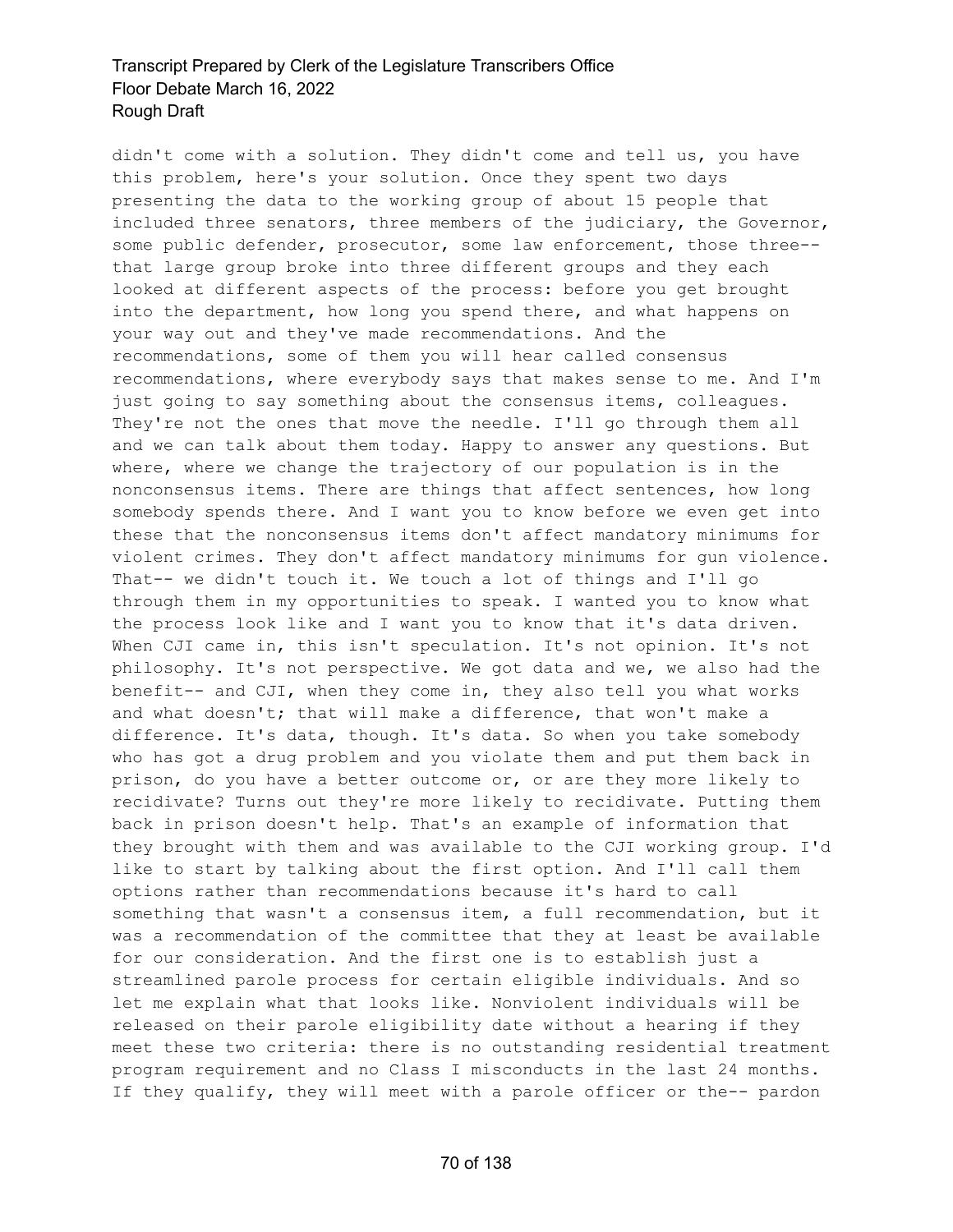didn't come with a solution. They didn't come and tell us, you have this problem, here's your solution. Once they spent two days presenting the data to the working group of about 15 people that included three senators, three members of the judiciary, the Governor, some public defender, prosecutor, some law enforcement, those three-- that large group broke into three different groups and they each looked at different aspects of the process: before you get brought into the department, how long you spend there, and what happens on your way out and they've made recommendations. And the recommendations, some of them you will hear called consensus recommendations, where everybody says that makes sense to me. And I'm just going to say something about the consensus items, colleagues. They're not the ones that move the needle. I'll go through them all and we can talk about them today. Happy to answer any questions. But where, where we change the trajectory of our population is in the nonconsensus items. There are things that affect sentences, how long somebody spends there. And I want you to know before we even get into these that the nonconsensus items don't affect mandatory minimums for violent crimes. They don't affect mandatory minimums for gun violence. That-- we didn't touch it. We touch a lot of things and I'll go through them in my opportunities to speak. I wanted you to know what the process look like and I want you to know that it's data driven. When CJI came in, this isn't speculation. It's not opinion. It's not philosophy. It's not perspective. We got data and we, we also had the benefit-- and CJI, when they come in, they also tell you what works and what doesn't; that will make a difference, that won't make a difference. It's data, though. It's data. So when you take somebody who has got a drug problem and you violate them and put them back in prison, do you have a better outcome or, or are they more likely to recidivate? Turns out they're more likely to recidivate. Putting them back in prison doesn't help. That's an example of information that they brought with them and was available to the CJI working group. I'd like to start by talking about the first option. And I'll call them options rather than recommendations because it's hard to call something that wasn't a consensus item, a full recommendation, but it was a recommendation of the committee that they at least be available for our consideration. And the first one is to establish just a streamlined parole process for certain eligible individuals. And so let me explain what that looks like. Nonviolent individuals will be released on their parole eligibility date without a hearing if they meet these two criteria: there is no outstanding residential treatment program requirement and no Class I misconducts in the last 24 months. If they qualify, they will meet with a parole officer or the-- pardon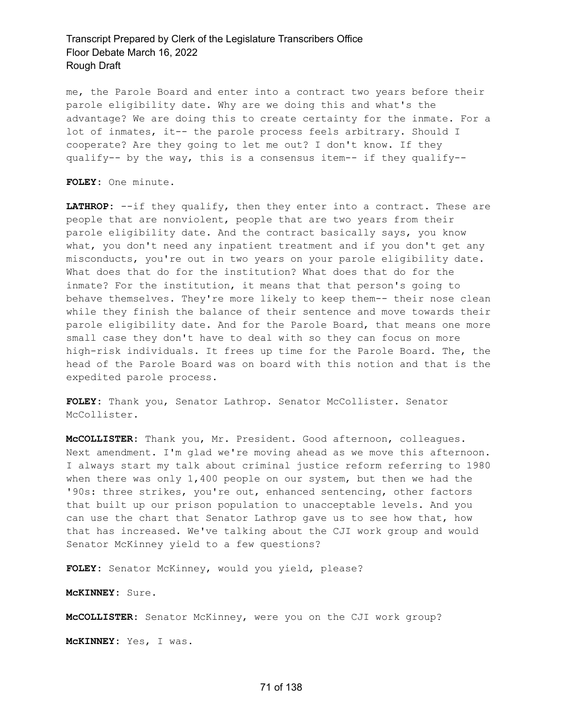me, the Parole Board and enter into a contract two years before their parole eligibility date. Why are we doing this and what's the advantage? We are doing this to create certainty for the inmate. For a lot of inmates, it-- the parole process feels arbitrary. Should I cooperate? Are they going to let me out? I don't know. If they qualify-- by the way, this is a consensus item-- if they qualify--

**FOLEY:** One minute.

**LATHROP:** --if they qualify, then they enter into a contract. These are people that are nonviolent, people that are two years from their parole eligibility date. And the contract basically says, you know what, you don't need any inpatient treatment and if you don't get any misconducts, you're out in two years on your parole eligibility date. What does that do for the institution? What does that do for the inmate? For the institution, it means that that person's going to behave themselves. They're more likely to keep them-- their nose clean while they finish the balance of their sentence and move towards their parole eligibility date. And for the Parole Board, that means one more small case they don't have to deal with so they can focus on more high-risk individuals. It frees up time for the Parole Board. The, the head of the Parole Board was on board with this notion and that is the expedited parole process.

**FOLEY:** Thank you, Senator Lathrop. Senator McCollister. Senator McCollister.

**McCOLLISTER:** Thank you, Mr. President. Good afternoon, colleagues. Next amendment. I'm glad we're moving ahead as we move this afternoon. I always start my talk about criminal justice reform referring to 1980 when there was only 1,400 people on our system, but then we had the '90s: three strikes, you're out, enhanced sentencing, other factors that built up our prison population to unacceptable levels. And you can use the chart that Senator Lathrop gave us to see how that, how that has increased. We've talking about the CJI work group and would Senator McKinney yield to a few questions?

**FOLEY:** Senator McKinney, would you yield, please?

**McKINNEY:** Sure.

**McCOLLISTER:** Senator McKinney, were you on the CJI work group?

**McKINNEY:** Yes, I was.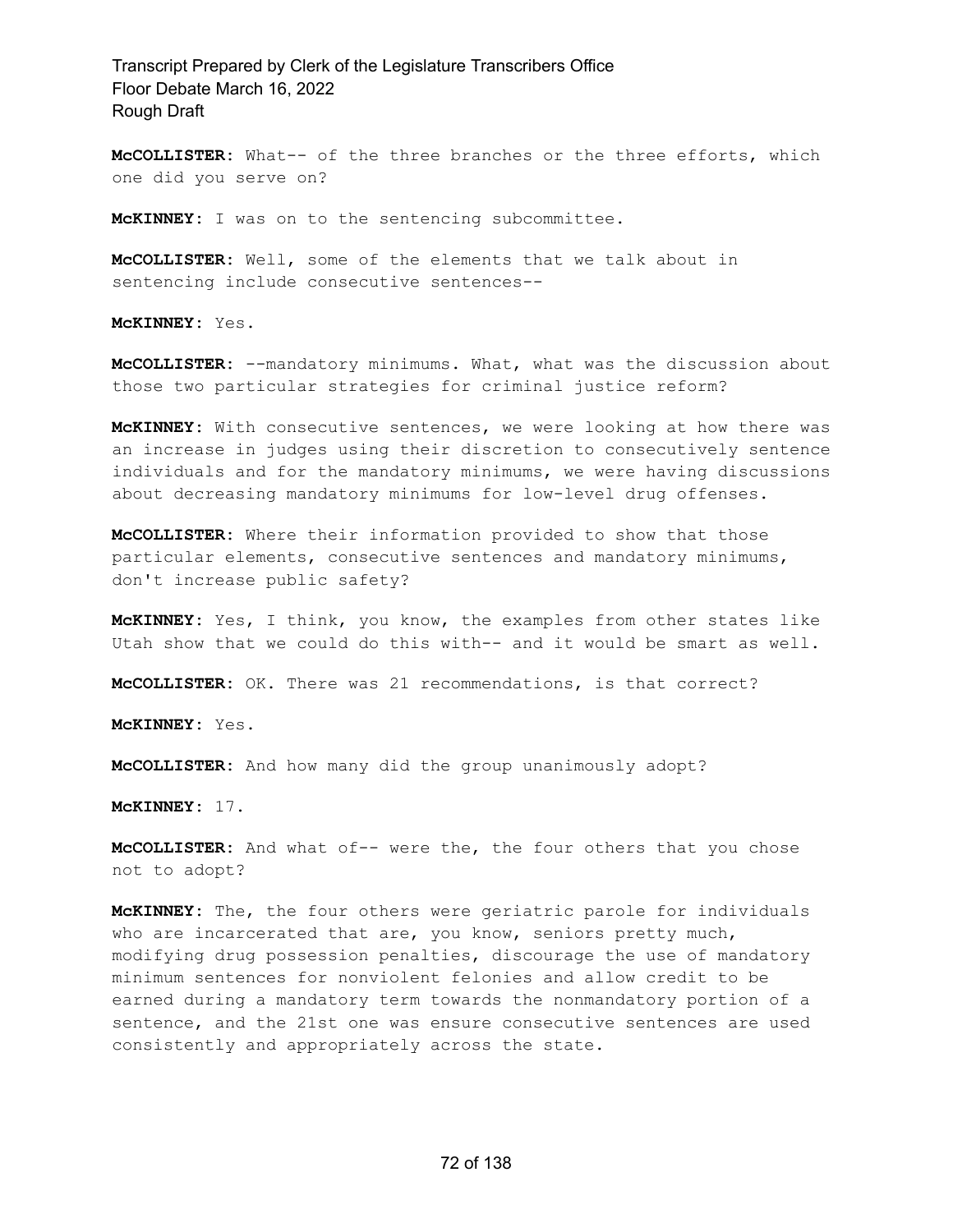**McCOLLISTER:** What-- of the three branches or the three efforts, which one did you serve on?

**McKINNEY:** I was on to the sentencing subcommittee.

**McCOLLISTER:** Well, some of the elements that we talk about in sentencing include consecutive sentences--

**McKINNEY:** Yes.

**McCOLLISTER:** --mandatory minimums. What, what was the discussion about those two particular strategies for criminal justice reform?

**McKINNEY:** With consecutive sentences, we were looking at how there was an increase in judges using their discretion to consecutively sentence individuals and for the mandatory minimums, we were having discussions about decreasing mandatory minimums for low-level drug offenses.

**McCOLLISTER:** Where their information provided to show that those particular elements, consecutive sentences and mandatory minimums, don't increase public safety?

**McKINNEY:** Yes, I think, you know, the examples from other states like Utah show that we could do this with-- and it would be smart as well.

**McCOLLISTER:** OK. There was 21 recommendations, is that correct?

**McKINNEY:** Yes.

**McCOLLISTER:** And how many did the group unanimously adopt?

**McKINNEY:** 17.

**McCOLLISTER:** And what of-- were the, the four others that you chose not to adopt?

**McKINNEY:** The, the four others were geriatric parole for individuals who are incarcerated that are, you know, seniors pretty much, modifying drug possession penalties, discourage the use of mandatory minimum sentences for nonviolent felonies and allow credit to be earned during a mandatory term towards the nonmandatory portion of a sentence, and the 21st one was ensure consecutive sentences are used consistently and appropriately across the state.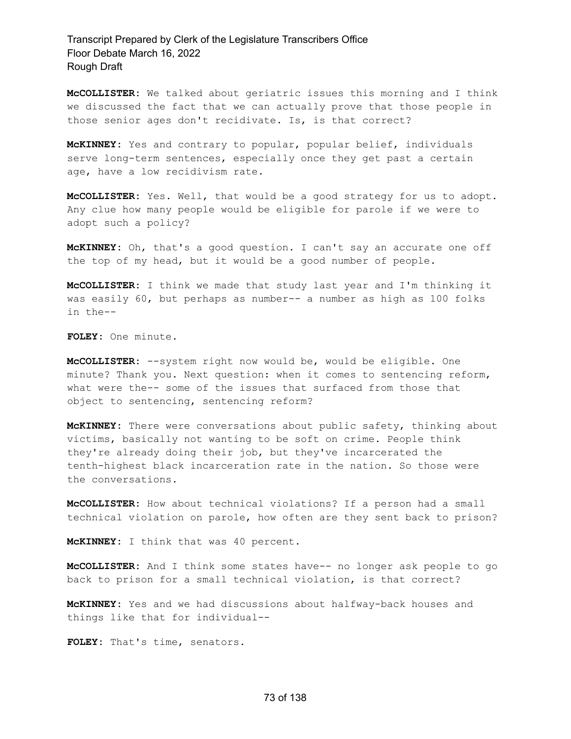**McCOLLISTER:** We talked about geriatric issues this morning and I think we discussed the fact that we can actually prove that those people in those senior ages don't recidivate. Is, is that correct?

**McKINNEY:** Yes and contrary to popular, popular belief, individuals serve long-term sentences, especially once they get past a certain age, have a low recidivism rate.

**McCOLLISTER:** Yes. Well, that would be a good strategy for us to adopt. Any clue how many people would be eligible for parole if we were to adopt such a policy?

**McKINNEY:** Oh, that's a good question. I can't say an accurate one off the top of my head, but it would be a good number of people.

**McCOLLISTER:** I think we made that study last year and I'm thinking it was easily 60, but perhaps as number-- a number as high as 100 folks in the--

**FOLEY:** One minute.

**McCOLLISTER:** --system right now would be, would be eligible. One minute? Thank you. Next question: when it comes to sentencing reform, what were the-- some of the issues that surfaced from those that object to sentencing, sentencing reform?

**McKINNEY:** There were conversations about public safety, thinking about victims, basically not wanting to be soft on crime. People think they're already doing their job, but they've incarcerated the tenth-highest black incarceration rate in the nation. So those were the conversations.

**McCOLLISTER:** How about technical violations? If a person had a small technical violation on parole, how often are they sent back to prison?

**McKINNEY:** I think that was 40 percent.

**McCOLLISTER:** And I think some states have-- no longer ask people to go back to prison for a small technical violation, is that correct?

**McKINNEY:** Yes and we had discussions about halfway-back houses and things like that for individual--

**FOLEY:** That's time, senators.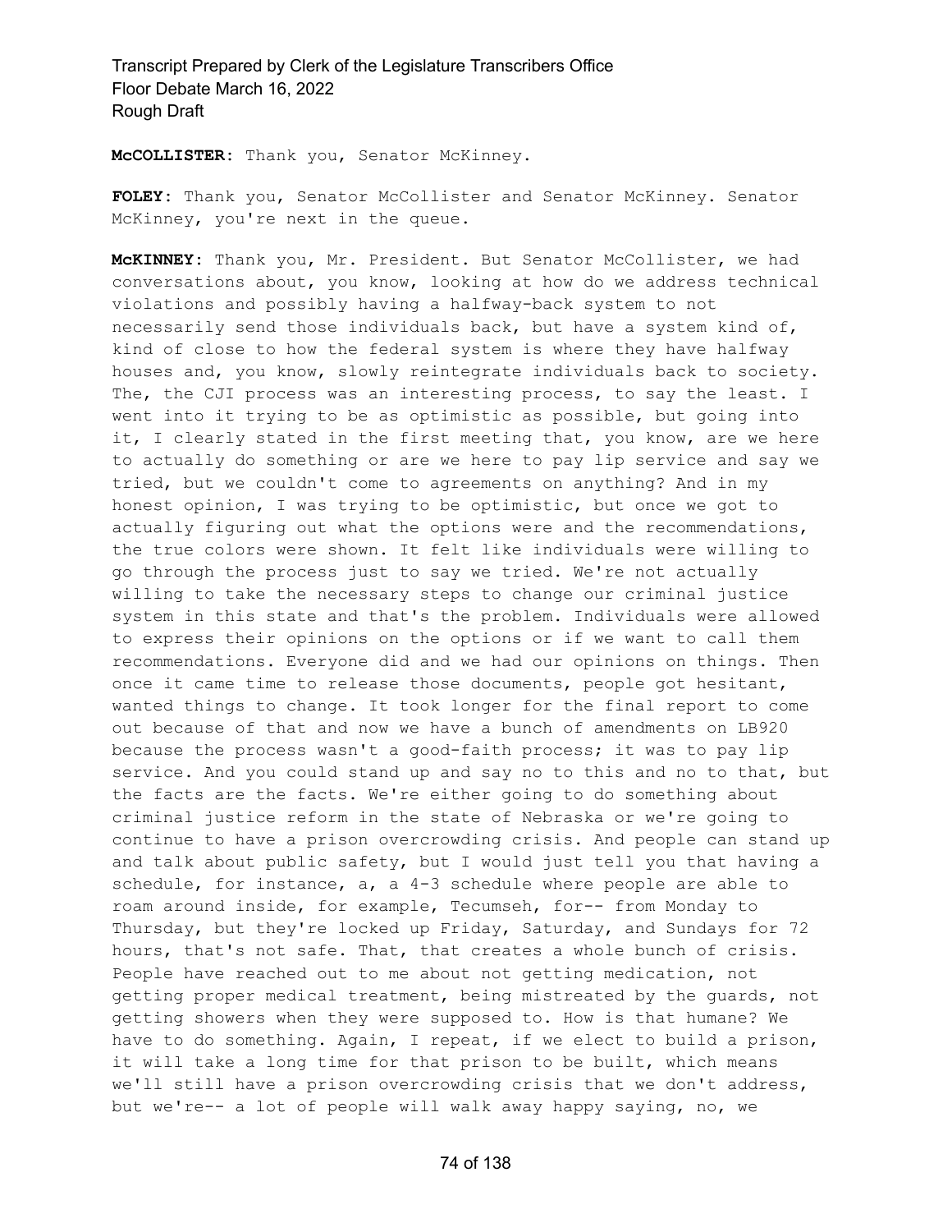**McCOLLISTER:** Thank you, Senator McKinney.

**FOLEY:** Thank you, Senator McCollister and Senator McKinney. Senator McKinney, you're next in the queue.

**McKINNEY:** Thank you, Mr. President. But Senator McCollister, we had conversations about, you know, looking at how do we address technical violations and possibly having a halfway-back system to not necessarily send those individuals back, but have a system kind of, kind of close to how the federal system is where they have halfway houses and, you know, slowly reintegrate individuals back to society. The, the CJI process was an interesting process, to say the least. I went into it trying to be as optimistic as possible, but going into it, I clearly stated in the first meeting that, you know, are we here to actually do something or are we here to pay lip service and say we tried, but we couldn't come to agreements on anything? And in my honest opinion, I was trying to be optimistic, but once we got to actually figuring out what the options were and the recommendations, the true colors were shown. It felt like individuals were willing to go through the process just to say we tried. We're not actually willing to take the necessary steps to change our criminal justice system in this state and that's the problem. Individuals were allowed to express their opinions on the options or if we want to call them recommendations. Everyone did and we had our opinions on things. Then once it came time to release those documents, people got hesitant, wanted things to change. It took longer for the final report to come out because of that and now we have a bunch of amendments on LB920 because the process wasn't a good-faith process; it was to pay lip service. And you could stand up and say no to this and no to that, but the facts are the facts. We're either going to do something about criminal justice reform in the state of Nebraska or we're going to continue to have a prison overcrowding crisis. And people can stand up and talk about public safety, but I would just tell you that having a schedule, for instance, a, a 4-3 schedule where people are able to roam around inside, for example, Tecumseh, for-- from Monday to Thursday, but they're locked up Friday, Saturday, and Sundays for 72 hours, that's not safe. That, that creates a whole bunch of crisis. People have reached out to me about not getting medication, not getting proper medical treatment, being mistreated by the guards, not getting showers when they were supposed to. How is that humane? We have to do something. Again, I repeat, if we elect to build a prison, it will take a long time for that prison to be built, which means we'll still have a prison overcrowding crisis that we don't address, but we're-- a lot of people will walk away happy saying, no, we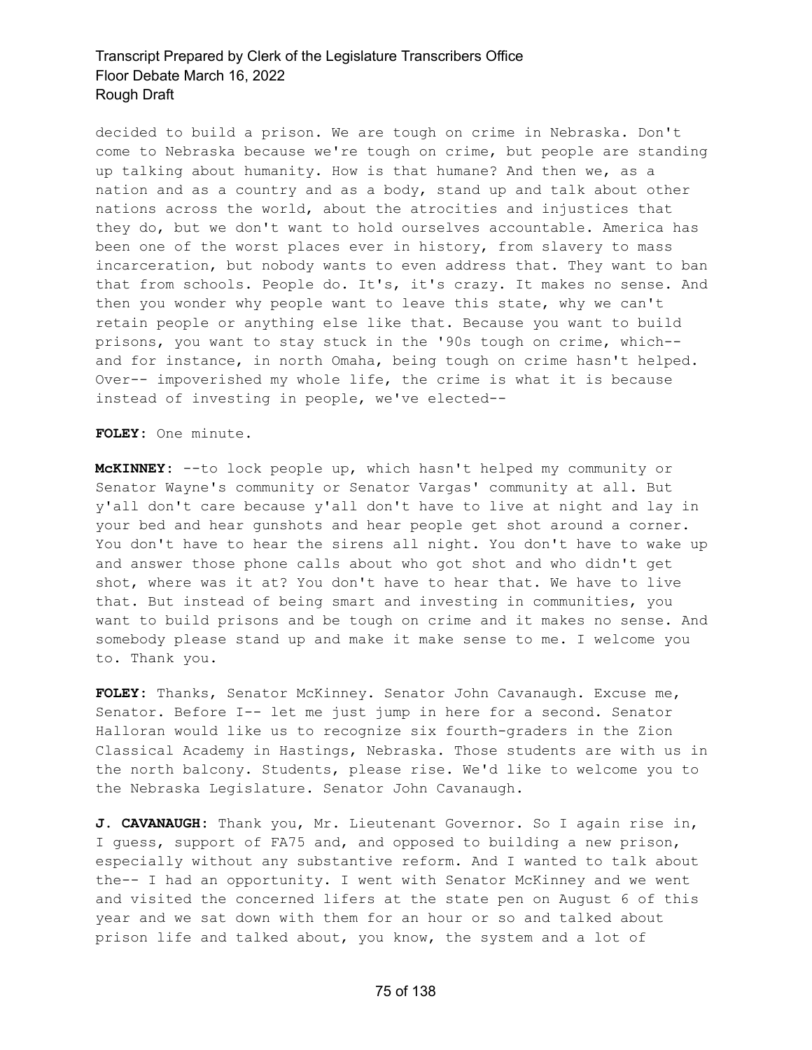decided to build a prison. We are tough on crime in Nebraska. Don't come to Nebraska because we're tough on crime, but people are standing up talking about humanity. How is that humane? And then we, as a nation and as a country and as a body, stand up and talk about other nations across the world, about the atrocities and injustices that they do, but we don't want to hold ourselves accountable. America has been one of the worst places ever in history, from slavery to mass incarceration, but nobody wants to even address that. They want to ban that from schools. People do. It's, it's crazy. It makes no sense. And then you wonder why people want to leave this state, why we can't retain people or anything else like that. Because you want to build prisons, you want to stay stuck in the '90s tough on crime, which-- and for instance, in north Omaha, being tough on crime hasn't helped. Over-- impoverished my whole life, the crime is what it is because instead of investing in people, we've elected--

**FOLEY:** One minute.

**McKINNEY:** --to lock people up, which hasn't helped my community or Senator Wayne's community or Senator Vargas' community at all. But y'all don't care because y'all don't have to live at night and lay in your bed and hear gunshots and hear people get shot around a corner. You don't have to hear the sirens all night. You don't have to wake up and answer those phone calls about who got shot and who didn't get shot, where was it at? You don't have to hear that. We have to live that. But instead of being smart and investing in communities, you want to build prisons and be tough on crime and it makes no sense. And somebody please stand up and make it make sense to me. I welcome you to. Thank you.

**FOLEY:** Thanks, Senator McKinney. Senator John Cavanaugh. Excuse me, Senator. Before I-- let me just jump in here for a second. Senator Halloran would like us to recognize six fourth-graders in the Zion Classical Academy in Hastings, Nebraska. Those students are with us in the north balcony. Students, please rise. We'd like to welcome you to the Nebraska Legislature. Senator John Cavanaugh.

**J. CAVANAUGH:** Thank you, Mr. Lieutenant Governor. So I again rise in, I guess, support of FA75 and, and opposed to building a new prison, especially without any substantive reform. And I wanted to talk about the-- I had an opportunity. I went with Senator McKinney and we went and visited the concerned lifers at the state pen on August 6 of this year and we sat down with them for an hour or so and talked about prison life and talked about, you know, the system and a lot of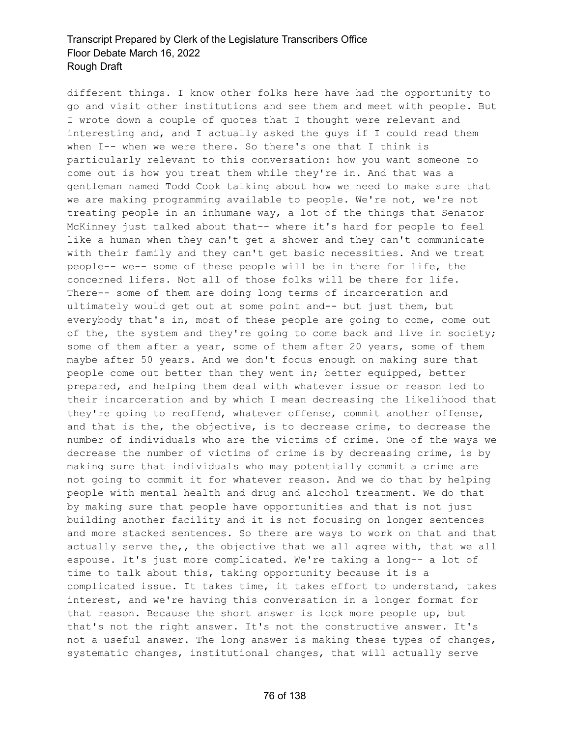different things. I know other folks here have had the opportunity to go and visit other institutions and see them and meet with people. But I wrote down a couple of quotes that I thought were relevant and interesting and, and I actually asked the guys if I could read them when I-- when we were there. So there's one that I think is particularly relevant to this conversation: how you want someone to come out is how you treat them while they're in. And that was a gentleman named Todd Cook talking about how we need to make sure that we are making programming available to people. We're not, we're not treating people in an inhumane way, a lot of the things that Senator McKinney just talked about that-- where it's hard for people to feel like a human when they can't get a shower and they can't communicate with their family and they can't get basic necessities. And we treat people-- we-- some of these people will be in there for life, the concerned lifers. Not all of those folks will be there for life. There-- some of them are doing long terms of incarceration and ultimately would get out at some point and-- but just them, but everybody that's in, most of these people are going to come, come out of the, the system and they're going to come back and live in society; some of them after a year, some of them after 20 years, some of them maybe after 50 years. And we don't focus enough on making sure that people come out better than they went in; better equipped, better prepared, and helping them deal with whatever issue or reason led to their incarceration and by which I mean decreasing the likelihood that they're going to reoffend, whatever offense, commit another offense, and that is the, the objective, is to decrease crime, to decrease the number of individuals who are the victims of crime. One of the ways we decrease the number of victims of crime is by decreasing crime, is by making sure that individuals who may potentially commit a crime are not going to commit it for whatever reason. And we do that by helping people with mental health and drug and alcohol treatment. We do that by making sure that people have opportunities and that is not just building another facility and it is not focusing on longer sentences and more stacked sentences. So there are ways to work on that and that actually serve the,, the objective that we all agree with, that we all espouse. It's just more complicated. We're taking a long-- a lot of time to talk about this, taking opportunity because it is a complicated issue. It takes time, it takes effort to understand, takes interest, and we're having this conversation in a longer format for that reason. Because the short answer is lock more people up, but that's not the right answer. It's not the constructive answer. It's not a useful answer. The long answer is making these types of changes, systematic changes, institutional changes, that will actually serve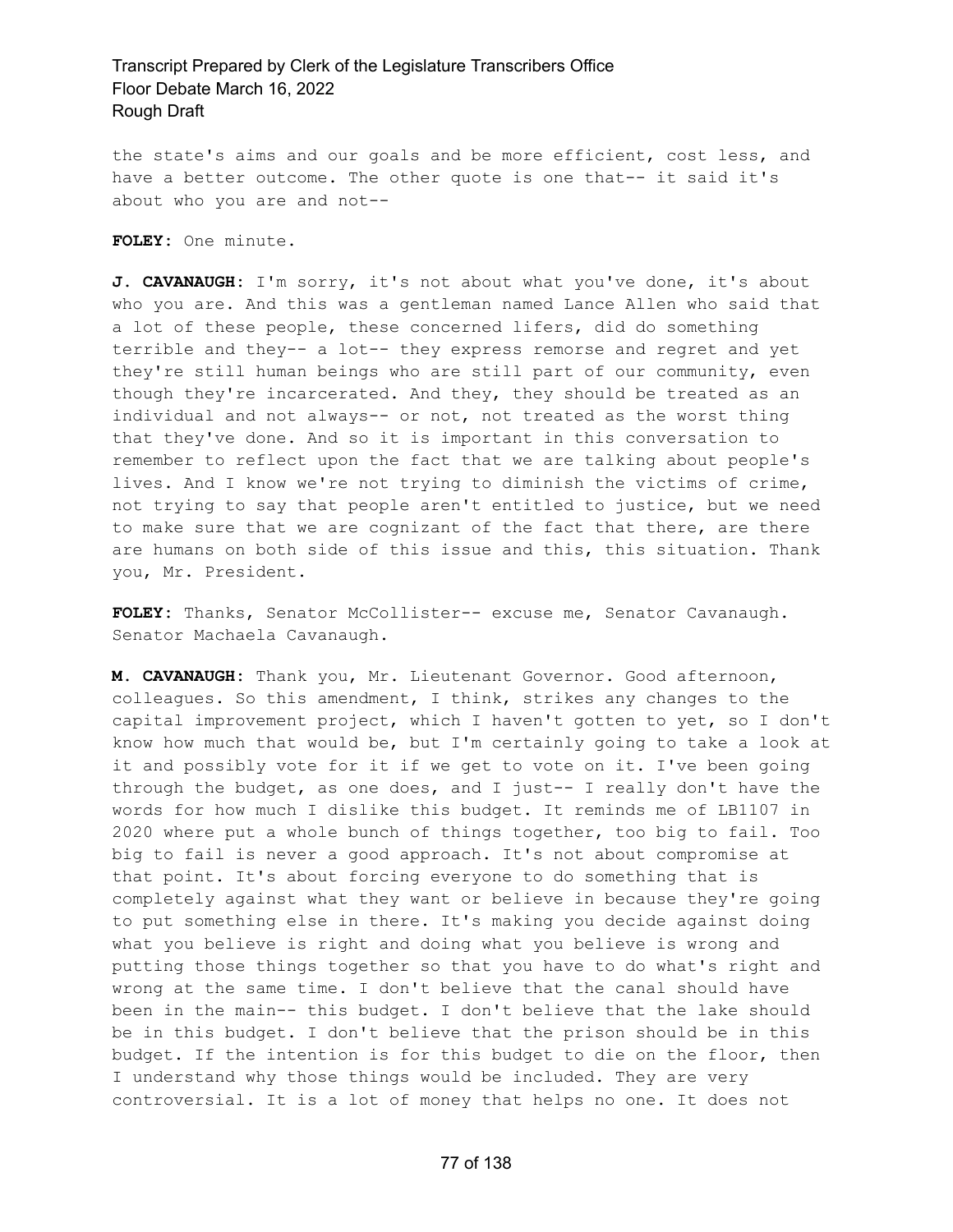the state's aims and our goals and be more efficient, cost less, and have a better outcome. The other quote is one that-- it said it's about who you are and not--

**FOLEY:** One minute.

**J. CAVANAUGH:** I'm sorry, it's not about what you've done, it's about who you are. And this was a gentleman named Lance Allen who said that a lot of these people, these concerned lifers, did do something terrible and they-- a lot-- they express remorse and regret and yet they're still human beings who are still part of our community, even though they're incarcerated. And they, they should be treated as an individual and not always-- or not, not treated as the worst thing that they've done. And so it is important in this conversation to remember to reflect upon the fact that we are talking about people's lives. And I know we're not trying to diminish the victims of crime, not trying to say that people aren't entitled to justice, but we need to make sure that we are cognizant of the fact that there, are there are humans on both side of this issue and this, this situation. Thank you, Mr. President.

**FOLEY:** Thanks, Senator McCollister-- excuse me, Senator Cavanaugh. Senator Machaela Cavanaugh.

**M. CAVANAUGH:** Thank you, Mr. Lieutenant Governor. Good afternoon, colleagues. So this amendment, I think, strikes any changes to the capital improvement project, which I haven't gotten to yet, so I don't know how much that would be, but I'm certainly going to take a look at it and possibly vote for it if we get to vote on it. I've been going through the budget, as one does, and I just-- I really don't have the words for how much I dislike this budget. It reminds me of LB1107 in 2020 where put a whole bunch of things together, too big to fail. Too big to fail is never a good approach. It's not about compromise at that point. It's about forcing everyone to do something that is completely against what they want or believe in because they're going to put something else in there. It's making you decide against doing what you believe is right and doing what you believe is wrong and putting those things together so that you have to do what's right and wrong at the same time. I don't believe that the canal should have been in the main-- this budget. I don't believe that the lake should be in this budget. I don't believe that the prison should be in this budget. If the intention is for this budget to die on the floor, then I understand why those things would be included. They are very controversial. It is a lot of money that helps no one. It does not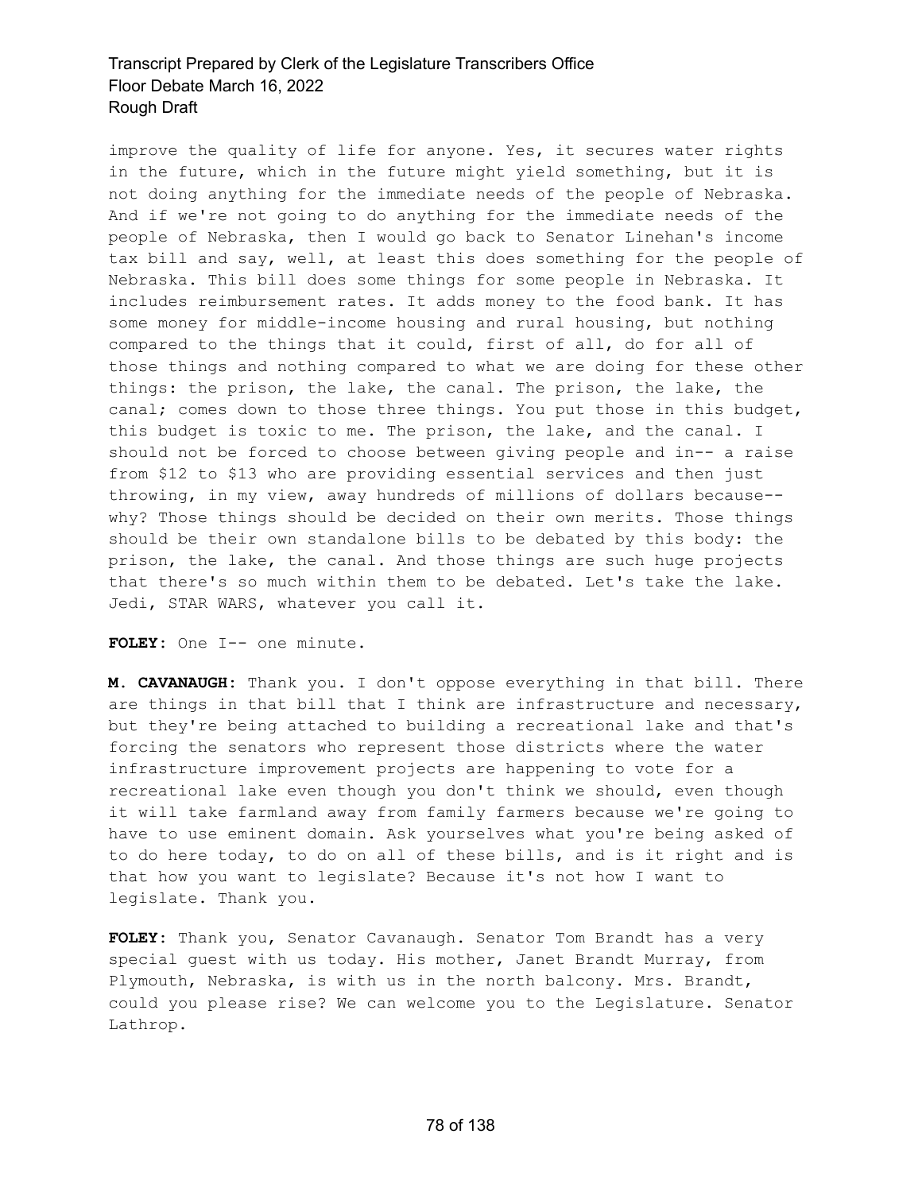improve the quality of life for anyone. Yes, it secures water rights in the future, which in the future might yield something, but it is not doing anything for the immediate needs of the people of Nebraska. And if we're not going to do anything for the immediate needs of the people of Nebraska, then I would go back to Senator Linehan's income tax bill and say, well, at least this does something for the people of Nebraska. This bill does some things for some people in Nebraska. It includes reimbursement rates. It adds money to the food bank. It has some money for middle-income housing and rural housing, but nothing compared to the things that it could, first of all, do for all of those things and nothing compared to what we are doing for these other things: the prison, the lake, the canal. The prison, the lake, the canal; comes down to those three things. You put those in this budget, this budget is toxic to me. The prison, the lake, and the canal. I should not be forced to choose between giving people and in-- a raise from $12 to $13 who are providing essential services and then just throwing, in my view, away hundreds of millions of dollars because-- why? Those things should be decided on their own merits. Those things should be their own standalone bills to be debated by this body: the prison, the lake, the canal. And those things are such huge projects that there's so much within them to be debated. Let's take the lake. Jedi, STAR WARS, whatever you call it.

**FOLEY:** One I-- one minute.

**M. CAVANAUGH:** Thank you. I don't oppose everything in that bill. There are things in that bill that I think are infrastructure and necessary, but they're being attached to building a recreational lake and that's forcing the senators who represent those districts where the water infrastructure improvement projects are happening to vote for a recreational lake even though you don't think we should, even though it will take farmland away from family farmers because we're going to have to use eminent domain. Ask yourselves what you're being asked of to do here today, to do on all of these bills, and is it right and is that how you want to legislate? Because it's not how I want to legislate. Thank you.

**FOLEY:** Thank you, Senator Cavanaugh. Senator Tom Brandt has a very special guest with us today. His mother, Janet Brandt Murray, from Plymouth, Nebraska, is with us in the north balcony. Mrs. Brandt, could you please rise? We can welcome you to the Legislature. Senator Lathrop.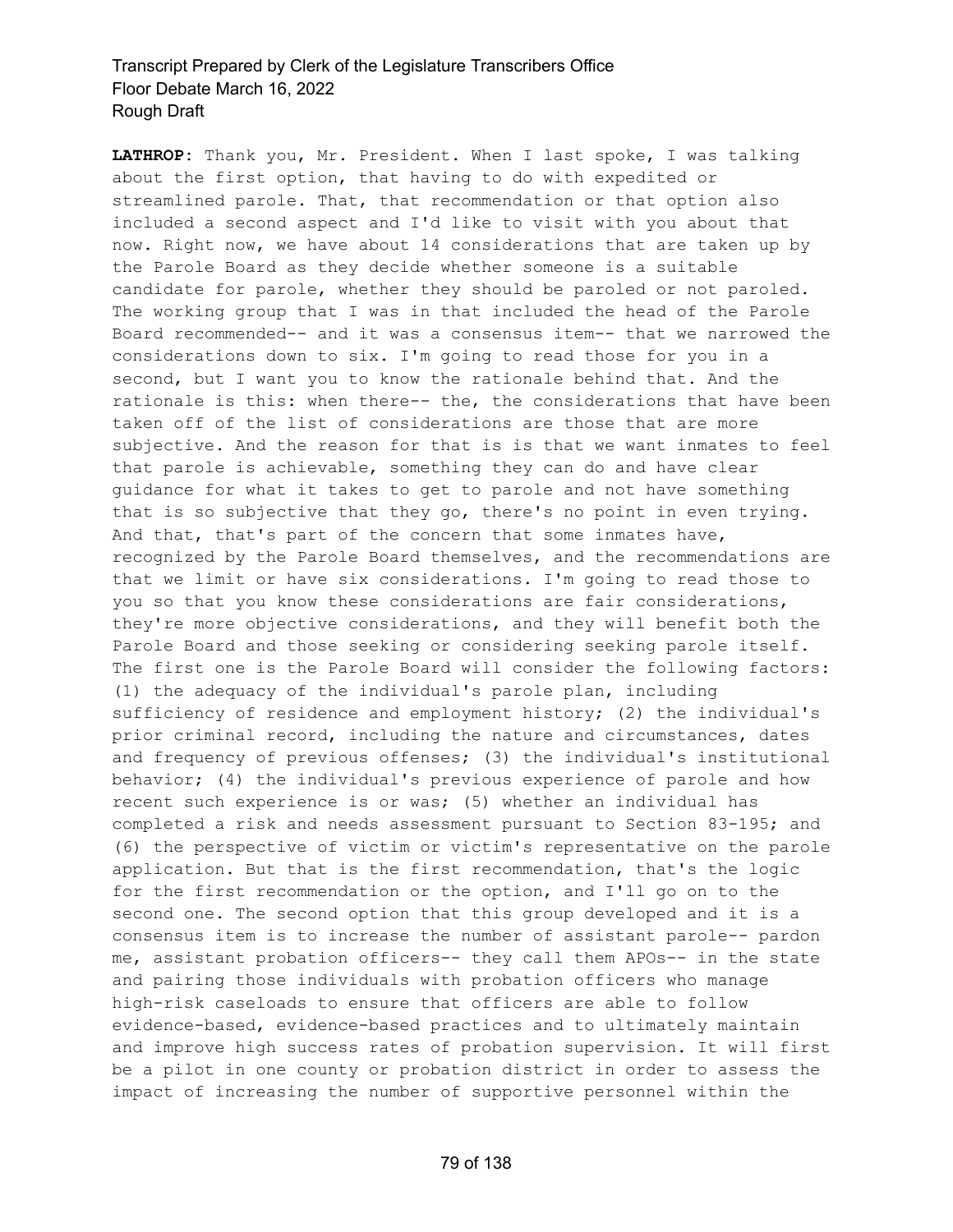**LATHROP:** Thank you, Mr. President. When I last spoke, I was talking about the first option, that having to do with expedited or streamlined parole. That, that recommendation or that option also included a second aspect and I'd like to visit with you about that now. Right now, we have about 14 considerations that are taken up by the Parole Board as they decide whether someone is a suitable candidate for parole, whether they should be paroled or not paroled. The working group that I was in that included the head of the Parole Board recommended-- and it was a consensus item-- that we narrowed the considerations down to six. I'm going to read those for you in a second, but I want you to know the rationale behind that. And the rationale is this: when there-- the, the considerations that have been taken off of the list of considerations are those that are more subjective. And the reason for that is is that we want inmates to feel that parole is achievable, something they can do and have clear guidance for what it takes to get to parole and not have something that is so subjective that they go, there's no point in even trying. And that, that's part of the concern that some inmates have, recognized by the Parole Board themselves, and the recommendations are that we limit or have six considerations. I'm going to read those to you so that you know these considerations are fair considerations, they're more objective considerations, and they will benefit both the Parole Board and those seeking or considering seeking parole itself. The first one is the Parole Board will consider the following factors: (1) the adequacy of the individual's parole plan, including sufficiency of residence and employment history; (2) the individual's prior criminal record, including the nature and circumstances, dates and frequency of previous offenses; (3) the individual's institutional behavior; (4) the individual's previous experience of parole and how recent such experience is or was; (5) whether an individual has completed a risk and needs assessment pursuant to Section 83-195; and (6) the perspective of victim or victim's representative on the parole application. But that is the first recommendation, that's the logic for the first recommendation or the option, and I'll go on to the second one. The second option that this group developed and it is a consensus item is to increase the number of assistant parole-- pardon me, assistant probation officers-- they call them APOs-- in the state and pairing those individuals with probation officers who manage high-risk caseloads to ensure that officers are able to follow evidence-based, evidence-based practices and to ultimately maintain and improve high success rates of probation supervision. It will first be a pilot in one county or probation district in order to assess the impact of increasing the number of supportive personnel within the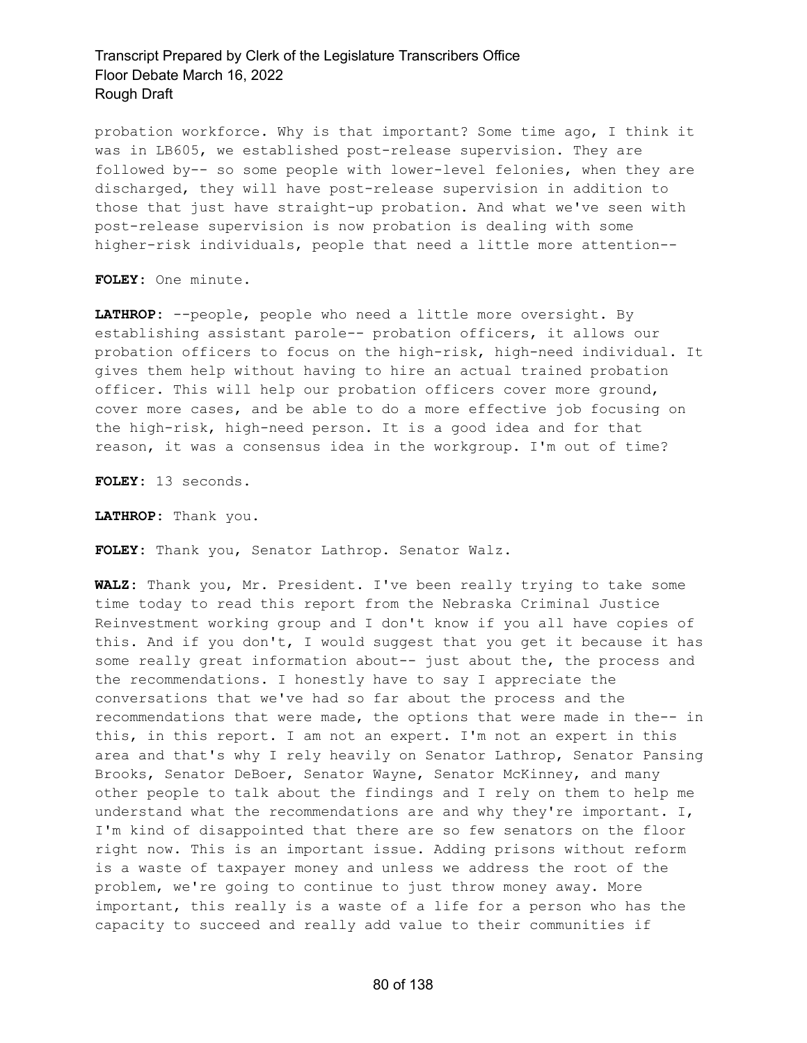probation workforce. Why is that important? Some time ago, I think it was in LB605, we established post-release supervision. They are followed by-- so some people with lower-level felonies, when they are discharged, they will have post-release supervision in addition to those that just have straight-up probation. And what we've seen with post-release supervision is now probation is dealing with some higher-risk individuals, people that need a little more attention--

**FOLEY:** One minute.

**LATHROP:** --people, people who need a little more oversight. By establishing assistant parole-- probation officers, it allows our probation officers to focus on the high-risk, high-need individual. It gives them help without having to hire an actual trained probation officer. This will help our probation officers cover more ground, cover more cases, and be able to do a more effective job focusing on the high-risk, high-need person. It is a good idea and for that reason, it was a consensus idea in the workgroup. I'm out of time?

**FOLEY:** 13 seconds.

**LATHROP:** Thank you.

**FOLEY:** Thank you, Senator Lathrop. Senator Walz.

**WALZ:** Thank you, Mr. President. I've been really trying to take some time today to read this report from the Nebraska Criminal Justice Reinvestment working group and I don't know if you all have copies of this. And if you don't, I would suggest that you get it because it has some really great information about-- just about the, the process and the recommendations. I honestly have to say I appreciate the conversations that we've had so far about the process and the recommendations that were made, the options that were made in the-- in this, in this report. I am not an expert. I'm not an expert in this area and that's why I rely heavily on Senator Lathrop, Senator Pansing Brooks, Senator DeBoer, Senator Wayne, Senator McKinney, and many other people to talk about the findings and I rely on them to help me understand what the recommendations are and why they're important. I, I'm kind of disappointed that there are so few senators on the floor right now. This is an important issue. Adding prisons without reform is a waste of taxpayer money and unless we address the root of the problem, we're going to continue to just throw money away. More important, this really is a waste of a life for a person who has the capacity to succeed and really add value to their communities if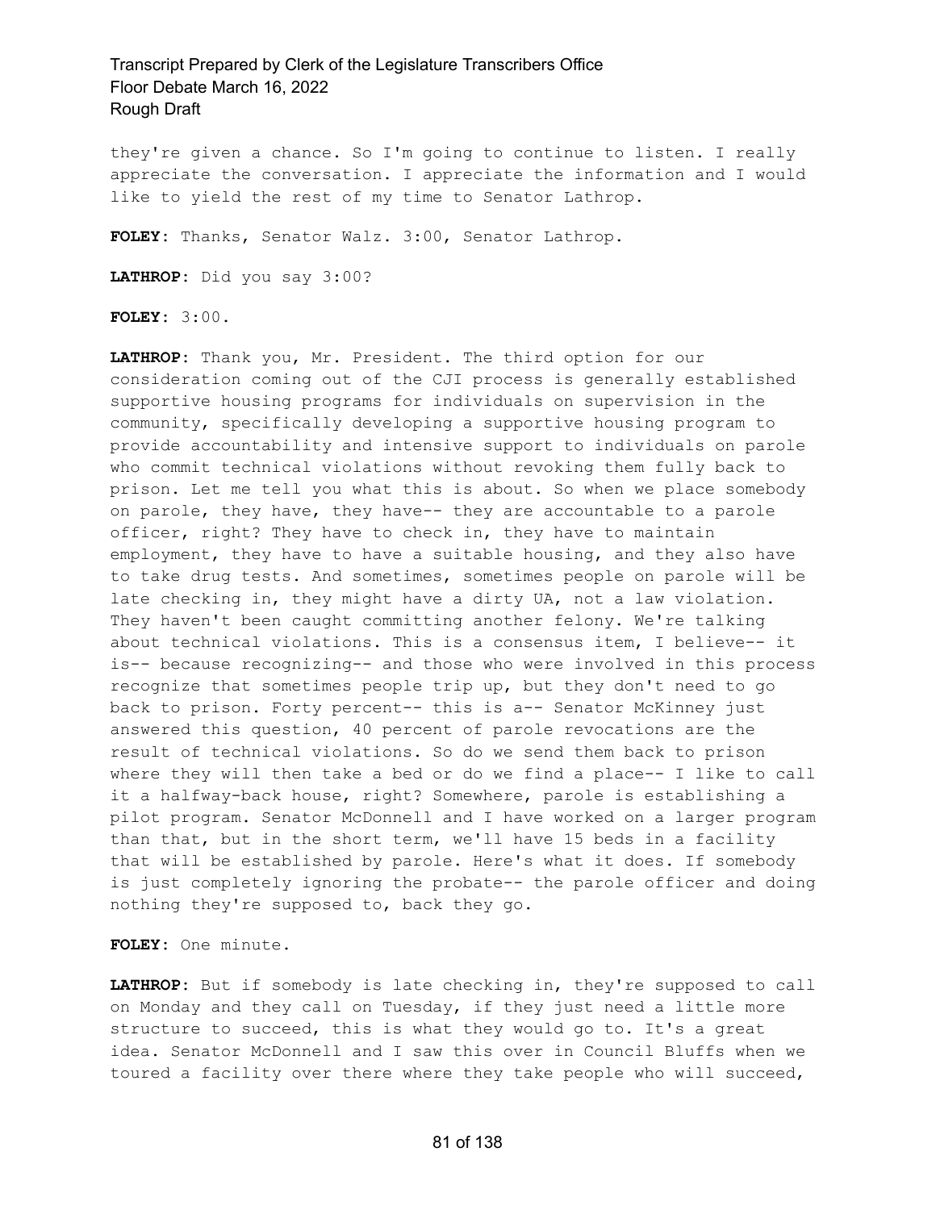they're given a chance. So I'm going to continue to listen. I really appreciate the conversation. I appreciate the information and I would like to yield the rest of my time to Senator Lathrop.

**FOLEY:** Thanks, Senator Walz. 3:00, Senator Lathrop.

**LATHROP:** Did you say 3:00?

**FOLEY:** 3:00.

**LATHROP:** Thank you, Mr. President. The third option for our consideration coming out of the CJI process is generally established supportive housing programs for individuals on supervision in the community, specifically developing a supportive housing program to provide accountability and intensive support to individuals on parole who commit technical violations without revoking them fully back to prison. Let me tell you what this is about. So when we place somebody on parole, they have, they have-- they are accountable to a parole officer, right? They have to check in, they have to maintain employment, they have to have a suitable housing, and they also have to take drug tests. And sometimes, sometimes people on parole will be late checking in, they might have a dirty UA, not a law violation. They haven't been caught committing another felony. We're talking about technical violations. This is a consensus item, I believe-- it is-- because recognizing-- and those who were involved in this process recognize that sometimes people trip up, but they don't need to go back to prison. Forty percent-- this is a-- Senator McKinney just answered this question, 40 percent of parole revocations are the result of technical violations. So do we send them back to prison where they will then take a bed or do we find a place-- I like to call it a halfway-back house, right? Somewhere, parole is establishing a pilot program. Senator McDonnell and I have worked on a larger program than that, but in the short term, we'll have 15 beds in a facility that will be established by parole. Here's what it does. If somebody is just completely ignoring the probate-- the parole officer and doing nothing they're supposed to, back they go.

**FOLEY:** One minute.

**LATHROP:** But if somebody is late checking in, they're supposed to call on Monday and they call on Tuesday, if they just need a little more structure to succeed, this is what they would go to. It's a great idea. Senator McDonnell and I saw this over in Council Bluffs when we toured a facility over there where they take people who will succeed,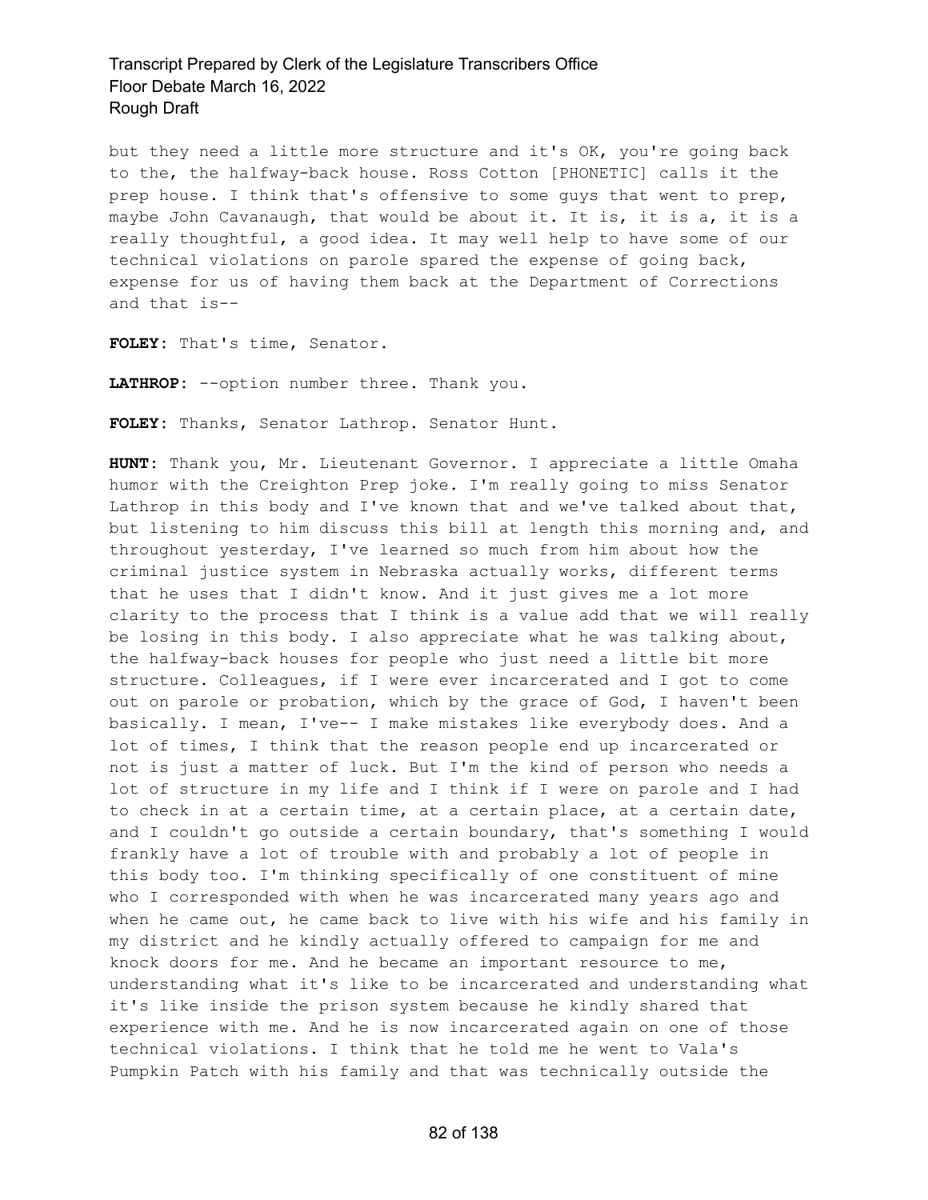but they need a little more structure and it's OK, you're going back to the, the halfway-back house. Ross Cotton [PHONETIC] calls it the prep house. I think that's offensive to some guys that went to prep, maybe John Cavanaugh, that would be about it. It is, it is a, it is a really thoughtful, a good idea. It may well help to have some of our technical violations on parole spared the expense of going back, expense for us of having them back at the Department of Corrections and that is--

**FOLEY:** That's time, Senator.

**LATHROP:** --option number three. Thank you.

**FOLEY:** Thanks, Senator Lathrop. Senator Hunt.

**HUNT:** Thank you, Mr. Lieutenant Governor. I appreciate a little Omaha humor with the Creighton Prep joke. I'm really going to miss Senator Lathrop in this body and I've known that and we've talked about that, but listening to him discuss this bill at length this morning and, and throughout yesterday, I've learned so much from him about how the criminal justice system in Nebraska actually works, different terms that he uses that I didn't know. And it just gives me a lot more clarity to the process that I think is a value add that we will really be losing in this body. I also appreciate what he was talking about, the halfway-back houses for people who just need a little bit more structure. Colleagues, if I were ever incarcerated and I got to come out on parole or probation, which by the grace of God, I haven't been basically. I mean, I've-- I make mistakes like everybody does. And a lot of times, I think that the reason people end up incarcerated or not is just a matter of luck. But I'm the kind of person who needs a lot of structure in my life and I think if I were on parole and I had to check in at a certain time, at a certain place, at a certain date, and I couldn't go outside a certain boundary, that's something I would frankly have a lot of trouble with and probably a lot of people in this body too. I'm thinking specifically of one constituent of mine who I corresponded with when he was incarcerated many years ago and when he came out, he came back to live with his wife and his family in my district and he kindly actually offered to campaign for me and knock doors for me. And he became an important resource to me, understanding what it's like to be incarcerated and understanding what it's like inside the prison system because he kindly shared that experience with me. And he is now incarcerated again on one of those technical violations. I think that he told me he went to Vala's Pumpkin Patch with his family and that was technically outside the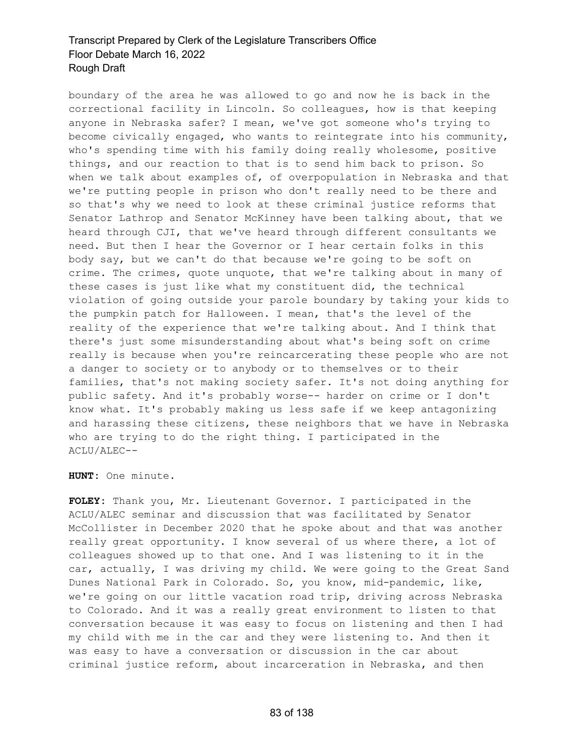boundary of the area he was allowed to go and now he is back in the correctional facility in Lincoln. So colleagues, how is that keeping anyone in Nebraska safer? I mean, we've got someone who's trying to become civically engaged, who wants to reintegrate into his community, who's spending time with his family doing really wholesome, positive things, and our reaction to that is to send him back to prison. So when we talk about examples of, of overpopulation in Nebraska and that we're putting people in prison who don't really need to be there and so that's why we need to look at these criminal justice reforms that Senator Lathrop and Senator McKinney have been talking about, that we heard through CJI, that we've heard through different consultants we need. But then I hear the Governor or I hear certain folks in this body say, but we can't do that because we're going to be soft on crime. The crimes, quote unquote, that we're talking about in many of these cases is just like what my constituent did, the technical violation of going outside your parole boundary by taking your kids to the pumpkin patch for Halloween. I mean, that's the level of the reality of the experience that we're talking about. And I think that there's just some misunderstanding about what's being soft on crime really is because when you're reincarcerating these people who are not a danger to society or to anybody or to themselves or to their families, that's not making society safer. It's not doing anything for public safety. And it's probably worse-- harder on crime or I don't know what. It's probably making us less safe if we keep antagonizing and harassing these citizens, these neighbors that we have in Nebraska who are trying to do the right thing. I participated in the ACLU/ALEC--

**HUNT:** One minute.

**FOLEY:** Thank you, Mr. Lieutenant Governor. I participated in the ACLU/ALEC seminar and discussion that was facilitated by Senator McCollister in December 2020 that he spoke about and that was another really great opportunity. I know several of us where there, a lot of colleagues showed up to that one. And I was listening to it in the car, actually, I was driving my child. We were going to the Great Sand Dunes National Park in Colorado. So, you know, mid-pandemic, like, we're going on our little vacation road trip, driving across Nebraska to Colorado. And it was a really great environment to listen to that conversation because it was easy to focus on listening and then I had my child with me in the car and they were listening to. And then it was easy to have a conversation or discussion in the car about criminal justice reform, about incarceration in Nebraska, and then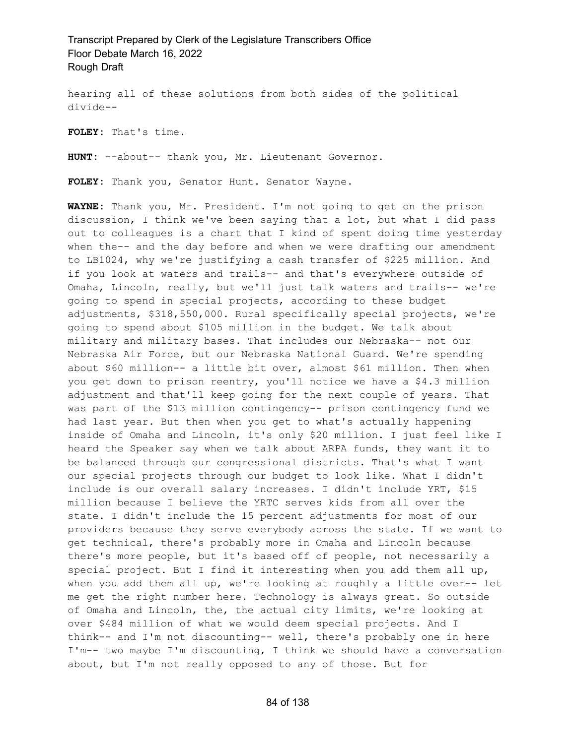hearing all of these solutions from both sides of the political divide--

**FOLEY:** That's time.

**HUNT:** --about-- thank you, Mr. Lieutenant Governor.

**FOLEY:** Thank you, Senator Hunt. Senator Wayne.

**WAYNE:** Thank you, Mr. President. I'm not going to get on the prison discussion, I think we've been saying that a lot, but what I did pass out to colleagues is a chart that I kind of spent doing time yesterday when the-- and the day before and when we were drafting our amendment to LB1024, why we're justifying a cash transfer of $225 million. And if you look at waters and trails-- and that's everywhere outside of Omaha, Lincoln, really, but we'll just talk waters and trails-- we're going to spend in special projects, according to these budget adjustments, $318,550,000. Rural specifically special projects, we're going to spend about $105 million in the budget. We talk about military and military bases. That includes our Nebraska-- not our Nebraska Air Force, but our Nebraska National Guard. We're spending about $60 million-- a little bit over, almost $61 million. Then when you get down to prison reentry, you'll notice we have a $4.3 million adjustment and that'll keep going for the next couple of years. That was part of the $13 million contingency-- prison contingency fund we had last year. But then when you get to what's actually happening inside of Omaha and Lincoln, it's only $20 million. I just feel like I heard the Speaker say when we talk about ARPA funds, they want it to be balanced through our congressional districts. That's what I want our special projects through our budget to look like. What I didn't include is our overall salary increases. I didn't include YRT, $15 million because I believe the YRTC serves kids from all over the state. I didn't include the 15 percent adjustments for most of our providers because they serve everybody across the state. If we want to get technical, there's probably more in Omaha and Lincoln because there's more people, but it's based off of people, not necessarily a special project. But I find it interesting when you add them all up, when you add them all up, we're looking at roughly a little over-- let me get the right number here. Technology is always great. So outside of Omaha and Lincoln, the, the actual city limits, we're looking at over $484 million of what we would deem special projects. And I think-- and I'm not discounting-- well, there's probably one in here I'm-- two maybe I'm discounting, I think we should have a conversation about, but I'm not really opposed to any of those. But for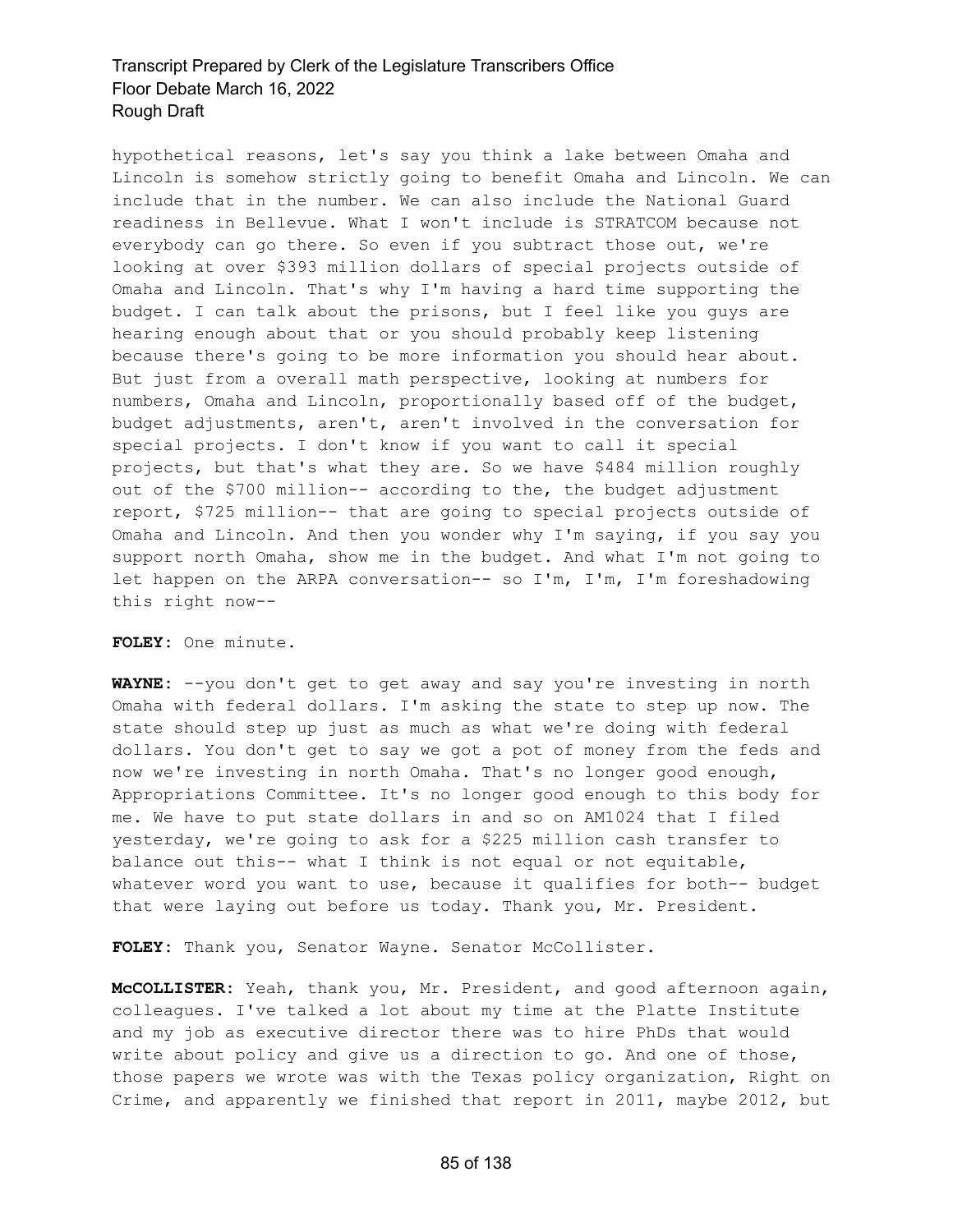hypothetical reasons, let's say you think a lake between Omaha and Lincoln is somehow strictly going to benefit Omaha and Lincoln. We can include that in the number. We can also include the National Guard readiness in Bellevue. What I won't include is STRATCOM because not everybody can go there. So even if you subtract those out, we're looking at over $393 million dollars of special projects outside of Omaha and Lincoln. That's why I'm having a hard time supporting the budget. I can talk about the prisons, but I feel like you guys are hearing enough about that or you should probably keep listening because there's going to be more information you should hear about. But just from a overall math perspective, looking at numbers for numbers, Omaha and Lincoln, proportionally based off of the budget, budget adjustments, aren't, aren't involved in the conversation for special projects. I don't know if you want to call it special projects, but that's what they are. So we have $484 million roughly out of the $700 million-- according to the, the budget adjustment report, $725 million-- that are going to special projects outside of Omaha and Lincoln. And then you wonder why I'm saying, if you say you support north Omaha, show me in the budget. And what I'm not going to let happen on the ARPA conversation-- so I'm, I'm, I'm foreshadowing this right now--

**FOLEY:** One minute.

**WAYNE:** --you don't get to get away and say you're investing in north Omaha with federal dollars. I'm asking the state to step up now. The state should step up just as much as what we're doing with federal dollars. You don't get to say we got a pot of money from the feds and now we're investing in north Omaha. That's no longer good enough, Appropriations Committee. It's no longer good enough to this body for me. We have to put state dollars in and so on AM1024 that I filed yesterday, we're going to ask for a $225 million cash transfer to balance out this-- what I think is not equal or not equitable, whatever word you want to use, because it qualifies for both-- budget that were laying out before us today. Thank you, Mr. President.

**FOLEY:** Thank you, Senator Wayne. Senator McCollister.

**McCOLLISTER:** Yeah, thank you, Mr. President, and good afternoon again, colleagues. I've talked a lot about my time at the Platte Institute and my job as executive director there was to hire PhDs that would write about policy and give us a direction to go. And one of those, those papers we wrote was with the Texas policy organization, Right on Crime, and apparently we finished that report in 2011, maybe 2012, but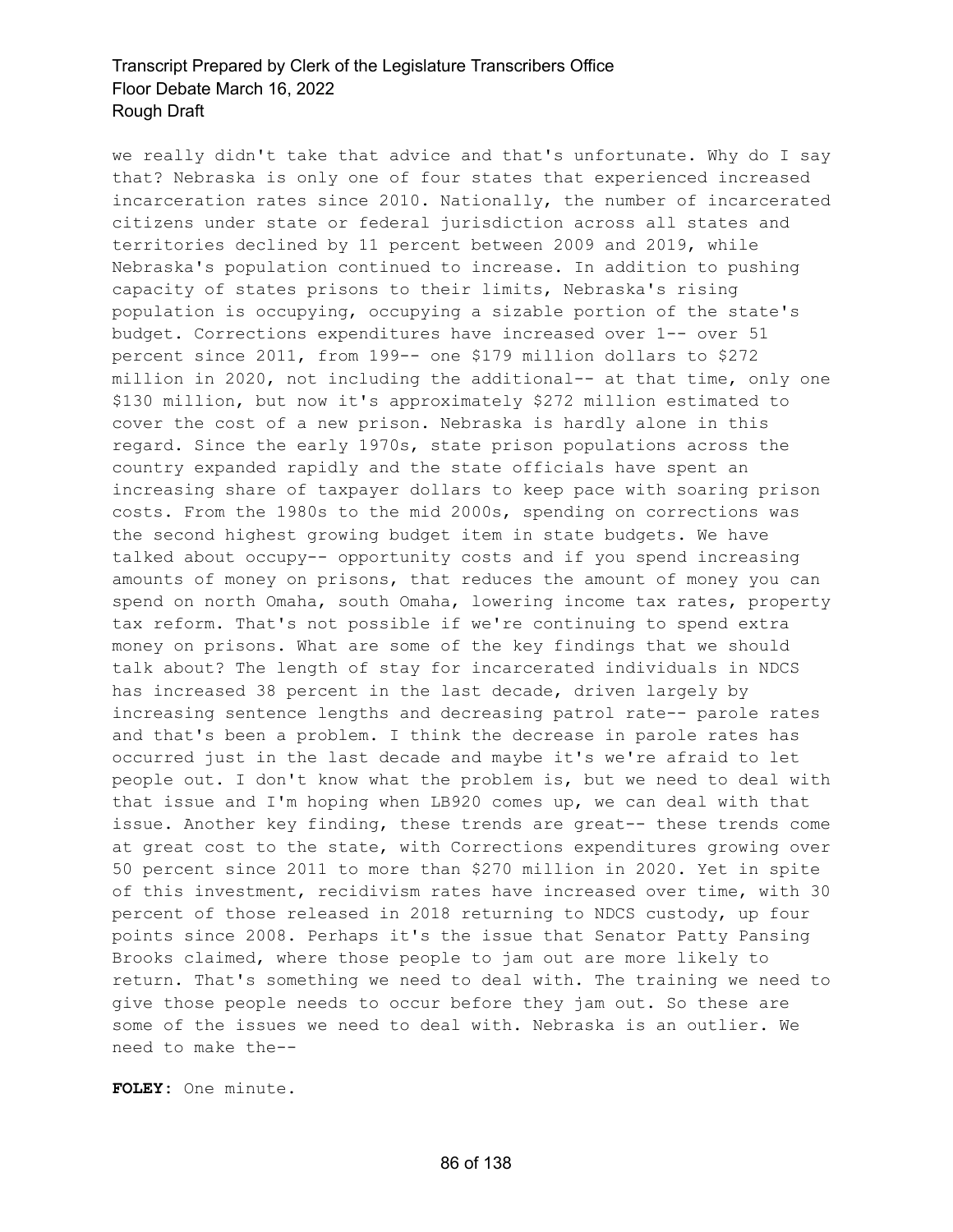we really didn't take that advice and that's unfortunate. Why do I say that? Nebraska is only one of four states that experienced increased incarceration rates since 2010. Nationally, the number of incarcerated citizens under state or federal jurisdiction across all states and territories declined by 11 percent between 2009 and 2019, while Nebraska's population continued to increase. In addition to pushing capacity of states prisons to their limits, Nebraska's rising population is occupying, occupying a sizable portion of the state's budget. Corrections expenditures have increased over 1-- over 51 percent since 2011, from 199-- one $179 million dollars to $272 million in 2020, not including the additional-- at that time, only one $130 million, but now it's approximately $272 million estimated to cover the cost of a new prison. Nebraska is hardly alone in this regard. Since the early 1970s, state prison populations across the country expanded rapidly and the state officials have spent an increasing share of taxpayer dollars to keep pace with soaring prison costs. From the 1980s to the mid 2000s, spending on corrections was the second highest growing budget item in state budgets. We have talked about occupy-- opportunity costs and if you spend increasing amounts of money on prisons, that reduces the amount of money you can spend on north Omaha, south Omaha, lowering income tax rates, property tax reform. That's not possible if we're continuing to spend extra money on prisons. What are some of the key findings that we should talk about? The length of stay for incarcerated individuals in NDCS has increased 38 percent in the last decade, driven largely by increasing sentence lengths and decreasing patrol rate-- parole rates and that's been a problem. I think the decrease in parole rates has occurred just in the last decade and maybe it's we're afraid to let people out. I don't know what the problem is, but we need to deal with that issue and I'm hoping when LB920 comes up, we can deal with that issue. Another key finding, these trends are great-- these trends come at great cost to the state, with Corrections expenditures growing over 50 percent since 2011 to more than $270 million in 2020. Yet in spite of this investment, recidivism rates have increased over time, with 30 percent of those released in 2018 returning to NDCS custody, up four points since 2008. Perhaps it's the issue that Senator Patty Pansing Brooks claimed, where those people to jam out are more likely to return. That's something we need to deal with. The training we need to give those people needs to occur before they jam out. So these are some of the issues we need to deal with. Nebraska is an outlier. We need to make the--

**FOLEY:** One minute.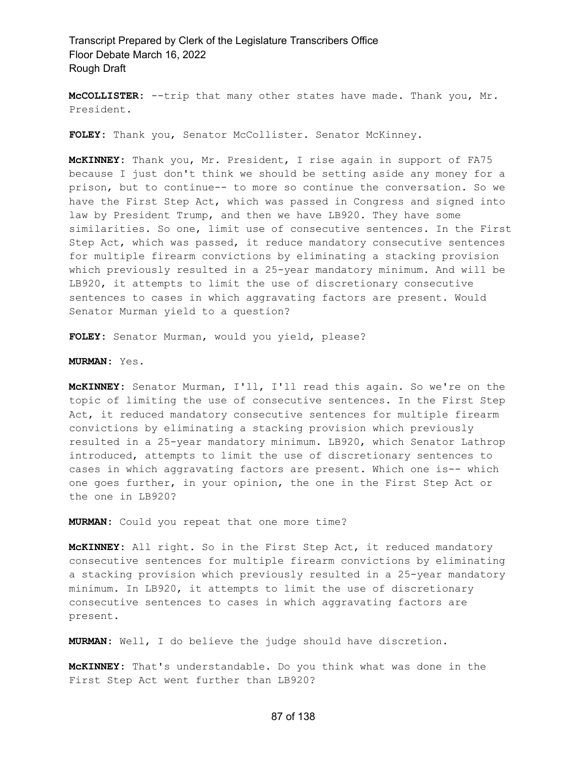**McCOLLISTER:** --trip that many other states have made. Thank you, Mr. President.

**FOLEY:** Thank you, Senator McCollister. Senator McKinney.

**McKINNEY:** Thank you, Mr. President, I rise again in support of FA75 because I just don't think we should be setting aside any money for a prison, but to continue-- to more so continue the conversation. So we have the First Step Act, which was passed in Congress and signed into law by President Trump, and then we have LB920. They have some similarities. So one, limit use of consecutive sentences. In the First Step Act, which was passed, it reduce mandatory consecutive sentences for multiple firearm convictions by eliminating a stacking provision which previously resulted in a 25-year mandatory minimum. And will be LB920, it attempts to limit the use of discretionary consecutive sentences to cases in which aggravating factors are present. Would Senator Murman yield to a question?

**FOLEY:** Senator Murman, would you yield, please?

**MURMAN:** Yes.

**McKINNEY:** Senator Murman, I'll, I'll read this again. So we're on the topic of limiting the use of consecutive sentences. In the First Step Act, it reduced mandatory consecutive sentences for multiple firearm convictions by eliminating a stacking provision which previously resulted in a 25-year mandatory minimum. LB920, which Senator Lathrop introduced, attempts to limit the use of discretionary sentences to cases in which aggravating factors are present. Which one is-- which one goes further, in your opinion, the one in the First Step Act or the one in LB920?

**MURMAN:** Could you repeat that one more time?

**McKINNEY:** All right. So in the First Step Act, it reduced mandatory consecutive sentences for multiple firearm convictions by eliminating a stacking provision which previously resulted in a 25-year mandatory minimum. In LB920, it attempts to limit the use of discretionary consecutive sentences to cases in which aggravating factors are present.

**MURMAN:** Well, I do believe the judge should have discretion.

**McKINNEY:** That's understandable. Do you think what was done in the First Step Act went further than LB920?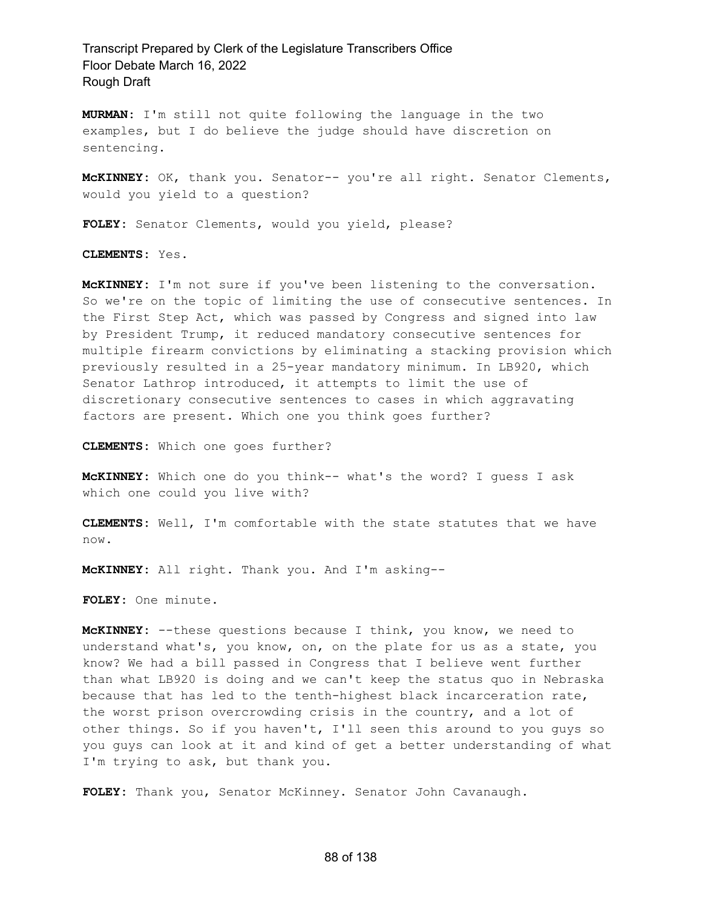**MURMAN:** I'm still not quite following the language in the two examples, but I do believe the judge should have discretion on sentencing.

**McKINNEY:** OK, thank you. Senator-- you're all right. Senator Clements, would you yield to a question?

**FOLEY:** Senator Clements, would you yield, please?

**CLEMENTS:** Yes.

**McKINNEY:** I'm not sure if you've been listening to the conversation. So we're on the topic of limiting the use of consecutive sentences. In the First Step Act, which was passed by Congress and signed into law by President Trump, it reduced mandatory consecutive sentences for multiple firearm convictions by eliminating a stacking provision which previously resulted in a 25-year mandatory minimum. In LB920, which Senator Lathrop introduced, it attempts to limit the use of discretionary consecutive sentences to cases in which aggravating factors are present. Which one you think goes further?

**CLEMENTS:** Which one goes further?

**McKINNEY:** Which one do you think-- what's the word? I guess I ask which one could you live with?

**CLEMENTS:** Well, I'm comfortable with the state statutes that we have now.

**McKINNEY:** All right. Thank you. And I'm asking--

**FOLEY:** One minute.

**McKINNEY:** --these questions because I think, you know, we need to understand what's, you know, on, on the plate for us as a state, you know? We had a bill passed in Congress that I believe went further than what LB920 is doing and we can't keep the status quo in Nebraska because that has led to the tenth-highest black incarceration rate, the worst prison overcrowding crisis in the country, and a lot of other things. So if you haven't, I'll seen this around to you guys so you guys can look at it and kind of get a better understanding of what I'm trying to ask, but thank you.

**FOLEY:** Thank you, Senator McKinney. Senator John Cavanaugh.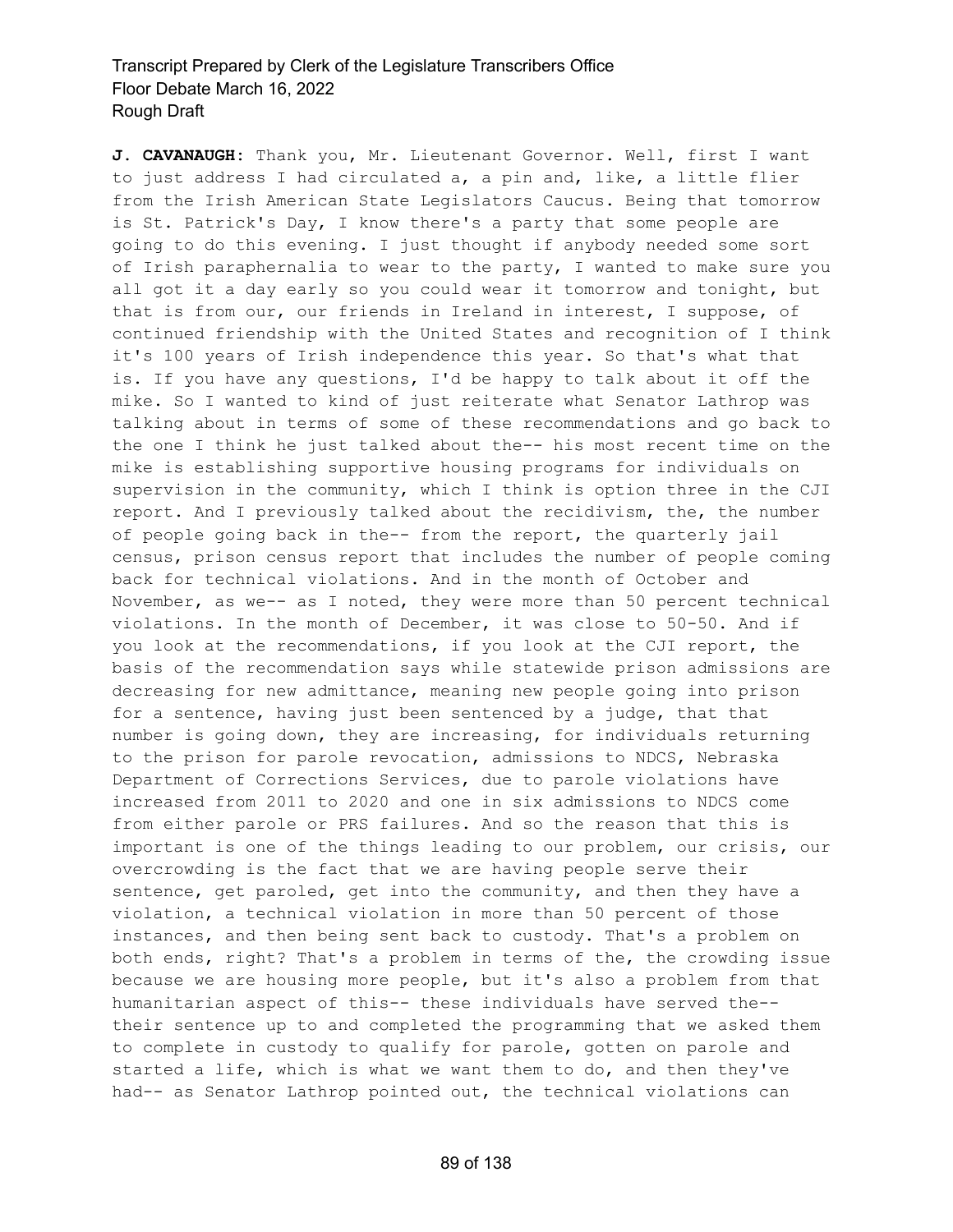**J. CAVANAUGH:** Thank you, Mr. Lieutenant Governor. Well, first I want to just address I had circulated a, a pin and, like, a little flier from the Irish American State Legislators Caucus. Being that tomorrow is St. Patrick's Day, I know there's a party that some people are going to do this evening. I just thought if anybody needed some sort of Irish paraphernalia to wear to the party, I wanted to make sure you all got it a day early so you could wear it tomorrow and tonight, but that is from our, our friends in Ireland in interest, I suppose, of continued friendship with the United States and recognition of I think it's 100 years of Irish independence this year. So that's what that is. If you have any questions, I'd be happy to talk about it off the mike. So I wanted to kind of just reiterate what Senator Lathrop was talking about in terms of some of these recommendations and go back to the one I think he just talked about the-- his most recent time on the mike is establishing supportive housing programs for individuals on supervision in the community, which I think is option three in the CJI report. And I previously talked about the recidivism, the, the number of people going back in the-- from the report, the quarterly jail census, prison census report that includes the number of people coming back for technical violations. And in the month of October and November, as we-- as I noted, they were more than 50 percent technical violations. In the month of December, it was close to 50-50. And if you look at the recommendations, if you look at the CJI report, the basis of the recommendation says while statewide prison admissions are decreasing for new admittance, meaning new people going into prison for a sentence, having just been sentenced by a judge, that that number is going down, they are increasing, for individuals returning to the prison for parole revocation, admissions to NDCS, Nebraska Department of Corrections Services, due to parole violations have increased from 2011 to 2020 and one in six admissions to NDCS come from either parole or PRS failures. And so the reason that this is important is one of the things leading to our problem, our crisis, our overcrowding is the fact that we are having people serve their sentence, get paroled, get into the community, and then they have a violation, a technical violation in more than 50 percent of those instances, and then being sent back to custody. That's a problem on both ends, right? That's a problem in terms of the, the crowding issue because we are housing more people, but it's also a problem from that humanitarian aspect of this-- these individuals have served the-- their sentence up to and completed the programming that we asked them to complete in custody to qualify for parole, gotten on parole and started a life, which is what we want them to do, and then they've had-- as Senator Lathrop pointed out, the technical violations can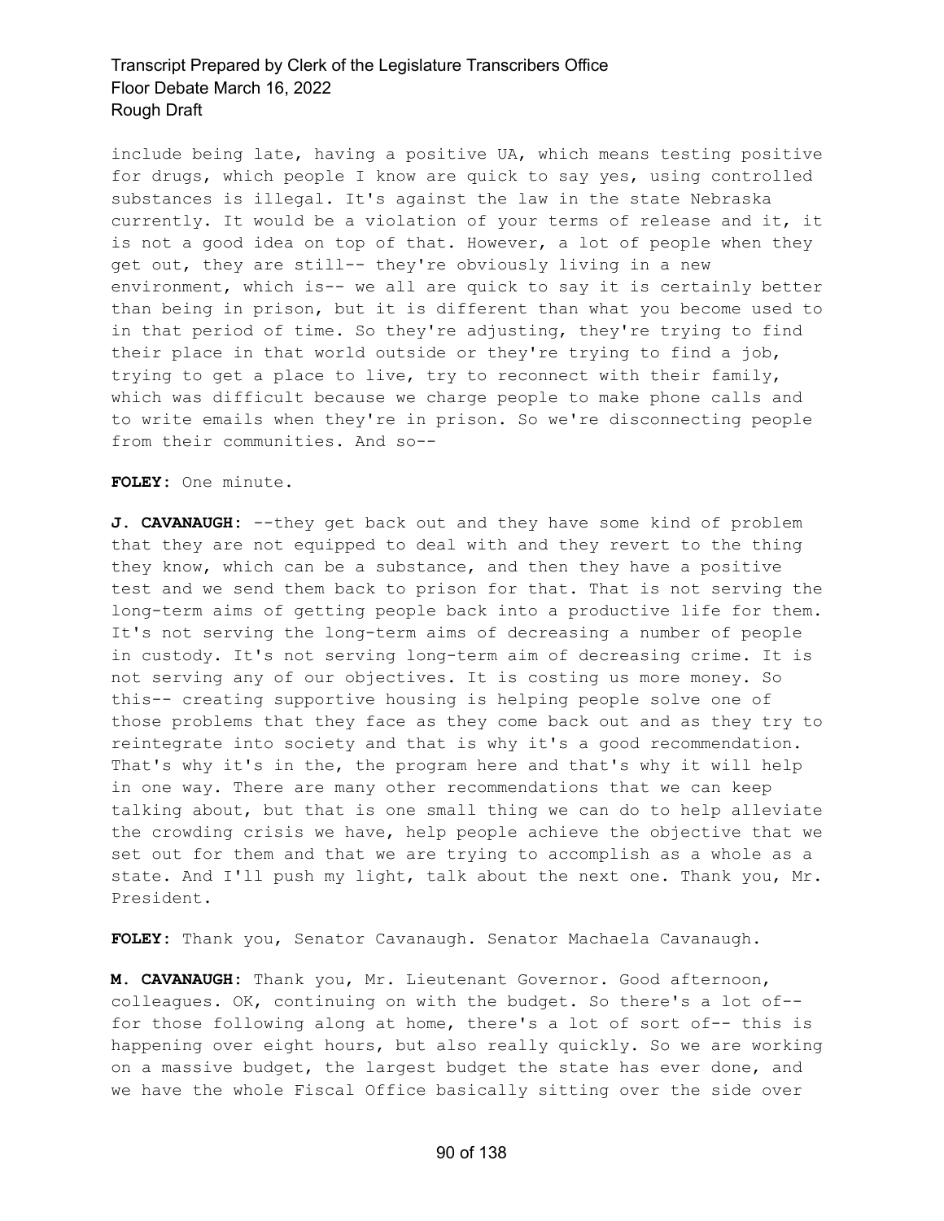include being late, having a positive UA, which means testing positive for drugs, which people I know are quick to say yes, using controlled substances is illegal. It's against the law in the state Nebraska currently. It would be a violation of your terms of release and it, it is not a good idea on top of that. However, a lot of people when they get out, they are still-- they're obviously living in a new environment, which is-- we all are quick to say it is certainly better than being in prison, but it is different than what you become used to in that period of time. So they're adjusting, they're trying to find their place in that world outside or they're trying to find a job, trying to get a place to live, try to reconnect with their family, which was difficult because we charge people to make phone calls and to write emails when they're in prison. So we're disconnecting people from their communities. And so--

**FOLEY:** One minute.

**J. CAVANAUGH:** --they get back out and they have some kind of problem that they are not equipped to deal with and they revert to the thing they know, which can be a substance, and then they have a positive test and we send them back to prison for that. That is not serving the long-term aims of getting people back into a productive life for them. It's not serving the long-term aims of decreasing a number of people in custody. It's not serving long-term aim of decreasing crime. It is not serving any of our objectives. It is costing us more money. So this-- creating supportive housing is helping people solve one of those problems that they face as they come back out and as they try to reintegrate into society and that is why it's a good recommendation. That's why it's in the, the program here and that's why it will help in one way. There are many other recommendations that we can keep talking about, but that is one small thing we can do to help alleviate the crowding crisis we have, help people achieve the objective that we set out for them and that we are trying to accomplish as a whole as a state. And I'll push my light, talk about the next one. Thank you, Mr. President.

**FOLEY:** Thank you, Senator Cavanaugh. Senator Machaela Cavanaugh.

**M. CAVANAUGH:** Thank you, Mr. Lieutenant Governor. Good afternoon, colleagues. OK, continuing on with the budget. So there's a lot of-- for those following along at home, there's a lot of sort of-- this is happening over eight hours, but also really quickly. So we are working on a massive budget, the largest budget the state has ever done, and we have the whole Fiscal Office basically sitting over the side over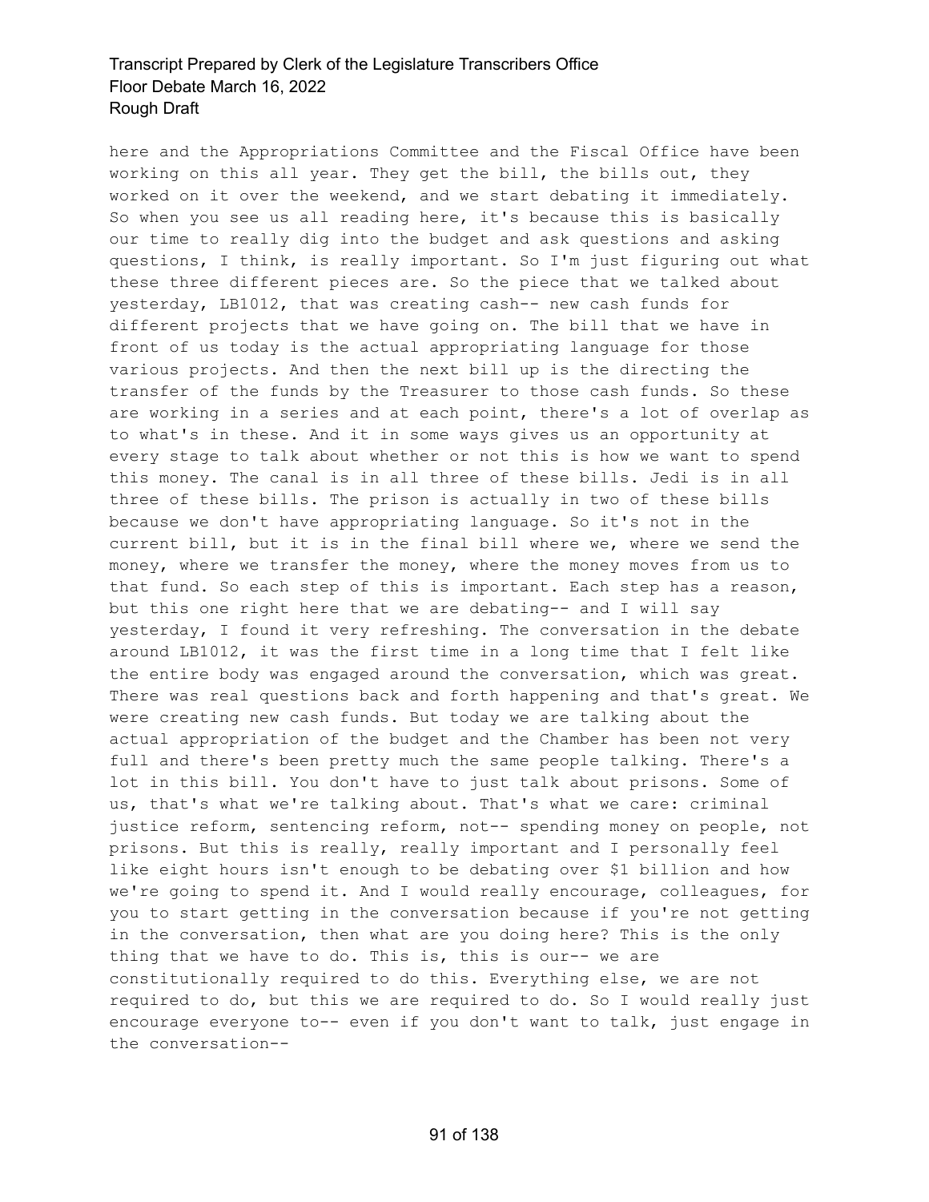here and the Appropriations Committee and the Fiscal Office have been working on this all year. They get the bill, the bills out, they worked on it over the weekend, and we start debating it immediately. So when you see us all reading here, it's because this is basically our time to really dig into the budget and ask questions and asking questions, I think, is really important. So I'm just figuring out what these three different pieces are. So the piece that we talked about yesterday, LB1012, that was creating cash-- new cash funds for different projects that we have going on. The bill that we have in front of us today is the actual appropriating language for those various projects. And then the next bill up is the directing the transfer of the funds by the Treasurer to those cash funds. So these are working in a series and at each point, there's a lot of overlap as to what's in these. And it in some ways gives us an opportunity at every stage to talk about whether or not this is how we want to spend this money. The canal is in all three of these bills. Jedi is in all three of these bills. The prison is actually in two of these bills because we don't have appropriating language. So it's not in the current bill, but it is in the final bill where we, where we send the money, where we transfer the money, where the money moves from us to that fund. So each step of this is important. Each step has a reason, but this one right here that we are debating-- and I will say yesterday, I found it very refreshing. The conversation in the debate around LB1012, it was the first time in a long time that I felt like the entire body was engaged around the conversation, which was great. There was real questions back and forth happening and that's great. We were creating new cash funds. But today we are talking about the actual appropriation of the budget and the Chamber has been not very full and there's been pretty much the same people talking. There's a lot in this bill. You don't have to just talk about prisons. Some of us, that's what we're talking about. That's what we care: criminal justice reform, sentencing reform, not-- spending money on people, not prisons. But this is really, really important and I personally feel like eight hours isn't enough to be debating over $1 billion and how we're going to spend it. And I would really encourage, colleagues, for you to start getting in the conversation because if you're not getting in the conversation, then what are you doing here? This is the only thing that we have to do. This is, this is our-- we are constitutionally required to do this. Everything else, we are not required to do, but this we are required to do. So I would really just encourage everyone to-- even if you don't want to talk, just engage in the conversation--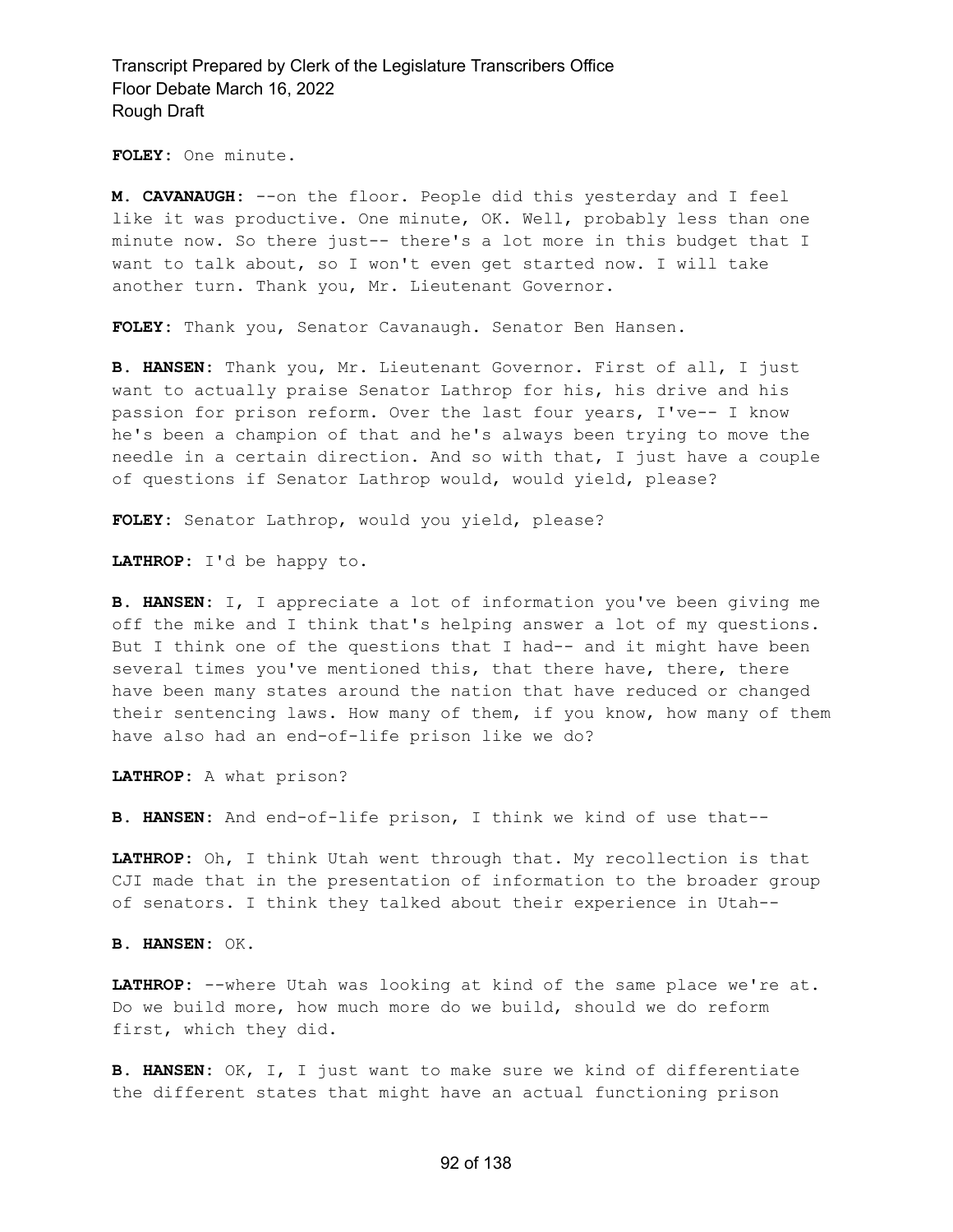**FOLEY:** One minute.

**M. CAVANAUGH:** --on the floor. People did this yesterday and I feel like it was productive. One minute, OK. Well, probably less than one minute now. So there just-- there's a lot more in this budget that I want to talk about, so I won't even get started now. I will take another turn. Thank you, Mr. Lieutenant Governor.

**FOLEY:** Thank you, Senator Cavanaugh. Senator Ben Hansen.

**B. HANSEN:** Thank you, Mr. Lieutenant Governor. First of all, I just want to actually praise Senator Lathrop for his, his drive and his passion for prison reform. Over the last four years, I've-- I know he's been a champion of that and he's always been trying to move the needle in a certain direction. And so with that, I just have a couple of questions if Senator Lathrop would, would yield, please?

**FOLEY:** Senator Lathrop, would you yield, please?

**LATHROP:** I'd be happy to.

**B. HANSEN:** I, I appreciate a lot of information you've been giving me off the mike and I think that's helping answer a lot of my questions. But I think one of the questions that I had-- and it might have been several times you've mentioned this, that there have, there, there have been many states around the nation that have reduced or changed their sentencing laws. How many of them, if you know, how many of them have also had an end-of-life prison like we do?

**LATHROP:** A what prison?

**B. HANSEN:** And end-of-life prison, I think we kind of use that--

**LATHROP:** Oh, I think Utah went through that. My recollection is that CJI made that in the presentation of information to the broader group of senators. I think they talked about their experience in Utah--

**B. HANSEN:** OK.

**LATHROP:** --where Utah was looking at kind of the same place we're at. Do we build more, how much more do we build, should we do reform first, which they did.

**B. HANSEN:** OK, I, I just want to make sure we kind of differentiate the different states that might have an actual functioning prison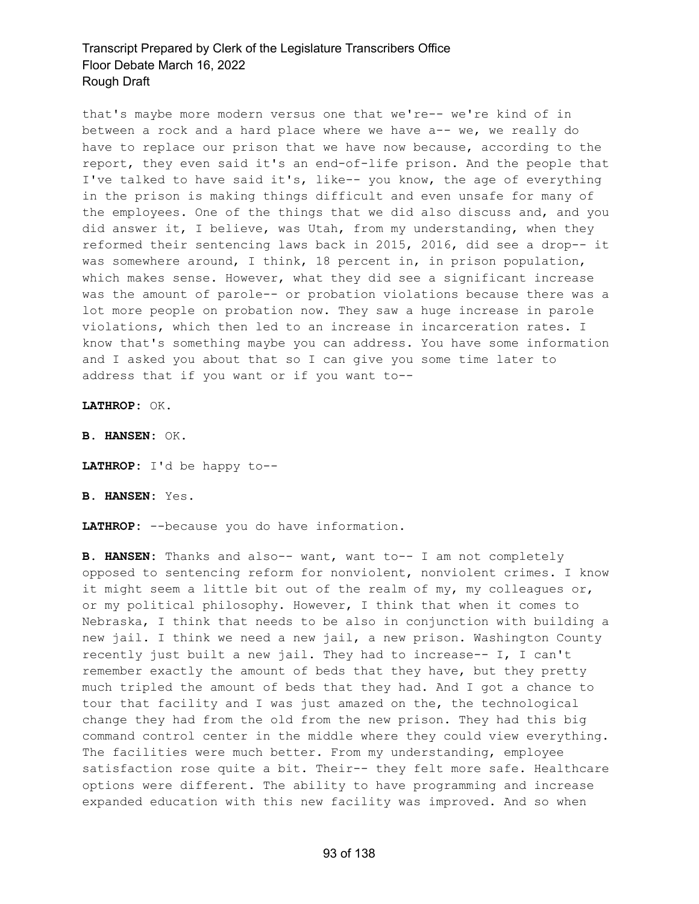that's maybe more modern versus one that we're-- we're kind of in between a rock and a hard place where we have a-- we, we really do have to replace our prison that we have now because, according to the report, they even said it's an end-of-life prison. And the people that I've talked to have said it's, like-- you know, the age of everything in the prison is making things difficult and even unsafe for many of the employees. One of the things that we did also discuss and, and you did answer it, I believe, was Utah, from my understanding, when they reformed their sentencing laws back in 2015, 2016, did see a drop-- it was somewhere around, I think, 18 percent in, in prison population, which makes sense. However, what they did see a significant increase was the amount of parole-- or probation violations because there was a lot more people on probation now. They saw a huge increase in parole violations, which then led to an increase in incarceration rates. I know that's something maybe you can address. You have some information and I asked you about that so I can give you some time later to address that if you want or if you want to--

**LATHROP:** OK.

**B. HANSEN:** OK.

**LATHROP:** I'd be happy to--

**B. HANSEN:** Yes.

**LATHROP:** --because you do have information.

**B. HANSEN:** Thanks and also-- want, want to-- I am not completely opposed to sentencing reform for nonviolent, nonviolent crimes. I know it might seem a little bit out of the realm of my, my colleagues or, or my political philosophy. However, I think that when it comes to Nebraska, I think that needs to be also in conjunction with building a new jail. I think we need a new jail, a new prison. Washington County recently just built a new jail. They had to increase-- I, I can't remember exactly the amount of beds that they have, but they pretty much tripled the amount of beds that they had. And I got a chance to tour that facility and I was just amazed on the, the technological change they had from the old from the new prison. They had this big command control center in the middle where they could view everything. The facilities were much better. From my understanding, employee satisfaction rose quite a bit. Their-- they felt more safe. Healthcare options were different. The ability to have programming and increase expanded education with this new facility was improved. And so when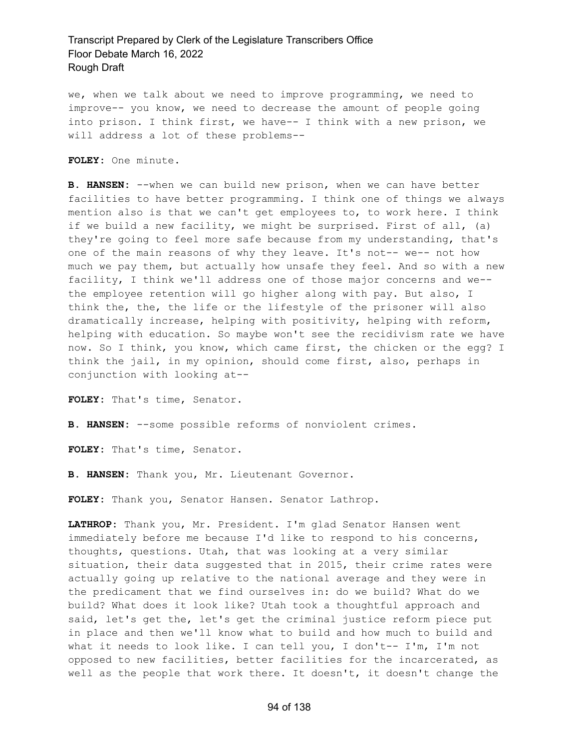we, when we talk about we need to improve programming, we need to improve-- you know, we need to decrease the amount of people going into prison. I think first, we have-- I think with a new prison, we will address a lot of these problems--

**FOLEY:** One minute.

**B. HANSEN:** --when we can build new prison, when we can have better facilities to have better programming. I think one of things we always mention also is that we can't get employees to, to work here. I think if we build a new facility, we might be surprised. First of all, (a) they're going to feel more safe because from my understanding, that's one of the main reasons of why they leave. It's not-- we-- not how much we pay them, but actually how unsafe they feel. And so with a new facility, I think we'll address one of those major concerns and we-- the employee retention will go higher along with pay. But also, I think the, the, the life or the lifestyle of the prisoner will also dramatically increase, helping with positivity, helping with reform, helping with education. So maybe won't see the recidivism rate we have now. So I think, you know, which came first, the chicken or the egg? I think the jail, in my opinion, should come first, also, perhaps in conjunction with looking at--

**FOLEY:** That's time, Senator.

**B. HANSEN:** --some possible reforms of nonviolent crimes.

**FOLEY:** That's time, Senator.

**B. HANSEN:** Thank you, Mr. Lieutenant Governor.

**FOLEY:** Thank you, Senator Hansen. Senator Lathrop.

**LATHROP:** Thank you, Mr. President. I'm glad Senator Hansen went immediately before me because I'd like to respond to his concerns, thoughts, questions. Utah, that was looking at a very similar situation, their data suggested that in 2015, their crime rates were actually going up relative to the national average and they were in the predicament that we find ourselves in: do we build? What do we build? What does it look like? Utah took a thoughtful approach and said, let's get the, let's get the criminal justice reform piece put in place and then we'll know what to build and how much to build and what it needs to look like. I can tell you, I don't-- I'm, I'm not opposed to new facilities, better facilities for the incarcerated, as well as the people that work there. It doesn't, it doesn't change the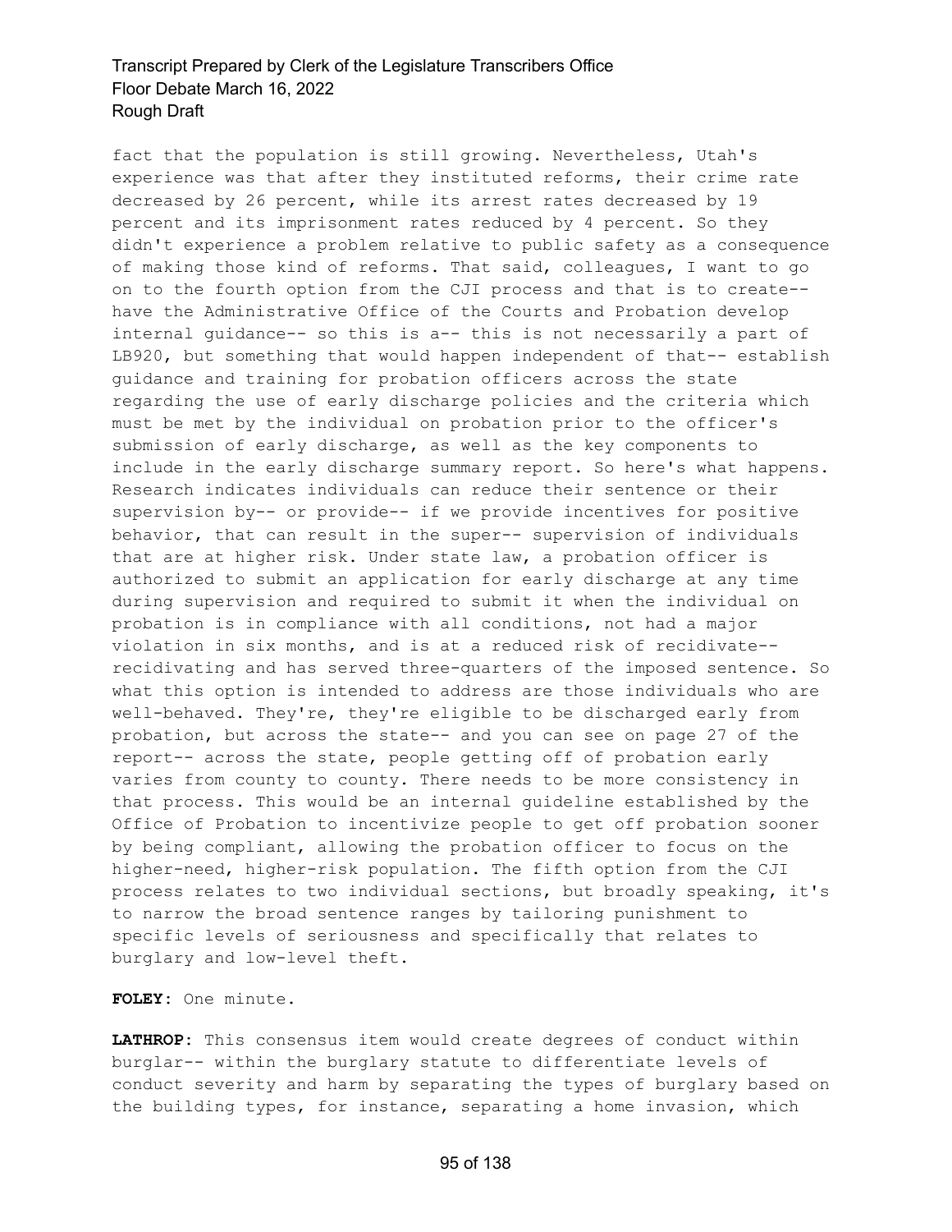fact that the population is still growing. Nevertheless, Utah's experience was that after they instituted reforms, their crime rate decreased by 26 percent, while its arrest rates decreased by 19 percent and its imprisonment rates reduced by 4 percent. So they didn't experience a problem relative to public safety as a consequence of making those kind of reforms. That said, colleagues, I want to go on to the fourth option from the CJI process and that is to create-- have the Administrative Office of the Courts and Probation develop internal guidance-- so this is a-- this is not necessarily a part of LB920, but something that would happen independent of that-- establish guidance and training for probation officers across the state regarding the use of early discharge policies and the criteria which must be met by the individual on probation prior to the officer's submission of early discharge, as well as the key components to include in the early discharge summary report. So here's what happens. Research indicates individuals can reduce their sentence or their supervision by-- or provide-- if we provide incentives for positive behavior, that can result in the super-- supervision of individuals that are at higher risk. Under state law, a probation officer is authorized to submit an application for early discharge at any time during supervision and required to submit it when the individual on probation is in compliance with all conditions, not had a major violation in six months, and is at a reduced risk of recidivate-- recidivating and has served three-quarters of the imposed sentence. So what this option is intended to address are those individuals who are well-behaved. They're, they're eligible to be discharged early from probation, but across the state-- and you can see on page 27 of the report-- across the state, people getting off of probation early varies from county to county. There needs to be more consistency in that process. This would be an internal guideline established by the Office of Probation to incentivize people to get off probation sooner by being compliant, allowing the probation officer to focus on the higher-need, higher-risk population. The fifth option from the CJI process relates to two individual sections, but broadly speaking, it's to narrow the broad sentence ranges by tailoring punishment to specific levels of seriousness and specifically that relates to burglary and low-level theft.

**FOLEY:** One minute.

**LATHROP:** This consensus item would create degrees of conduct within burglar-- within the burglary statute to differentiate levels of conduct severity and harm by separating the types of burglary based on the building types, for instance, separating a home invasion, which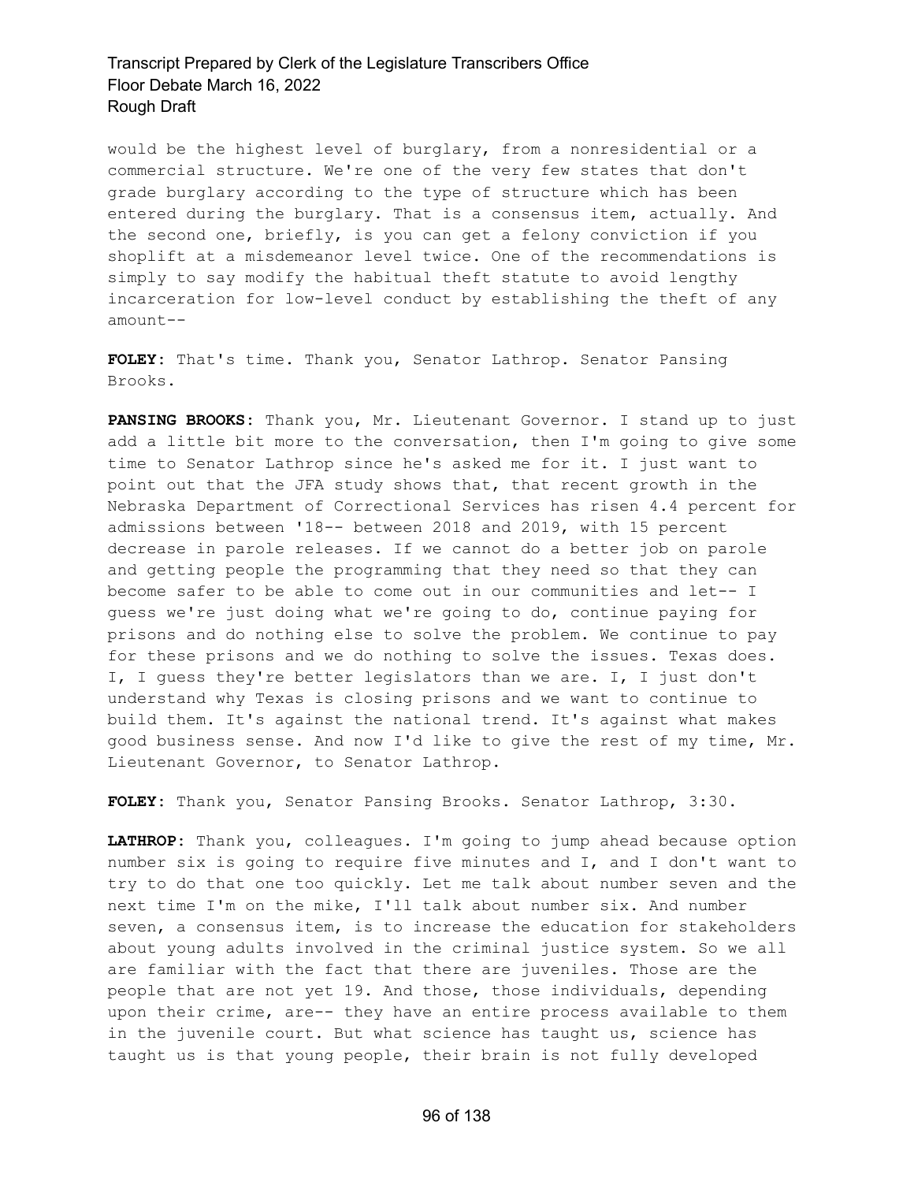would be the highest level of burglary, from a nonresidential or a commercial structure. We're one of the very few states that don't grade burglary according to the type of structure which has been entered during the burglary. That is a consensus item, actually. And the second one, briefly, is you can get a felony conviction if you shoplift at a misdemeanor level twice. One of the recommendations is simply to say modify the habitual theft statute to avoid lengthy incarceration for low-level conduct by establishing the theft of any amount--

**FOLEY:** That's time. Thank you, Senator Lathrop. Senator Pansing Brooks.

**PANSING BROOKS:** Thank you, Mr. Lieutenant Governor. I stand up to just add a little bit more to the conversation, then I'm going to give some time to Senator Lathrop since he's asked me for it. I just want to point out that the JFA study shows that, that recent growth in the Nebraska Department of Correctional Services has risen 4.4 percent for admissions between '18-- between 2018 and 2019, with 15 percent decrease in parole releases. If we cannot do a better job on parole and getting people the programming that they need so that they can become safer to be able to come out in our communities and let-- I guess we're just doing what we're going to do, continue paying for prisons and do nothing else to solve the problem. We continue to pay for these prisons and we do nothing to solve the issues. Texas does. I, I guess they're better legislators than we are. I, I just don't understand why Texas is closing prisons and we want to continue to build them. It's against the national trend. It's against what makes good business sense. And now I'd like to give the rest of my time, Mr. Lieutenant Governor, to Senator Lathrop.

**FOLEY:** Thank you, Senator Pansing Brooks. Senator Lathrop, 3:30.

**LATHROP:** Thank you, colleagues. I'm going to jump ahead because option number six is going to require five minutes and I, and I don't want to try to do that one too quickly. Let me talk about number seven and the next time I'm on the mike, I'll talk about number six. And number seven, a consensus item, is to increase the education for stakeholders about young adults involved in the criminal justice system. So we all are familiar with the fact that there are juveniles. Those are the people that are not yet 19. And those, those individuals, depending upon their crime, are-- they have an entire process available to them in the juvenile court. But what science has taught us, science has taught us is that young people, their brain is not fully developed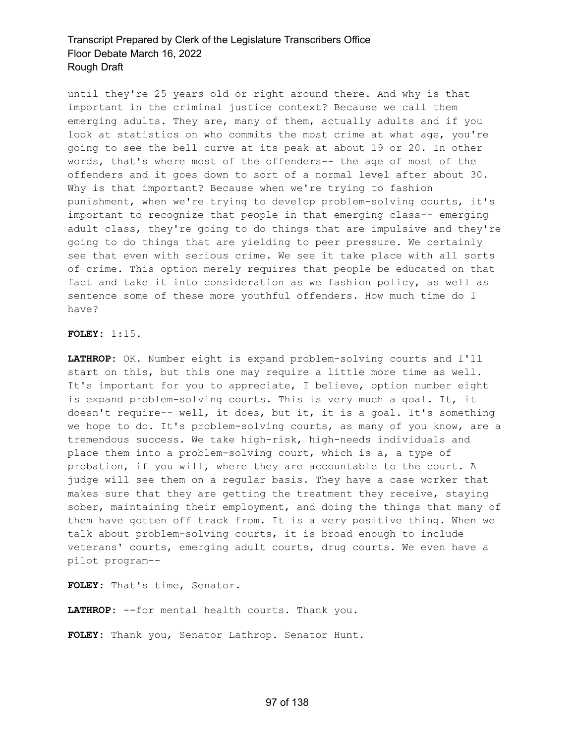until they're 25 years old or right around there. And why is that important in the criminal justice context? Because we call them emerging adults. They are, many of them, actually adults and if you look at statistics on who commits the most crime at what age, you're going to see the bell curve at its peak at about 19 or 20. In other words, that's where most of the offenders-- the age of most of the offenders and it goes down to sort of a normal level after about 30. Why is that important? Because when we're trying to fashion punishment, when we're trying to develop problem-solving courts, it's important to recognize that people in that emerging class-- emerging adult class, they're going to do things that are impulsive and they're going to do things that are yielding to peer pressure. We certainly see that even with serious crime. We see it take place with all sorts of crime. This option merely requires that people be educated on that fact and take it into consideration as we fashion policy, as well as sentence some of these more youthful offenders. How much time do I have?

**FOLEY:** 1:15.

**LATHROP:** OK. Number eight is expand problem-solving courts and I'll start on this, but this one may require a little more time as well. It's important for you to appreciate, I believe, option number eight is expand problem-solving courts. This is very much a goal. It, it doesn't require-- well, it does, but it, it is a goal. It's something we hope to do. It's problem-solving courts, as many of you know, are a tremendous success. We take high-risk, high-needs individuals and place them into a problem-solving court, which is a, a type of probation, if you will, where they are accountable to the court. A judge will see them on a regular basis. They have a case worker that makes sure that they are getting the treatment they receive, staying sober, maintaining their employment, and doing the things that many of them have gotten off track from. It is a very positive thing. When we talk about problem-solving courts, it is broad enough to include veterans' courts, emerging adult courts, drug courts. We even have a pilot program--

**FOLEY:** That's time, Senator.

**LATHROP:** --for mental health courts. Thank you.

**FOLEY:** Thank you, Senator Lathrop. Senator Hunt.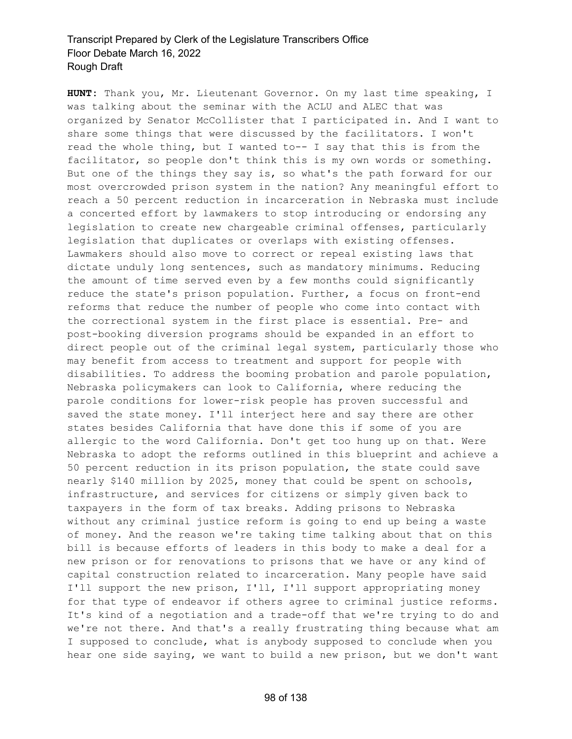**HUNT:** Thank you, Mr. Lieutenant Governor. On my last time speaking, I was talking about the seminar with the ACLU and ALEC that was organized by Senator McCollister that I participated in. And I want to share some things that were discussed by the facilitators. I won't read the whole thing, but I wanted to-- I say that this is from the facilitator, so people don't think this is my own words or something. But one of the things they say is, so what's the path forward for our most overcrowded prison system in the nation? Any meaningful effort to reach a 50 percent reduction in incarceration in Nebraska must include a concerted effort by lawmakers to stop introducing or endorsing any legislation to create new chargeable criminal offenses, particularly legislation that duplicates or overlaps with existing offenses. Lawmakers should also move to correct or repeal existing laws that dictate unduly long sentences, such as mandatory minimums. Reducing the amount of time served even by a few months could significantly reduce the state's prison population. Further, a focus on front-end reforms that reduce the number of people who come into contact with the correctional system in the first place is essential. Pre- and post-booking diversion programs should be expanded in an effort to direct people out of the criminal legal system, particularly those who may benefit from access to treatment and support for people with disabilities. To address the booming probation and parole population, Nebraska policymakers can look to California, where reducing the parole conditions for lower-risk people has proven successful and saved the state money. I'll interject here and say there are other states besides California that have done this if some of you are allergic to the word California. Don't get too hung up on that. Were Nebraska to adopt the reforms outlined in this blueprint and achieve a 50 percent reduction in its prison population, the state could save nearly $140 million by 2025, money that could be spent on schools, infrastructure, and services for citizens or simply given back to taxpayers in the form of tax breaks. Adding prisons to Nebraska without any criminal justice reform is going to end up being a waste of money. And the reason we're taking time talking about that on this bill is because efforts of leaders in this body to make a deal for a new prison or for renovations to prisons that we have or any kind of capital construction related to incarceration. Many people have said I'll support the new prison, I'll, I'll support appropriating money for that type of endeavor if others agree to criminal justice reforms. It's kind of a negotiation and a trade-off that we're trying to do and we're not there. And that's a really frustrating thing because what am I supposed to conclude, what is anybody supposed to conclude when you hear one side saying, we want to build a new prison, but we don't want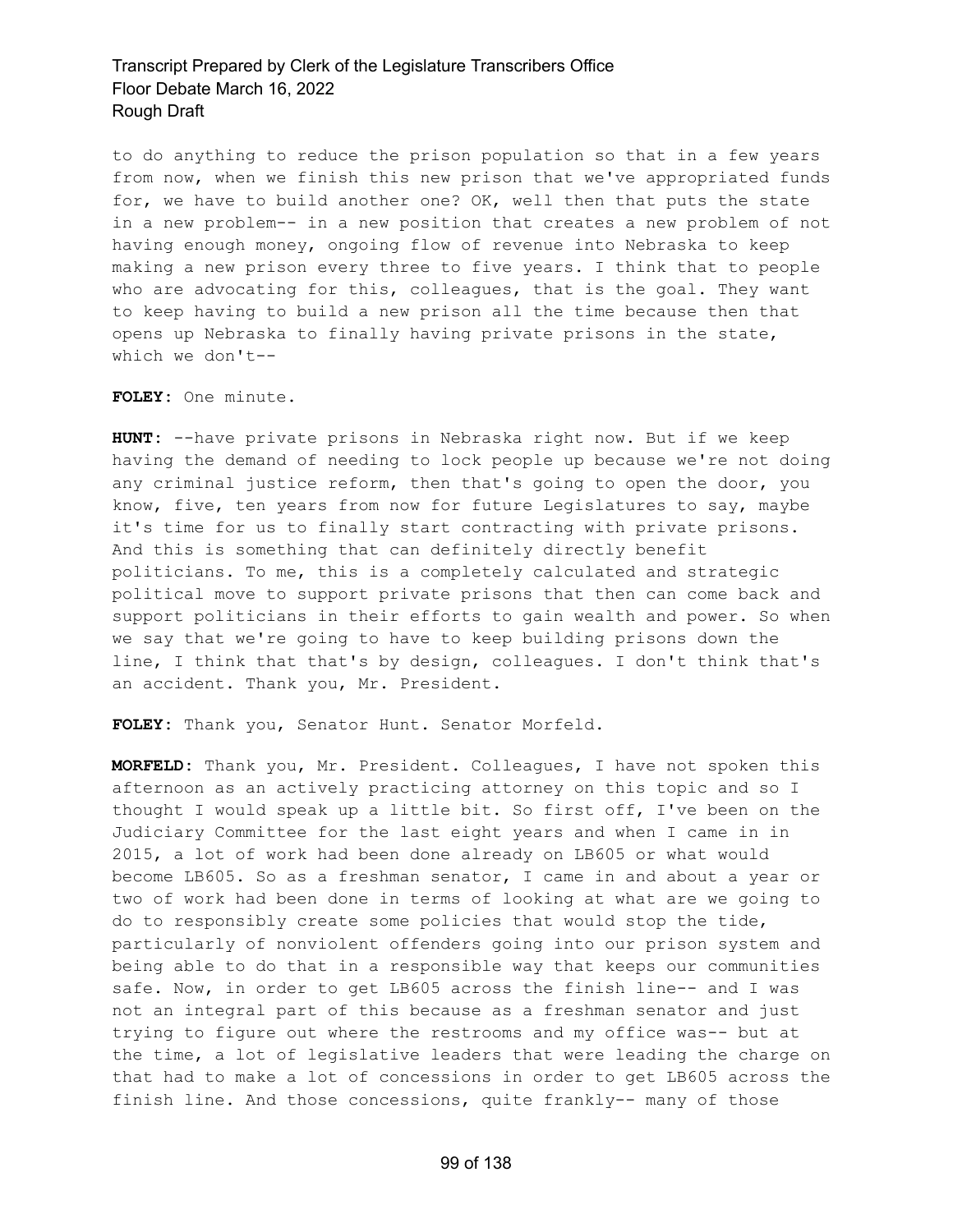to do anything to reduce the prison population so that in a few years from now, when we finish this new prison that we've appropriated funds for, we have to build another one? OK, well then that puts the state in a new problem-- in a new position that creates a new problem of not having enough money, ongoing flow of revenue into Nebraska to keep making a new prison every three to five years. I think that to people who are advocating for this, colleagues, that is the goal. They want to keep having to build a new prison all the time because then that opens up Nebraska to finally having private prisons in the state, which we don't--

**FOLEY:** One minute.

**HUNT:** --have private prisons in Nebraska right now. But if we keep having the demand of needing to lock people up because we're not doing any criminal justice reform, then that's going to open the door, you know, five, ten years from now for future Legislatures to say, maybe it's time for us to finally start contracting with private prisons. And this is something that can definitely directly benefit politicians. To me, this is a completely calculated and strategic political move to support private prisons that then can come back and support politicians in their efforts to gain wealth and power. So when we say that we're going to have to keep building prisons down the line, I think that that's by design, colleagues. I don't think that's an accident. Thank you, Mr. President.

**FOLEY:** Thank you, Senator Hunt. Senator Morfeld.

**MORFELD:** Thank you, Mr. President. Colleagues, I have not spoken this afternoon as an actively practicing attorney on this topic and so I thought I would speak up a little bit. So first off, I've been on the Judiciary Committee for the last eight years and when I came in in 2015, a lot of work had been done already on LB605 or what would become LB605. So as a freshman senator, I came in and about a year or two of work had been done in terms of looking at what are we going to do to responsibly create some policies that would stop the tide, particularly of nonviolent offenders going into our prison system and being able to do that in a responsible way that keeps our communities safe. Now, in order to get LB605 across the finish line-- and I was not an integral part of this because as a freshman senator and just trying to figure out where the restrooms and my office was-- but at the time, a lot of legislative leaders that were leading the charge on that had to make a lot of concessions in order to get LB605 across the finish line. And those concessions, quite frankly-- many of those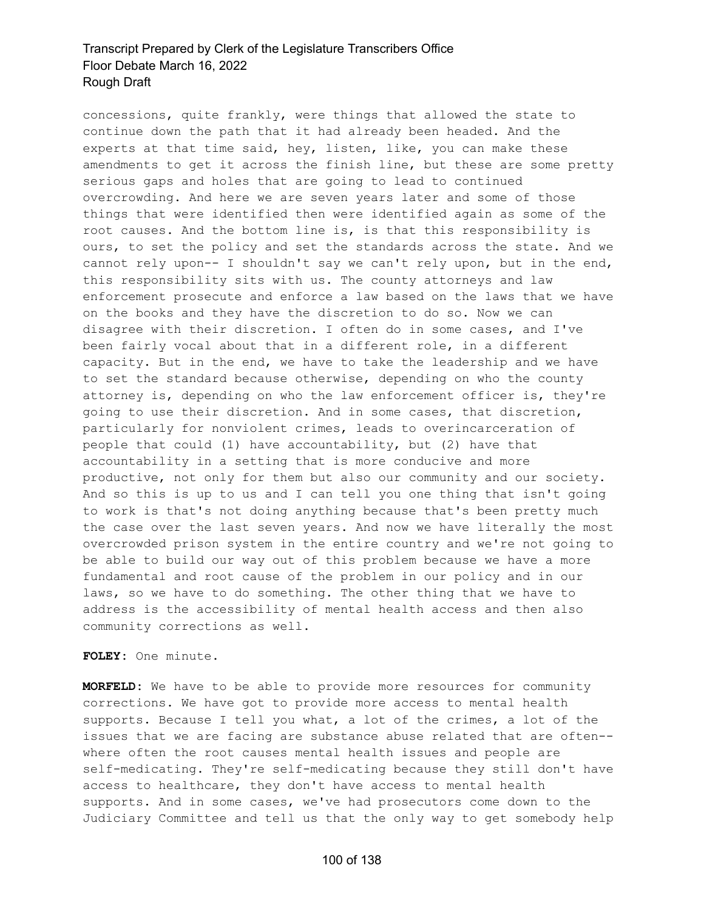concessions, quite frankly, were things that allowed the state to continue down the path that it had already been headed. And the experts at that time said, hey, listen, like, you can make these amendments to get it across the finish line, but these are some pretty serious gaps and holes that are going to lead to continued overcrowding. And here we are seven years later and some of those things that were identified then were identified again as some of the root causes. And the bottom line is, is that this responsibility is ours, to set the policy and set the standards across the state. And we cannot rely upon-- I shouldn't say we can't rely upon, but in the end, this responsibility sits with us. The county attorneys and law enforcement prosecute and enforce a law based on the laws that we have on the books and they have the discretion to do so. Now we can disagree with their discretion. I often do in some cases, and I've been fairly vocal about that in a different role, in a different capacity. But in the end, we have to take the leadership and we have to set the standard because otherwise, depending on who the county attorney is, depending on who the law enforcement officer is, they're going to use their discretion. And in some cases, that discretion, particularly for nonviolent crimes, leads to overincarceration of people that could (1) have accountability, but (2) have that accountability in a setting that is more conducive and more productive, not only for them but also our community and our society. And so this is up to us and I can tell you one thing that isn't going to work is that's not doing anything because that's been pretty much the case over the last seven years. And now we have literally the most overcrowded prison system in the entire country and we're not going to be able to build our way out of this problem because we have a more fundamental and root cause of the problem in our policy and in our laws, so we have to do something. The other thing that we have to address is the accessibility of mental health access and then also community corrections as well.

**FOLEY:** One minute.

**MORFELD:** We have to be able to provide more resources for community corrections. We have got to provide more access to mental health supports. Because I tell you what, a lot of the crimes, a lot of the issues that we are facing are substance abuse related that are often-- where often the root causes mental health issues and people are self-medicating. They're self-medicating because they still don't have access to healthcare, they don't have access to mental health supports. And in some cases, we've had prosecutors come down to the Judiciary Committee and tell us that the only way to get somebody help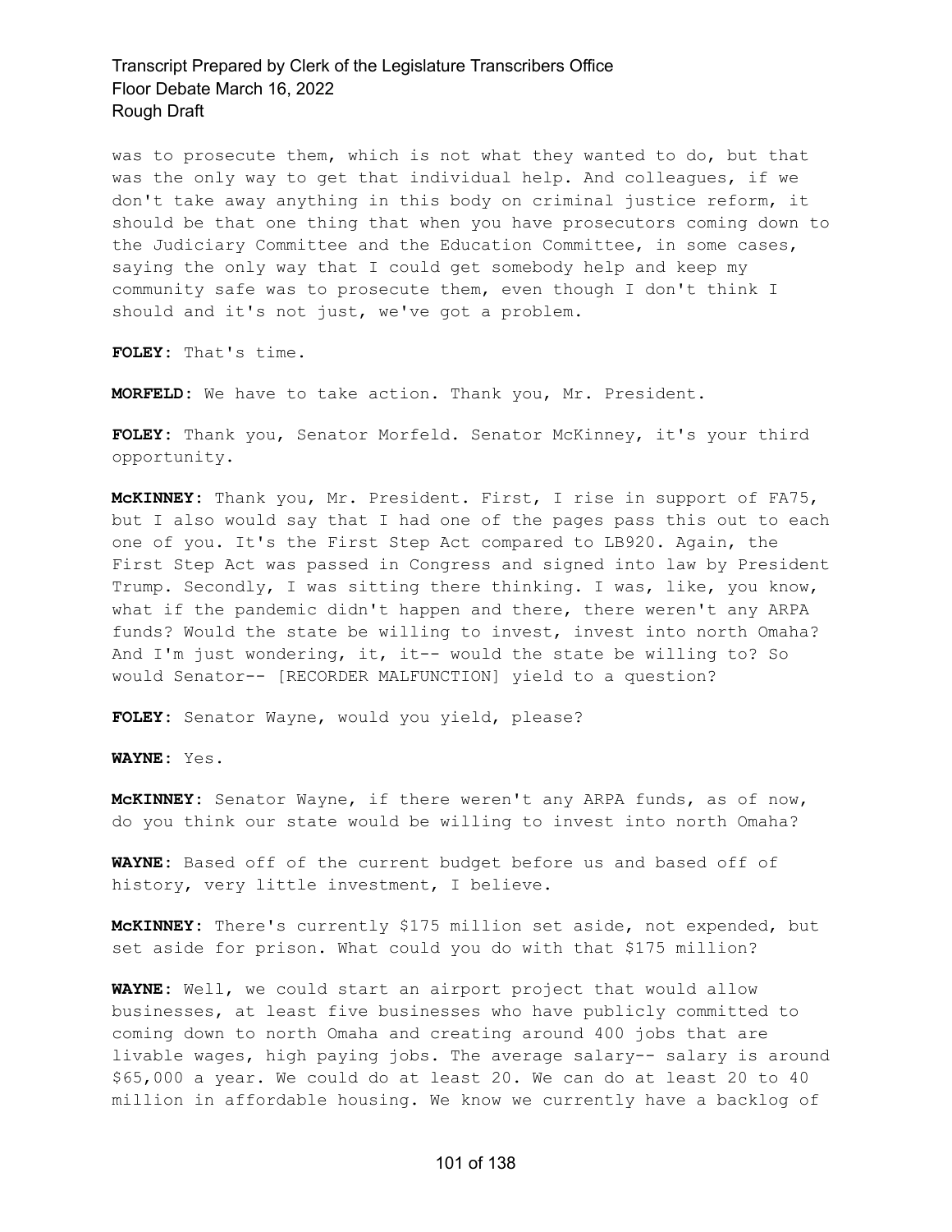was to prosecute them, which is not what they wanted to do, but that was the only way to get that individual help. And colleagues, if we don't take away anything in this body on criminal justice reform, it should be that one thing that when you have prosecutors coming down to the Judiciary Committee and the Education Committee, in some cases, saying the only way that I could get somebody help and keep my community safe was to prosecute them, even though I don't think I should and it's not just, we've got a problem.

**FOLEY:** That's time.

**MORFELD:** We have to take action. Thank you, Mr. President.

**FOLEY:** Thank you, Senator Morfeld. Senator McKinney, it's your third opportunity.

**McKINNEY:** Thank you, Mr. President. First, I rise in support of FA75, but I also would say that I had one of the pages pass this out to each one of you. It's the First Step Act compared to LB920. Again, the First Step Act was passed in Congress and signed into law by President Trump. Secondly, I was sitting there thinking. I was, like, you know, what if the pandemic didn't happen and there, there weren't any ARPA funds? Would the state be willing to invest, invest into north Omaha? And I'm just wondering, it, it-- would the state be willing to? So would Senator-- [RECORDER MALFUNCTION] yield to a question?

**FOLEY:** Senator Wayne, would you yield, please?

**WAYNE:** Yes.

**McKINNEY:** Senator Wayne, if there weren't any ARPA funds, as of now, do you think our state would be willing to invest into north Omaha?

**WAYNE:** Based off of the current budget before us and based off of history, very little investment, I believe.

**McKINNEY:** There's currently $175 million set aside, not expended, but set aside for prison. What could you do with that $175 million?

**WAYNE:** Well, we could start an airport project that would allow businesses, at least five businesses who have publicly committed to coming down to north Omaha and creating around 400 jobs that are livable wages, high paying jobs. The average salary-- salary is around $65,000 a year. We could do at least 20. We can do at least 20 to 40 million in affordable housing. We know we currently have a backlog of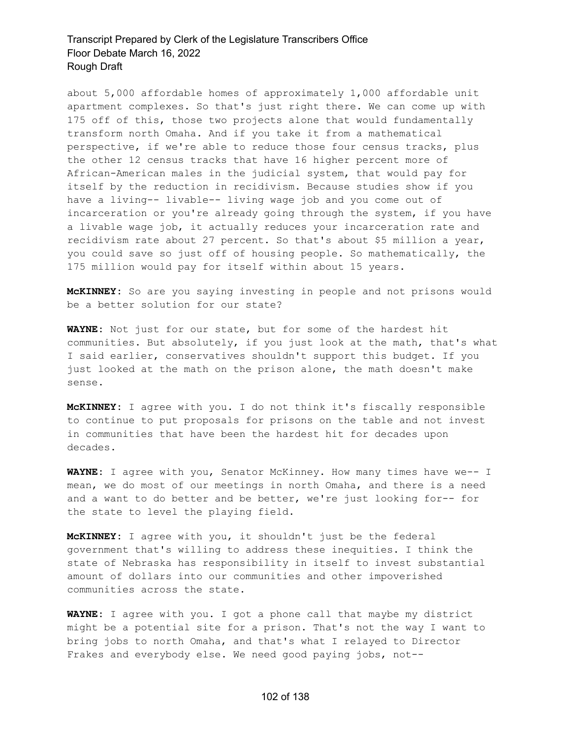about 5,000 affordable homes of approximately 1,000 affordable unit apartment complexes. So that's just right there. We can come up with 175 off of this, those two projects alone that would fundamentally transform north Omaha. And if you take it from a mathematical perspective, if we're able to reduce those four census tracks, plus the other 12 census tracks that have 16 higher percent more of African-American males in the judicial system, that would pay for itself by the reduction in recidivism. Because studies show if you have a living-- livable-- living wage job and you come out of incarceration or you're already going through the system, if you have a livable wage job, it actually reduces your incarceration rate and recidivism rate about 27 percent. So that's about $5 million a year, you could save so just off of housing people. So mathematically, the 175 million would pay for itself within about 15 years.

**McKINNEY:** So are you saying investing in people and not prisons would be a better solution for our state?

**WAYNE:** Not just for our state, but for some of the hardest hit communities. But absolutely, if you just look at the math, that's what I said earlier, conservatives shouldn't support this budget. If you just looked at the math on the prison alone, the math doesn't make sense.

**McKINNEY:** I agree with you. I do not think it's fiscally responsible to continue to put proposals for prisons on the table and not invest in communities that have been the hardest hit for decades upon decades.

**WAYNE:** I agree with you, Senator McKinney. How many times have we-- I mean, we do most of our meetings in north Omaha, and there is a need and a want to do better and be better, we're just looking for-- for the state to level the playing field.

**McKINNEY:** I agree with you, it shouldn't just be the federal government that's willing to address these inequities. I think the state of Nebraska has responsibility in itself to invest substantial amount of dollars into our communities and other impoverished communities across the state.

**WAYNE:** I agree with you. I got a phone call that maybe my district might be a potential site for a prison. That's not the way I want to bring jobs to north Omaha, and that's what I relayed to Director Frakes and everybody else. We need good paying jobs, not--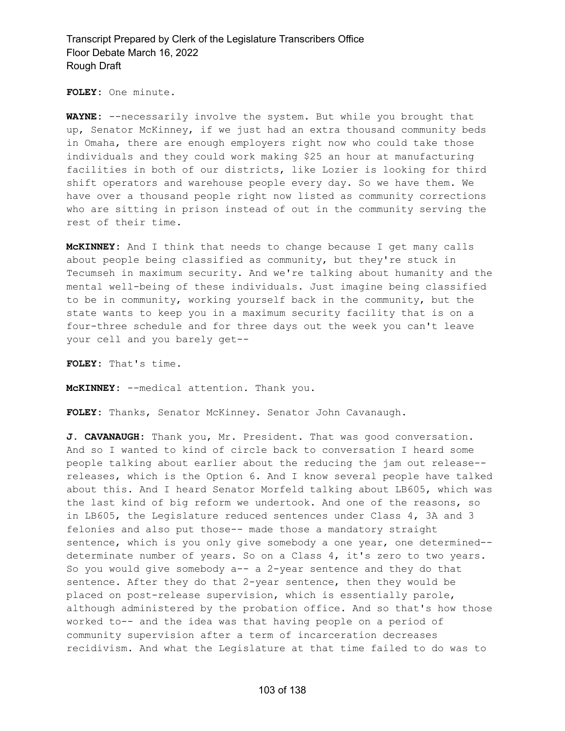**FOLEY:** One minute.

**WAYNE:** --necessarily involve the system. But while you brought that up, Senator McKinney, if we just had an extra thousand community beds in Omaha, there are enough employers right now who could take those individuals and they could work making $25 an hour at manufacturing facilities in both of our districts, like Lozier is looking for third shift operators and warehouse people every day. So we have them. We have over a thousand people right now listed as community corrections who are sitting in prison instead of out in the community serving the rest of their time.

**McKINNEY:** And I think that needs to change because I get many calls about people being classified as community, but they're stuck in Tecumseh in maximum security. And we're talking about humanity and the mental well-being of these individuals. Just imagine being classified to be in community, working yourself back in the community, but the state wants to keep you in a maximum security facility that is on a four-three schedule and for three days out the week you can't leave your cell and you barely get--

**FOLEY:** That's time.

**McKINNEY:** --medical attention. Thank you.

**FOLEY:** Thanks, Senator McKinney. Senator John Cavanaugh.

**J. CAVANAUGH:** Thank you, Mr. President. That was good conversation. And so I wanted to kind of circle back to conversation I heard some people talking about earlier about the reducing the jam out release-- releases, which is the Option 6. And I know several people have talked about this. And I heard Senator Morfeld talking about LB605, which was the last kind of big reform we undertook. And one of the reasons, so in LB605, the Legislature reduced sentences under Class 4, 3A and 3 felonies and also put those-- made those a mandatory straight sentence, which is you only give somebody a one year, one determined-- determinate number of years. So on a Class 4, it's zero to two years. So you would give somebody a-- a 2-year sentence and they do that sentence. After they do that 2-year sentence, then they would be placed on post-release supervision, which is essentially parole, although administered by the probation office. And so that's how those worked to-- and the idea was that having people on a period of community supervision after a term of incarceration decreases recidivism. And what the Legislature at that time failed to do was to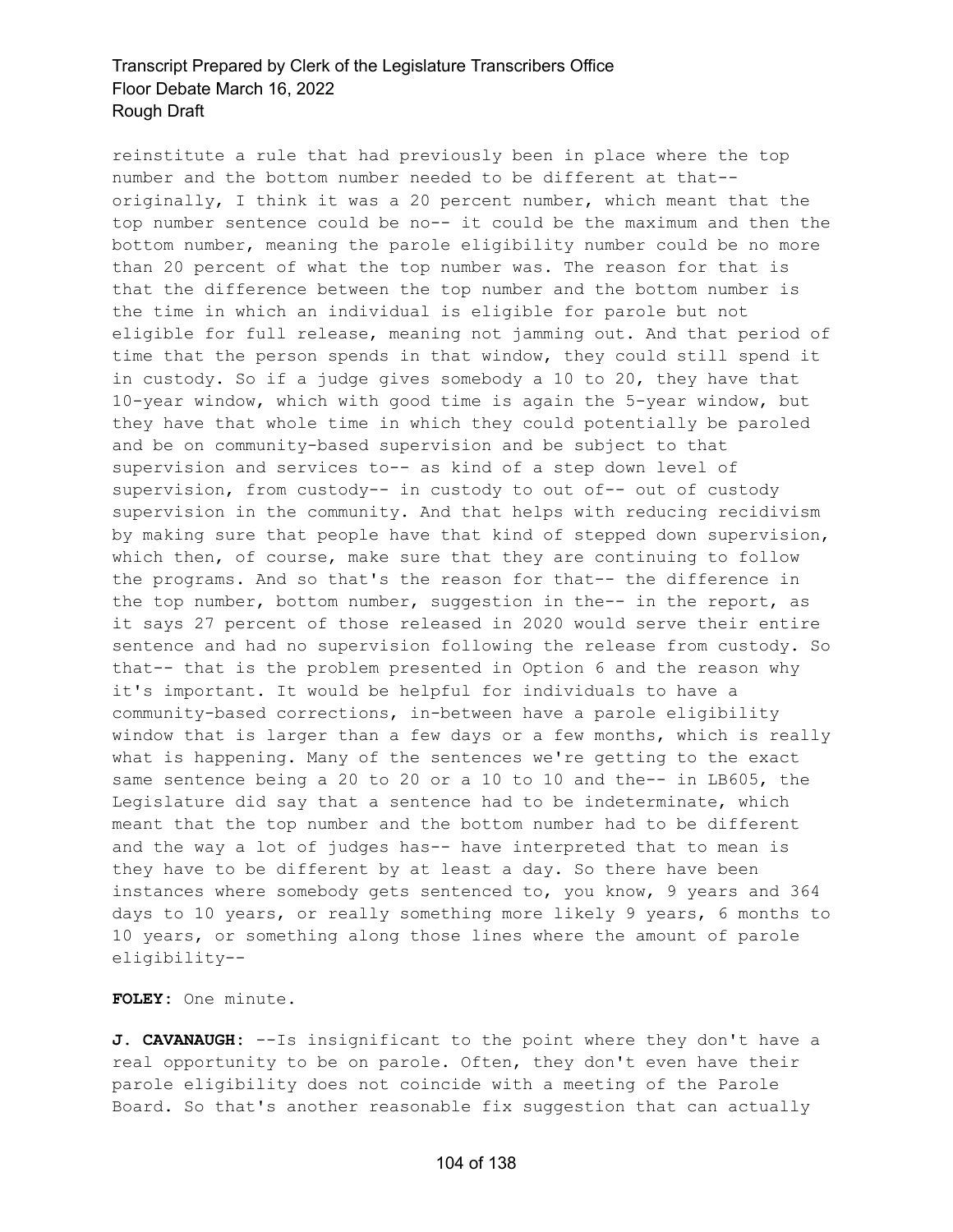reinstitute a rule that had previously been in place where the top number and the bottom number needed to be different at that-- originally, I think it was a 20 percent number, which meant that the top number sentence could be no-- it could be the maximum and then the bottom number, meaning the parole eligibility number could be no more than 20 percent of what the top number was. The reason for that is that the difference between the top number and the bottom number is the time in which an individual is eligible for parole but not eligible for full release, meaning not jamming out. And that period of time that the person spends in that window, they could still spend it in custody. So if a judge gives somebody a 10 to 20, they have that 10-year window, which with good time is again the 5-year window, but they have that whole time in which they could potentially be paroled and be on community-based supervision and be subject to that supervision and services to-- as kind of a step down level of supervision, from custody-- in custody to out of-- out of custody supervision in the community. And that helps with reducing recidivism by making sure that people have that kind of stepped down supervision, which then, of course, make sure that they are continuing to follow the programs. And so that's the reason for that-- the difference in the top number, bottom number, suggestion in the-- in the report, as it says 27 percent of those released in 2020 would serve their entire sentence and had no supervision following the release from custody. So that-- that is the problem presented in Option 6 and the reason why it's important. It would be helpful for individuals to have a community-based corrections, in-between have a parole eligibility window that is larger than a few days or a few months, which is really what is happening. Many of the sentences we're getting to the exact same sentence being a 20 to 20 or a 10 to 10 and the-- in LB605, the Legislature did say that a sentence had to be indeterminate, which meant that the top number and the bottom number had to be different and the way a lot of judges has-- have interpreted that to mean is they have to be different by at least a day. So there have been instances where somebody gets sentenced to, you know, 9 years and 364 days to 10 years, or really something more likely 9 years, 6 months to 10 years, or something along those lines where the amount of parole eligibility--

**FOLEY:** One minute.

**J. CAVANAUGH:** --Is insignificant to the point where they don't have a real opportunity to be on parole. Often, they don't even have their parole eligibility does not coincide with a meeting of the Parole Board. So that's another reasonable fix suggestion that can actually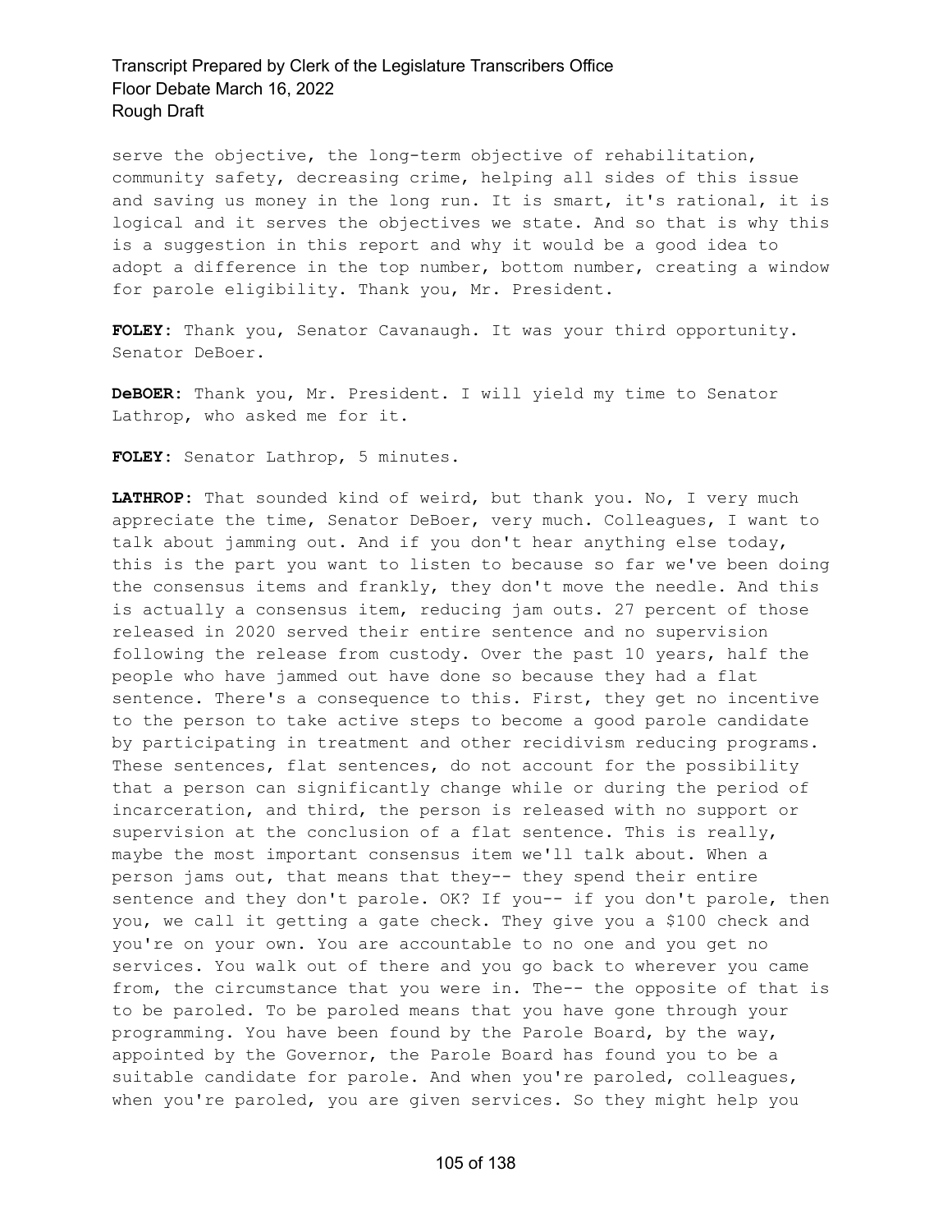serve the objective, the long-term objective of rehabilitation, community safety, decreasing crime, helping all sides of this issue and saving us money in the long run. It is smart, it's rational, it is logical and it serves the objectives we state. And so that is why this is a suggestion in this report and why it would be a good idea to adopt a difference in the top number, bottom number, creating a window for parole eligibility. Thank you, Mr. President.

**FOLEY:** Thank you, Senator Cavanaugh. It was your third opportunity. Senator DeBoer.

**DeBOER:** Thank you, Mr. President. I will yield my time to Senator Lathrop, who asked me for it.

**FOLEY:** Senator Lathrop, 5 minutes.

**LATHROP:** That sounded kind of weird, but thank you. No, I very much appreciate the time, Senator DeBoer, very much. Colleagues, I want to talk about jamming out. And if you don't hear anything else today, this is the part you want to listen to because so far we've been doing the consensus items and frankly, they don't move the needle. And this is actually a consensus item, reducing jam outs. 27 percent of those released in 2020 served their entire sentence and no supervision following the release from custody. Over the past 10 years, half the people who have jammed out have done so because they had a flat sentence. There's a consequence to this. First, they get no incentive to the person to take active steps to become a good parole candidate by participating in treatment and other recidivism reducing programs. These sentences, flat sentences, do not account for the possibility that a person can significantly change while or during the period of incarceration, and third, the person is released with no support or supervision at the conclusion of a flat sentence. This is really, maybe the most important consensus item we'll talk about. When a person jams out, that means that they-- they spend their entire sentence and they don't parole. OK? If you-- if you don't parole, then you, we call it getting a gate check. They give you a $100 check and you're on your own. You are accountable to no one and you get no services. You walk out of there and you go back to wherever you came from, the circumstance that you were in. The-- the opposite of that is to be paroled. To be paroled means that you have gone through your programming. You have been found by the Parole Board, by the way, appointed by the Governor, the Parole Board has found you to be a suitable candidate for parole. And when you're paroled, colleagues, when you're paroled, you are given services. So they might help you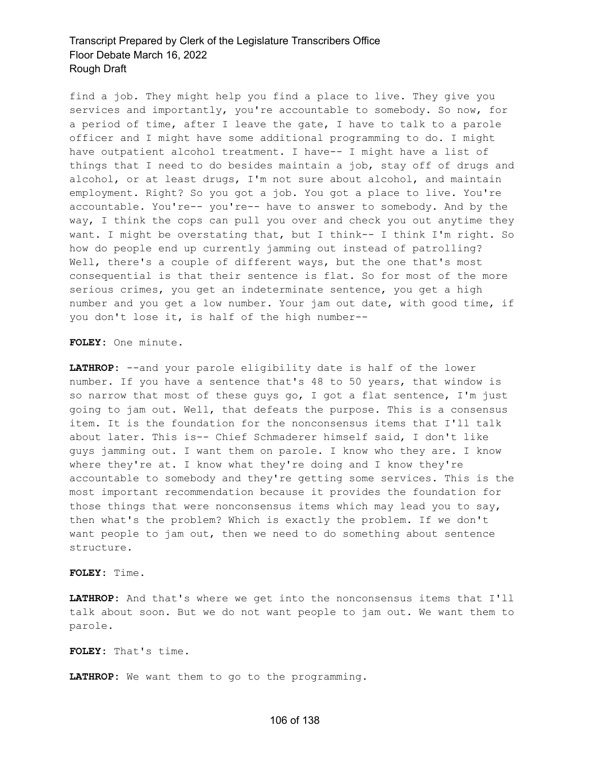find a job. They might help you find a place to live. They give you services and importantly, you're accountable to somebody. So now, for a period of time, after I leave the gate, I have to talk to a parole officer and I might have some additional programming to do. I might have outpatient alcohol treatment. I have-- I might have a list of things that I need to do besides maintain a job, stay off of drugs and alcohol, or at least drugs, I'm not sure about alcohol, and maintain employment. Right? So you got a job. You got a place to live. You're accountable. You're-- you're-- have to answer to somebody. And by the way, I think the cops can pull you over and check you out anytime they want. I might be overstating that, but I think-- I think I'm right. So how do people end up currently jamming out instead of patrolling? Well, there's a couple of different ways, but the one that's most consequential is that their sentence is flat. So for most of the more serious crimes, you get an indeterminate sentence, you get a high number and you get a low number. Your jam out date, with good time, if you don't lose it, is half of the high number--

**FOLEY:** One minute.

**LATHROP:** --and your parole eligibility date is half of the lower number. If you have a sentence that's 48 to 50 years, that window is so narrow that most of these guys go, I got a flat sentence, I'm just going to jam out. Well, that defeats the purpose. This is a consensus item. It is the foundation for the nonconsensus items that I'll talk about later. This is-- Chief Schmaderer himself said, I don't like guys jamming out. I want them on parole. I know who they are. I know where they're at. I know what they're doing and I know they're accountable to somebody and they're getting some services. This is the most important recommendation because it provides the foundation for those things that were nonconsensus items which may lead you to say, then what's the problem? Which is exactly the problem. If we don't want people to jam out, then we need to do something about sentence structure.

**FOLEY:** Time.

**LATHROP:** And that's where we get into the nonconsensus items that I'll talk about soon. But we do not want people to jam out. We want them to parole.

**FOLEY:** That's time.

**LATHROP:** We want them to go to the programming.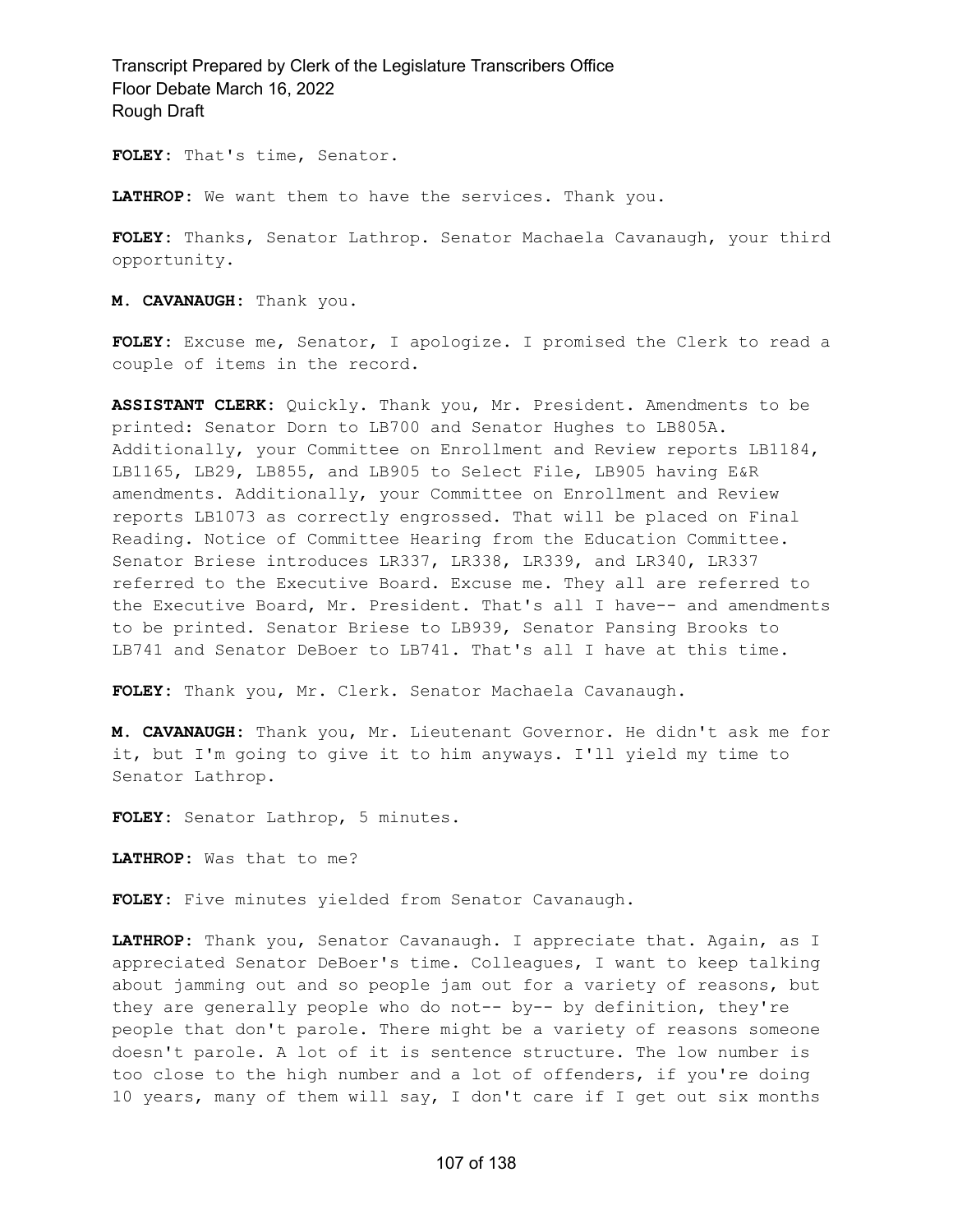**FOLEY:** That's time, Senator.

**LATHROP:** We want them to have the services. Thank you.

**FOLEY:** Thanks, Senator Lathrop. Senator Machaela Cavanaugh, your third opportunity.

**M. CAVANAUGH:** Thank you.

**FOLEY:** Excuse me, Senator, I apologize. I promised the Clerk to read a couple of items in the record.

**ASSISTANT CLERK:** Quickly. Thank you, Mr. President. Amendments to be printed: Senator Dorn to LB700 and Senator Hughes to LB805A. Additionally, your Committee on Enrollment and Review reports LB1184, LB1165, LB29, LB855, and LB905 to Select File, LB905 having E&R amendments. Additionally, your Committee on Enrollment and Review reports LB1073 as correctly engrossed. That will be placed on Final Reading. Notice of Committee Hearing from the Education Committee. Senator Briese introduces LR337, LR338, LR339, and LR340, LR337 referred to the Executive Board. Excuse me. They all are referred to the Executive Board, Mr. President. That's all I have-- and amendments to be printed. Senator Briese to LB939, Senator Pansing Brooks to LB741 and Senator DeBoer to LB741. That's all I have at this time.

**FOLEY:** Thank you, Mr. Clerk. Senator Machaela Cavanaugh.

**M. CAVANAUGH:** Thank you, Mr. Lieutenant Governor. He didn't ask me for it, but I'm going to give it to him anyways. I'll yield my time to Senator Lathrop.

**FOLEY:** Senator Lathrop, 5 minutes.

**LATHROP:** Was that to me?

**FOLEY:** Five minutes yielded from Senator Cavanaugh.

**LATHROP:** Thank you, Senator Cavanaugh. I appreciate that. Again, as I appreciated Senator DeBoer's time. Colleagues, I want to keep talking about jamming out and so people jam out for a variety of reasons, but they are generally people who do not-- by-- by definition, they're people that don't parole. There might be a variety of reasons someone doesn't parole. A lot of it is sentence structure. The low number is too close to the high number and a lot of offenders, if you're doing 10 years, many of them will say, I don't care if I get out six months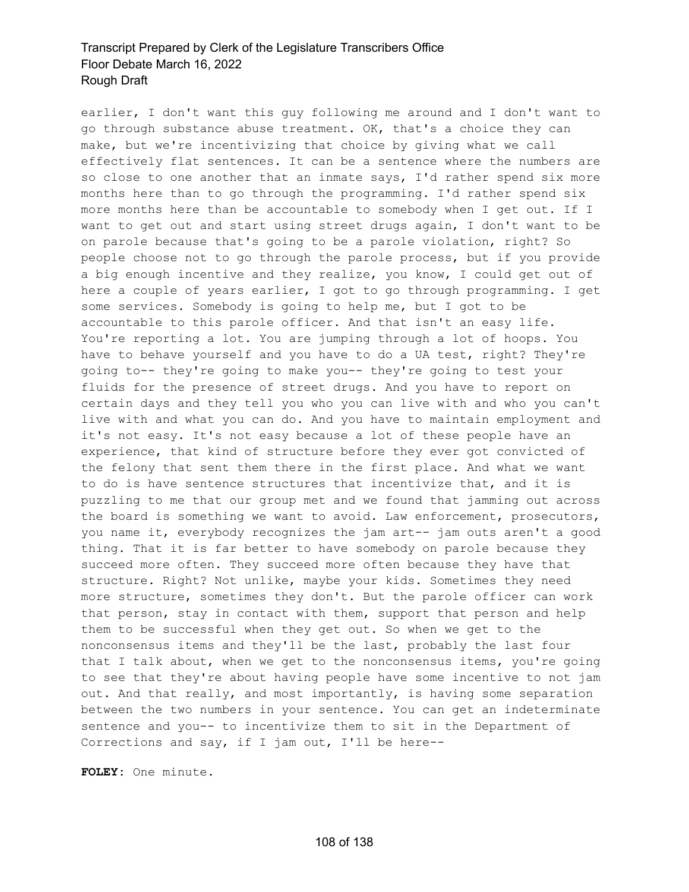earlier, I don't want this guy following me around and I don't want to go through substance abuse treatment. OK, that's a choice they can make, but we're incentivizing that choice by giving what we call effectively flat sentences. It can be a sentence where the numbers are so close to one another that an inmate says, I'd rather spend six more months here than to go through the programming. I'd rather spend six more months here than be accountable to somebody when I get out. If I want to get out and start using street drugs again, I don't want to be on parole because that's going to be a parole violation, right? So people choose not to go through the parole process, but if you provide a big enough incentive and they realize, you know, I could get out of here a couple of years earlier, I got to go through programming. I get some services. Somebody is going to help me, but I got to be accountable to this parole officer. And that isn't an easy life. You're reporting a lot. You are jumping through a lot of hoops. You have to behave yourself and you have to do a UA test, right? They're going to-- they're going to make you-- they're going to test your fluids for the presence of street drugs. And you have to report on certain days and they tell you who you can live with and who you can't live with and what you can do. And you have to maintain employment and it's not easy. It's not easy because a lot of these people have an experience, that kind of structure before they ever got convicted of the felony that sent them there in the first place. And what we want to do is have sentence structures that incentivize that, and it is puzzling to me that our group met and we found that jamming out across the board is something we want to avoid. Law enforcement, prosecutors, you name it, everybody recognizes the jam art-- jam outs aren't a good thing. That it is far better to have somebody on parole because they succeed more often. They succeed more often because they have that structure. Right? Not unlike, maybe your kids. Sometimes they need more structure, sometimes they don't. But the parole officer can work that person, stay in contact with them, support that person and help them to be successful when they get out. So when we get to the nonconsensus items and they'll be the last, probably the last four that I talk about, when we get to the nonconsensus items, you're going to see that they're about having people have some incentive to not jam out. And that really, and most importantly, is having some separation between the two numbers in your sentence. You can get an indeterminate sentence and you-- to incentivize them to sit in the Department of Corrections and say, if I jam out, I'll be here--

**FOLEY:** One minute.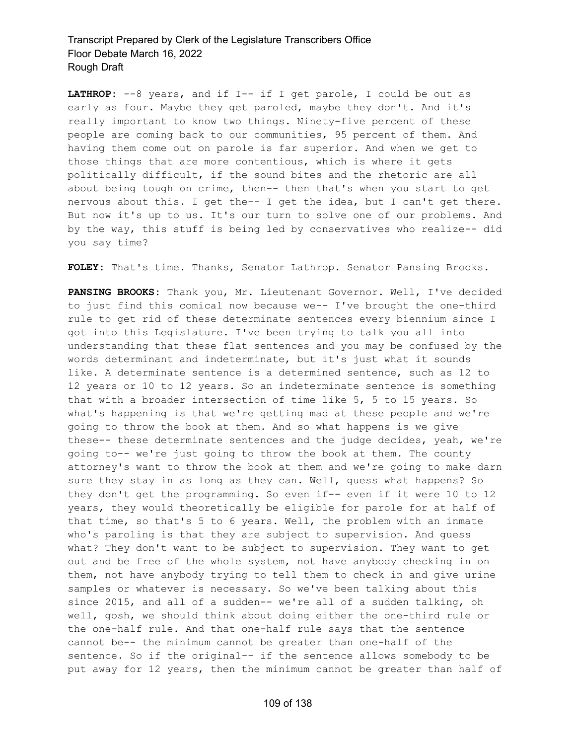**LATHROP:** --8 years, and if I-- if I get parole, I could be out as early as four. Maybe they get paroled, maybe they don't. And it's really important to know two things. Ninety-five percent of these people are coming back to our communities, 95 percent of them. And having them come out on parole is far superior. And when we get to those things that are more contentious, which is where it gets politically difficult, if the sound bites and the rhetoric are all about being tough on crime, then-- then that's when you start to get nervous about this. I get the-- I get the idea, but I can't get there. But now it's up to us. It's our turn to solve one of our problems. And by the way, this stuff is being led by conservatives who realize-- did you say time?

**FOLEY:** That's time. Thanks, Senator Lathrop. Senator Pansing Brooks.

**PANSING BROOKS:** Thank you, Mr. Lieutenant Governor. Well, I've decided to just find this comical now because we-- I've brought the one-third rule to get rid of these determinate sentences every biennium since I got into this Legislature. I've been trying to talk you all into understanding that these flat sentences and you may be confused by the words determinant and indeterminate, but it's just what it sounds like. A determinate sentence is a determined sentence, such as 12 to 12 years or 10 to 12 years. So an indeterminate sentence is something that with a broader intersection of time like 5, 5 to 15 years. So what's happening is that we're getting mad at these people and we're going to throw the book at them. And so what happens is we give these-- these determinate sentences and the judge decides, yeah, we're going to-- we're just going to throw the book at them. The county attorney's want to throw the book at them and we're going to make darn sure they stay in as long as they can. Well, guess what happens? So they don't get the programming. So even if-- even if it were 10 to 12 years, they would theoretically be eligible for parole for at half of that time, so that's 5 to 6 years. Well, the problem with an inmate who's paroling is that they are subject to supervision. And guess what? They don't want to be subject to supervision. They want to get out and be free of the whole system, not have anybody checking in on them, not have anybody trying to tell them to check in and give urine samples or whatever is necessary. So we've been talking about this since 2015, and all of a sudden-- we're all of a sudden talking, oh well, gosh, we should think about doing either the one-third rule or the one-half rule. And that one-half rule says that the sentence cannot be-- the minimum cannot be greater than one-half of the sentence. So if the original-- if the sentence allows somebody to be put away for 12 years, then the minimum cannot be greater than half of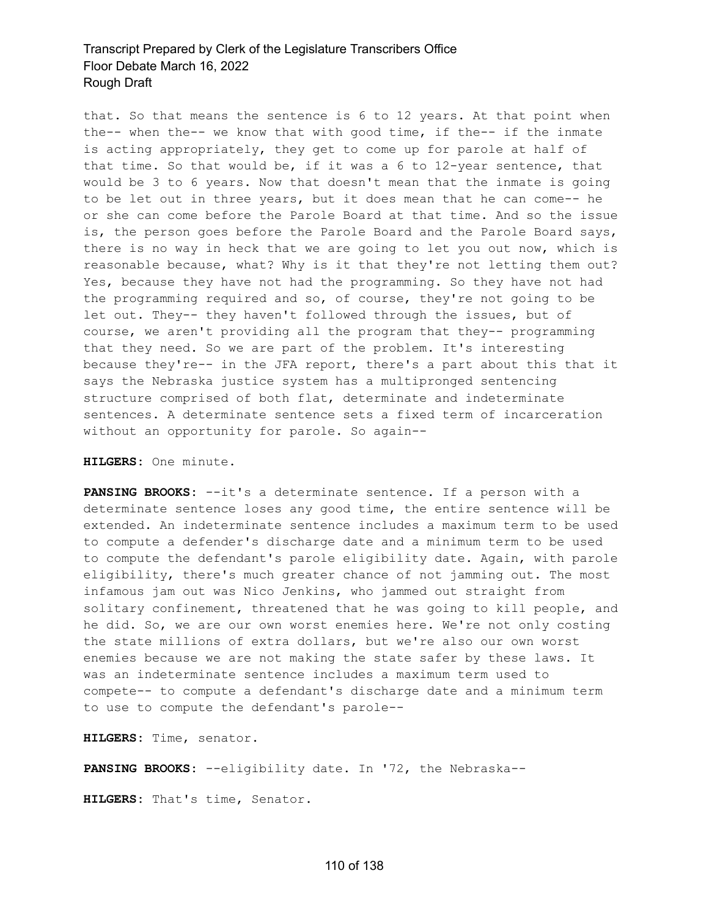that. So that means the sentence is 6 to 12 years. At that point when the-- when the-- we know that with good time, if the-- if the inmate is acting appropriately, they get to come up for parole at half of that time. So that would be, if it was a 6 to 12-year sentence, that would be 3 to 6 years. Now that doesn't mean that the inmate is going to be let out in three years, but it does mean that he can come-- he or she can come before the Parole Board at that time. And so the issue is, the person goes before the Parole Board and the Parole Board says, there is no way in heck that we are going to let you out now, which is reasonable because, what? Why is it that they're not letting them out? Yes, because they have not had the programming. So they have not had the programming required and so, of course, they're not going to be let out. They-- they haven't followed through the issues, but of course, we aren't providing all the program that they-- programming that they need. So we are part of the problem. It's interesting because they're-- in the JFA report, there's a part about this that it says the Nebraska justice system has a multipronged sentencing structure comprised of both flat, determinate and indeterminate sentences. A determinate sentence sets a fixed term of incarceration without an opportunity for parole. So again--

**HILGERS:** One minute.

**PANSING BROOKS:** --it's a determinate sentence. If a person with a determinate sentence loses any good time, the entire sentence will be extended. An indeterminate sentence includes a maximum term to be used to compute a defender's discharge date and a minimum term to be used to compute the defendant's parole eligibility date. Again, with parole eligibility, there's much greater chance of not jamming out. The most infamous jam out was Nico Jenkins, who jammed out straight from solitary confinement, threatened that he was going to kill people, and he did. So, we are our own worst enemies here. We're not only costing the state millions of extra dollars, but we're also our own worst enemies because we are not making the state safer by these laws. It was an indeterminate sentence includes a maximum term used to compete-- to compute a defendant's discharge date and a minimum term to use to compute the defendant's parole--

**HILGERS:** Time, senator.

**PANSING BROOKS:** --eligibility date. In '72, the Nebraska--

**HILGERS:** That's time, Senator.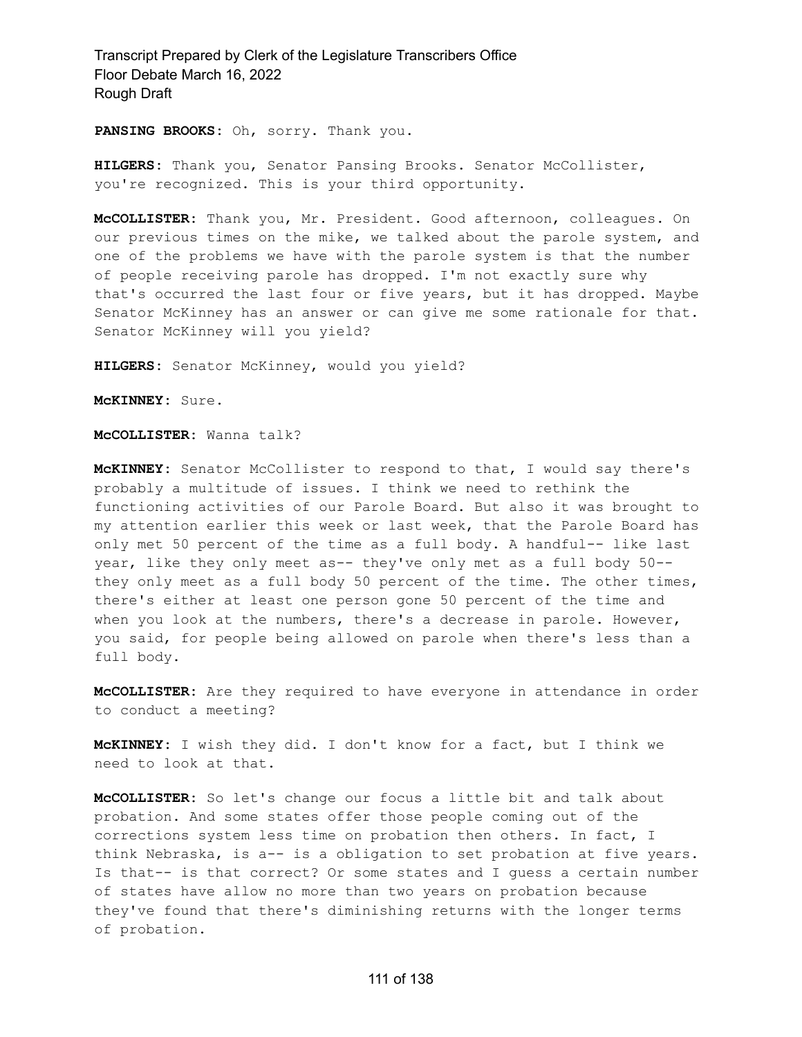**PANSING BROOKS:** Oh, sorry. Thank you.

**HILGERS:** Thank you, Senator Pansing Brooks. Senator McCollister, you're recognized. This is your third opportunity.

**McCOLLISTER:** Thank you, Mr. President. Good afternoon, colleagues. On our previous times on the mike, we talked about the parole system, and one of the problems we have with the parole system is that the number of people receiving parole has dropped. I'm not exactly sure why that's occurred the last four or five years, but it has dropped. Maybe Senator McKinney has an answer or can give me some rationale for that. Senator McKinney will you yield?

**HILGERS:** Senator McKinney, would you yield?

**McKINNEY:** Sure.

**McCOLLISTER:** Wanna talk?

**McKINNEY:** Senator McCollister to respond to that, I would say there's probably a multitude of issues. I think we need to rethink the functioning activities of our Parole Board. But also it was brought to my attention earlier this week or last week, that the Parole Board has only met 50 percent of the time as a full body. A handful-- like last year, like they only meet as-- they've only met as a full body 50-- they only meet as a full body 50 percent of the time. The other times, there's either at least one person gone 50 percent of the time and when you look at the numbers, there's a decrease in parole. However, you said, for people being allowed on parole when there's less than a full body.

**McCOLLISTER:** Are they required to have everyone in attendance in order to conduct a meeting?

**McKINNEY:** I wish they did. I don't know for a fact, but I think we need to look at that.

**McCOLLISTER:** So let's change our focus a little bit and talk about probation. And some states offer those people coming out of the corrections system less time on probation then others. In fact, I think Nebraska, is a-- is a obligation to set probation at five years. Is that-- is that correct? Or some states and I guess a certain number of states have allow no more than two years on probation because they've found that there's diminishing returns with the longer terms of probation.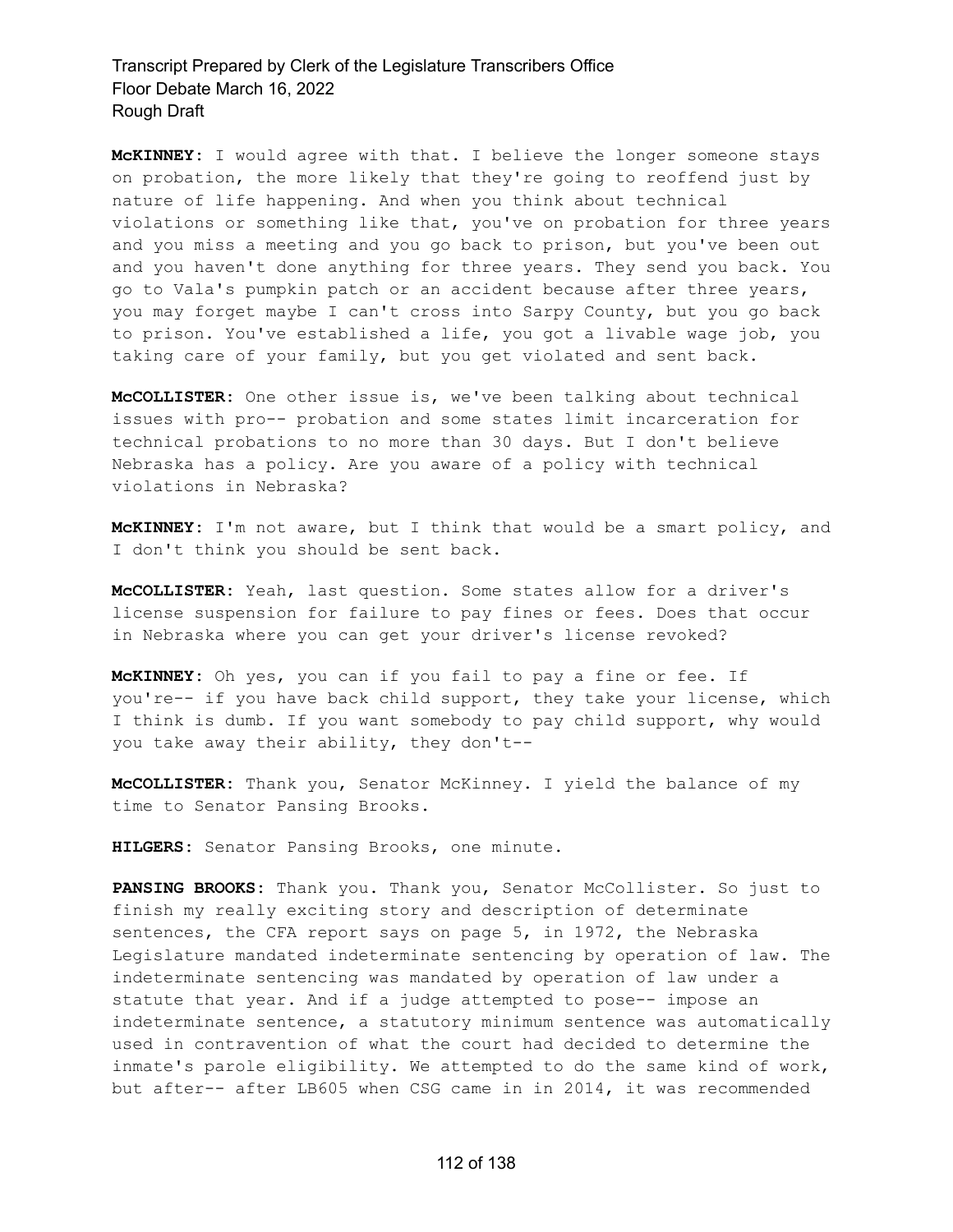**McKINNEY:** I would agree with that. I believe the longer someone stays on probation, the more likely that they're going to reoffend just by nature of life happening. And when you think about technical violations or something like that, you've on probation for three years and you miss a meeting and you go back to prison, but you've been out and you haven't done anything for three years. They send you back. You go to Vala's pumpkin patch or an accident because after three years, you may forget maybe I can't cross into Sarpy County, but you go back to prison. You've established a life, you got a livable wage job, you taking care of your family, but you get violated and sent back.

**McCOLLISTER:** One other issue is, we've been talking about technical issues with pro-- probation and some states limit incarceration for technical probations to no more than 30 days. But I don't believe Nebraska has a policy. Are you aware of a policy with technical violations in Nebraska?

**McKINNEY:** I'm not aware, but I think that would be a smart policy, and I don't think you should be sent back.

**McCOLLISTER:** Yeah, last question. Some states allow for a driver's license suspension for failure to pay fines or fees. Does that occur in Nebraska where you can get your driver's license revoked?

**McKINNEY:** Oh yes, you can if you fail to pay a fine or fee. If you're-- if you have back child support, they take your license, which I think is dumb. If you want somebody to pay child support, why would you take away their ability, they don't--

**McCOLLISTER:** Thank you, Senator McKinney. I yield the balance of my time to Senator Pansing Brooks.

**HILGERS:** Senator Pansing Brooks, one minute.

**PANSING BROOKS:** Thank you. Thank you, Senator McCollister. So just to finish my really exciting story and description of determinate sentences, the CFA report says on page 5, in 1972, the Nebraska Legislature mandated indeterminate sentencing by operation of law. The indeterminate sentencing was mandated by operation of law under a statute that year. And if a judge attempted to pose-- impose an indeterminate sentence, a statutory minimum sentence was automatically used in contravention of what the court had decided to determine the inmate's parole eligibility. We attempted to do the same kind of work, but after-- after LB605 when CSG came in in 2014, it was recommended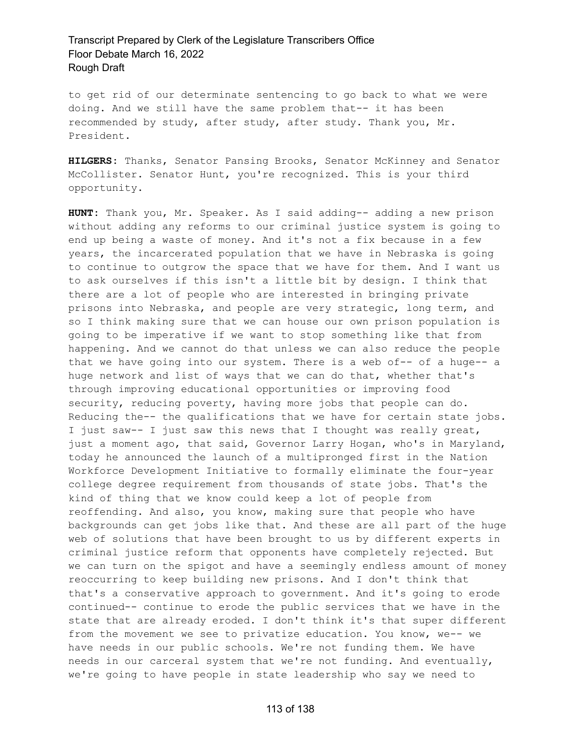to get rid of our determinate sentencing to go back to what we were doing. And we still have the same problem that-- it has been recommended by study, after study, after study. Thank you, Mr. President.

**HILGERS:** Thanks, Senator Pansing Brooks, Senator McKinney and Senator McCollister. Senator Hunt, you're recognized. This is your third opportunity.

**HUNT:** Thank you, Mr. Speaker. As I said adding-- adding a new prison without adding any reforms to our criminal justice system is going to end up being a waste of money. And it's not a fix because in a few years, the incarcerated population that we have in Nebraska is going to continue to outgrow the space that we have for them. And I want us to ask ourselves if this isn't a little bit by design. I think that there are a lot of people who are interested in bringing private prisons into Nebraska, and people are very strategic, long term, and so I think making sure that we can house our own prison population is going to be imperative if we want to stop something like that from happening. And we cannot do that unless we can also reduce the people that we have going into our system. There is a web of-- of a huge-- a huge network and list of ways that we can do that, whether that's through improving educational opportunities or improving food security, reducing poverty, having more jobs that people can do. Reducing the-- the qualifications that we have for certain state jobs. I just saw-- I just saw this news that I thought was really great, just a moment ago, that said, Governor Larry Hogan, who's in Maryland, today he announced the launch of a multipronged first in the Nation Workforce Development Initiative to formally eliminate the four-year college degree requirement from thousands of state jobs. That's the kind of thing that we know could keep a lot of people from reoffending. And also, you know, making sure that people who have backgrounds can get jobs like that. And these are all part of the huge web of solutions that have been brought to us by different experts in criminal justice reform that opponents have completely rejected. But we can turn on the spigot and have a seemingly endless amount of money reoccurring to keep building new prisons. And I don't think that that's a conservative approach to government. And it's going to erode continued-- continue to erode the public services that we have in the state that are already eroded. I don't think it's that super different from the movement we see to privatize education. You know, we-- we have needs in our public schools. We're not funding them. We have needs in our carceral system that we're not funding. And eventually, we're going to have people in state leadership who say we need to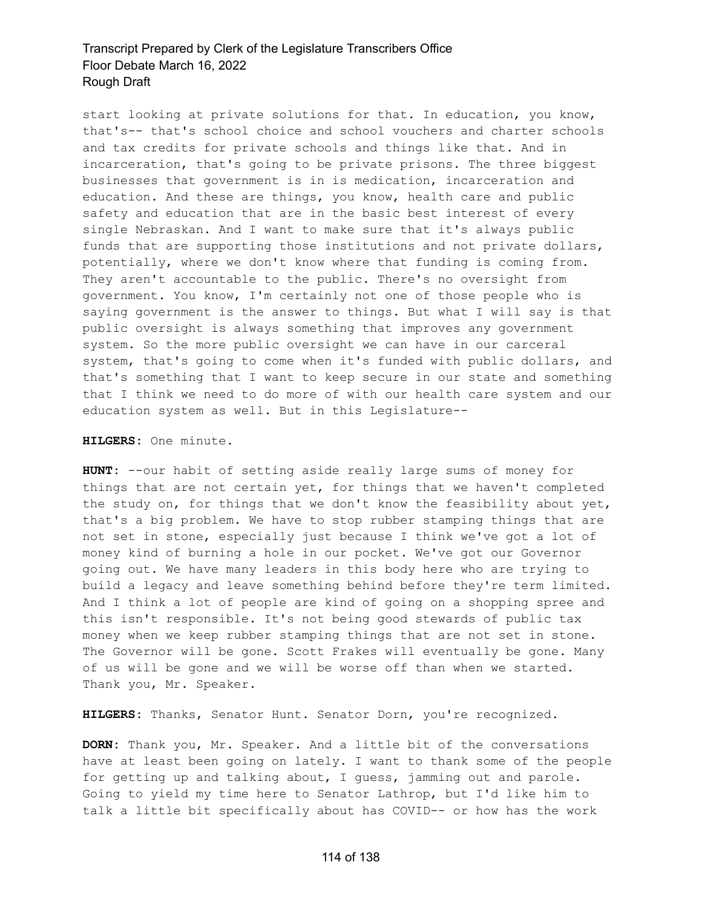start looking at private solutions for that. In education, you know, that's-- that's school choice and school vouchers and charter schools and tax credits for private schools and things like that. And in incarceration, that's going to be private prisons. The three biggest businesses that government is in is medication, incarceration and education. And these are things, you know, health care and public safety and education that are in the basic best interest of every single Nebraskan. And I want to make sure that it's always public funds that are supporting those institutions and not private dollars, potentially, where we don't know where that funding is coming from. They aren't accountable to the public. There's no oversight from government. You know, I'm certainly not one of those people who is saying government is the answer to things. But what I will say is that public oversight is always something that improves any government system. So the more public oversight we can have in our carceral system, that's going to come when it's funded with public dollars, and that's something that I want to keep secure in our state and something that I think we need to do more of with our health care system and our education system as well. But in this Legislature--

**HILGERS:** One minute.

**HUNT:** --our habit of setting aside really large sums of money for things that are not certain yet, for things that we haven't completed the study on, for things that we don't know the feasibility about yet, that's a big problem. We have to stop rubber stamping things that are not set in stone, especially just because I think we've got a lot of money kind of burning a hole in our pocket. We've got our Governor going out. We have many leaders in this body here who are trying to build a legacy and leave something behind before they're term limited. And I think a lot of people are kind of going on a shopping spree and this isn't responsible. It's not being good stewards of public tax money when we keep rubber stamping things that are not set in stone. The Governor will be gone. Scott Frakes will eventually be gone. Many of us will be gone and we will be worse off than when we started. Thank you, Mr. Speaker.

**HILGERS:** Thanks, Senator Hunt. Senator Dorn, you're recognized.

**DORN:** Thank you, Mr. Speaker. And a little bit of the conversations have at least been going on lately. I want to thank some of the people for getting up and talking about, I guess, jamming out and parole. Going to yield my time here to Senator Lathrop, but I'd like him to talk a little bit specifically about has COVID-- or how has the work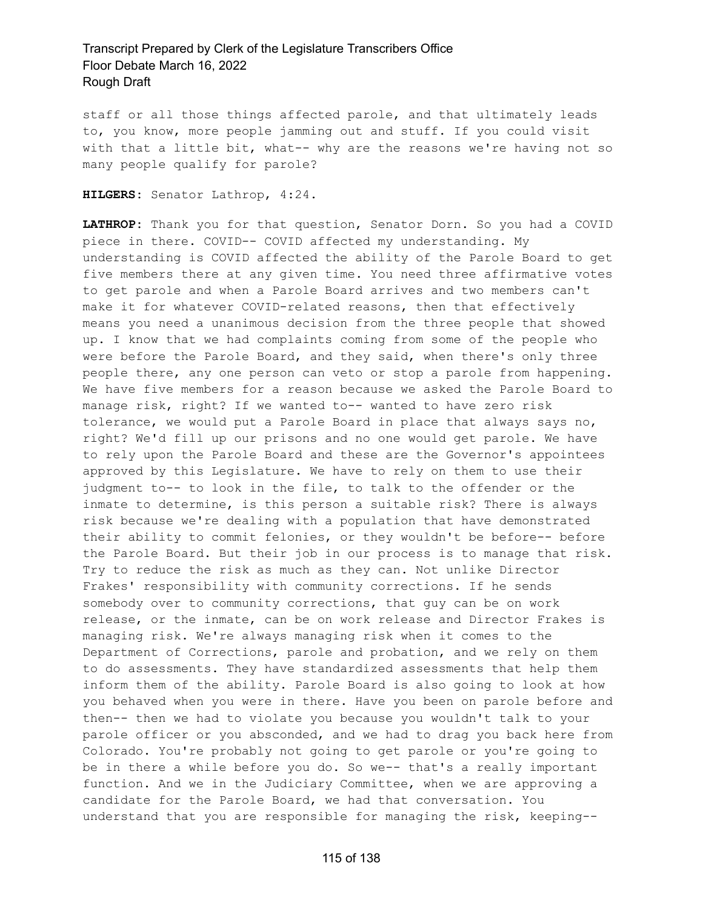staff or all those things affected parole, and that ultimately leads to, you know, more people jamming out and stuff. If you could visit with that a little bit, what-- why are the reasons we're having not so many people qualify for parole?

**HILGERS:** Senator Lathrop, 4:24.

**LATHROP:** Thank you for that question, Senator Dorn. So you had a COVID piece in there. COVID-- COVID affected my understanding. My understanding is COVID affected the ability of the Parole Board to get five members there at any given time. You need three affirmative votes to get parole and when a Parole Board arrives and two members can't make it for whatever COVID-related reasons, then that effectively means you need a unanimous decision from the three people that showed up. I know that we had complaints coming from some of the people who were before the Parole Board, and they said, when there's only three people there, any one person can veto or stop a parole from happening. We have five members for a reason because we asked the Parole Board to manage risk, right? If we wanted to-- wanted to have zero risk tolerance, we would put a Parole Board in place that always says no, right? We'd fill up our prisons and no one would get parole. We have to rely upon the Parole Board and these are the Governor's appointees approved by this Legislature. We have to rely on them to use their judgment to-- to look in the file, to talk to the offender or the inmate to determine, is this person a suitable risk? There is always risk because we're dealing with a population that have demonstrated their ability to commit felonies, or they wouldn't be before-- before the Parole Board. But their job in our process is to manage that risk. Try to reduce the risk as much as they can. Not unlike Director Frakes' responsibility with community corrections. If he sends somebody over to community corrections, that guy can be on work release, or the inmate, can be on work release and Director Frakes is managing risk. We're always managing risk when it comes to the Department of Corrections, parole and probation, and we rely on them to do assessments. They have standardized assessments that help them inform them of the ability. Parole Board is also going to look at how you behaved when you were in there. Have you been on parole before and then-- then we had to violate you because you wouldn't talk to your parole officer or you absconded, and we had to drag you back here from Colorado. You're probably not going to get parole or you're going to be in there a while before you do. So we-- that's a really important function. And we in the Judiciary Committee, when we are approving a candidate for the Parole Board, we had that conversation. You understand that you are responsible for managing the risk, keeping--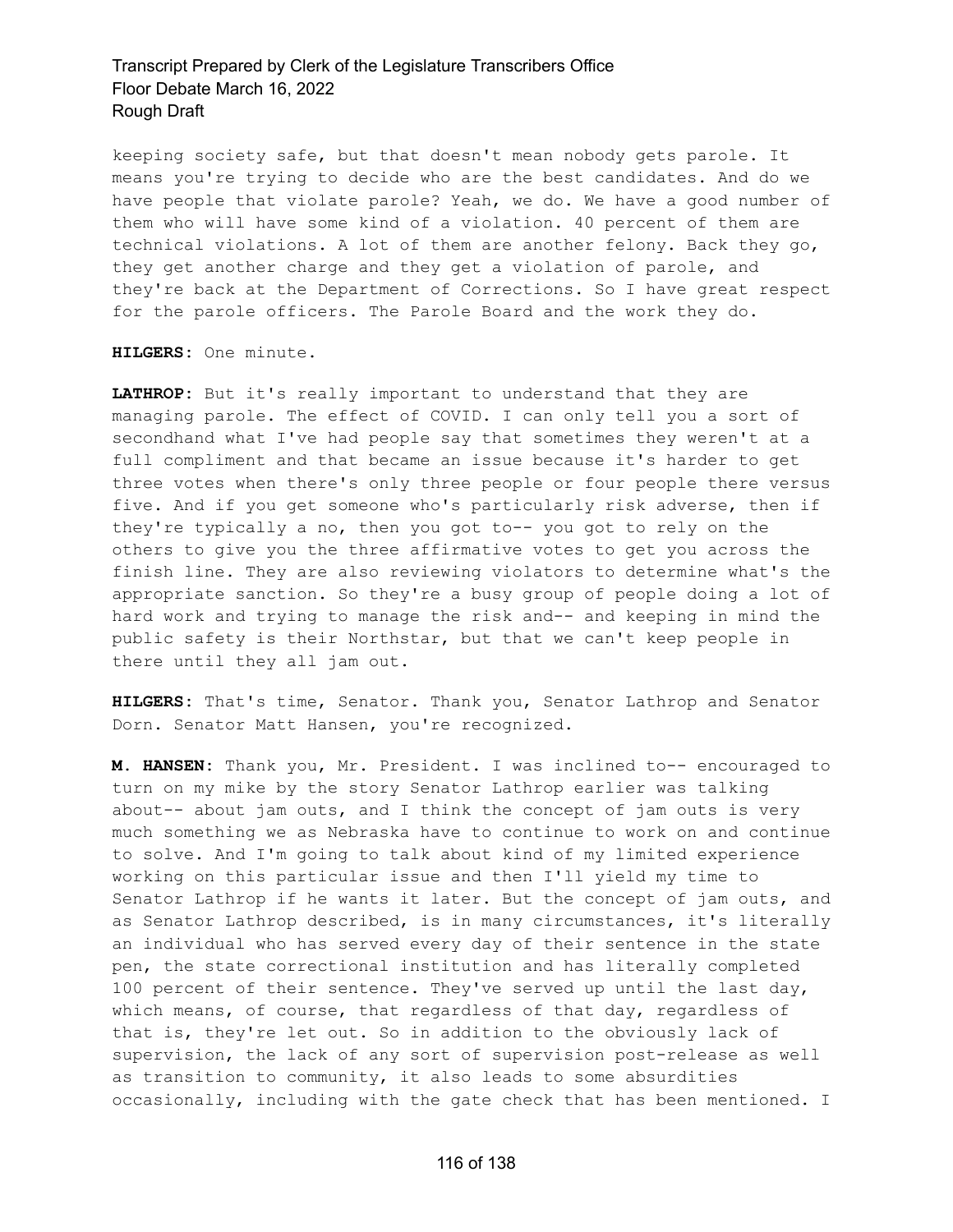keeping society safe, but that doesn't mean nobody gets parole. It means you're trying to decide who are the best candidates. And do we have people that violate parole? Yeah, we do. We have a good number of them who will have some kind of a violation. 40 percent of them are technical violations. A lot of them are another felony. Back they go, they get another charge and they get a violation of parole, and they're back at the Department of Corrections. So I have great respect for the parole officers. The Parole Board and the work they do.

**HILGERS:** One minute.

**LATHROP:** But it's really important to understand that they are managing parole. The effect of COVID. I can only tell you a sort of secondhand what I've had people say that sometimes they weren't at a full compliment and that became an issue because it's harder to get three votes when there's only three people or four people there versus five. And if you get someone who's particularly risk adverse, then if they're typically a no, then you got to-- you got to rely on the others to give you the three affirmative votes to get you across the finish line. They are also reviewing violators to determine what's the appropriate sanction. So they're a busy group of people doing a lot of hard work and trying to manage the risk and-- and keeping in mind the public safety is their Northstar, but that we can't keep people in there until they all jam out.

**HILGERS:** That's time, Senator. Thank you, Senator Lathrop and Senator Dorn. Senator Matt Hansen, you're recognized.

**M. HANSEN:** Thank you, Mr. President. I was inclined to-- encouraged to turn on my mike by the story Senator Lathrop earlier was talking about-- about jam outs, and I think the concept of jam outs is very much something we as Nebraska have to continue to work on and continue to solve. And I'm going to talk about kind of my limited experience working on this particular issue and then I'll yield my time to Senator Lathrop if he wants it later. But the concept of jam outs, and as Senator Lathrop described, is in many circumstances, it's literally an individual who has served every day of their sentence in the state pen, the state correctional institution and has literally completed 100 percent of their sentence. They've served up until the last day, which means, of course, that regardless of that day, regardless of that is, they're let out. So in addition to the obviously lack of supervision, the lack of any sort of supervision post-release as well as transition to community, it also leads to some absurdities occasionally, including with the gate check that has been mentioned. I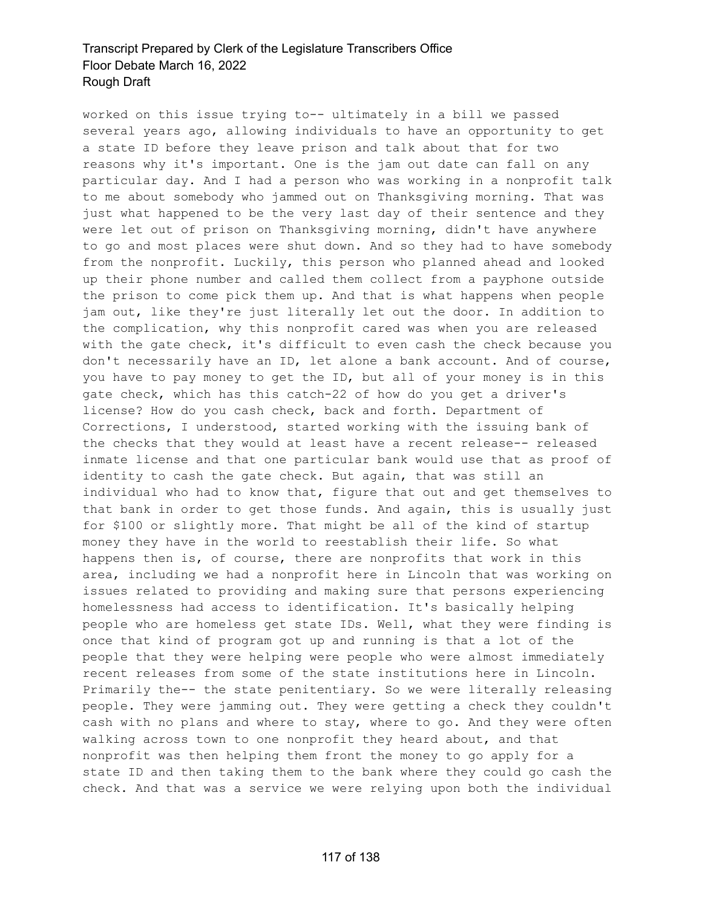worked on this issue trying to-- ultimately in a bill we passed several years ago, allowing individuals to have an opportunity to get a state ID before they leave prison and talk about that for two reasons why it's important. One is the jam out date can fall on any particular day. And I had a person who was working in a nonprofit talk to me about somebody who jammed out on Thanksgiving morning. That was just what happened to be the very last day of their sentence and they were let out of prison on Thanksgiving morning, didn't have anywhere to go and most places were shut down. And so they had to have somebody from the nonprofit. Luckily, this person who planned ahead and looked up their phone number and called them collect from a payphone outside the prison to come pick them up. And that is what happens when people jam out, like they're just literally let out the door. In addition to the complication, why this nonprofit cared was when you are released with the gate check, it's difficult to even cash the check because you don't necessarily have an ID, let alone a bank account. And of course, you have to pay money to get the ID, but all of your money is in this gate check, which has this catch-22 of how do you get a driver's license? How do you cash check, back and forth. Department of Corrections, I understood, started working with the issuing bank of the checks that they would at least have a recent release-- released inmate license and that one particular bank would use that as proof of identity to cash the gate check. But again, that was still an individual who had to know that, figure that out and get themselves to that bank in order to get those funds. And again, this is usually just for $100 or slightly more. That might be all of the kind of startup money they have in the world to reestablish their life. So what happens then is, of course, there are nonprofits that work in this area, including we had a nonprofit here in Lincoln that was working on issues related to providing and making sure that persons experiencing homelessness had access to identification. It's basically helping people who are homeless get state IDs. Well, what they were finding is once that kind of program got up and running is that a lot of the people that they were helping were people who were almost immediately recent releases from some of the state institutions here in Lincoln. Primarily the-- the state penitentiary. So we were literally releasing people. They were jamming out. They were getting a check they couldn't cash with no plans and where to stay, where to go. And they were often walking across town to one nonprofit they heard about, and that nonprofit was then helping them front the money to go apply for a state ID and then taking them to the bank where they could go cash the check. And that was a service we were relying upon both the individual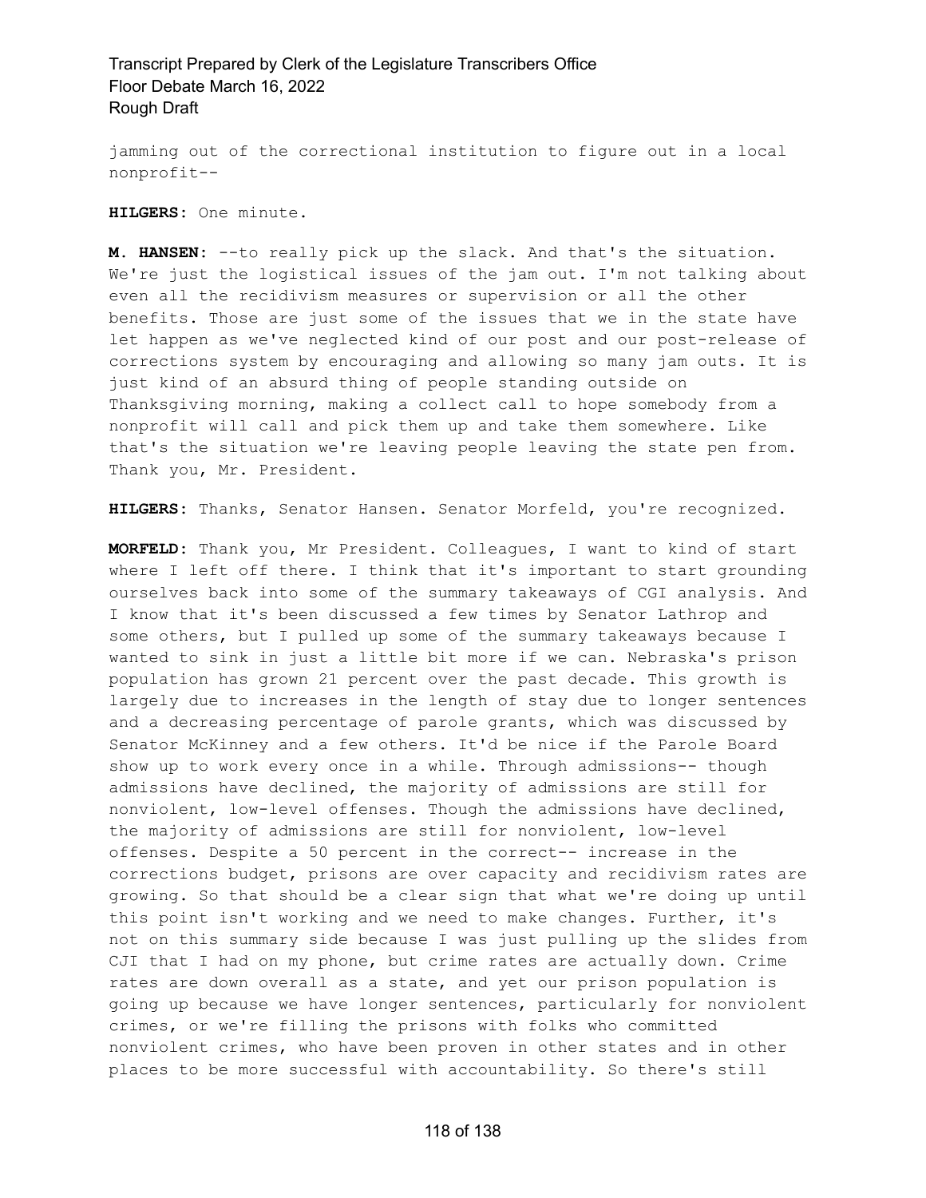jamming out of the correctional institution to figure out in a local nonprofit--

**HILGERS:** One minute.

**M. HANSEN:** --to really pick up the slack. And that's the situation. We're just the logistical issues of the jam out. I'm not talking about even all the recidivism measures or supervision or all the other benefits. Those are just some of the issues that we in the state have let happen as we've neglected kind of our post and our post-release of corrections system by encouraging and allowing so many jam outs. It is just kind of an absurd thing of people standing outside on Thanksgiving morning, making a collect call to hope somebody from a nonprofit will call and pick them up and take them somewhere. Like that's the situation we're leaving people leaving the state pen from. Thank you, Mr. President.

**HILGERS:** Thanks, Senator Hansen. Senator Morfeld, you're recognized.

**MORFELD:** Thank you, Mr President. Colleagues, I want to kind of start where I left off there. I think that it's important to start grounding ourselves back into some of the summary takeaways of CGI analysis. And I know that it's been discussed a few times by Senator Lathrop and some others, but I pulled up some of the summary takeaways because I wanted to sink in just a little bit more if we can. Nebraska's prison population has grown 21 percent over the past decade. This growth is largely due to increases in the length of stay due to longer sentences and a decreasing percentage of parole grants, which was discussed by Senator McKinney and a few others. It'd be nice if the Parole Board show up to work every once in a while. Through admissions-- though admissions have declined, the majority of admissions are still for nonviolent, low-level offenses. Though the admissions have declined, the majority of admissions are still for nonviolent, low-level offenses. Despite a 50 percent in the correct-- increase in the corrections budget, prisons are over capacity and recidivism rates are growing. So that should be a clear sign that what we're doing up until this point isn't working and we need to make changes. Further, it's not on this summary side because I was just pulling up the slides from CJI that I had on my phone, but crime rates are actually down. Crime rates are down overall as a state, and yet our prison population is going up because we have longer sentences, particularly for nonviolent crimes, or we're filling the prisons with folks who committed nonviolent crimes, who have been proven in other states and in other places to be more successful with accountability. So there's still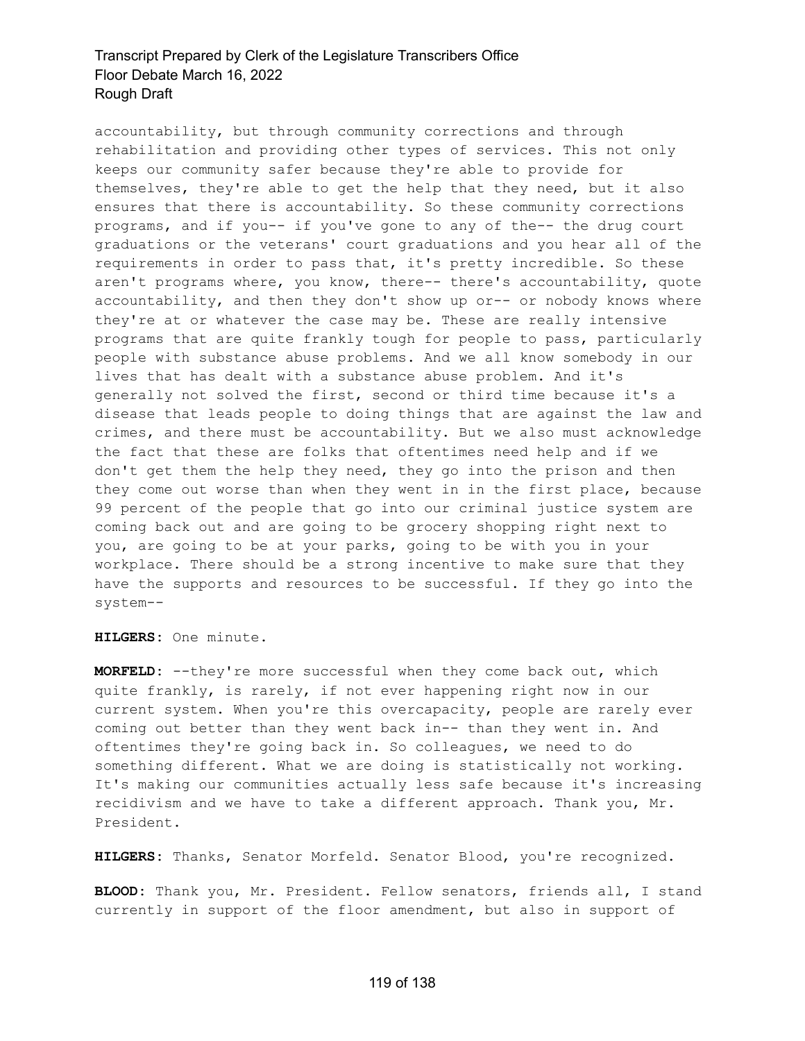accountability, but through community corrections and through rehabilitation and providing other types of services. This not only keeps our community safer because they're able to provide for themselves, they're able to get the help that they need, but it also ensures that there is accountability. So these community corrections programs, and if you-- if you've gone to any of the-- the drug court graduations or the veterans' court graduations and you hear all of the requirements in order to pass that, it's pretty incredible. So these aren't programs where, you know, there-- there's accountability, quote accountability, and then they don't show up or-- or nobody knows where they're at or whatever the case may be. These are really intensive programs that are quite frankly tough for people to pass, particularly people with substance abuse problems. And we all know somebody in our lives that has dealt with a substance abuse problem. And it's generally not solved the first, second or third time because it's a disease that leads people to doing things that are against the law and crimes, and there must be accountability. But we also must acknowledge the fact that these are folks that oftentimes need help and if we don't get them the help they need, they go into the prison and then they come out worse than when they went in in the first place, because 99 percent of the people that go into our criminal justice system are coming back out and are going to be grocery shopping right next to you, are going to be at your parks, going to be with you in your workplace. There should be a strong incentive to make sure that they have the supports and resources to be successful. If they go into the system--

**HILGERS:** One minute.

**MORFELD:** --they're more successful when they come back out, which quite frankly, is rarely, if not ever happening right now in our current system. When you're this overcapacity, people are rarely ever coming out better than they went back in-- than they went in. And oftentimes they're going back in. So colleagues, we need to do something different. What we are doing is statistically not working. It's making our communities actually less safe because it's increasing recidivism and we have to take a different approach. Thank you, Mr. President.

**HILGERS:** Thanks, Senator Morfeld. Senator Blood, you're recognized.

**BLOOD:** Thank you, Mr. President. Fellow senators, friends all, I stand currently in support of the floor amendment, but also in support of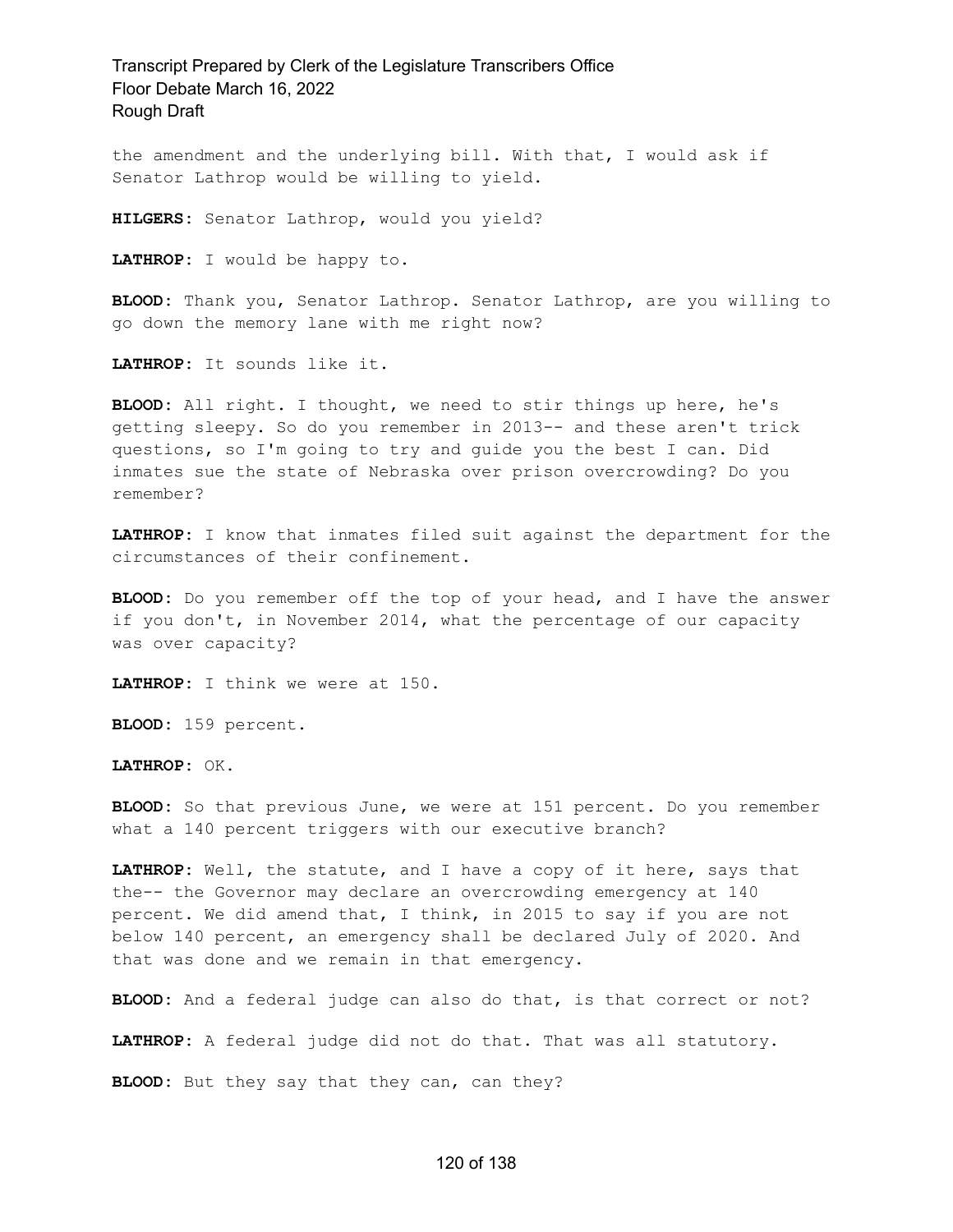the amendment and the underlying bill. With that, I would ask if Senator Lathrop would be willing to yield.

**HILGERS:** Senator Lathrop, would you yield?

**LATHROP:** I would be happy to.

**BLOOD:** Thank you, Senator Lathrop. Senator Lathrop, are you willing to go down the memory lane with me right now?

**LATHROP:** It sounds like it.

**BLOOD:** All right. I thought, we need to stir things up here, he's getting sleepy. So do you remember in 2013-- and these aren't trick questions, so I'm going to try and guide you the best I can. Did inmates sue the state of Nebraska over prison overcrowding? Do you remember?

**LATHROP:** I know that inmates filed suit against the department for the circumstances of their confinement.

**BLOOD:** Do you remember off the top of your head, and I have the answer if you don't, in November 2014, what the percentage of our capacity was over capacity?

**LATHROP:** I think we were at 150.

**BLOOD:** 159 percent.

**LATHROP:** OK.

**BLOOD:** So that previous June, we were at 151 percent. Do you remember what a 140 percent triggers with our executive branch?

**LATHROP:** Well, the statute, and I have a copy of it here, says that the-- the Governor may declare an overcrowding emergency at 140 percent. We did amend that, I think, in 2015 to say if you are not below 140 percent, an emergency shall be declared July of 2020. And that was done and we remain in that emergency.

**BLOOD:** And a federal judge can also do that, is that correct or not?

**LATHROP:** A federal judge did not do that. That was all statutory.

**BLOOD:** But they say that they can, can they?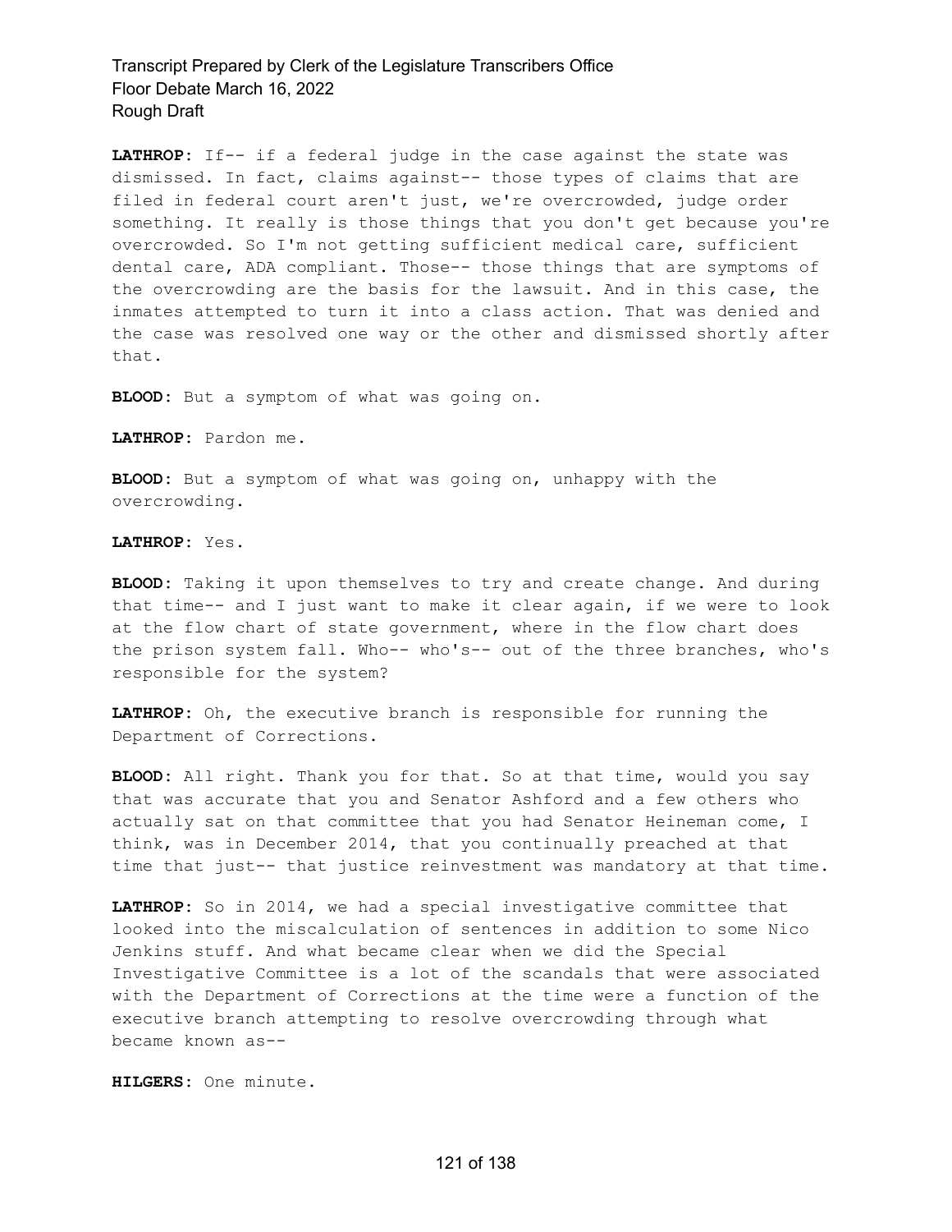**LATHROP:** If-- if a federal judge in the case against the state was dismissed. In fact, claims against-- those types of claims that are filed in federal court aren't just, we're overcrowded, judge order something. It really is those things that you don't get because you're overcrowded. So I'm not getting sufficient medical care, sufficient dental care, ADA compliant. Those-- those things that are symptoms of the overcrowding are the basis for the lawsuit. And in this case, the inmates attempted to turn it into a class action. That was denied and the case was resolved one way or the other and dismissed shortly after that.

**BLOOD:** But a symptom of what was going on.

**LATHROP:** Pardon me.

**BLOOD:** But a symptom of what was going on, unhappy with the overcrowding.

**LATHROP:** Yes.

**BLOOD:** Taking it upon themselves to try and create change. And during that time-- and I just want to make it clear again, if we were to look at the flow chart of state government, where in the flow chart does the prison system fall. Who-- who's-- out of the three branches, who's responsible for the system?

**LATHROP:** Oh, the executive branch is responsible for running the Department of Corrections.

**BLOOD:** All right. Thank you for that. So at that time, would you say that was accurate that you and Senator Ashford and a few others who actually sat on that committee that you had Senator Heineman come, I think, was in December 2014, that you continually preached at that time that just-- that justice reinvestment was mandatory at that time.

**LATHROP:** So in 2014, we had a special investigative committee that looked into the miscalculation of sentences in addition to some Nico Jenkins stuff. And what became clear when we did the Special Investigative Committee is a lot of the scandals that were associated with the Department of Corrections at the time were a function of the executive branch attempting to resolve overcrowding through what became known as--

**HILGERS:** One minute.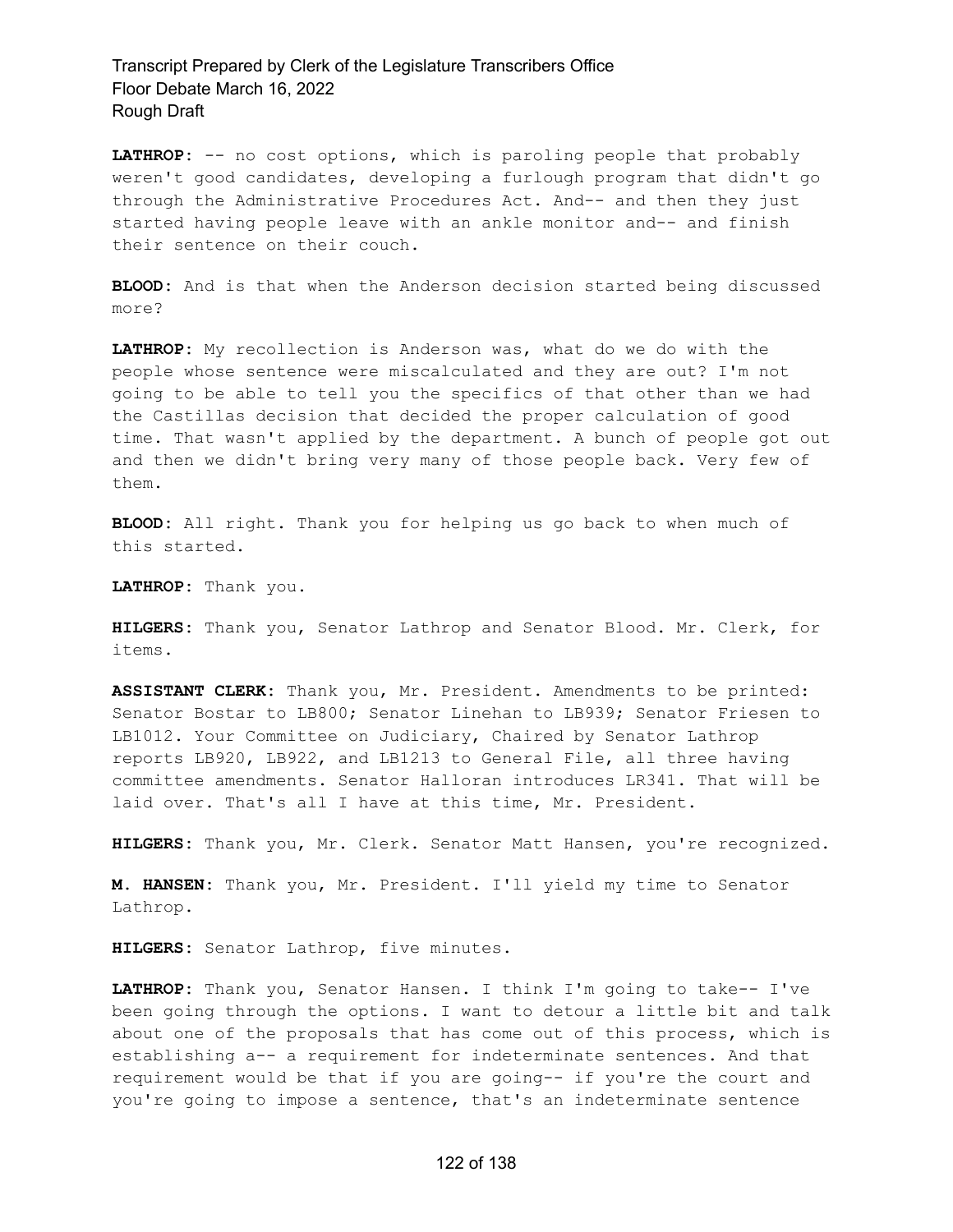**LATHROP:** -- no cost options, which is paroling people that probably weren't good candidates, developing a furlough program that didn't go through the Administrative Procedures Act. And-- and then they just started having people leave with an ankle monitor and-- and finish their sentence on their couch.

**BLOOD:** And is that when the Anderson decision started being discussed more?

**LATHROP:** My recollection is Anderson was, what do we do with the people whose sentence were miscalculated and they are out? I'm not going to be able to tell you the specifics of that other than we had the Castillas decision that decided the proper calculation of good time. That wasn't applied by the department. A bunch of people got out and then we didn't bring very many of those people back. Very few of them.

**BLOOD:** All right. Thank you for helping us go back to when much of this started.

**LATHROP:** Thank you.

**HILGERS:** Thank you, Senator Lathrop and Senator Blood. Mr. Clerk, for items.

**ASSISTANT CLERK:** Thank you, Mr. President. Amendments to be printed: Senator Bostar to LB800; Senator Linehan to LB939; Senator Friesen to LB1012. Your Committee on Judiciary, Chaired by Senator Lathrop reports LB920, LB922, and LB1213 to General File, all three having committee amendments. Senator Halloran introduces LR341. That will be laid over. That's all I have at this time, Mr. President.

**HILGERS:** Thank you, Mr. Clerk. Senator Matt Hansen, you're recognized.

**M. HANSEN:** Thank you, Mr. President. I'll yield my time to Senator Lathrop.

**HILGERS:** Senator Lathrop, five minutes.

**LATHROP:** Thank you, Senator Hansen. I think I'm going to take-- I've been going through the options. I want to detour a little bit and talk about one of the proposals that has come out of this process, which is establishing a-- a requirement for indeterminate sentences. And that requirement would be that if you are going-- if you're the court and you're going to impose a sentence, that's an indeterminate sentence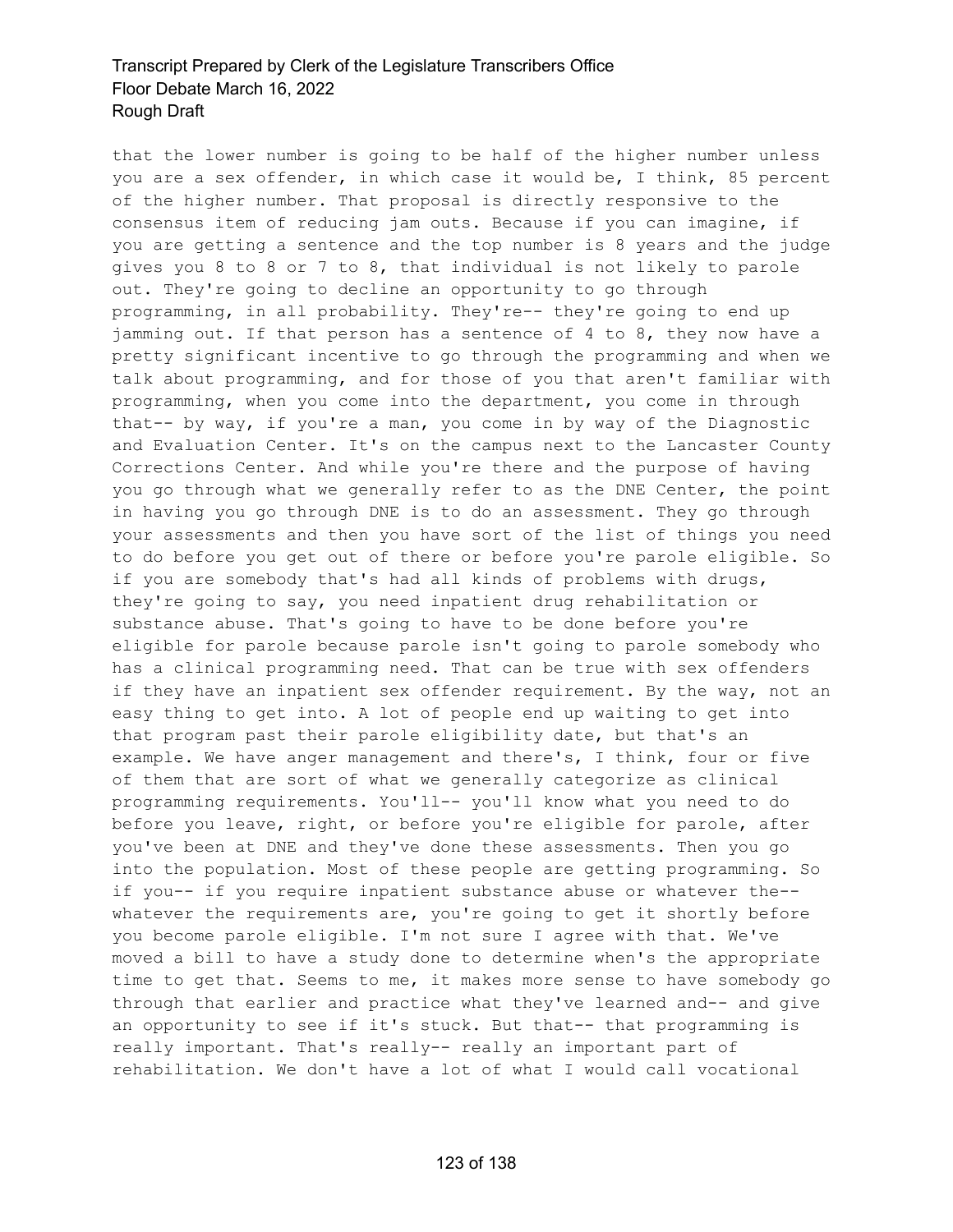that the lower number is going to be half of the higher number unless you are a sex offender, in which case it would be, I think, 85 percent of the higher number. That proposal is directly responsive to the consensus item of reducing jam outs. Because if you can imagine, if you are getting a sentence and the top number is 8 years and the judge gives you 8 to 8 or 7 to 8, that individual is not likely to parole out. They're going to decline an opportunity to go through programming, in all probability. They're-- they're going to end up jamming out. If that person has a sentence of 4 to 8, they now have a pretty significant incentive to go through the programming and when we talk about programming, and for those of you that aren't familiar with programming, when you come into the department, you come in through that-- by way, if you're a man, you come in by way of the Diagnostic and Evaluation Center. It's on the campus next to the Lancaster County Corrections Center. And while you're there and the purpose of having you go through what we generally refer to as the DNE Center, the point in having you go through DNE is to do an assessment. They go through your assessments and then you have sort of the list of things you need to do before you get out of there or before you're parole eligible. So if you are somebody that's had all kinds of problems with drugs, they're going to say, you need inpatient drug rehabilitation or substance abuse. That's going to have to be done before you're eligible for parole because parole isn't going to parole somebody who has a clinical programming need. That can be true with sex offenders if they have an inpatient sex offender requirement. By the way, not an easy thing to get into. A lot of people end up waiting to get into that program past their parole eligibility date, but that's an example. We have anger management and there's, I think, four or five of them that are sort of what we generally categorize as clinical programming requirements. You'll-- you'll know what you need to do before you leave, right, or before you're eligible for parole, after you've been at DNE and they've done these assessments. Then you go into the population. Most of these people are getting programming. So if you-- if you require inpatient substance abuse or whatever the-- whatever the requirements are, you're going to get it shortly before you become parole eligible. I'm not sure I agree with that. We've moved a bill to have a study done to determine when's the appropriate time to get that. Seems to me, it makes more sense to have somebody go through that earlier and practice what they've learned and-- and give an opportunity to see if it's stuck. But that-- that programming is really important. That's really-- really an important part of rehabilitation. We don't have a lot of what I would call vocational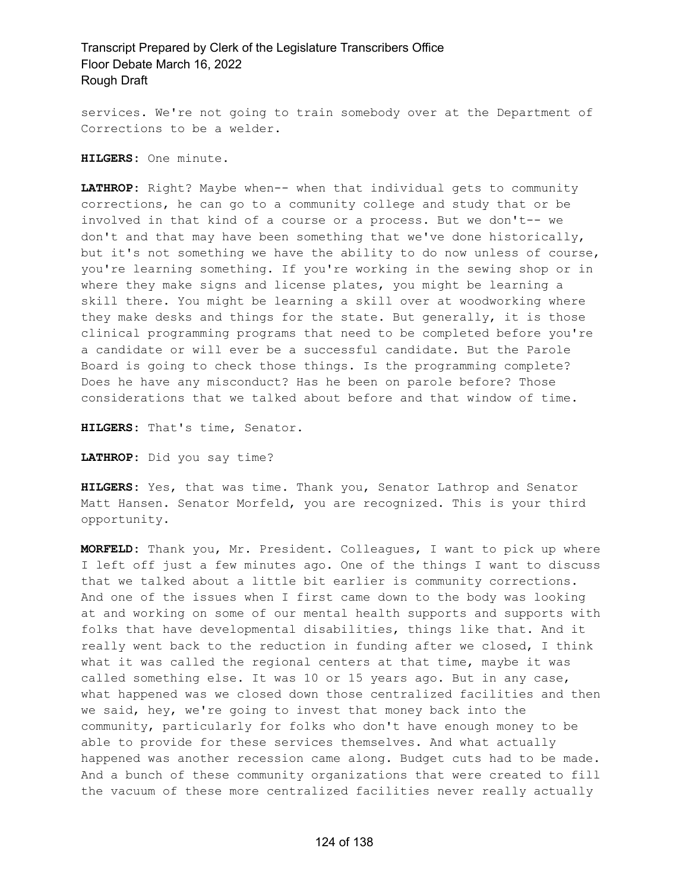services. We're not going to train somebody over at the Department of Corrections to be a welder.

**HILGERS:** One minute.

**LATHROP:** Right? Maybe when-- when that individual gets to community corrections, he can go to a community college and study that or be involved in that kind of a course or a process. But we don't-- we don't and that may have been something that we've done historically, but it's not something we have the ability to do now unless of course, you're learning something. If you're working in the sewing shop or in where they make signs and license plates, you might be learning a skill there. You might be learning a skill over at woodworking where they make desks and things for the state. But generally, it is those clinical programming programs that need to be completed before you're a candidate or will ever be a successful candidate. But the Parole Board is going to check those things. Is the programming complete? Does he have any misconduct? Has he been on parole before? Those considerations that we talked about before and that window of time.

**HILGERS:** That's time, Senator.

**LATHROP:** Did you say time?

**HILGERS:** Yes, that was time. Thank you, Senator Lathrop and Senator Matt Hansen. Senator Morfeld, you are recognized. This is your third opportunity.

**MORFELD:** Thank you, Mr. President. Colleagues, I want to pick up where I left off just a few minutes ago. One of the things I want to discuss that we talked about a little bit earlier is community corrections. And one of the issues when I first came down to the body was looking at and working on some of our mental health supports and supports with folks that have developmental disabilities, things like that. And it really went back to the reduction in funding after we closed, I think what it was called the regional centers at that time, maybe it was called something else. It was 10 or 15 years ago. But in any case, what happened was we closed down those centralized facilities and then we said, hey, we're going to invest that money back into the community, particularly for folks who don't have enough money to be able to provide for these services themselves. And what actually happened was another recession came along. Budget cuts had to be made. And a bunch of these community organizations that were created to fill the vacuum of these more centralized facilities never really actually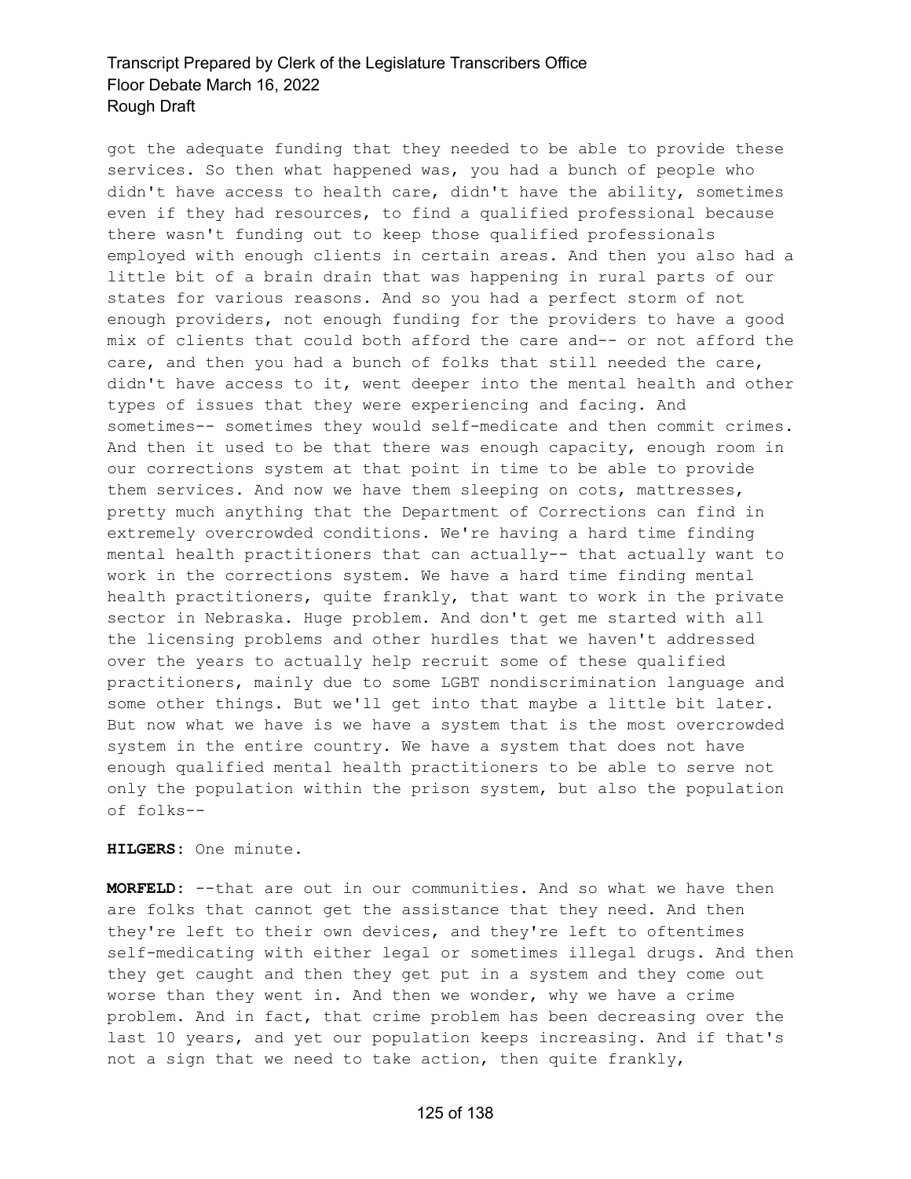got the adequate funding that they needed to be able to provide these services. So then what happened was, you had a bunch of people who didn't have access to health care, didn't have the ability, sometimes even if they had resources, to find a qualified professional because there wasn't funding out to keep those qualified professionals employed with enough clients in certain areas. And then you also had a little bit of a brain drain that was happening in rural parts of our states for various reasons. And so you had a perfect storm of not enough providers, not enough funding for the providers to have a good mix of clients that could both afford the care and-- or not afford the care, and then you had a bunch of folks that still needed the care, didn't have access to it, went deeper into the mental health and other types of issues that they were experiencing and facing. And sometimes-- sometimes they would self-medicate and then commit crimes. And then it used to be that there was enough capacity, enough room in our corrections system at that point in time to be able to provide them services. And now we have them sleeping on cots, mattresses, pretty much anything that the Department of Corrections can find in extremely overcrowded conditions. We're having a hard time finding mental health practitioners that can actually-- that actually want to work in the corrections system. We have a hard time finding mental health practitioners, quite frankly, that want to work in the private sector in Nebraska. Huge problem. And don't get me started with all the licensing problems and other hurdles that we haven't addressed over the years to actually help recruit some of these qualified practitioners, mainly due to some LGBT nondiscrimination language and some other things. But we'll get into that maybe a little bit later. But now what we have is we have a system that is the most overcrowded system in the entire country. We have a system that does not have enough qualified mental health practitioners to be able to serve not only the population within the prison system, but also the population of folks--

**HILGERS:** One minute.

**MORFELD:** --that are out in our communities. And so what we have then are folks that cannot get the assistance that they need. And then they're left to their own devices, and they're left to oftentimes self-medicating with either legal or sometimes illegal drugs. And then they get caught and then they get put in a system and they come out worse than they went in. And then we wonder, why we have a crime problem. And in fact, that crime problem has been decreasing over the last 10 years, and yet our population keeps increasing. And if that's not a sign that we need to take action, then quite frankly,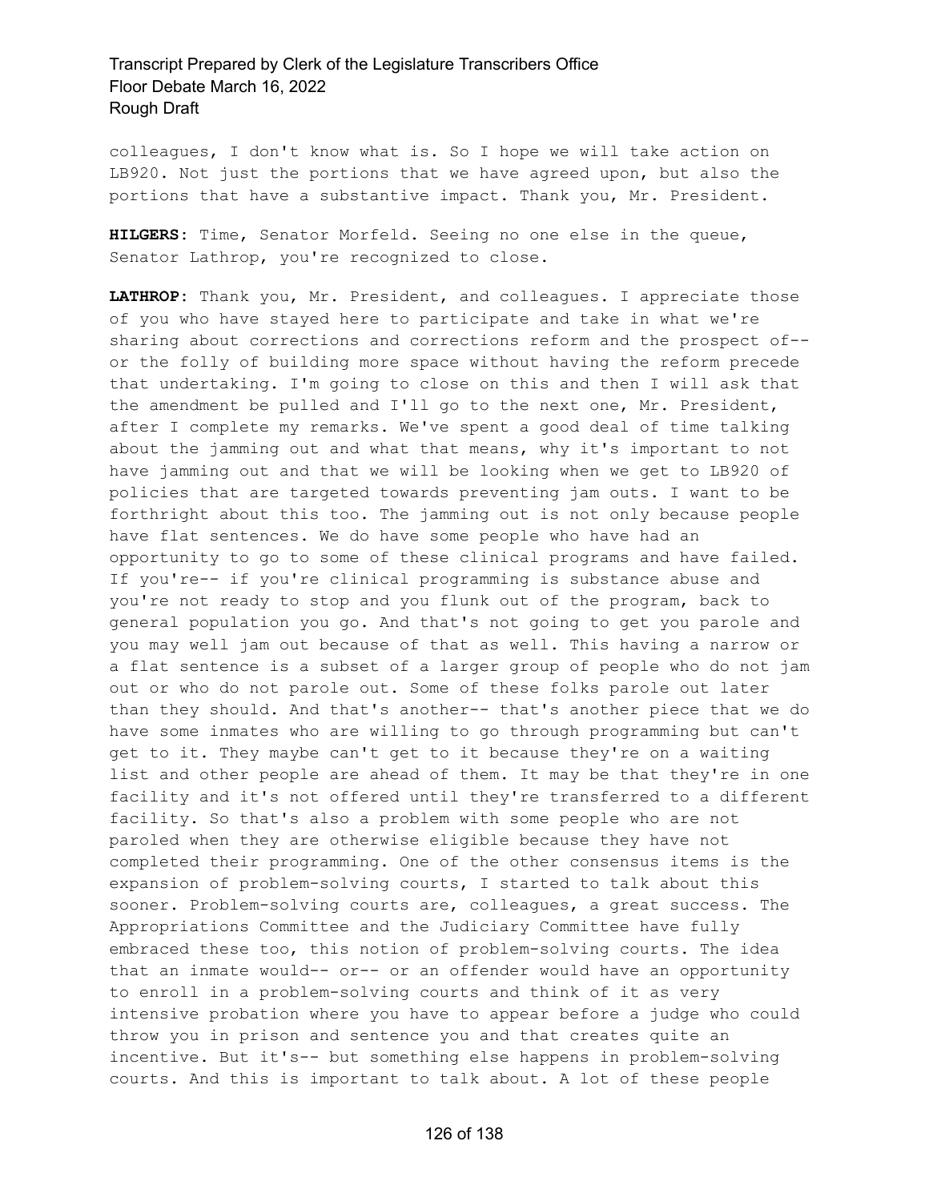colleagues, I don't know what is. So I hope we will take action on LB920. Not just the portions that we have agreed upon, but also the portions that have a substantive impact. Thank you, Mr. President.

**HILGERS:** Time, Senator Morfeld. Seeing no one else in the queue, Senator Lathrop, you're recognized to close.

**LATHROP:** Thank you, Mr. President, and colleagues. I appreciate those of you who have stayed here to participate and take in what we're sharing about corrections and corrections reform and the prospect of-- or the folly of building more space without having the reform precede that undertaking. I'm going to close on this and then I will ask that the amendment be pulled and I'll go to the next one, Mr. President, after I complete my remarks. We've spent a good deal of time talking about the jamming out and what that means, why it's important to not have jamming out and that we will be looking when we get to LB920 of policies that are targeted towards preventing jam outs. I want to be forthright about this too. The jamming out is not only because people have flat sentences. We do have some people who have had an opportunity to go to some of these clinical programs and have failed. If you're-- if you're clinical programming is substance abuse and you're not ready to stop and you flunk out of the program, back to general population you go. And that's not going to get you parole and you may well jam out because of that as well. This having a narrow or a flat sentence is a subset of a larger group of people who do not jam out or who do not parole out. Some of these folks parole out later than they should. And that's another-- that's another piece that we do have some inmates who are willing to go through programming but can't get to it. They maybe can't get to it because they're on a waiting list and other people are ahead of them. It may be that they're in one facility and it's not offered until they're transferred to a different facility. So that's also a problem with some people who are not paroled when they are otherwise eligible because they have not completed their programming. One of the other consensus items is the expansion of problem-solving courts, I started to talk about this sooner. Problem-solving courts are, colleagues, a great success. The Appropriations Committee and the Judiciary Committee have fully embraced these too, this notion of problem-solving courts. The idea that an inmate would-- or-- or an offender would have an opportunity to enroll in a problem-solving courts and think of it as very intensive probation where you have to appear before a judge who could throw you in prison and sentence you and that creates quite an incentive. But it's-- but something else happens in problem-solving courts. And this is important to talk about. A lot of these people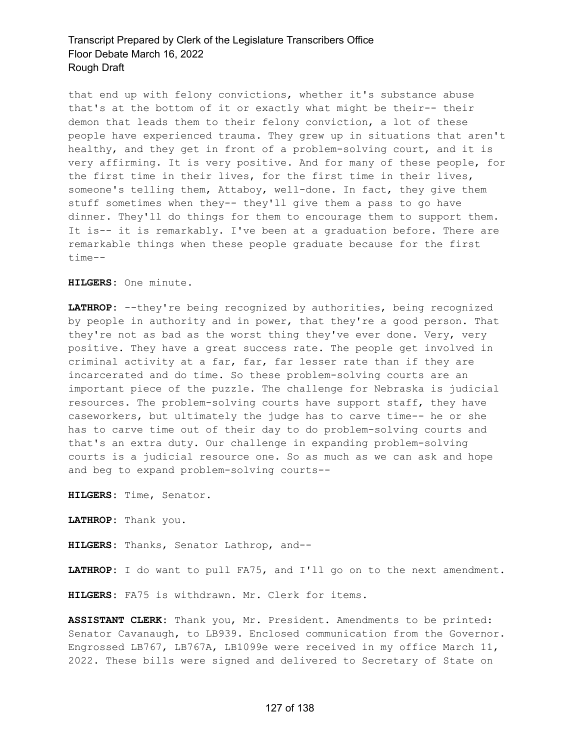that end up with felony convictions, whether it's substance abuse that's at the bottom of it or exactly what might be their-- their demon that leads them to their felony conviction, a lot of these people have experienced trauma. They grew up in situations that aren't healthy, and they get in front of a problem-solving court, and it is very affirming. It is very positive. And for many of these people, for the first time in their lives, for the first time in their lives, someone's telling them, Attaboy, well-done. In fact, they give them stuff sometimes when they-- they'll give them a pass to go have dinner. They'll do things for them to encourage them to support them. It is-- it is remarkably. I've been at a graduation before. There are remarkable things when these people graduate because for the first time--

**HILGERS:** One minute.

**LATHROP:** --they're being recognized by authorities, being recognized by people in authority and in power, that they're a good person. That they're not as bad as the worst thing they've ever done. Very, very positive. They have a great success rate. The people get involved in criminal activity at a far, far, far lesser rate than if they are incarcerated and do time. So these problem-solving courts are an important piece of the puzzle. The challenge for Nebraska is judicial resources. The problem-solving courts have support staff, they have caseworkers, but ultimately the judge has to carve time-- he or she has to carve time out of their day to do problem-solving courts and that's an extra duty. Our challenge in expanding problem-solving courts is a judicial resource one. So as much as we can ask and hope and beg to expand problem-solving courts--

**HILGERS:** Time, Senator.

**LATHROP:** Thank you.

**HILGERS:** Thanks, Senator Lathrop, and--

**LATHROP:** I do want to pull FA75, and I'll go on to the next amendment.

**HILGERS:** FA75 is withdrawn. Mr. Clerk for items.

**ASSISTANT CLERK:** Thank you, Mr. President. Amendments to be printed: Senator Cavanaugh, to LB939. Enclosed communication from the Governor. Engrossed LB767, LB767A, LB1099e were received in my office March 11, 2022. These bills were signed and delivered to Secretary of State on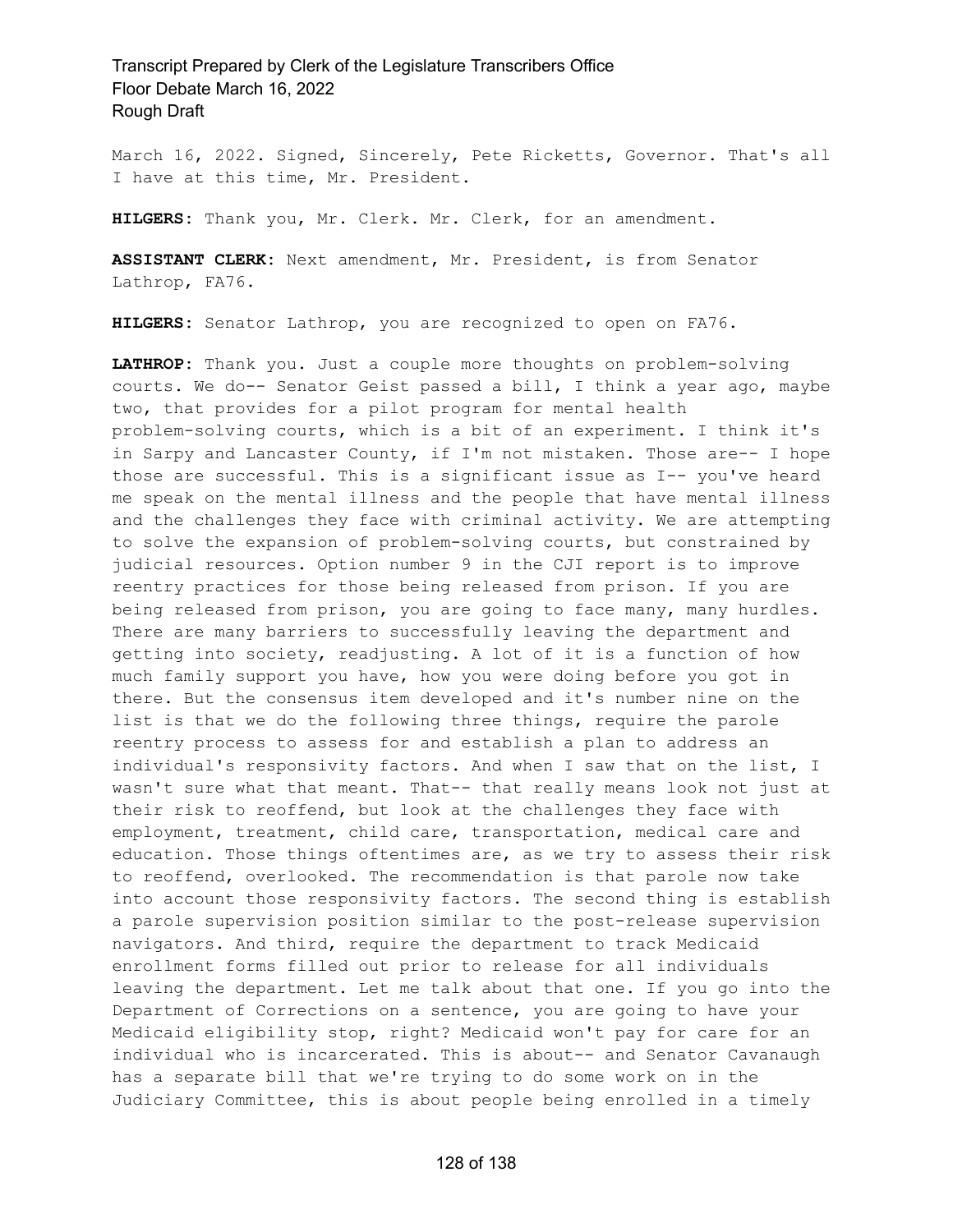March 16, 2022. Signed, Sincerely, Pete Ricketts, Governor. That's all I have at this time, Mr. President.

**HILGERS:** Thank you, Mr. Clerk. Mr. Clerk, for an amendment.

**ASSISTANT CLERK:** Next amendment, Mr. President, is from Senator Lathrop, FA76.

**HILGERS:** Senator Lathrop, you are recognized to open on FA76.

**LATHROP:** Thank you. Just a couple more thoughts on problem-solving courts. We do-- Senator Geist passed a bill, I think a year ago, maybe two, that provides for a pilot program for mental health problem-solving courts, which is a bit of an experiment. I think it's in Sarpy and Lancaster County, if I'm not mistaken. Those are-- I hope those are successful. This is a significant issue as I-- you've heard me speak on the mental illness and the people that have mental illness and the challenges they face with criminal activity. We are attempting to solve the expansion of problem-solving courts, but constrained by judicial resources. Option number 9 in the CJI report is to improve reentry practices for those being released from prison. If you are being released from prison, you are going to face many, many hurdles. There are many barriers to successfully leaving the department and getting into society, readjusting. A lot of it is a function of how much family support you have, how you were doing before you got in there. But the consensus item developed and it's number nine on the list is that we do the following three things, require the parole reentry process to assess for and establish a plan to address an individual's responsivity factors. And when I saw that on the list, I wasn't sure what that meant. That-- that really means look not just at their risk to reoffend, but look at the challenges they face with employment, treatment, child care, transportation, medical care and education. Those things oftentimes are, as we try to assess their risk to reoffend, overlooked. The recommendation is that parole now take into account those responsivity factors. The second thing is establish a parole supervision position similar to the post-release supervision navigators. And third, require the department to track Medicaid enrollment forms filled out prior to release for all individuals leaving the department. Let me talk about that one. If you go into the Department of Corrections on a sentence, you are going to have your Medicaid eligibility stop, right? Medicaid won't pay for care for an individual who is incarcerated. This is about-- and Senator Cavanaugh has a separate bill that we're trying to do some work on in the Judiciary Committee, this is about people being enrolled in a timely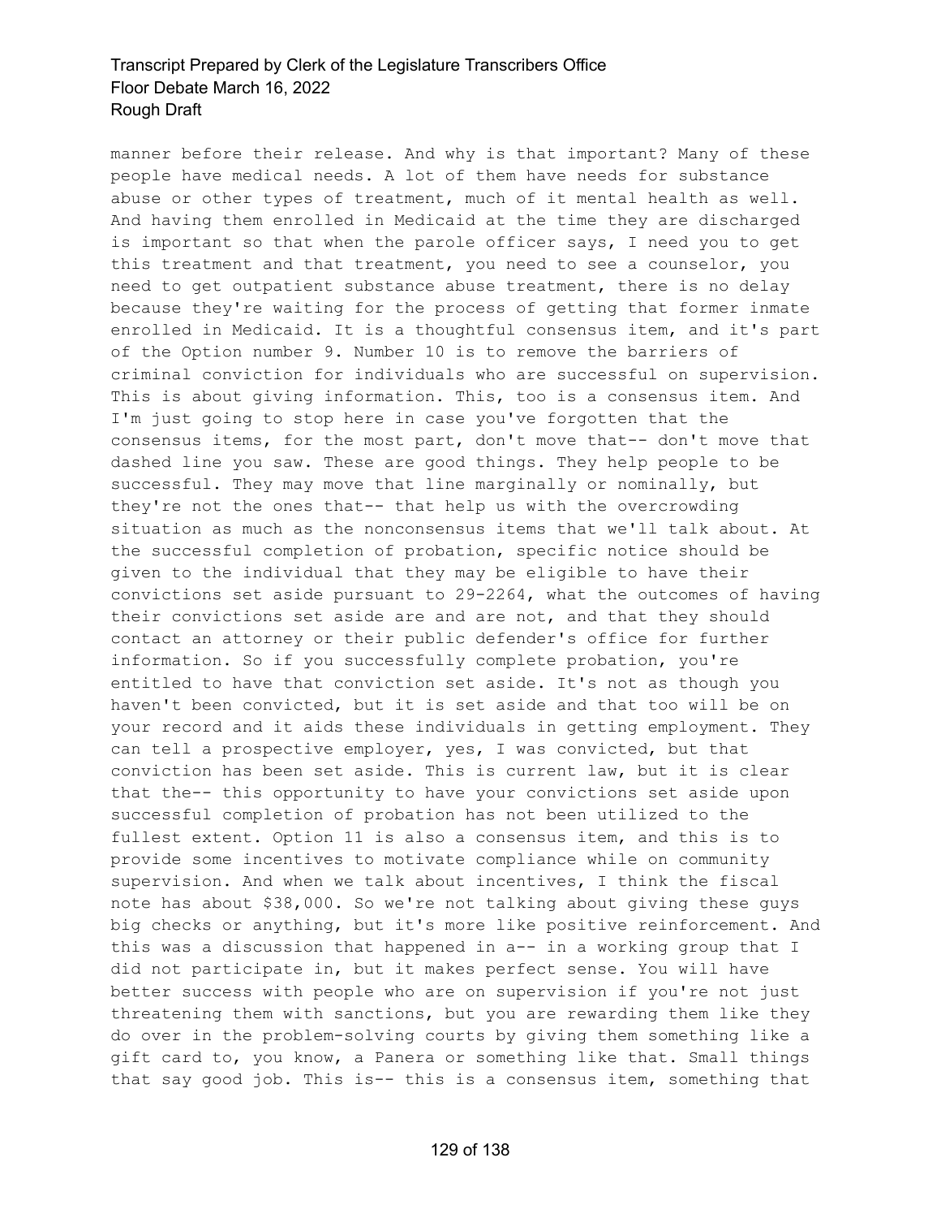manner before their release. And why is that important? Many of these people have medical needs. A lot of them have needs for substance abuse or other types of treatment, much of it mental health as well. And having them enrolled in Medicaid at the time they are discharged is important so that when the parole officer says, I need you to get this treatment and that treatment, you need to see a counselor, you need to get outpatient substance abuse treatment, there is no delay because they're waiting for the process of getting that former inmate enrolled in Medicaid. It is a thoughtful consensus item, and it's part of the Option number 9. Number 10 is to remove the barriers of criminal conviction for individuals who are successful on supervision. This is about giving information. This, too is a consensus item. And I'm just going to stop here in case you've forgotten that the consensus items, for the most part, don't move that-- don't move that dashed line you saw. These are good things. They help people to be successful. They may move that line marginally or nominally, but they're not the ones that-- that help us with the overcrowding situation as much as the nonconsensus items that we'll talk about. At the successful completion of probation, specific notice should be given to the individual that they may be eligible to have their convictions set aside pursuant to 29-2264, what the outcomes of having their convictions set aside are and are not, and that they should contact an attorney or their public defender's office for further information. So if you successfully complete probation, you're entitled to have that conviction set aside. It's not as though you haven't been convicted, but it is set aside and that too will be on your record and it aids these individuals in getting employment. They can tell a prospective employer, yes, I was convicted, but that conviction has been set aside. This is current law, but it is clear that the-- this opportunity to have your convictions set aside upon successful completion of probation has not been utilized to the fullest extent. Option 11 is also a consensus item, and this is to provide some incentives to motivate compliance while on community supervision. And when we talk about incentives, I think the fiscal note has about $38,000. So we're not talking about giving these guys big checks or anything, but it's more like positive reinforcement. And this was a discussion that happened in a-- in a working group that I did not participate in, but it makes perfect sense. You will have better success with people who are on supervision if you're not just threatening them with sanctions, but you are rewarding them like they do over in the problem-solving courts by giving them something like a gift card to, you know, a Panera or something like that. Small things that say good job. This is-- this is a consensus item, something that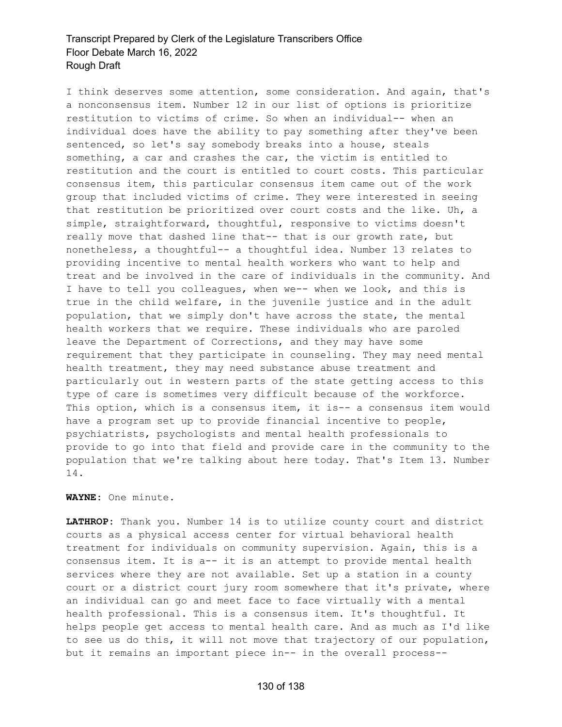I think deserves some attention, some consideration. And again, that's a nonconsensus item. Number 12 in our list of options is prioritize restitution to victims of crime. So when an individual-- when an individual does have the ability to pay something after they've been sentenced, so let's say somebody breaks into a house, steals something, a car and crashes the car, the victim is entitled to restitution and the court is entitled to court costs. This particular consensus item, this particular consensus item came out of the work group that included victims of crime. They were interested in seeing that restitution be prioritized over court costs and the like. Uh, a simple, straightforward, thoughtful, responsive to victims doesn't really move that dashed line that-- that is our growth rate, but nonetheless, a thoughtful-- a thoughtful idea. Number 13 relates to providing incentive to mental health workers who want to help and treat and be involved in the care of individuals in the community. And I have to tell you colleagues, when we-- when we look, and this is true in the child welfare, in the juvenile justice and in the adult population, that we simply don't have across the state, the mental health workers that we require. These individuals who are paroled leave the Department of Corrections, and they may have some requirement that they participate in counseling. They may need mental health treatment, they may need substance abuse treatment and particularly out in western parts of the state getting access to this type of care is sometimes very difficult because of the workforce. This option, which is a consensus item, it is-- a consensus item would have a program set up to provide financial incentive to people, psychiatrists, psychologists and mental health professionals to provide to go into that field and provide care in the community to the population that we're talking about here today. That's Item 13. Number 14.

**WAYNE:** One minute.

**LATHROP:** Thank you. Number 14 is to utilize county court and district courts as a physical access center for virtual behavioral health treatment for individuals on community supervision. Again, this is a consensus item. It is a-- it is an attempt to provide mental health services where they are not available. Set up a station in a county court or a district court jury room somewhere that it's private, where an individual can go and meet face to face virtually with a mental health professional. This is a consensus item. It's thoughtful. It helps people get access to mental health care. And as much as I'd like to see us do this, it will not move that trajectory of our population, but it remains an important piece in-- in the overall process--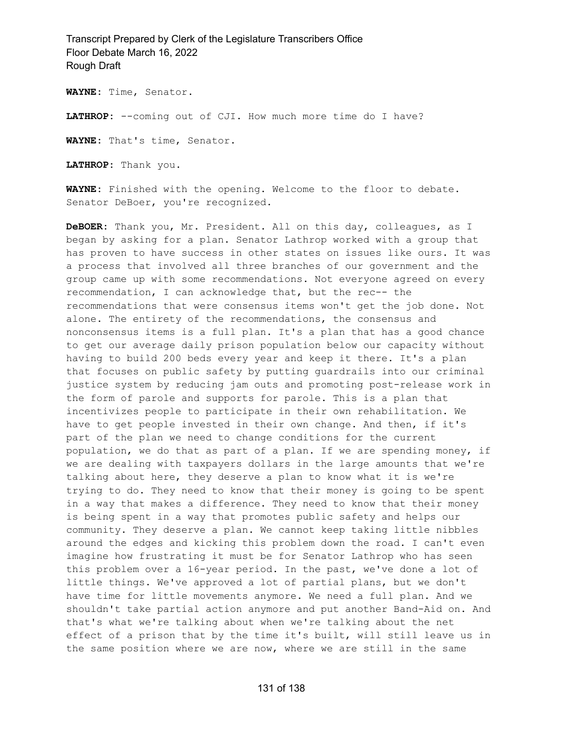**WAYNE:** Time, Senator.

**LATHROP:** --coming out of CJI. How much more time do I have?

**WAYNE:** That's time, Senator.

**LATHROP:** Thank you.

**WAYNE:** Finished with the opening. Welcome to the floor to debate. Senator DeBoer, you're recognized.

**DeBOER:** Thank you, Mr. President. All on this day, colleagues, as I began by asking for a plan. Senator Lathrop worked with a group that has proven to have success in other states on issues like ours. It was a process that involved all three branches of our government and the group came up with some recommendations. Not everyone agreed on every recommendation, I can acknowledge that, but the rec-- the recommendations that were consensus items won't get the job done. Not alone. The entirety of the recommendations, the consensus and nonconsensus items is a full plan. It's a plan that has a good chance to get our average daily prison population below our capacity without having to build 200 beds every year and keep it there. It's a plan that focuses on public safety by putting guardrails into our criminal justice system by reducing jam outs and promoting post-release work in the form of parole and supports for parole. This is a plan that incentivizes people to participate in their own rehabilitation. We have to get people invested in their own change. And then, if it's part of the plan we need to change conditions for the current population, we do that as part of a plan. If we are spending money, if we are dealing with taxpayers dollars in the large amounts that we're talking about here, they deserve a plan to know what it is we're trying to do. They need to know that their money is going to be spent in a way that makes a difference. They need to know that their money is being spent in a way that promotes public safety and helps our community. They deserve a plan. We cannot keep taking little nibbles around the edges and kicking this problem down the road. I can't even imagine how frustrating it must be for Senator Lathrop who has seen this problem over a 16-year period. In the past, we've done a lot of little things. We've approved a lot of partial plans, but we don't have time for little movements anymore. We need a full plan. And we shouldn't take partial action anymore and put another Band-Aid on. And that's what we're talking about when we're talking about the net effect of a prison that by the time it's built, will still leave us in the same position where we are now, where we are still in the same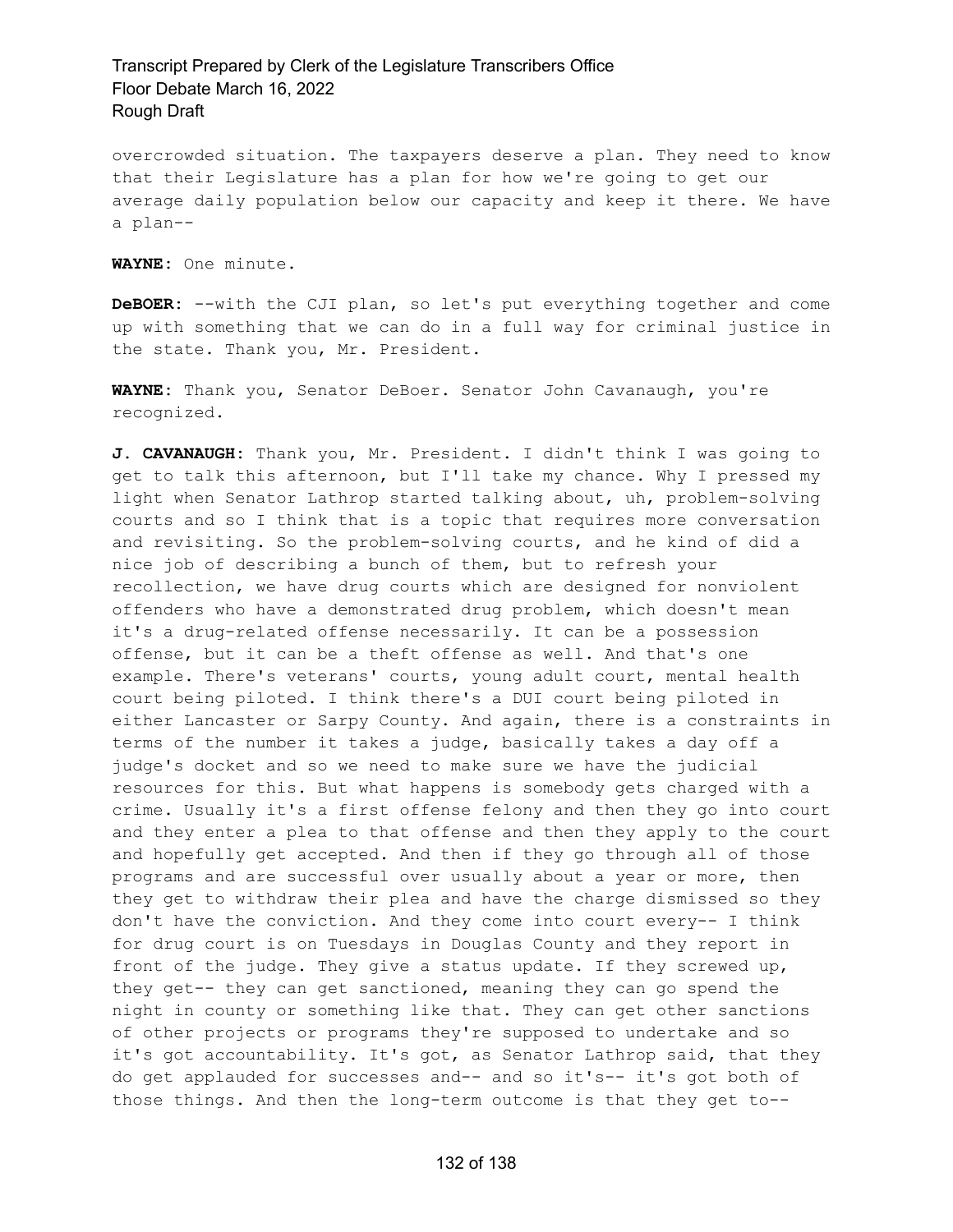overcrowded situation. The taxpayers deserve a plan. They need to know that their Legislature has a plan for how we're going to get our average daily population below our capacity and keep it there. We have a plan--

**WAYNE:** One minute.

**DeBOER:** --with the CJI plan, so let's put everything together and come up with something that we can do in a full way for criminal justice in the state. Thank you, Mr. President.

**WAYNE:** Thank you, Senator DeBoer. Senator John Cavanaugh, you're recognized.

**J. CAVANAUGH:** Thank you, Mr. President. I didn't think I was going to get to talk this afternoon, but I'll take my chance. Why I pressed my light when Senator Lathrop started talking about, uh, problem-solving courts and so I think that is a topic that requires more conversation and revisiting. So the problem-solving courts, and he kind of did a nice job of describing a bunch of them, but to refresh your recollection, we have drug courts which are designed for nonviolent offenders who have a demonstrated drug problem, which doesn't mean it's a drug-related offense necessarily. It can be a possession offense, but it can be a theft offense as well. And that's one example. There's veterans' courts, young adult court, mental health court being piloted. I think there's a DUI court being piloted in either Lancaster or Sarpy County. And again, there is a constraints in terms of the number it takes a judge, basically takes a day off a judge's docket and so we need to make sure we have the judicial resources for this. But what happens is somebody gets charged with a crime. Usually it's a first offense felony and then they go into court and they enter a plea to that offense and then they apply to the court and hopefully get accepted. And then if they go through all of those programs and are successful over usually about a year or more, then they get to withdraw their plea and have the charge dismissed so they don't have the conviction. And they come into court every-- I think for drug court is on Tuesdays in Douglas County and they report in front of the judge. They give a status update. If they screwed up, they get-- they can get sanctioned, meaning they can go spend the night in county or something like that. They can get other sanctions of other projects or programs they're supposed to undertake and so it's got accountability. It's got, as Senator Lathrop said, that they do get applauded for successes and-- and so it's-- it's got both of those things. And then the long-term outcome is that they get to--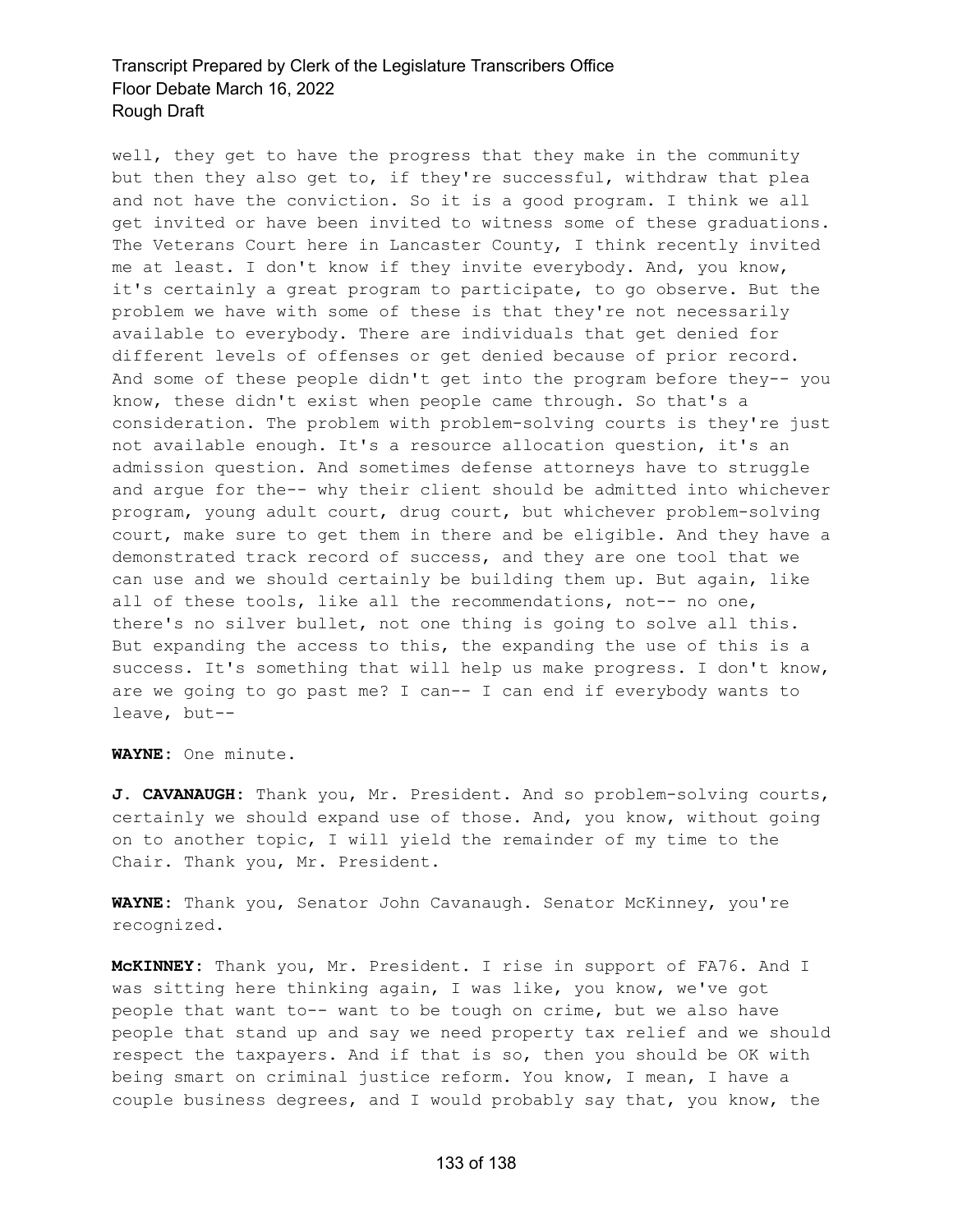well, they get to have the progress that they make in the community but then they also get to, if they're successful, withdraw that plea and not have the conviction. So it is a good program. I think we all get invited or have been invited to witness some of these graduations. The Veterans Court here in Lancaster County, I think recently invited me at least. I don't know if they invite everybody. And, you know, it's certainly a great program to participate, to go observe. But the problem we have with some of these is that they're not necessarily available to everybody. There are individuals that get denied for different levels of offenses or get denied because of prior record. And some of these people didn't get into the program before they-- you know, these didn't exist when people came through. So that's a consideration. The problem with problem-solving courts is they're just not available enough. It's a resource allocation question, it's an admission question. And sometimes defense attorneys have to struggle and argue for the-- why their client should be admitted into whichever program, young adult court, drug court, but whichever problem-solving court, make sure to get them in there and be eligible. And they have a demonstrated track record of success, and they are one tool that we can use and we should certainly be building them up. But again, like all of these tools, like all the recommendations, not-- no one, there's no silver bullet, not one thing is going to solve all this. But expanding the access to this, the expanding the use of this is a success. It's something that will help us make progress. I don't know, are we going to go past me? I can-- I can end if everybody wants to leave, but--

**WAYNE:** One minute.

**J. CAVANAUGH:** Thank you, Mr. President. And so problem-solving courts, certainly we should expand use of those. And, you know, without going on to another topic, I will yield the remainder of my time to the Chair. Thank you, Mr. President.

**WAYNE:** Thank you, Senator John Cavanaugh. Senator McKinney, you're recognized.

**McKINNEY:** Thank you, Mr. President. I rise in support of FA76. And I was sitting here thinking again, I was like, you know, we've got people that want to-- want to be tough on crime, but we also have people that stand up and say we need property tax relief and we should respect the taxpayers. And if that is so, then you should be OK with being smart on criminal justice reform. You know, I mean, I have a couple business degrees, and I would probably say that, you know, the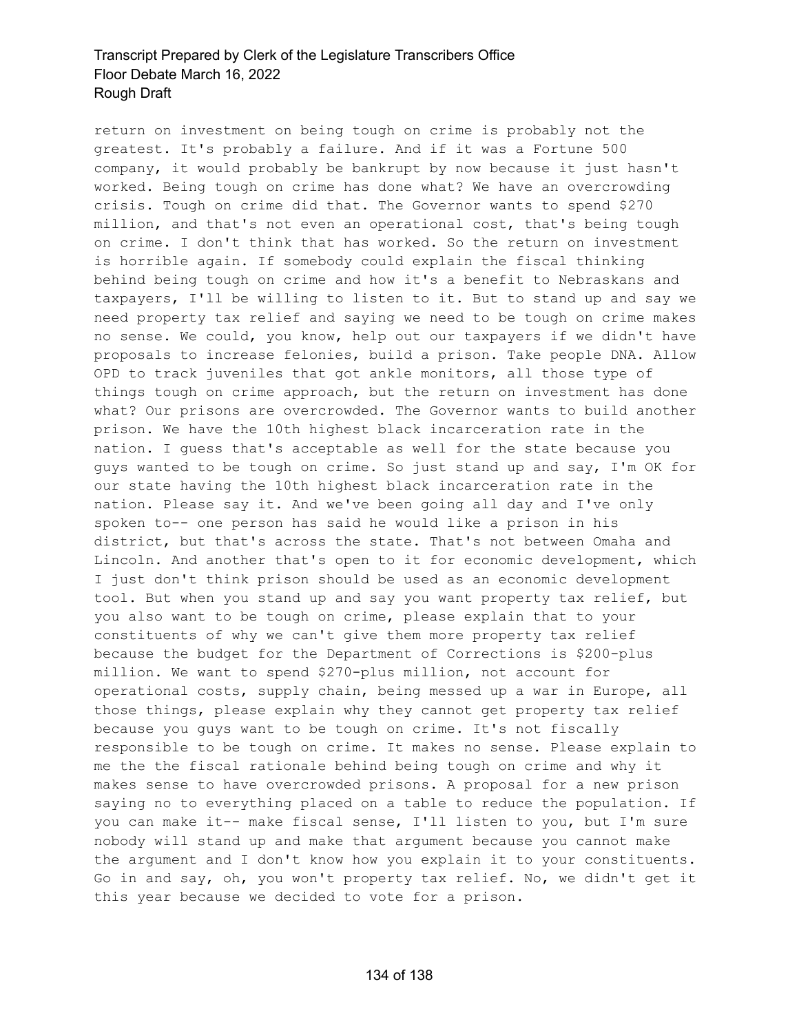return on investment on being tough on crime is probably not the greatest. It's probably a failure. And if it was a Fortune 500 company, it would probably be bankrupt by now because it just hasn't worked. Being tough on crime has done what? We have an overcrowding crisis. Tough on crime did that. The Governor wants to spend $270 million, and that's not even an operational cost, that's being tough on crime. I don't think that has worked. So the return on investment is horrible again. If somebody could explain the fiscal thinking behind being tough on crime and how it's a benefit to Nebraskans and taxpayers, I'll be willing to listen to it. But to stand up and say we need property tax relief and saying we need to be tough on crime makes no sense. We could, you know, help out our taxpayers if we didn't have proposals to increase felonies, build a prison. Take people DNA. Allow OPD to track juveniles that got ankle monitors, all those type of things tough on crime approach, but the return on investment has done what? Our prisons are overcrowded. The Governor wants to build another prison. We have the 10th highest black incarceration rate in the nation. I guess that's acceptable as well for the state because you guys wanted to be tough on crime. So just stand up and say, I'm OK for our state having the 10th highest black incarceration rate in the nation. Please say it. And we've been going all day and I've only spoken to-- one person has said he would like a prison in his district, but that's across the state. That's not between Omaha and Lincoln. And another that's open to it for economic development, which I just don't think prison should be used as an economic development tool. But when you stand up and say you want property tax relief, but you also want to be tough on crime, please explain that to your constituents of why we can't give them more property tax relief because the budget for the Department of Corrections is $200-plus million. We want to spend $270-plus million, not account for operational costs, supply chain, being messed up a war in Europe, all those things, please explain why they cannot get property tax relief because you guys want to be tough on crime. It's not fiscally responsible to be tough on crime. It makes no sense. Please explain to me the the fiscal rationale behind being tough on crime and why it makes sense to have overcrowded prisons. A proposal for a new prison saying no to everything placed on a table to reduce the population. If you can make it-- make fiscal sense, I'll listen to you, but I'm sure nobody will stand up and make that argument because you cannot make the argument and I don't know how you explain it to your constituents. Go in and say, oh, you won't property tax relief. No, we didn't get it this year because we decided to vote for a prison.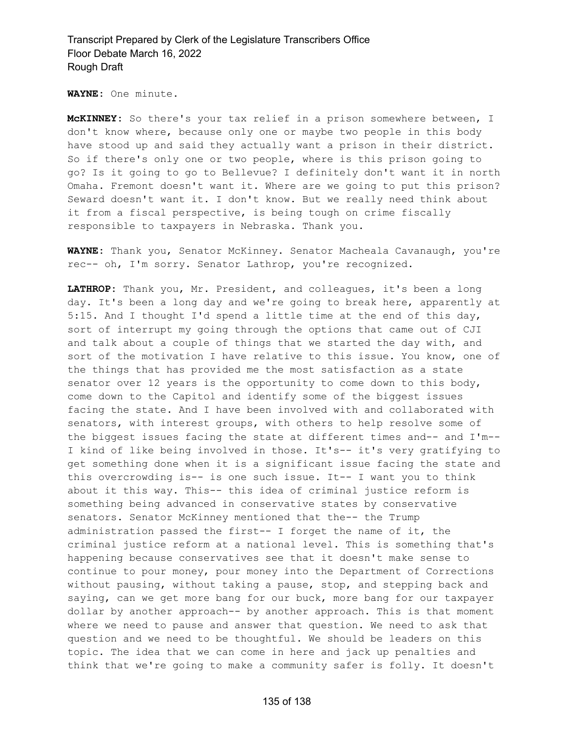**WAYNE:** One minute.

**McKINNEY:** So there's your tax relief in a prison somewhere between, I don't know where, because only one or maybe two people in this body have stood up and said they actually want a prison in their district. So if there's only one or two people, where is this prison going to go? Is it going to go to Bellevue? I definitely don't want it in north Omaha. Fremont doesn't want it. Where are we going to put this prison? Seward doesn't want it. I don't know. But we really need think about it from a fiscal perspective, is being tough on crime fiscally responsible to taxpayers in Nebraska. Thank you.

**WAYNE:** Thank you, Senator McKinney. Senator Macheala Cavanaugh, you're rec-- oh, I'm sorry. Senator Lathrop, you're recognized.

**LATHROP:** Thank you, Mr. President, and colleagues, it's been a long day. It's been a long day and we're going to break here, apparently at 5:15. And I thought I'd spend a little time at the end of this day, sort of interrupt my going through the options that came out of CJI and talk about a couple of things that we started the day with, and sort of the motivation I have relative to this issue. You know, one of the things that has provided me the most satisfaction as a state senator over 12 years is the opportunity to come down to this body, come down to the Capitol and identify some of the biggest issues facing the state. And I have been involved with and collaborated with senators, with interest groups, with others to help resolve some of the biggest issues facing the state at different times and-- and I'm-- I kind of like being involved in those. It's-- it's very gratifying to get something done when it is a significant issue facing the state and this overcrowding is-- is one such issue. It-- I want you to think about it this way. This-- this idea of criminal justice reform is something being advanced in conservative states by conservative senators. Senator McKinney mentioned that the-- the Trump administration passed the first-- I forget the name of it, the criminal justice reform at a national level. This is something that's happening because conservatives see that it doesn't make sense to continue to pour money, pour money into the Department of Corrections without pausing, without taking a pause, stop, and stepping back and saying, can we get more bang for our buck, more bang for our taxpayer dollar by another approach-- by another approach. This is that moment where we need to pause and answer that question. We need to ask that question and we need to be thoughtful. We should be leaders on this topic. The idea that we can come in here and jack up penalties and think that we're going to make a community safer is folly. It doesn't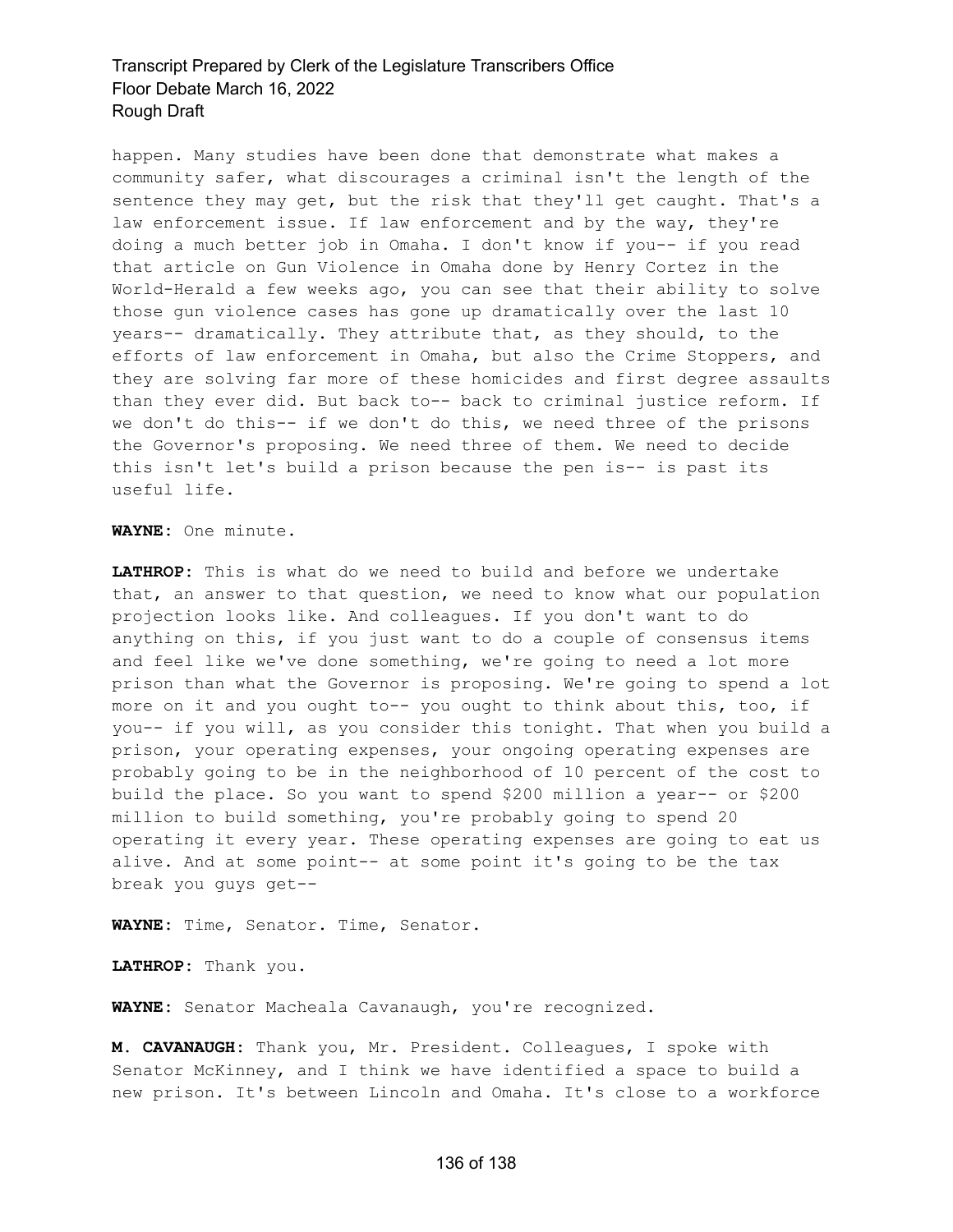happen. Many studies have been done that demonstrate what makes a community safer, what discourages a criminal isn't the length of the sentence they may get, but the risk that they'll get caught. That's a law enforcement issue. If law enforcement and by the way, they're doing a much better job in Omaha. I don't know if you-- if you read that article on Gun Violence in Omaha done by Henry Cortez in the World-Herald a few weeks ago, you can see that their ability to solve those gun violence cases has gone up dramatically over the last 10 years-- dramatically. They attribute that, as they should, to the efforts of law enforcement in Omaha, but also the Crime Stoppers, and they are solving far more of these homicides and first degree assaults than they ever did. But back to-- back to criminal justice reform. If we don't do this-- if we don't do this, we need three of the prisons the Governor's proposing. We need three of them. We need to decide this isn't let's build a prison because the pen is-- is past its useful life.

**WAYNE:** One minute.

**LATHROP:** This is what do we need to build and before we undertake that, an answer to that question, we need to know what our population projection looks like. And colleagues. If you don't want to do anything on this, if you just want to do a couple of consensus items and feel like we've done something, we're going to need a lot more prison than what the Governor is proposing. We're going to spend a lot more on it and you ought to-- you ought to think about this, too, if you-- if you will, as you consider this tonight. That when you build a prison, your operating expenses, your ongoing operating expenses are probably going to be in the neighborhood of 10 percent of the cost to build the place. So you want to spend $200 million a year-- or $200 million to build something, you're probably going to spend 20 operating it every year. These operating expenses are going to eat us alive. And at some point-- at some point it's going to be the tax break you guys get--

**WAYNE:** Time, Senator. Time, Senator.

**LATHROP:** Thank you.

**WAYNE:** Senator Macheala Cavanaugh, you're recognized.

**M. CAVANAUGH:** Thank you, Mr. President. Colleagues, I spoke with Senator McKinney, and I think we have identified a space to build a new prison. It's between Lincoln and Omaha. It's close to a workforce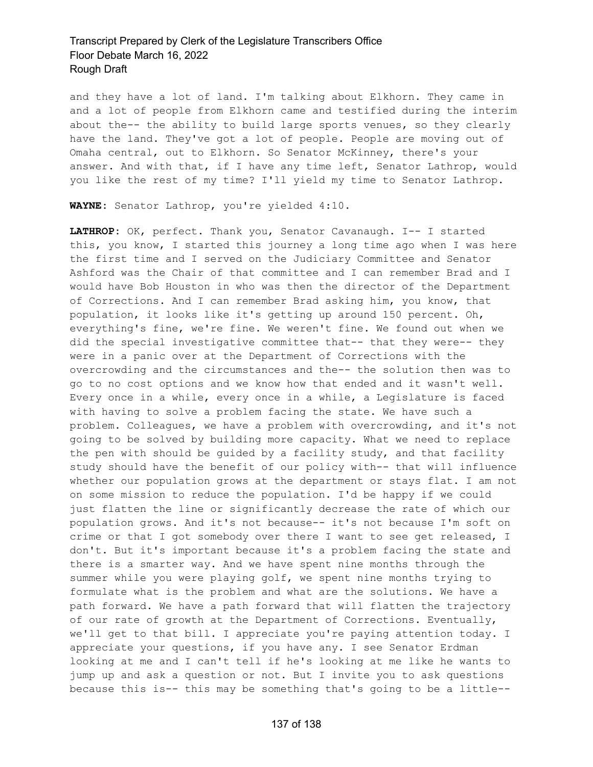and they have a lot of land. I'm talking about Elkhorn. They came in and a lot of people from Elkhorn came and testified during the interim about the-- the ability to build large sports venues, so they clearly have the land. They've got a lot of people. People are moving out of Omaha central, out to Elkhorn. So Senator McKinney, there's your answer. And with that, if I have any time left, Senator Lathrop, would you like the rest of my time? I'll yield my time to Senator Lathrop.

**WAYNE:** Senator Lathrop, you're yielded 4:10.

**LATHROP:** OK, perfect. Thank you, Senator Cavanaugh. I-- I started this, you know, I started this journey a long time ago when I was here the first time and I served on the Judiciary Committee and Senator Ashford was the Chair of that committee and I can remember Brad and I would have Bob Houston in who was then the director of the Department of Corrections. And I can remember Brad asking him, you know, that population, it looks like it's getting up around 150 percent. Oh, everything's fine, we're fine. We weren't fine. We found out when we did the special investigative committee that-- that they were-- they were in a panic over at the Department of Corrections with the overcrowding and the circumstances and the-- the solution then was to go to no cost options and we know how that ended and it wasn't well. Every once in a while, every once in a while, a Legislature is faced with having to solve a problem facing the state. We have such a problem. Colleagues, we have a problem with overcrowding, and it's not going to be solved by building more capacity. What we need to replace the pen with should be guided by a facility study, and that facility study should have the benefit of our policy with-- that will influence whether our population grows at the department or stays flat. I am not on some mission to reduce the population. I'd be happy if we could just flatten the line or significantly decrease the rate of which our population grows. And it's not because-- it's not because I'm soft on crime or that I got somebody over there I want to see get released, I don't. But it's important because it's a problem facing the state and there is a smarter way. And we have spent nine months through the summer while you were playing golf, we spent nine months trying to formulate what is the problem and what are the solutions. We have a path forward. We have a path forward that will flatten the trajectory of our rate of growth at the Department of Corrections. Eventually, we'll get to that bill. I appreciate you're paying attention today. I appreciate your questions, if you have any. I see Senator Erdman looking at me and I can't tell if he's looking at me like he wants to jump up and ask a question or not. But I invite you to ask questions because this is-- this may be something that's going to be a little--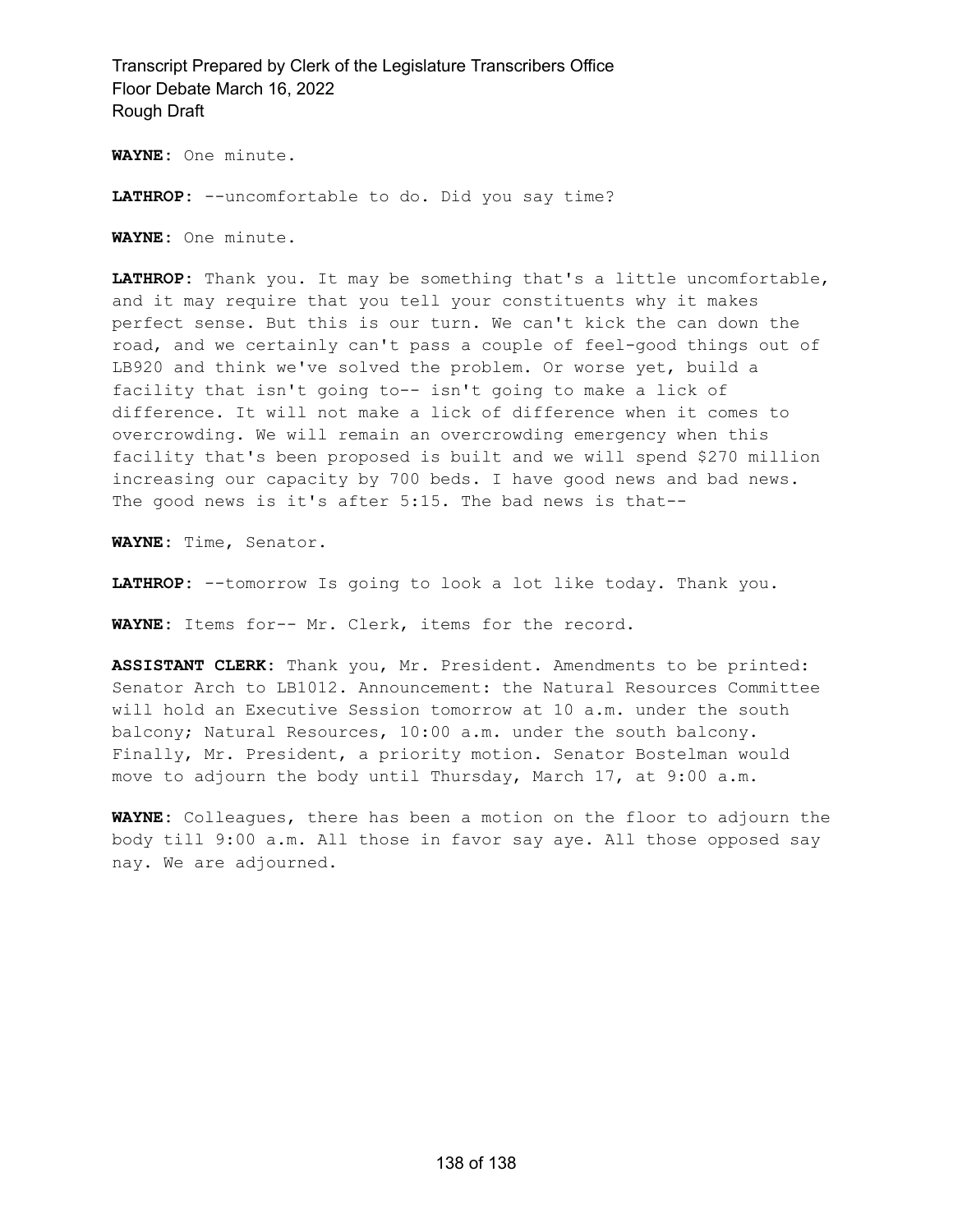**WAYNE:** One minute.

**LATHROP:** --uncomfortable to do. Did you say time?

**WAYNE:** One minute.

**LATHROP:** Thank you. It may be something that's a little uncomfortable, and it may require that you tell your constituents why it makes perfect sense. But this is our turn. We can't kick the can down the road, and we certainly can't pass a couple of feel-good things out of LB920 and think we've solved the problem. Or worse yet, build a facility that isn't going to-- isn't going to make a lick of difference. It will not make a lick of difference when it comes to overcrowding. We will remain an overcrowding emergency when this facility that's been proposed is built and we will spend $270 million increasing our capacity by 700 beds. I have good news and bad news. The good news is it's after 5:15. The bad news is that--

**WAYNE:** Time, Senator.

**LATHROP:** --tomorrow Is going to look a lot like today. Thank you.

**WAYNE:** Items for-- Mr. Clerk, items for the record.

**ASSISTANT CLERK:** Thank you, Mr. President. Amendments to be printed: Senator Arch to LB1012. Announcement: the Natural Resources Committee will hold an Executive Session tomorrow at 10 a.m. under the south balcony; Natural Resources, 10:00 a.m. under the south balcony. Finally, Mr. President, a priority motion. Senator Bostelman would move to adjourn the body until Thursday, March 17, at 9:00 a.m.

**WAYNE:** Colleagues, there has been a motion on the floor to adjourn the body till 9:00 a.m. All those in favor say aye. All those opposed say nay. We are adjourned.